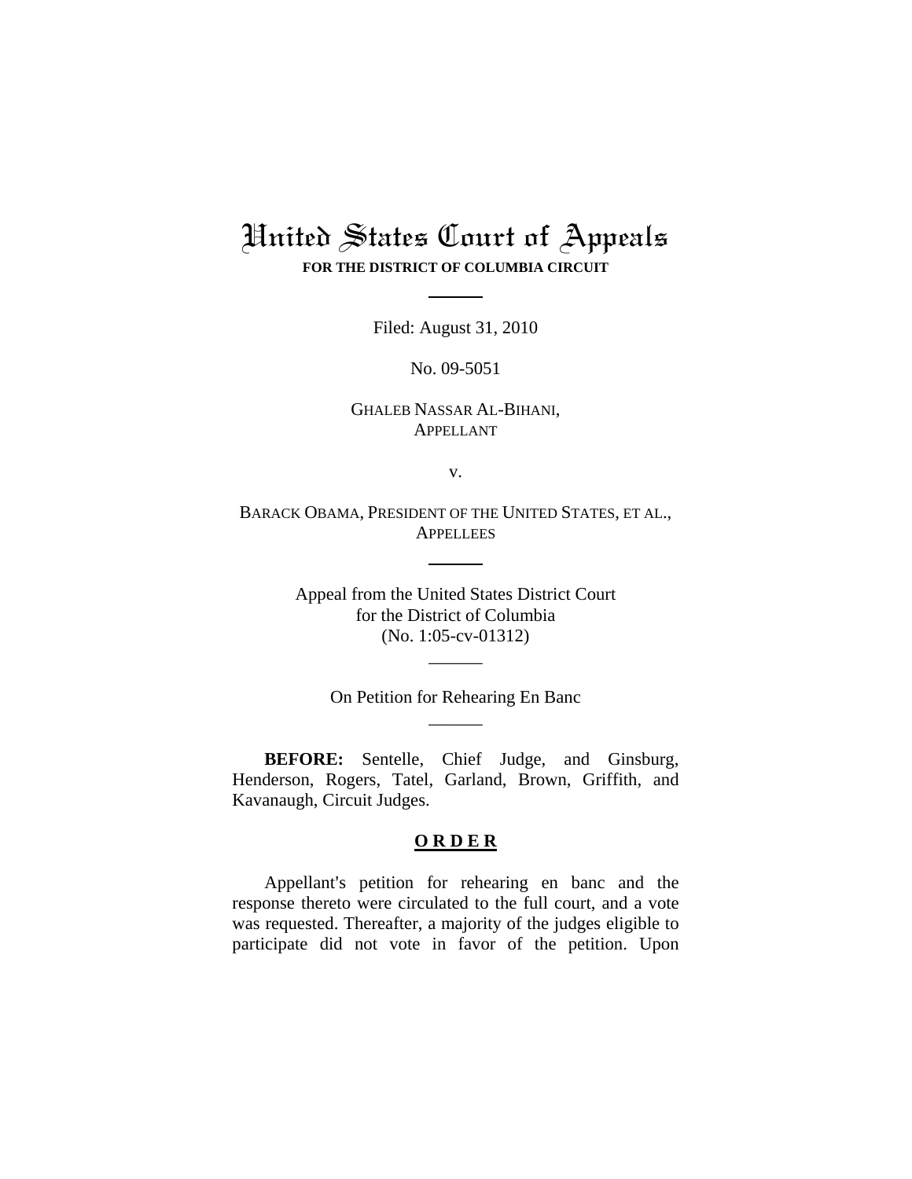# United States Court of Appeals

**FOR THE DISTRICT OF COLUMBIA CIRCUIT**

---

Filed: August 31, 2010

No. 09-5051

GHALEB NASSAR AL-BIHANI,
APPELLANT

v.

BARACK OBAMA, PRESIDENT OF THE UNITED STATES, ET AL.,
APPELLEES

---

Appeal from the United States District Court
for the District of Columbia
(No. 1:05-cv-01312)

---

On Petition for Rehearing En Banc

---

**BEFORE:** Sentelle, Chief Judge, and Ginsburg, Henderson, Rogers, Tatel, Garland, Brown, Griffith, and Kavanaugh, Circuit Judges.

## ORDER

Appellant's petition for rehearing en banc and the response thereto were circulated to the full court, and a vote was requested. Thereafter, a majority of the judges eligible to participate did not vote in favor of the petition. Upon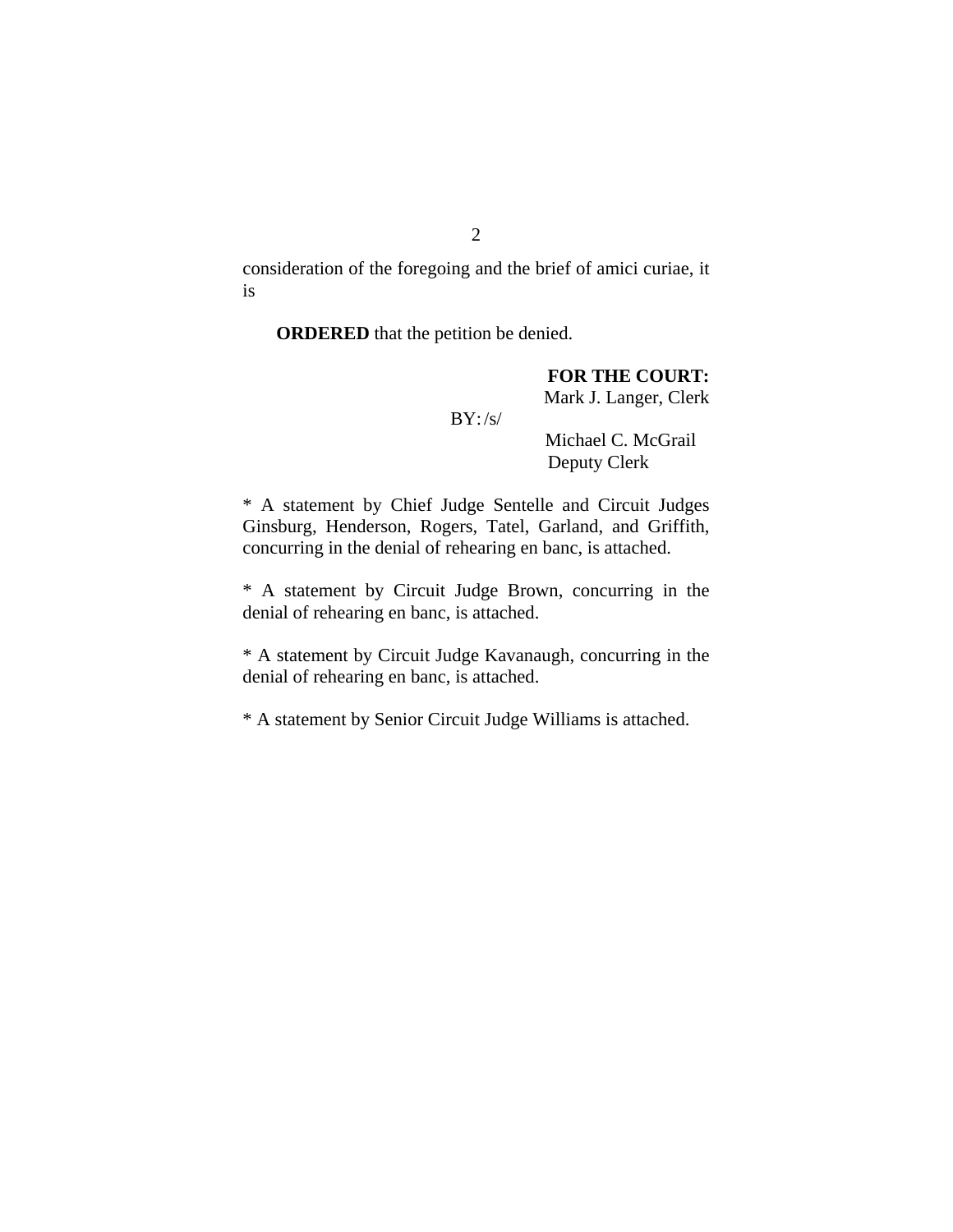consideration of the foregoing and the brief of amici curiae, it is

**ORDERED** that the petition be denied.

**FOR THE COURT:**
Mark J. Langer, Clerk

BY: /s/
Michael C. McGrail
Deputy Clerk

* A statement by Chief Judge Sentelle and Circuit Judges Ginsburg, Henderson, Rogers, Tatel, Garland, and Griffith, concurring in the denial of rehearing en banc, is attached.

* A statement by Circuit Judge Brown, concurring in the denial of rehearing en banc, is attached.

* A statement by Circuit Judge Kavanaugh, concurring in the denial of rehearing en banc, is attached.

* A statement by Senior Circuit Judge Williams is attached.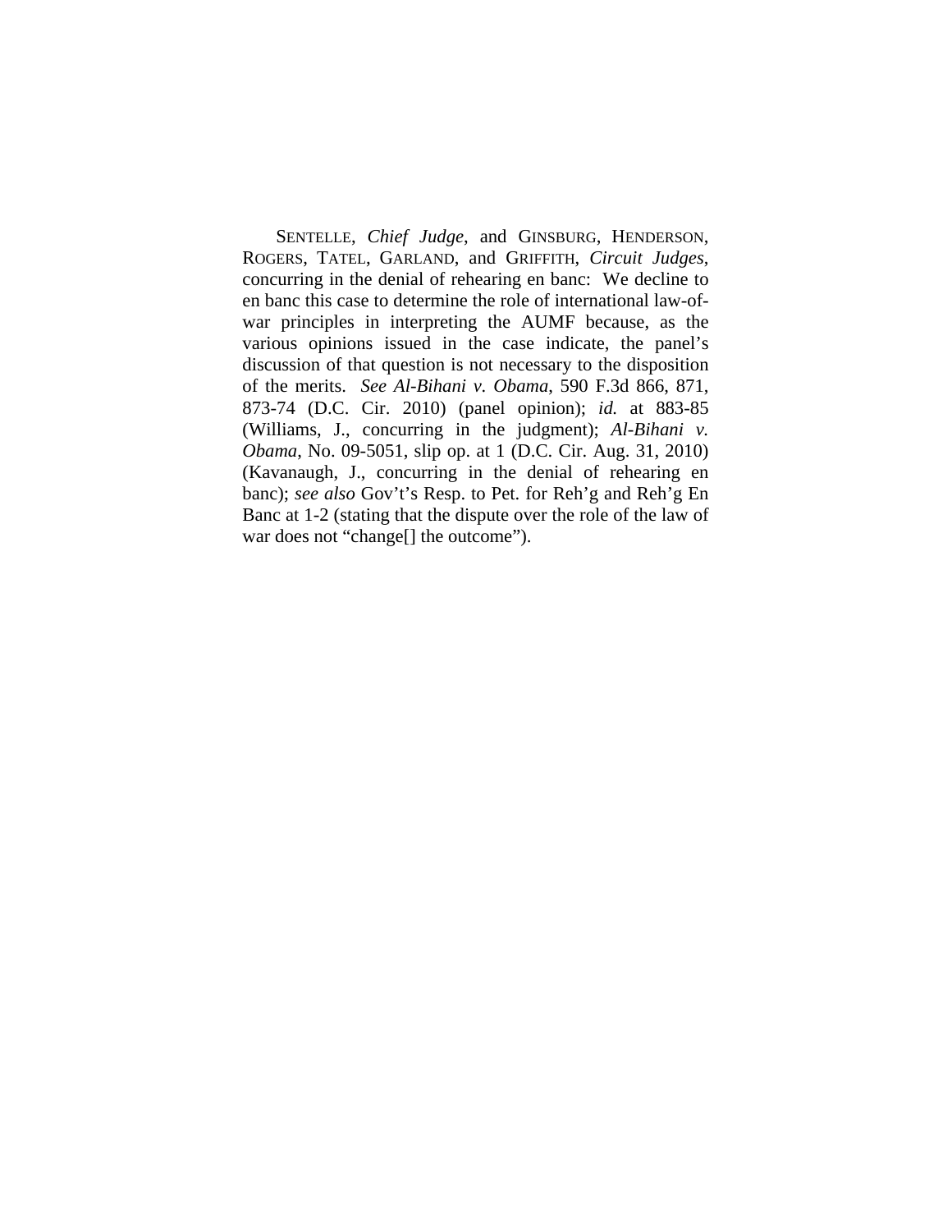SENTELLE, *Chief Judge*, and GINSBURG, HENDERSON, ROGERS, TATEL, GARLAND, and GRIFFITH, *Circuit Judges*, concurring in the denial of rehearing en banc: We decline to en banc this case to determine the role of international law-of-war principles in interpreting the AUMF because, as the various opinions issued in the case indicate, the panel's discussion of that question is not necessary to the disposition of the merits. *See Al-Bihani v. Obama*, 590 F.3d 866, 871, 873-74 (D.C. Cir. 2010) (panel opinion); *id.* at 883-85 (Williams, J., concurring in the judgment); *Al-Bihani v. Obama*, No. 09-5051, slip op. at 1 (D.C. Cir. Aug. 31, 2010) (Kavanaugh, J., concurring in the denial of rehearing en banc); *see also* Gov't's Resp. to Pet. for Reh'g and Reh'g En Banc at 1-2 (stating that the dispute over the role of the law of war does not "change[] the outcome").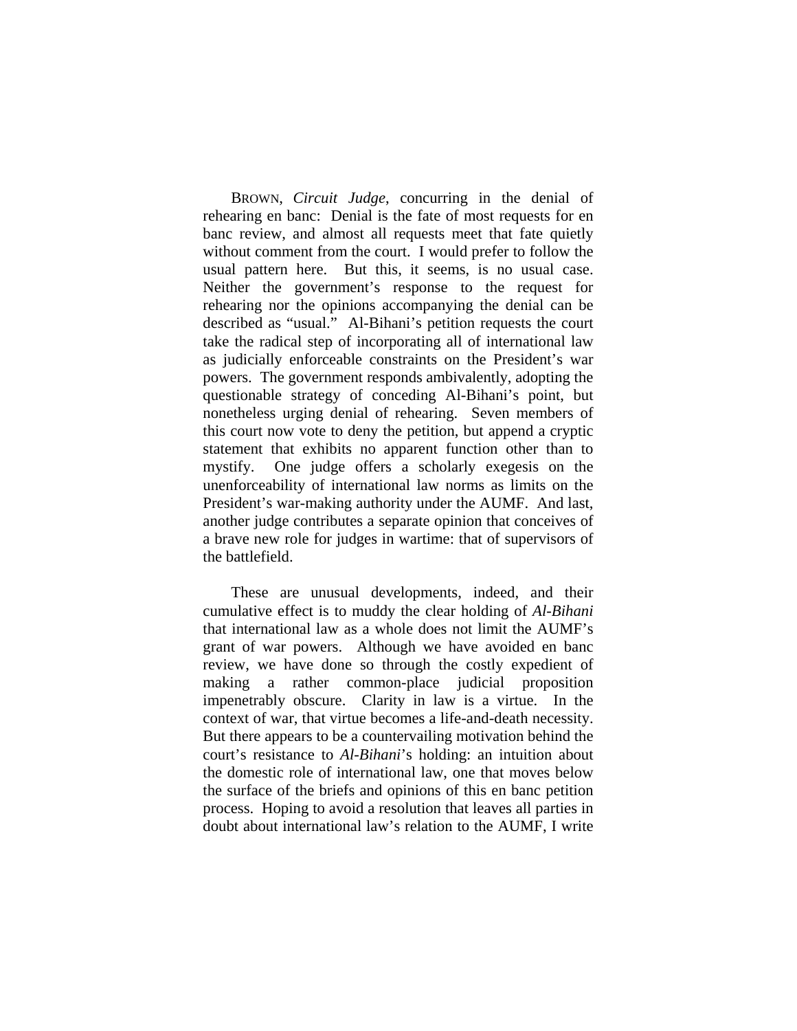BROWN, *Circuit Judge*, concurring in the denial of rehearing en banc: Denial is the fate of most requests for en banc review, and almost all requests meet that fate quietly without comment from the court. I would prefer to follow the usual pattern here. But this, it seems, is no usual case. Neither the government's response to the request for rehearing nor the opinions accompanying the denial can be described as "usual." Al-Bihani's petition requests the court take the radical step of incorporating all of international law as judicially enforceable constraints on the President's war powers. The government responds ambivalently, adopting the questionable strategy of conceding Al-Bihani's point, but nonetheless urging denial of rehearing. Seven members of this court now vote to deny the petition, but append a cryptic statement that exhibits no apparent function other than to mystify. One judge offers a scholarly exegesis on the unenforceability of international law norms as limits on the President's war-making authority under the AUMF. And last, another judge contributes a separate opinion that conceives of a brave new role for judges in wartime: that of supervisors of the battlefield.

These are unusual developments, indeed, and their cumulative effect is to muddy the clear holding of *Al-Bihani* that international law as a whole does not limit the AUMF's grant of war powers. Although we have avoided en banc review, we have done so through the costly expedient of making a rather common-place judicial proposition impenetrably obscure. Clarity in law is a virtue. In the context of war, that virtue becomes a life-and-death necessity. But there appears to be a countervailing motivation behind the court's resistance to *Al-Bihani*'s holding: an intuition about the domestic role of international law, one that moves below the surface of the briefs and opinions of this en banc petition process. Hoping to avoid a resolution that leaves all parties in doubt about international law's relation to the AUMF, I write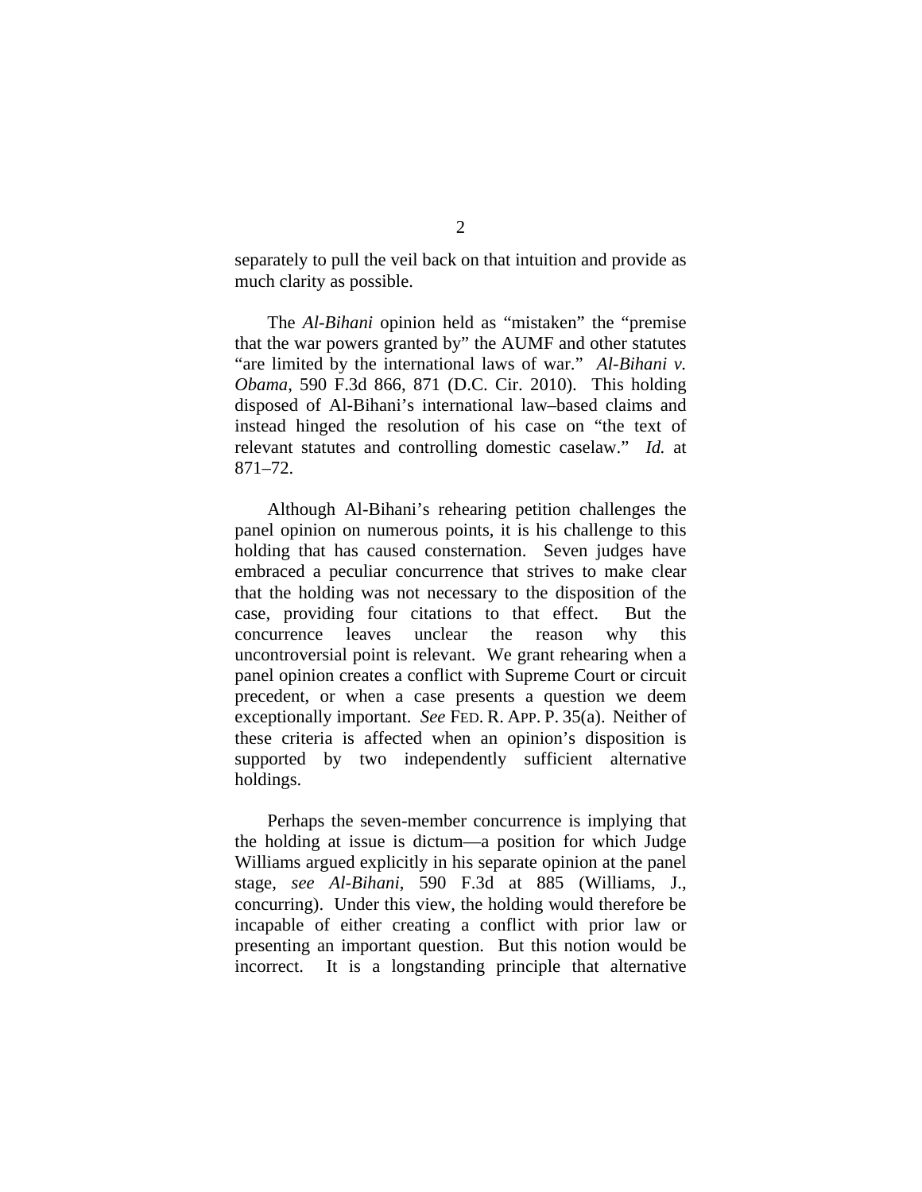separately to pull the veil back on that intuition and provide as much clarity as possible.

The *Al-Bihani* opinion held as "mistaken" the "premise that the war powers granted by" the AUMF and other statutes "are limited by the international laws of war." *Al-Bihani v. Obama*, 590 F.3d 866, 871 (D.C. Cir. 2010). This holding disposed of Al-Bihani's international law–based claims and instead hinged the resolution of his case on "the text of relevant statutes and controlling domestic caselaw." *Id.* at 871–72.

Although Al-Bihani's rehearing petition challenges the panel opinion on numerous points, it is his challenge to this holding that has caused consternation. Seven judges have embraced a peculiar concurrence that strives to make clear that the holding was not necessary to the disposition of the case, providing four citations to that effect. But the concurrence leaves unclear the reason why this uncontroversial point is relevant. We grant rehearing when a panel opinion creates a conflict with Supreme Court or circuit precedent, or when a case presents a question we deem exceptionally important. *See* FED. R. APP. P. 35(a). Neither of these criteria is affected when an opinion's disposition is supported by two independently sufficient alternative holdings.

Perhaps the seven-member concurrence is implying that the holding at issue is dictum—a position for which Judge Williams argued explicitly in his separate opinion at the panel stage, *see Al-Bihani*, 590 F.3d at 885 (Williams, J., concurring). Under this view, the holding would therefore be incapable of either creating a conflict with prior law or presenting an important question. But this notion would be incorrect. It is a longstanding principle that alternative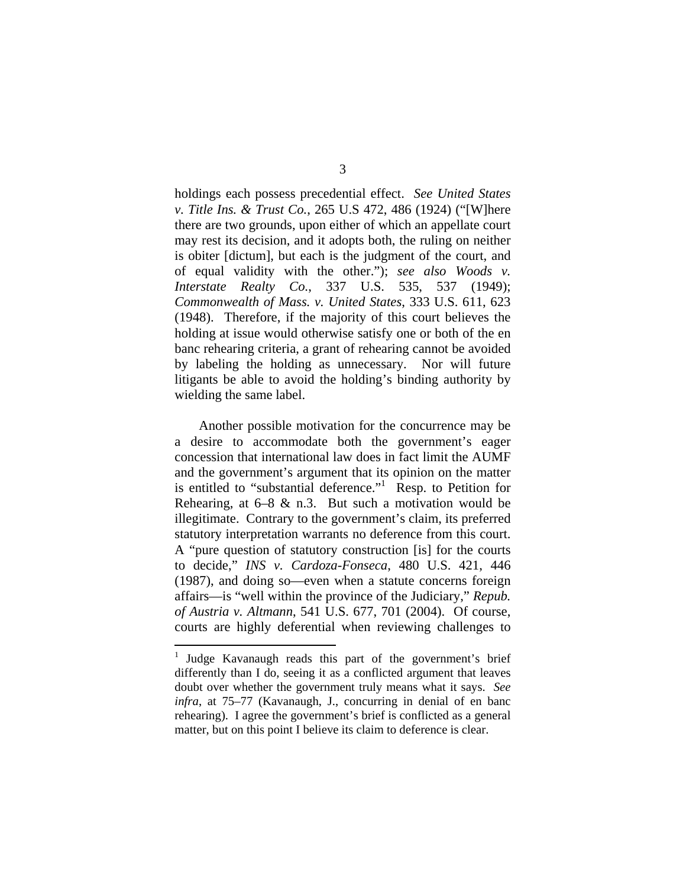holdings each possess precedential effect. *See United States v. Title Ins. & Trust Co.*, 265 U.S 472, 486 (1924) ("[W]here there are two grounds, upon either of which an appellate court may rest its decision, and it adopts both, the ruling on neither is obiter [dictum], but each is the judgment of the court, and of equal validity with the other."); *see also Woods v. Interstate Realty Co.*, 337 U.S. 535, 537 (1949); *Commonwealth of Mass. v. United States*, 333 U.S. 611, 623 (1948). Therefore, if the majority of this court believes the holding at issue would otherwise satisfy one or both of the en banc rehearing criteria, a grant of rehearing cannot be avoided by labeling the holding as unnecessary. Nor will future litigants be able to avoid the holding's binding authority by wielding the same label.

Another possible motivation for the concurrence may be a desire to accommodate both the government's eager concession that international law does in fact limit the AUMF and the government's argument that its opinion on the matter is entitled to "substantial deference."[1] Resp. to Petition for Rehearing, at 6–8 & n.3. But such a motivation would be illegitimate. Contrary to the government's claim, its preferred statutory interpretation warrants no deference from this court. A "pure question of statutory construction [is] for the courts to decide," *INS v. Cardoza-Fonseca*, 480 U.S. 421, 446 (1987), and doing so—even when a statute concerns foreign affairs—is "well within the province of the Judiciary," *Repub. of Austria v. Altmann*, 541 U.S. 677, 701 (2004). Of course, courts are highly deferential when reviewing challenges to

[1] Judge Kavanaugh reads this part of the government's brief differently than I do, seeing it as a conflicted argument that leaves doubt over whether the government truly means what it says. *See infra*, at 75–77 (Kavanaugh, J., concurring in denial of en banc rehearing). I agree the government's brief is conflicted as a general matter, but on this point I believe its claim to deference is clear.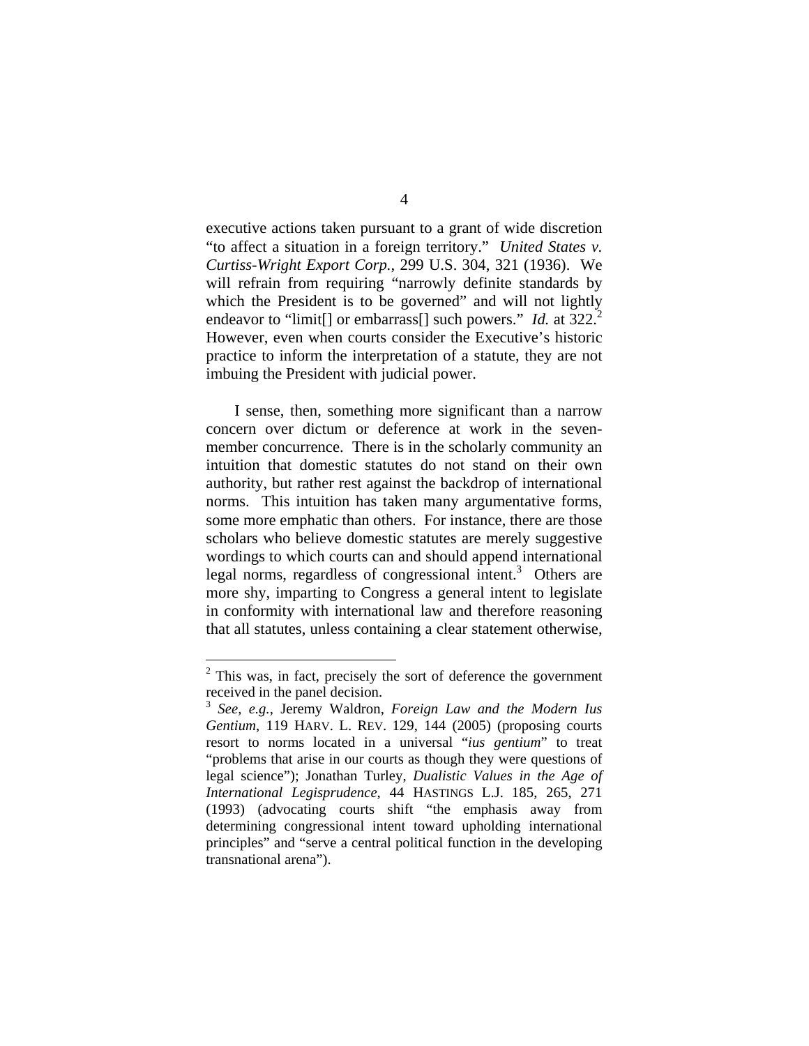executive actions taken pursuant to a grant of wide discretion "to affect a situation in a foreign territory." *United States v. Curtiss-Wright Export Corp.*, 299 U.S. 304, 321 (1936). We will refrain from requiring "narrowly definite standards by which the President is to be governed" and will not lightly endeavor to "limit[] or embarrass[] such powers." *Id.* at 322.[2] However, even when courts consider the Executive's historic practice to inform the interpretation of a statute, they are not imbuing the President with judicial power.

I sense, then, something more significant than a narrow concern over dictum or deference at work in the seven-member concurrence. There is in the scholarly community an intuition that domestic statutes do not stand on their own authority, but rather rest against the backdrop of international norms. This intuition has taken many argumentative forms, some more emphatic than others. For instance, there are those scholars who believe domestic statutes are merely suggestive wordings to which courts can and should append international legal norms, regardless of congressional intent.[3] Others are more shy, imparting to Congress a general intent to legislate in conformity with international law and therefore reasoning that all statutes, unless containing a clear statement otherwise,

---

[2] This was, in fact, precisely the sort of deference the government received in the panel decision.

[3] *See, e.g.*, Jeremy Waldron, *Foreign Law and the Modern Ius Gentium*, 119 HARV. L. REV. 129, 144 (2005) (proposing courts resort to norms located in a universal "*ius gentium*" to treat "problems that arise in our courts as though they were questions of legal science"); Jonathan Turley, *Dualistic Values in the Age of International Legisprudence*, 44 HASTINGS L.J. 185, 265, 271 (1993) (advocating courts shift "the emphasis away from determining congressional intent toward upholding international principles" and "serve a central political function in the developing transnational arena").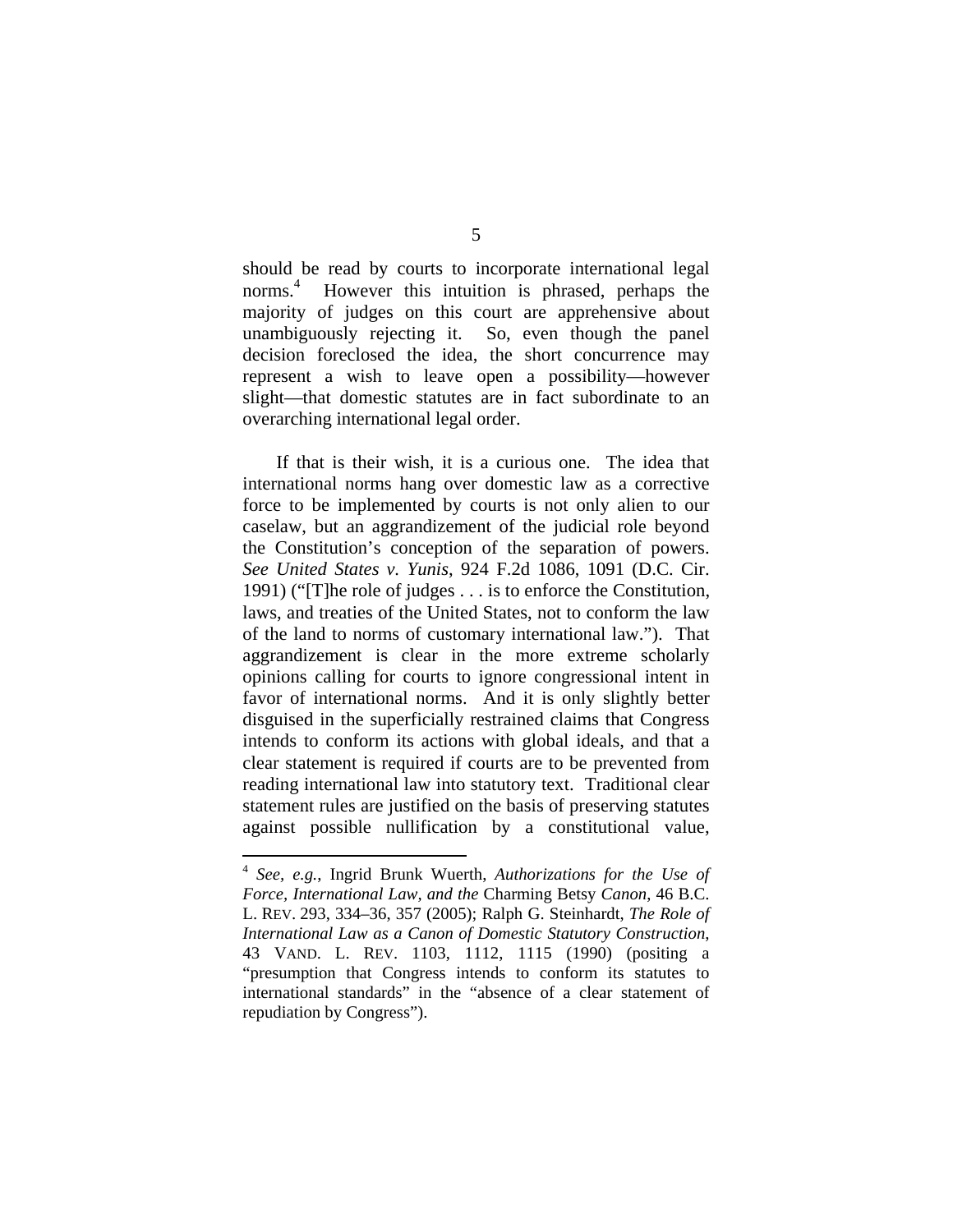should be read by courts to incorporate international legal norms.[4] However this intuition is phrased, perhaps the majority of judges on this court are apprehensive about unambiguously rejecting it. So, even though the panel decision foreclosed the idea, the short concurrence may represent a wish to leave open a possibility—however slight—that domestic statutes are in fact subordinate to an overarching international legal order.

If that is their wish, it is a curious one. The idea that international norms hang over domestic law as a corrective force to be implemented by courts is not only alien to our caselaw, but an aggrandizement of the judicial role beyond the Constitution's conception of the separation of powers. *See United States v. Yunis*, 924 F.2d 1086, 1091 (D.C. Cir. 1991) ("[T]he role of judges . . . is to enforce the Constitution, laws, and treaties of the United States, not to conform the law of the land to norms of customary international law."). That aggrandizement is clear in the more extreme scholarly opinions calling for courts to ignore congressional intent in favor of international norms. And it is only slightly better disguised in the superficially restrained claims that Congress intends to conform its actions with global ideals, and that a clear statement is required if courts are to be prevented from reading international law into statutory text. Traditional clear statement rules are justified on the basis of preserving statutes against possible nullification by a constitutional value,

---

[4] *See, e.g.*, Ingrid Brunk Wuerth, *Authorizations for the Use of Force, International Law, and the* Charming Betsy *Canon*, 46 B.C. L. REV. 293, 334–36, 357 (2005); Ralph G. Steinhardt, *The Role of International Law as a Canon of Domestic Statutory Construction*, 43 VAND. L. REV. 1103, 1112, 1115 (1990) (positing a "presumption that Congress intends to conform its statutes to international standards" in the "absence of a clear statement of repudiation by Congress").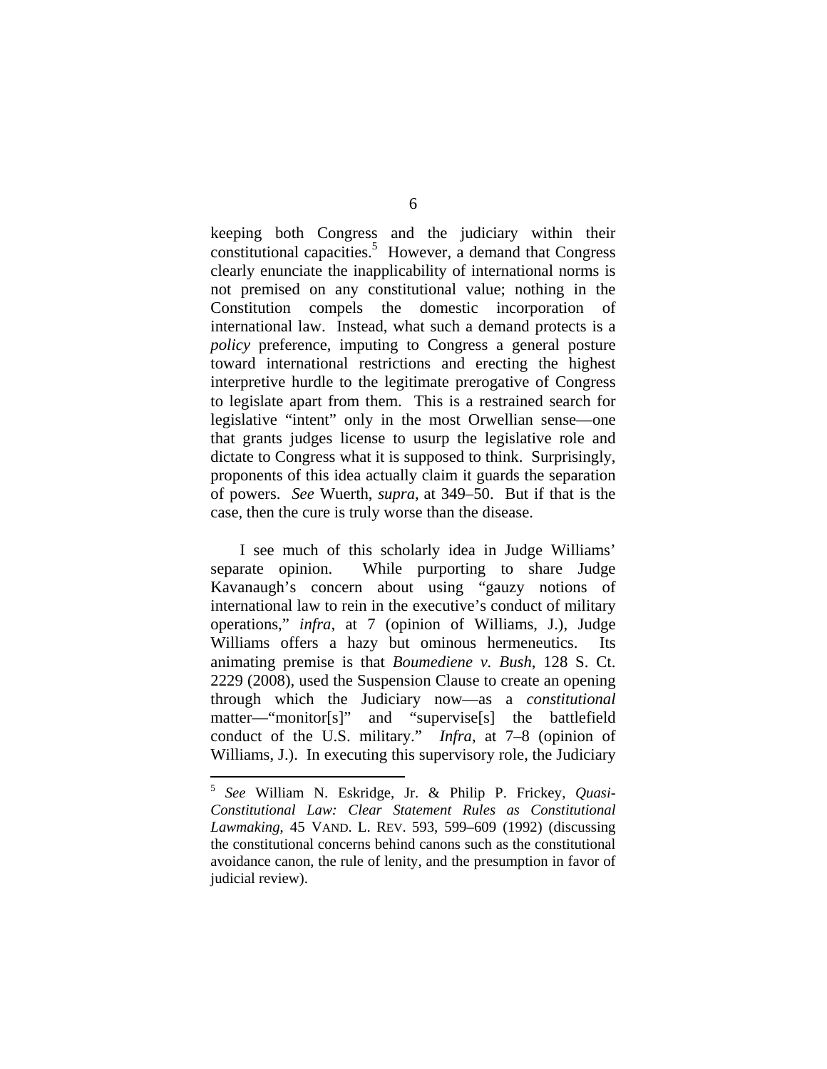keeping both Congress and the judiciary within their constitutional capacities.[5] However, a demand that Congress clearly enunciate the inapplicability of international norms is not premised on any constitutional value; nothing in the Constitution compels the domestic incorporation of international law. Instead, what such a demand protects is a *policy* preference, imputing to Congress a general posture toward international restrictions and erecting the highest interpretive hurdle to the legitimate prerogative of Congress to legislate apart from them. This is a restrained search for legislative "intent" only in the most Orwellian sense—one that grants judges license to usurp the legislative role and dictate to Congress what it is supposed to think. Surprisingly, proponents of this idea actually claim it guards the separation of powers. *See* Wuerth, *supra*, at 349–50. But if that is the case, then the cure is truly worse than the disease.

I see much of this scholarly idea in Judge Williams' separate opinion. While purporting to share Judge Kavanaugh's concern about using "gauzy notions of international law to rein in the executive's conduct of military operations," *infra*, at 7 (opinion of Williams, J.), Judge Williams offers a hazy but ominous hermeneutics. Its animating premise is that *Boumediene v. Bush*, 128 S. Ct. 2229 (2008), used the Suspension Clause to create an opening through which the Judiciary now—as a *constitutional* matter—"monitor[s]" and "supervise[s] the battlefield conduct of the U.S. military." *Infra*, at 7–8 (opinion of Williams, J.). In executing this supervisory role, the Judiciary

---

[5] *See* William N. Eskridge, Jr. & Philip P. Frickey, *Quasi-Constitutional Law: Clear Statement Rules as Constitutional Lawmaking*, 45 VAND. L. REV. 593, 599–609 (1992) (discussing the constitutional concerns behind canons such as the constitutional avoidance canon, the rule of lenity, and the presumption in favor of judicial review).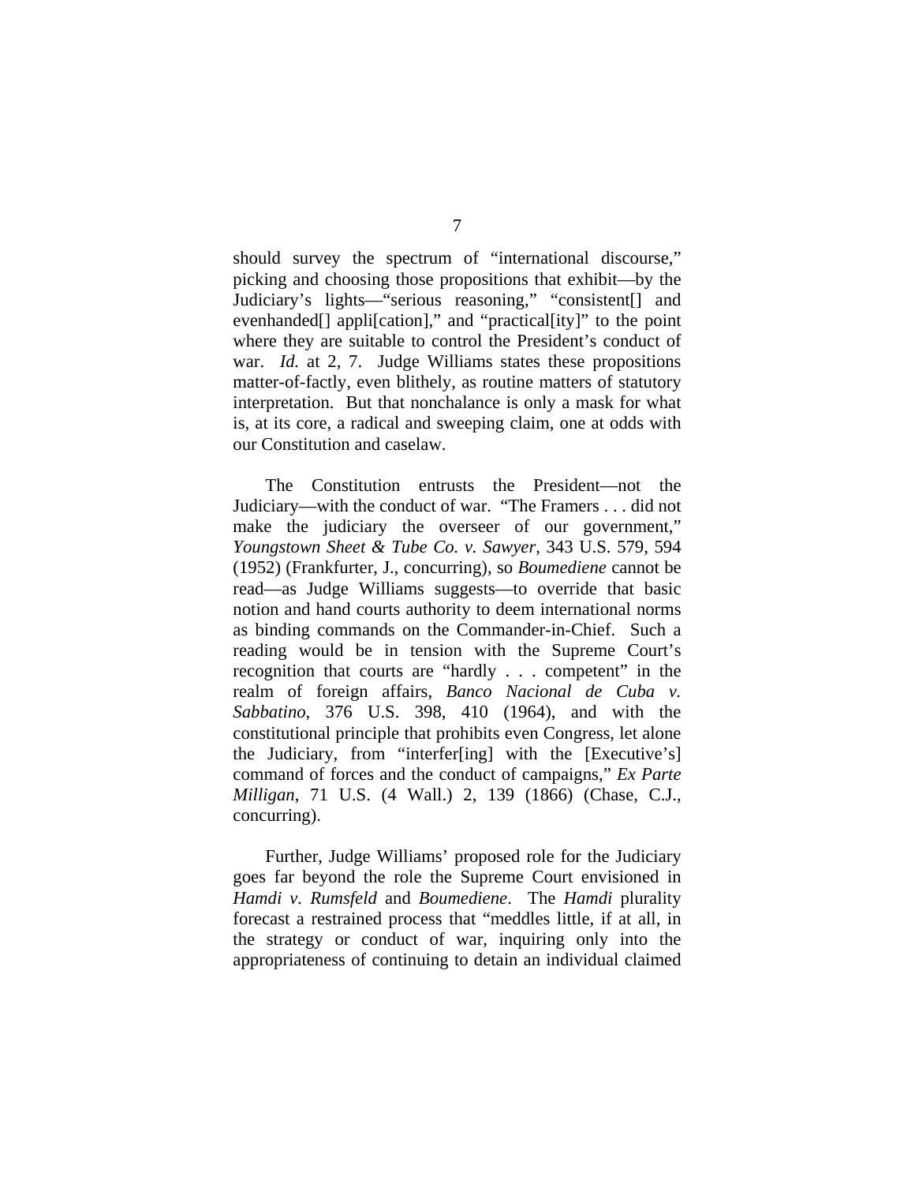should survey the spectrum of "international discourse," picking and choosing those propositions that exhibit—by the Judiciary's lights—"serious reasoning," "consistent[] and evenhanded[] appli[cation]," and "practical[ity]" to the point where they are suitable to control the President's conduct of war. *Id.* at 2, 7. Judge Williams states these propositions matter-of-factly, even blithely, as routine matters of statutory interpretation. But that nonchalance is only a mask for what is, at its core, a radical and sweeping claim, one at odds with our Constitution and caselaw.

The Constitution entrusts the President—not the Judiciary—with the conduct of war. "The Framers . . . did not make the judiciary the overseer of our government," *Youngstown Sheet & Tube Co. v. Sawyer*, 343 U.S. 579, 594 (1952) (Frankfurter, J., concurring), so *Boumediene* cannot be read—as Judge Williams suggests—to override that basic notion and hand courts authority to deem international norms as binding commands on the Commander-in-Chief. Such a reading would be in tension with the Supreme Court's recognition that courts are "hardly . . . competent" in the realm of foreign affairs, *Banco Nacional de Cuba v. Sabbatino*, 376 U.S. 398, 410 (1964), and with the constitutional principle that prohibits even Congress, let alone the Judiciary, from "interfer[ing] with the [Executive's] command of forces and the conduct of campaigns," *Ex Parte Milligan*, 71 U.S. (4 Wall.) 2, 139 (1866) (Chase, C.J., concurring).

Further, Judge Williams' proposed role for the Judiciary goes far beyond the role the Supreme Court envisioned in *Hamdi v. Rumsfeld* and *Boumediene*. The *Hamdi* plurality forecast a restrained process that "meddles little, if at all, in the strategy or conduct of war, inquiring only into the appropriateness of continuing to detain an individual claimed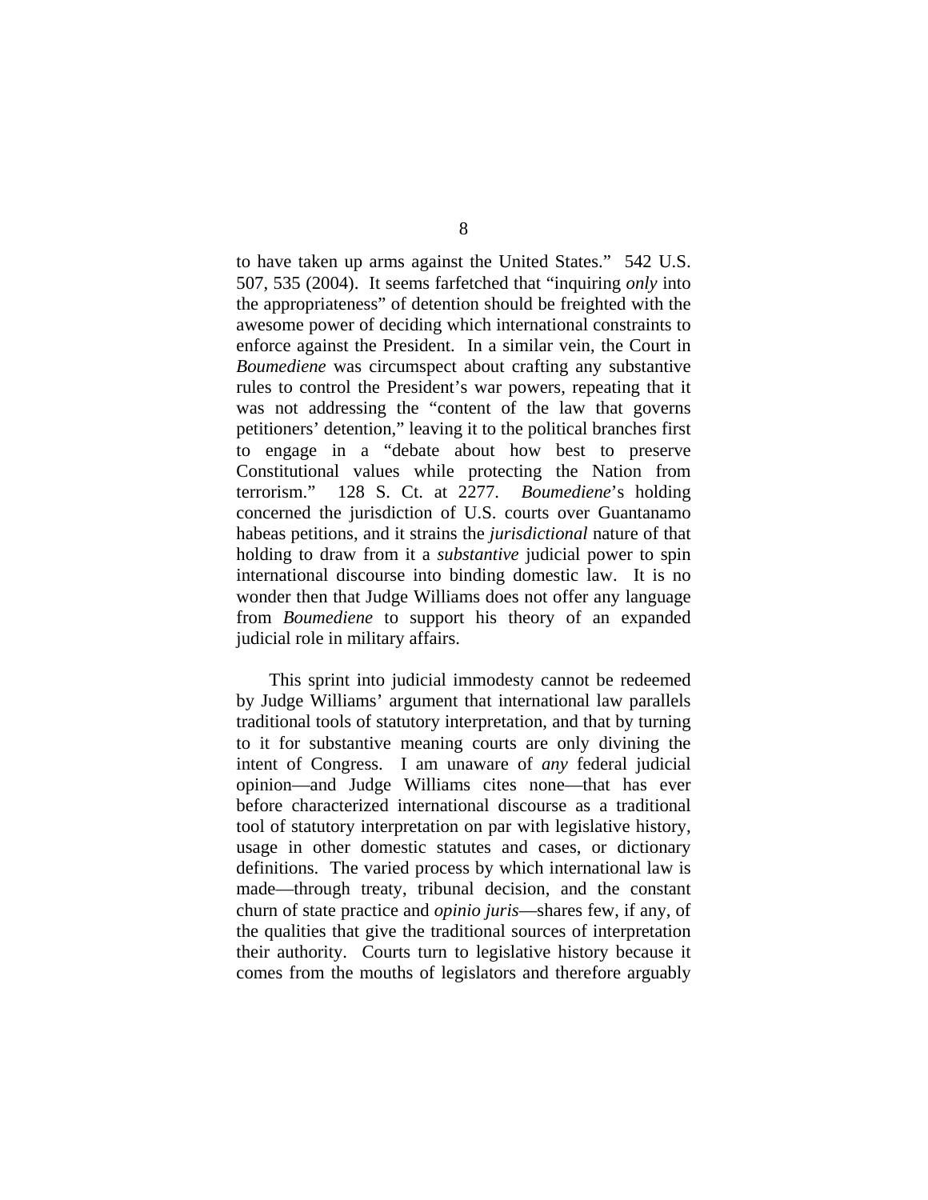to have taken up arms against the United States." 542 U.S. 507, 535 (2004). It seems farfetched that "inquiring *only* into the appropriateness" of detention should be freighted with the awesome power of deciding which international constraints to enforce against the President. In a similar vein, the Court in *Boumediene* was circumspect about crafting any substantive rules to control the President's war powers, repeating that it was not addressing the "content of the law that governs petitioners' detention," leaving it to the political branches first to engage in a "debate about how best to preserve Constitutional values while protecting the Nation from terrorism." 128 S. Ct. at 2277. *Boumediene*'s holding concerned the jurisdiction of U.S. courts over Guantanamo habeas petitions, and it strains the *jurisdictional* nature of that holding to draw from it a *substantive* judicial power to spin international discourse into binding domestic law. It is no wonder then that Judge Williams does not offer any language from *Boumediene* to support his theory of an expanded judicial role in military affairs.

This sprint into judicial immodesty cannot be redeemed by Judge Williams' argument that international law parallels traditional tools of statutory interpretation, and that by turning to it for substantive meaning courts are only divining the intent of Congress. I am unaware of *any* federal judicial opinion—and Judge Williams cites none—that has ever before characterized international discourse as a traditional tool of statutory interpretation on par with legislative history, usage in other domestic statutes and cases, or dictionary definitions. The varied process by which international law is made—through treaty, tribunal decision, and the constant churn of state practice and *opinio juris*—shares few, if any, of the qualities that give the traditional sources of interpretation their authority. Courts turn to legislative history because it comes from the mouths of legislators and therefore arguably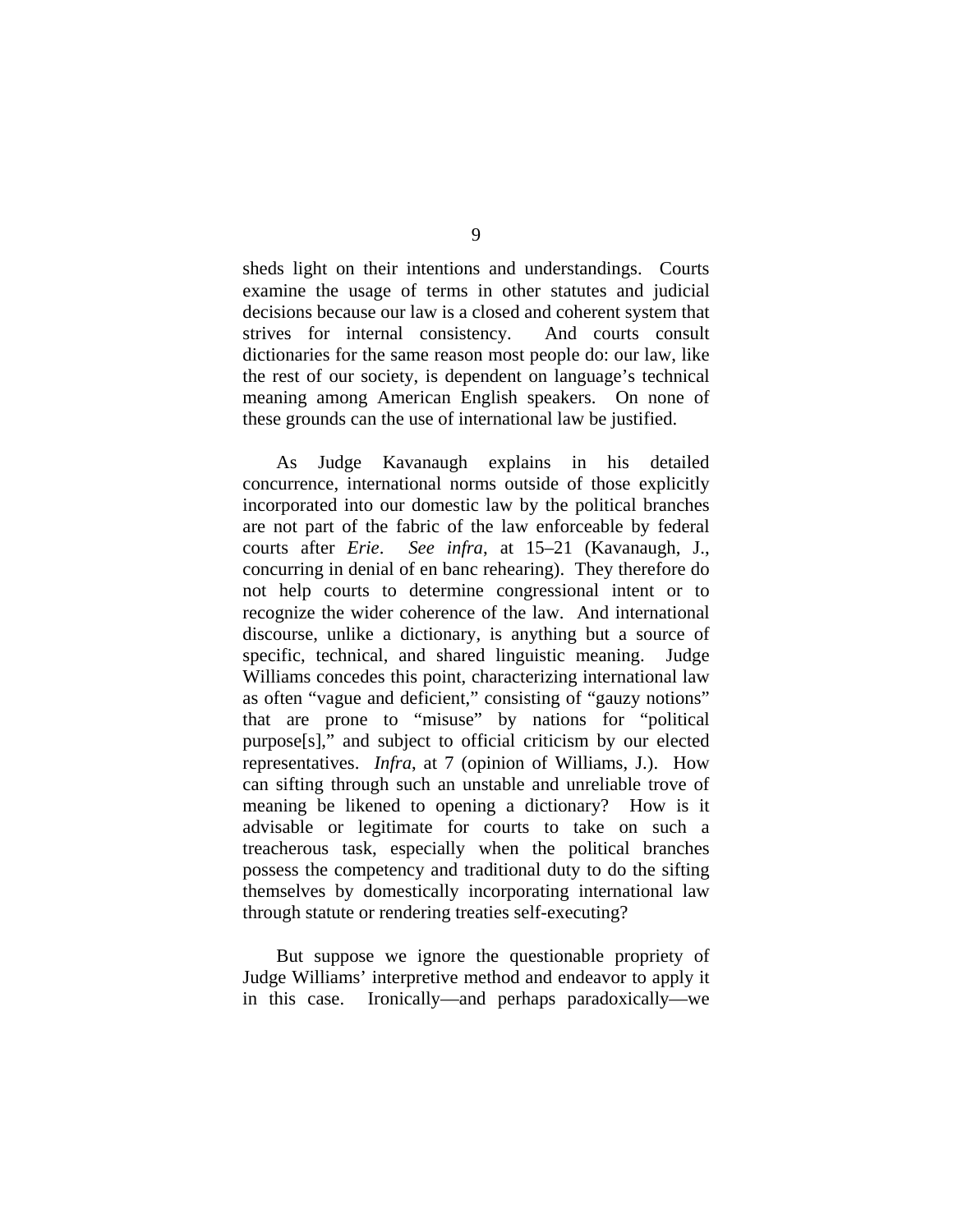sheds light on their intentions and understandings. Courts examine the usage of terms in other statutes and judicial decisions because our law is a closed and coherent system that strives for internal consistency. And courts consult dictionaries for the same reason most people do: our law, like the rest of our society, is dependent on language's technical meaning among American English speakers. On none of these grounds can the use of international law be justified.

As Judge Kavanaugh explains in his detailed concurrence, international norms outside of those explicitly incorporated into our domestic law by the political branches are not part of the fabric of the law enforceable by federal courts after *Erie*. *See infra*, at 15–21 (Kavanaugh, J., concurring in denial of en banc rehearing). They therefore do not help courts to determine congressional intent or to recognize the wider coherence of the law. And international discourse, unlike a dictionary, is anything but a source of specific, technical, and shared linguistic meaning. Judge Williams concedes this point, characterizing international law as often "vague and deficient," consisting of "gauzy notions" that are prone to "misuse" by nations for "political purpose[s]," and subject to official criticism by our elected representatives. *Infra*, at 7 (opinion of Williams, J.). How can sifting through such an unstable and unreliable trove of meaning be likened to opening a dictionary? How is it advisable or legitimate for courts to take on such a treacherous task, especially when the political branches possess the competency and traditional duty to do the sifting themselves by domestically incorporating international law through statute or rendering treaties self-executing?

But suppose we ignore the questionable propriety of Judge Williams' interpretive method and endeavor to apply it in this case. Ironically—and perhaps paradoxically—we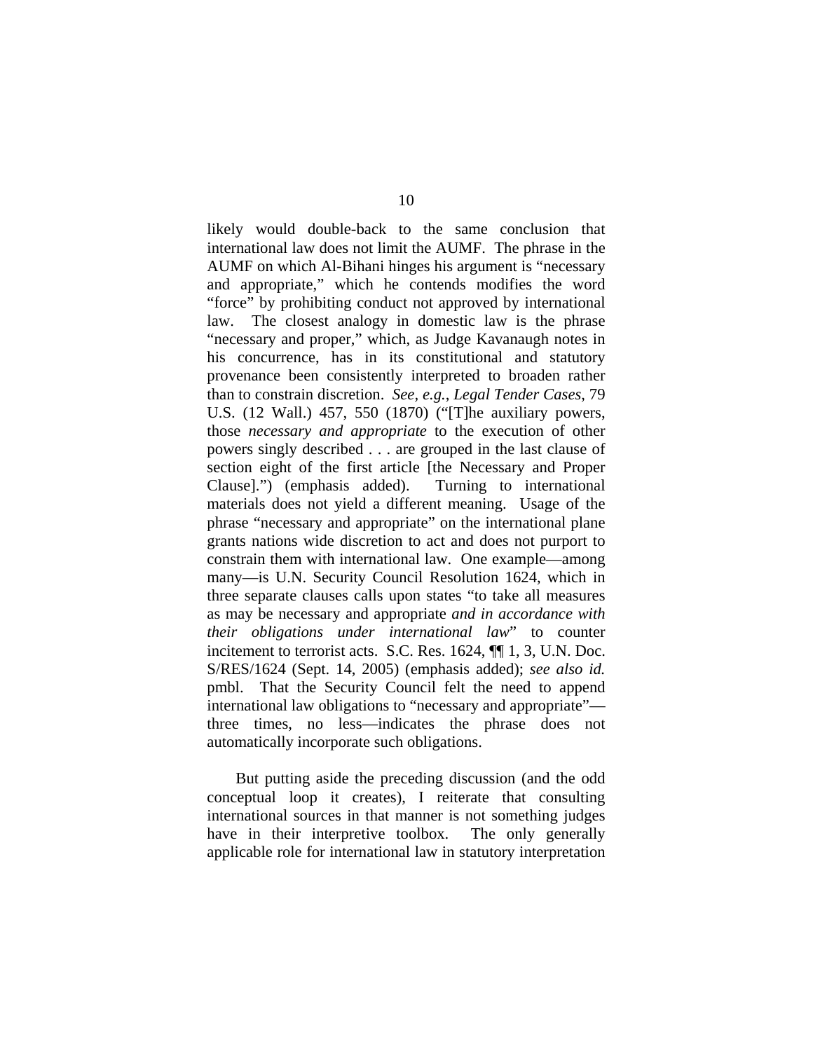likely would double-back to the same conclusion that international law does not limit the AUMF. The phrase in the AUMF on which Al-Bihani hinges his argument is "necessary and appropriate," which he contends modifies the word "force" by prohibiting conduct not approved by international law. The closest analogy in domestic law is the phrase "necessary and proper," which, as Judge Kavanaugh notes in his concurrence, has in its constitutional and statutory provenance been consistently interpreted to broaden rather than to constrain discretion. *See, e.g.*, *Legal Tender Cases*, 79 U.S. (12 Wall.) 457, 550 (1870) ("[T]he auxiliary powers, those *necessary and appropriate* to the execution of other powers singly described . . . are grouped in the last clause of section eight of the first article [the Necessary and Proper Clause].") (emphasis added). Turning to international materials does not yield a different meaning. Usage of the phrase "necessary and appropriate" on the international plane grants nations wide discretion to act and does not purport to constrain them with international law. One example—among many—is U.N. Security Council Resolution 1624, which in three separate clauses calls upon states "to take all measures as may be necessary and appropriate *and in accordance with their obligations under international law*" to counter incitement to terrorist acts. S.C. Res. 1624, ¶¶ 1, 3, U.N. Doc. S/RES/1624 (Sept. 14, 2005) (emphasis added); *see also id.* pmbl. That the Security Council felt the need to append international law obligations to "necessary and appropriate"—three times, no less—indicates the phrase does not automatically incorporate such obligations.

But putting aside the preceding discussion (and the odd conceptual loop it creates), I reiterate that consulting international sources in that manner is not something judges have in their interpretive toolbox. The only generally applicable role for international law in statutory interpretation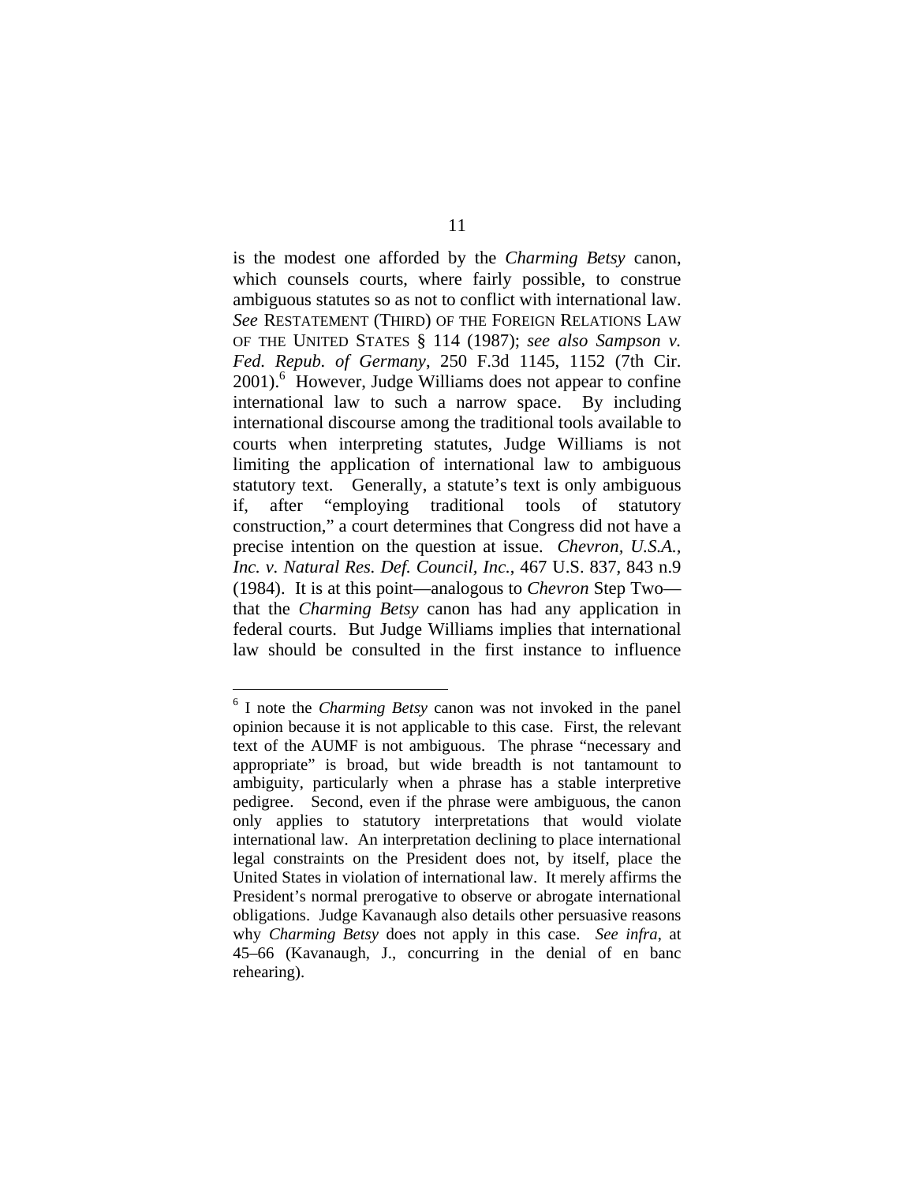is the modest one afforded by the *Charming Betsy* canon, which counsels courts, where fairly possible, to construe ambiguous statutes so as not to conflict with international law. *See* RESTATEMENT (THIRD) OF THE FOREIGN RELATIONS LAW OF THE UNITED STATES § 114 (1987); *see also Sampson v. Fed. Repub. of Germany*, 250 F.3d 1145, 1152 (7th Cir. 2001).[6] However, Judge Williams does not appear to confine international law to such a narrow space. By including international discourse among the traditional tools available to courts when interpreting statutes, Judge Williams is not limiting the application of international law to ambiguous statutory text. Generally, a statute's text is only ambiguous if, after "employing traditional tools of statutory construction," a court determines that Congress did not have a precise intention on the question at issue. *Chevron, U.S.A., Inc. v. Natural Res. Def. Council, Inc.*, 467 U.S. 837, 843 n.9 (1984). It is at this point—analogous to *Chevron* Step Two—that the *Charming Betsy* canon has had any application in federal courts. But Judge Williams implies that international law should be consulted in the first instance to influence

---

[6] I note the *Charming Betsy* canon was not invoked in the panel opinion because it is not applicable to this case. First, the relevant text of the AUMF is not ambiguous. The phrase "necessary and appropriate" is broad, but wide breadth is not tantamount to ambiguity, particularly when a phrase has a stable interpretive pedigree. Second, even if the phrase were ambiguous, the canon only applies to statutory interpretations that would violate international law. An interpretation declining to place international legal constraints on the President does not, by itself, place the United States in violation of international law. It merely affirms the President's normal prerogative to observe or abrogate international obligations. Judge Kavanaugh also details other persuasive reasons why *Charming Betsy* does not apply in this case. *See infra*, at 45–66 (Kavanaugh, J., concurring in the denial of en banc rehearing).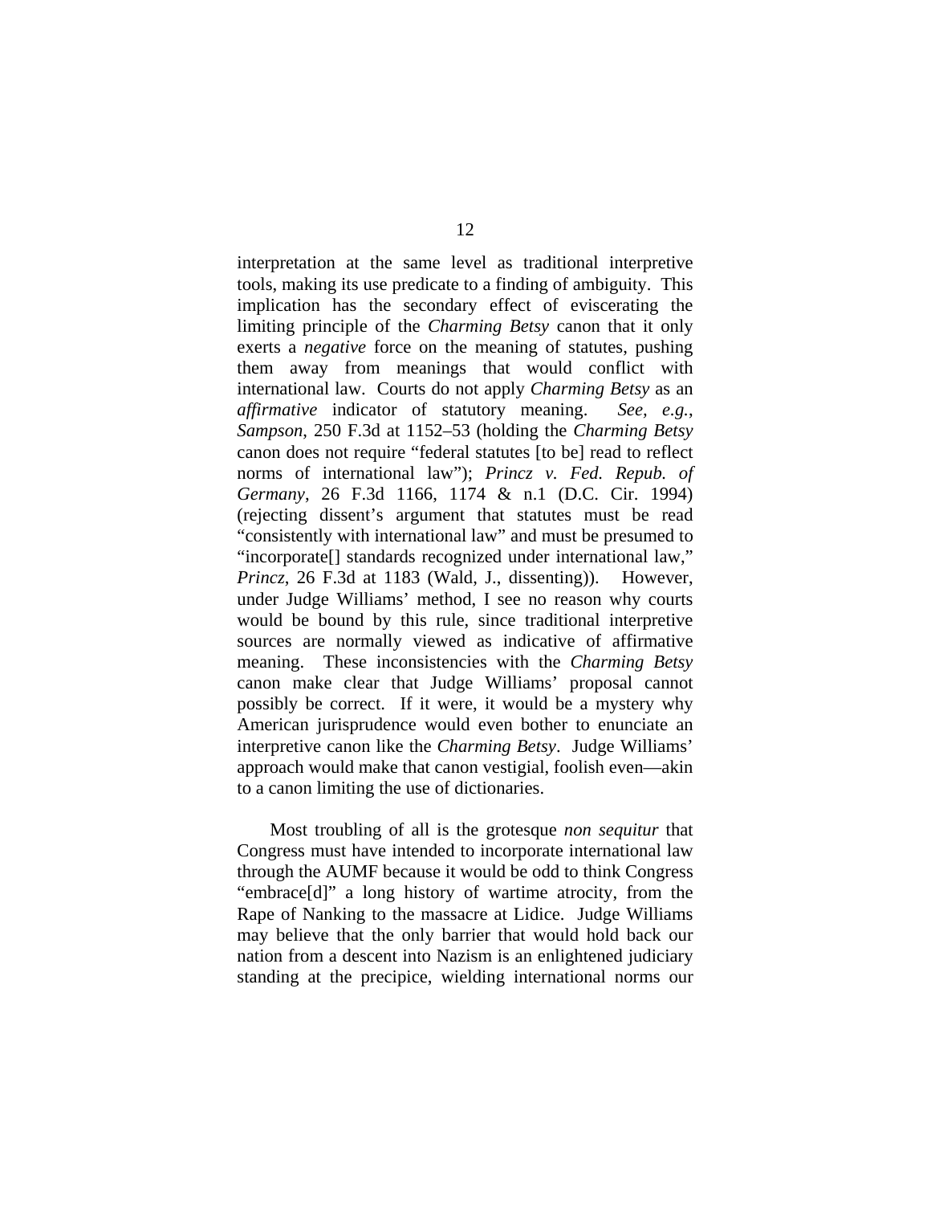interpretation at the same level as traditional interpretive tools, making its use predicate to a finding of ambiguity. This implication has the secondary effect of eviscerating the limiting principle of the *Charming Betsy* canon that it only exerts a *negative* force on the meaning of statutes, pushing them away from meanings that would conflict with international law. Courts do not apply *Charming Betsy* as an *affirmative* indicator of statutory meaning. *See, e.g.*, *Sampson*, 250 F.3d at 1152–53 (holding the *Charming Betsy* canon does not require "federal statutes [to be] read to reflect norms of international law"); *Princz v. Fed. Repub. of Germany*, 26 F.3d 1166, 1174 & n.1 (D.C. Cir. 1994) (rejecting dissent's argument that statutes must be read "consistently with international law" and must be presumed to "incorporate[] standards recognized under international law," *Princz*, 26 F.3d at 1183 (Wald, J., dissenting)). However, under Judge Williams' method, I see no reason why courts would be bound by this rule, since traditional interpretive sources are normally viewed as indicative of affirmative meaning. These inconsistencies with the *Charming Betsy* canon make clear that Judge Williams' proposal cannot possibly be correct. If it were, it would be a mystery why American jurisprudence would even bother to enunciate an interpretive canon like the *Charming Betsy*. Judge Williams' approach would make that canon vestigial, foolish even—akin to a canon limiting the use of dictionaries.

Most troubling of all is the grotesque *non sequitur* that Congress must have intended to incorporate international law through the AUMF because it would be odd to think Congress "embrace[d]" a long history of wartime atrocity, from the Rape of Nanking to the massacre at Lidice. Judge Williams may believe that the only barrier that would hold back our nation from a descent into Nazism is an enlightened judiciary standing at the precipice, wielding international norms our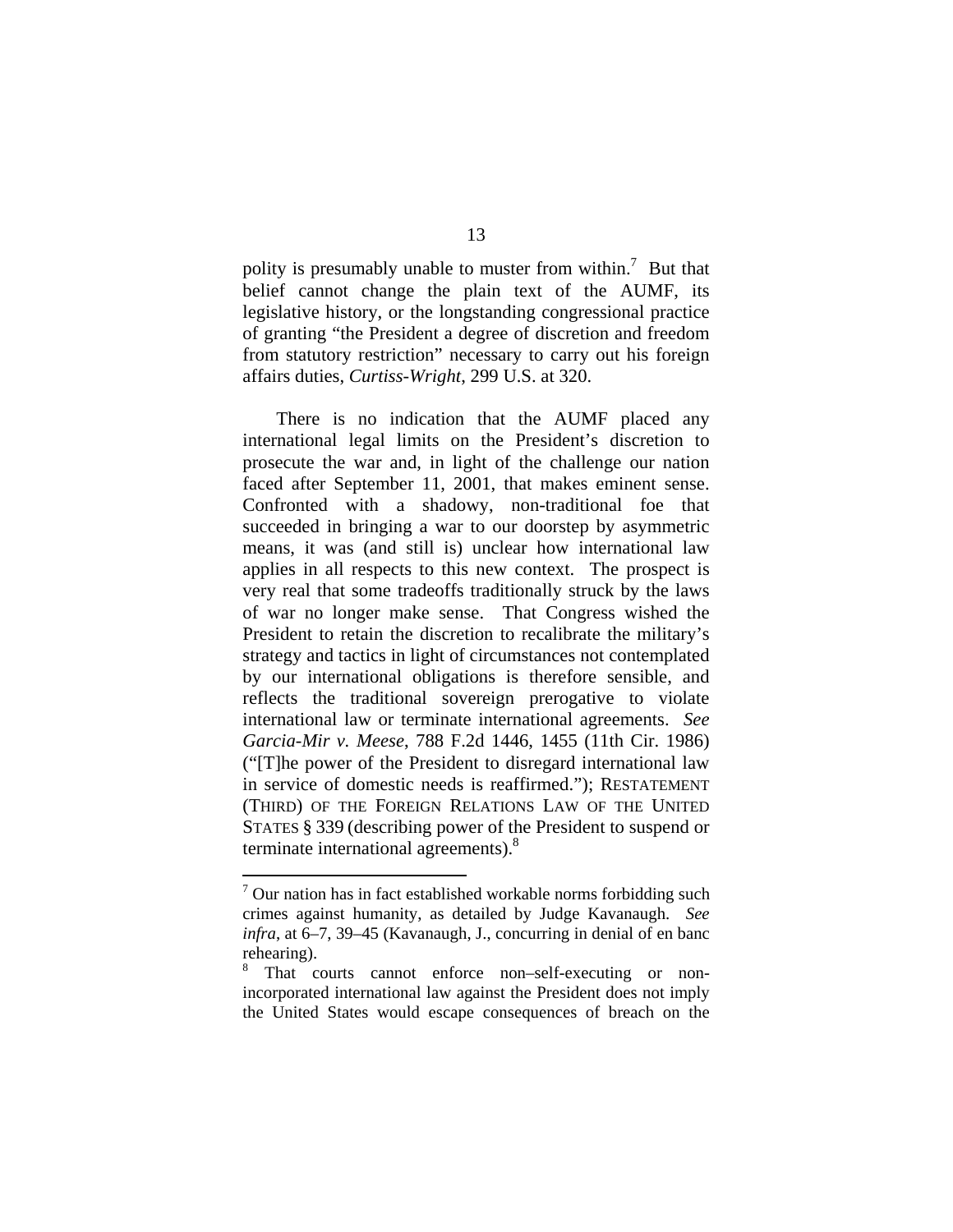polity is presumably unable to muster from within.[7] But that belief cannot change the plain text of the AUMF, its legislative history, or the longstanding congressional practice of granting "the President a degree of discretion and freedom from statutory restriction" necessary to carry out his foreign affairs duties, *Curtiss-Wright*, 299 U.S. at 320.

There is no indication that the AUMF placed any international legal limits on the President's discretion to prosecute the war and, in light of the challenge our nation faced after September 11, 2001, that makes eminent sense. Confronted with a shadowy, non-traditional foe that succeeded in bringing a war to our doorstep by asymmetric means, it was (and still is) unclear how international law applies in all respects to this new context. The prospect is very real that some tradeoffs traditionally struck by the laws of war no longer make sense. That Congress wished the President to retain the discretion to recalibrate the military's strategy and tactics in light of circumstances not contemplated by our international obligations is therefore sensible, and reflects the traditional sovereign prerogative to violate international law or terminate international agreements. *See Garcia-Mir v. Meese*, 788 F.2d 1446, 1455 (11th Cir. 1986) ("[T]he power of the President to disregard international law in service of domestic needs is reaffirmed."); RESTATEMENT (THIRD) OF THE FOREIGN RELATIONS LAW OF THE UNITED STATES § 339 (describing power of the President to suspend or terminate international agreements).[8]

---

[7] Our nation has in fact established workable norms forbidding such crimes against humanity, as detailed by Judge Kavanaugh. *See infra*, at 6–7, 39–45 (Kavanaugh, J., concurring in denial of en banc rehearing).

[8] That courts cannot enforce non–self-executing or non-incorporated international law against the President does not imply the United States would escape consequences of breach on the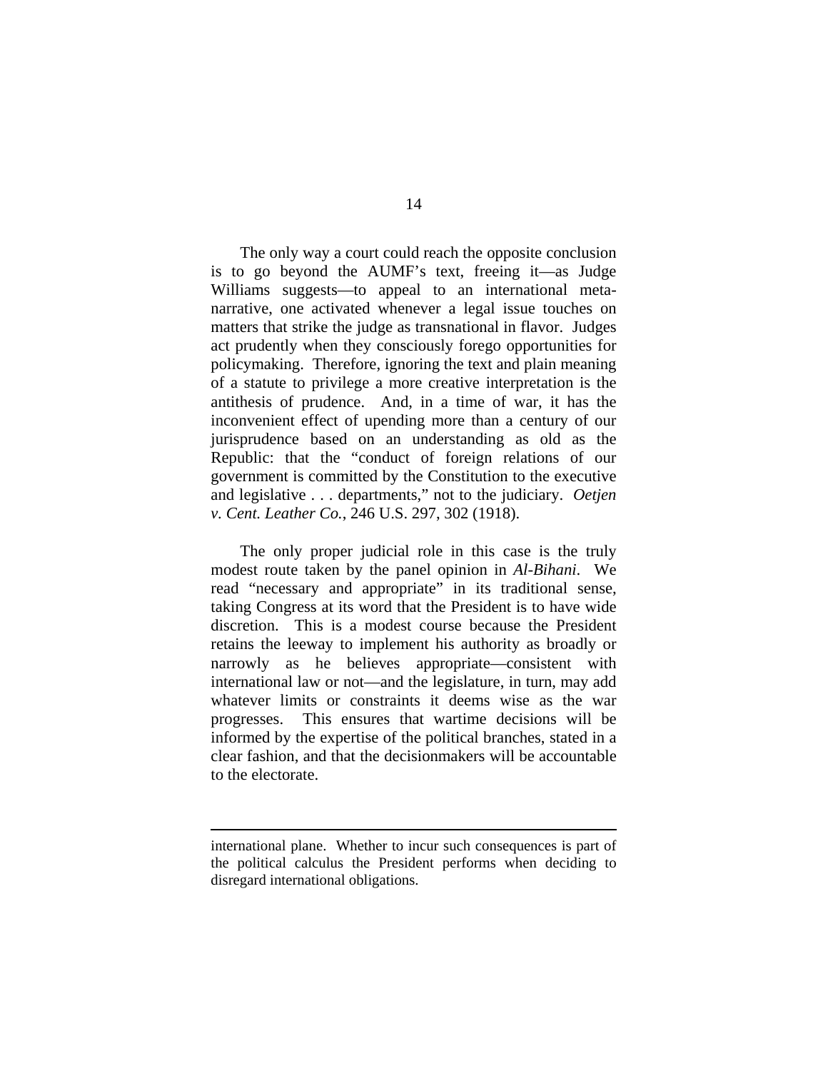The only way a court could reach the opposite conclusion is to go beyond the AUMF's text, freeing it—as Judge Williams suggests—to appeal to an international meta-narrative, one activated whenever a legal issue touches on matters that strike the judge as transnational in flavor. Judges act prudently when they consciously forego opportunities for policymaking. Therefore, ignoring the text and plain meaning of a statute to privilege a more creative interpretation is the antithesis of prudence. And, in a time of war, it has the inconvenient effect of upending more than a century of our jurisprudence based on an understanding as old as the Republic: that the "conduct of foreign relations of our government is committed by the Constitution to the executive and legislative . . . departments," not to the judiciary. *Oetjen v. Cent. Leather Co.*, 246 U.S. 297, 302 (1918).

The only proper judicial role in this case is the truly modest route taken by the panel opinion in *Al-Bihani*. We read "necessary and appropriate" in its traditional sense, taking Congress at its word that the President is to have wide discretion. This is a modest course because the President retains the leeway to implement his authority as broadly or narrowly as he believes appropriate—consistent with international law or not—and the legislature, in turn, may add whatever limits or constraints it deems wise as the war progresses. This ensures that wartime decisions will be informed by the expertise of the political branches, stated in a clear fashion, and that the decisionmakers will be accountable to the electorate.

---

international plane. Whether to incur such consequences is part of the political calculus the President performs when deciding to disregard international obligations.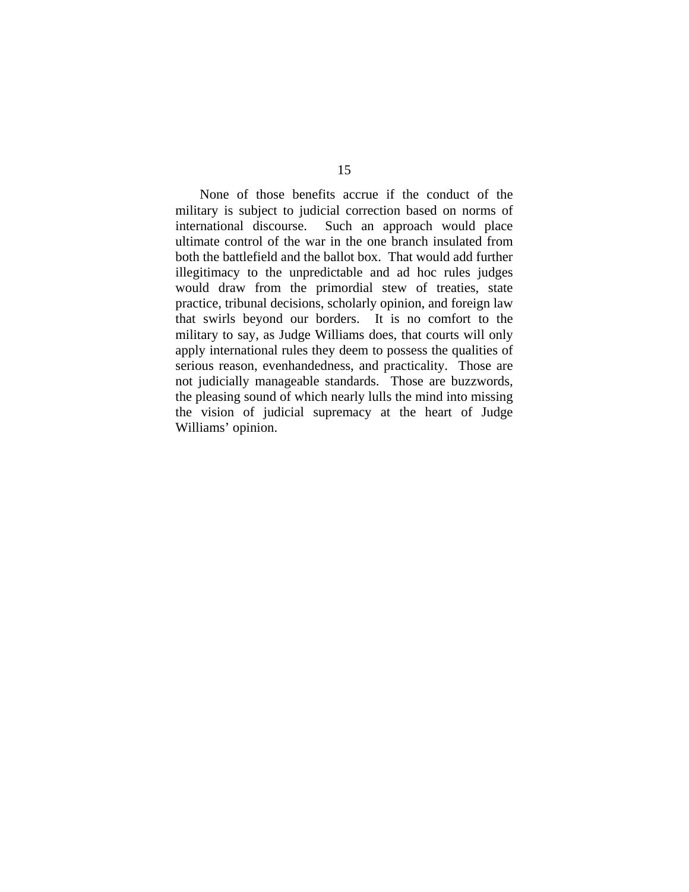None of those benefits accrue if the conduct of the military is subject to judicial correction based on norms of international discourse. Such an approach would place ultimate control of the war in the one branch insulated from both the battlefield and the ballot box. That would add further illegitimacy to the unpredictable and ad hoc rules judges would draw from the primordial stew of treaties, state practice, tribunal decisions, scholarly opinion, and foreign law that swirls beyond our borders. It is no comfort to the military to say, as Judge Williams does, that courts will only apply international rules they deem to possess the qualities of serious reason, evenhandedness, and practicality. Those are not judicially manageable standards. Those are buzzwords, the pleasing sound of which nearly lulls the mind into missing the vision of judicial supremacy at the heart of Judge Williams' opinion.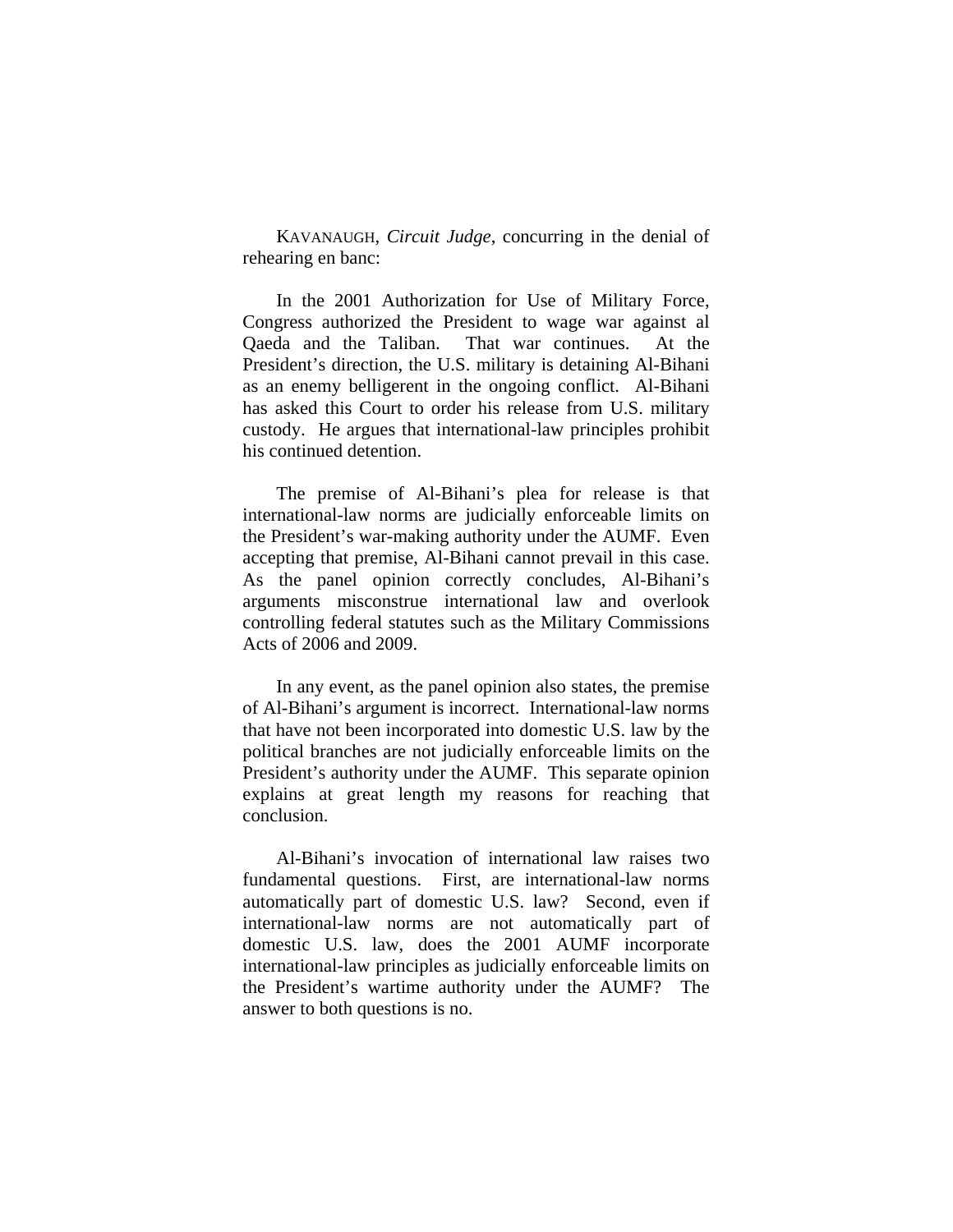KAVANAUGH, *Circuit Judge*, concurring in the denial of rehearing en banc:

In the 2001 Authorization for Use of Military Force, Congress authorized the President to wage war against al Qaeda and the Taliban. That war continues. At the President's direction, the U.S. military is detaining Al-Bihani as an enemy belligerent in the ongoing conflict. Al-Bihani has asked this Court to order his release from U.S. military custody. He argues that international-law principles prohibit his continued detention.

The premise of Al-Bihani's plea for release is that international-law norms are judicially enforceable limits on the President's war-making authority under the AUMF. Even accepting that premise, Al-Bihani cannot prevail in this case. As the panel opinion correctly concludes, Al-Bihani's arguments misconstrue international law and overlook controlling federal statutes such as the Military Commissions Acts of 2006 and 2009.

In any event, as the panel opinion also states, the premise of Al-Bihani's argument is incorrect. International-law norms that have not been incorporated into domestic U.S. law by the political branches are not judicially enforceable limits on the President's authority under the AUMF. This separate opinion explains at great length my reasons for reaching that conclusion.

Al-Bihani's invocation of international law raises two fundamental questions. First, are international-law norms automatically part of domestic U.S. law? Second, even if international-law norms are not automatically part of domestic U.S. law, does the 2001 AUMF incorporate international-law principles as judicially enforceable limits on the President's wartime authority under the AUMF? The answer to both questions is no.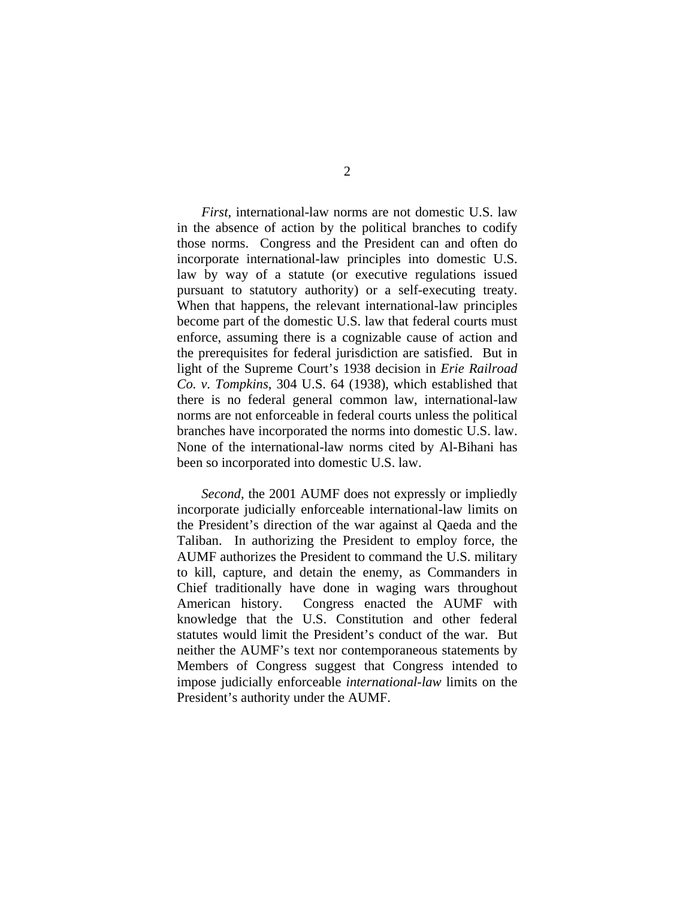*First*, international-law norms are not domestic U.S. law in the absence of action by the political branches to codify those norms. Congress and the President can and often do incorporate international-law principles into domestic U.S. law by way of a statute (or executive regulations issued pursuant to statutory authority) or a self-executing treaty. When that happens, the relevant international-law principles become part of the domestic U.S. law that federal courts must enforce, assuming there is a cognizable cause of action and the prerequisites for federal jurisdiction are satisfied. But in light of the Supreme Court's 1938 decision in *Erie Railroad Co. v. Tompkins*, 304 U.S. 64 (1938), which established that there is no federal general common law, international-law norms are not enforceable in federal courts unless the political branches have incorporated the norms into domestic U.S. law. None of the international-law norms cited by Al-Bihani has been so incorporated into domestic U.S. law.

*Second*, the 2001 AUMF does not expressly or impliedly incorporate judicially enforceable international-law limits on the President's direction of the war against al Qaeda and the Taliban. In authorizing the President to employ force, the AUMF authorizes the President to command the U.S. military to kill, capture, and detain the enemy, as Commanders in Chief traditionally have done in waging wars throughout American history. Congress enacted the AUMF with knowledge that the U.S. Constitution and other federal statutes would limit the President's conduct of the war. But neither the AUMF's text nor contemporaneous statements by Members of Congress suggest that Congress intended to impose judicially enforceable *international-law* limits on the President's authority under the AUMF.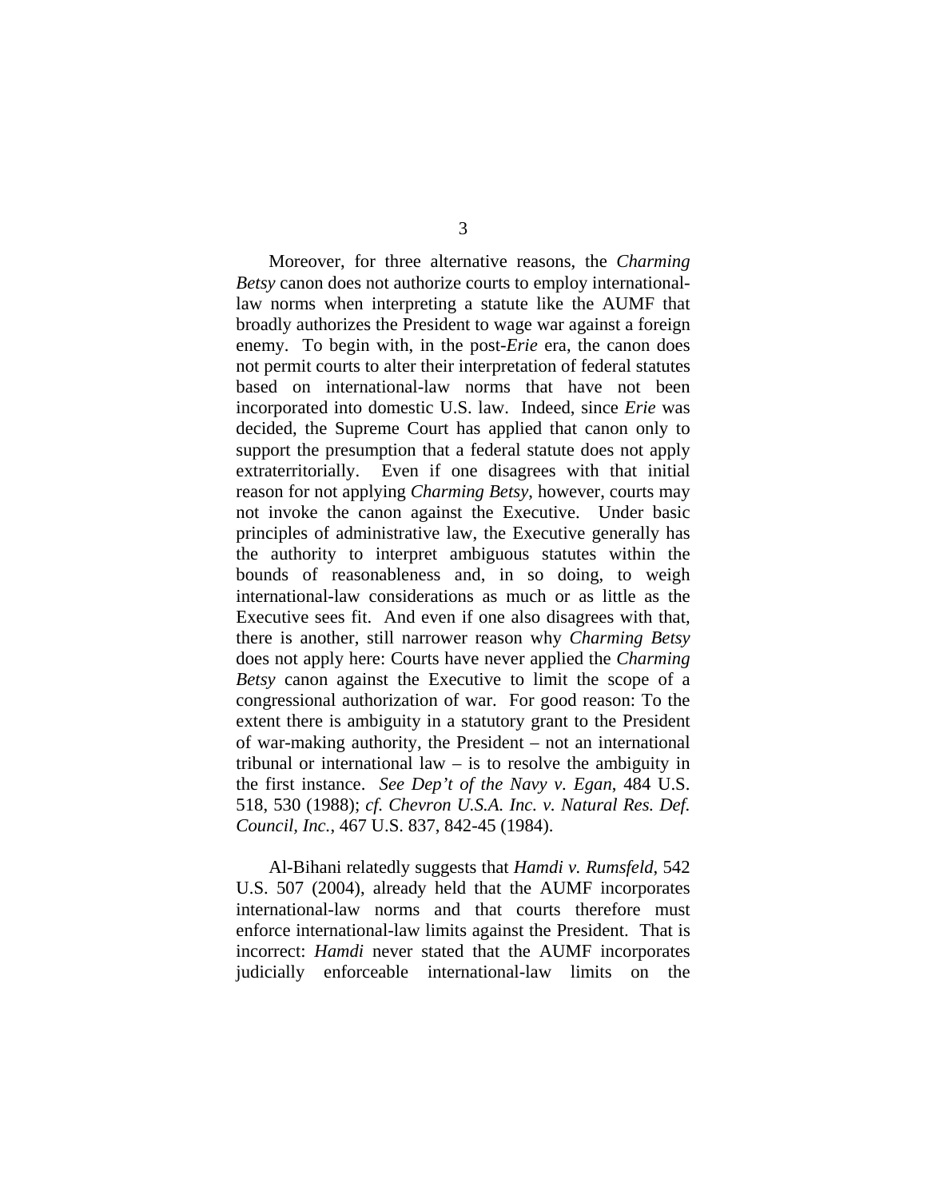Moreover, for three alternative reasons, the *Charming Betsy* canon does not authorize courts to employ international-law norms when interpreting a statute like the AUMF that broadly authorizes the President to wage war against a foreign enemy. To begin with, in the post-*Erie* era, the canon does not permit courts to alter their interpretation of federal statutes based on international-law norms that have not been incorporated into domestic U.S. law. Indeed, since *Erie* was decided, the Supreme Court has applied that canon only to support the presumption that a federal statute does not apply extraterritorially. Even if one disagrees with that initial reason for not applying *Charming Betsy*, however, courts may not invoke the canon against the Executive. Under basic principles of administrative law, the Executive generally has the authority to interpret ambiguous statutes within the bounds of reasonableness and, in so doing, to weigh international-law considerations as much or as little as the Executive sees fit. And even if one also disagrees with that, there is another, still narrower reason why *Charming Betsy* does not apply here: Courts have never applied the *Charming Betsy* canon against the Executive to limit the scope of a congressional authorization of war. For good reason: To the extent there is ambiguity in a statutory grant to the President of war-making authority, the President – not an international tribunal or international law – is to resolve the ambiguity in the first instance. *See Dep't of the Navy v. Egan*, 484 U.S. 518, 530 (1988); *cf. Chevron U.S.A. Inc. v. Natural Res. Def. Council, Inc.*, 467 U.S. 837, 842-45 (1984).

Al-Bihani relatedly suggests that *Hamdi v. Rumsfeld*, 542 U.S. 507 (2004), already held that the AUMF incorporates international-law norms and that courts therefore must enforce international-law limits against the President. That is incorrect: *Hamdi* never stated that the AUMF incorporates judicially enforceable international-law limits on the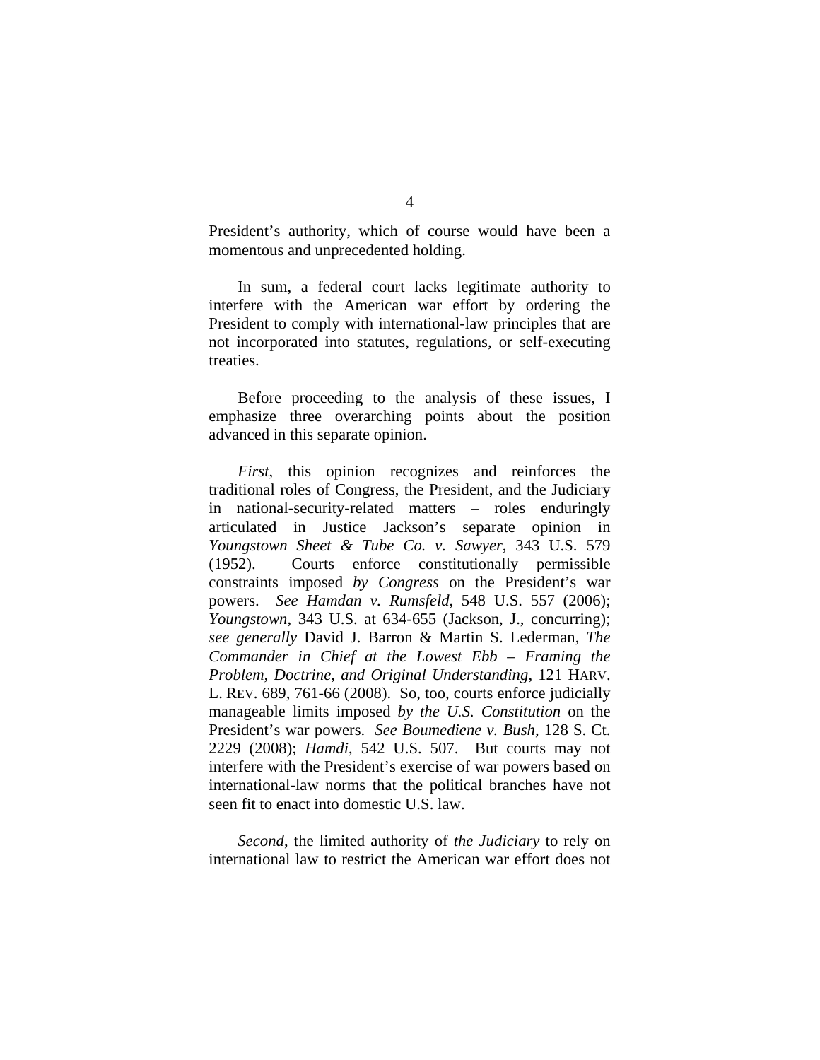President's authority, which of course would have been a momentous and unprecedented holding.

In sum, a federal court lacks legitimate authority to interfere with the American war effort by ordering the President to comply with international-law principles that are not incorporated into statutes, regulations, or self-executing treaties.

Before proceeding to the analysis of these issues, I emphasize three overarching points about the position advanced in this separate opinion.

*First*, this opinion recognizes and reinforces the traditional roles of Congress, the President, and the Judiciary in national-security-related matters – roles enduringly articulated in Justice Jackson's separate opinion in *Youngstown Sheet & Tube Co. v. Sawyer*, 343 U.S. 579 (1952). Courts enforce constitutionally permissible constraints imposed *by Congress* on the President's war powers. *See Hamdan v. Rumsfeld*, 548 U.S. 557 (2006); *Youngstown*, 343 U.S. at 634-655 (Jackson, J., concurring); *see generally* David J. Barron & Martin S. Lederman, *The Commander in Chief at the Lowest Ebb – Framing the Problem, Doctrine, and Original Understanding*, 121 HARV. L. REV. 689, 761-66 (2008). So, too, courts enforce judicially manageable limits imposed *by the U.S. Constitution* on the President's war powers. *See Boumediene v. Bush*, 128 S. Ct. 2229 (2008); *Hamdi*, 542 U.S. 507. But courts may not interfere with the President's exercise of war powers based on international-law norms that the political branches have not seen fit to enact into domestic U.S. law.

*Second*, the limited authority of *the Judiciary* to rely on international law to restrict the American war effort does not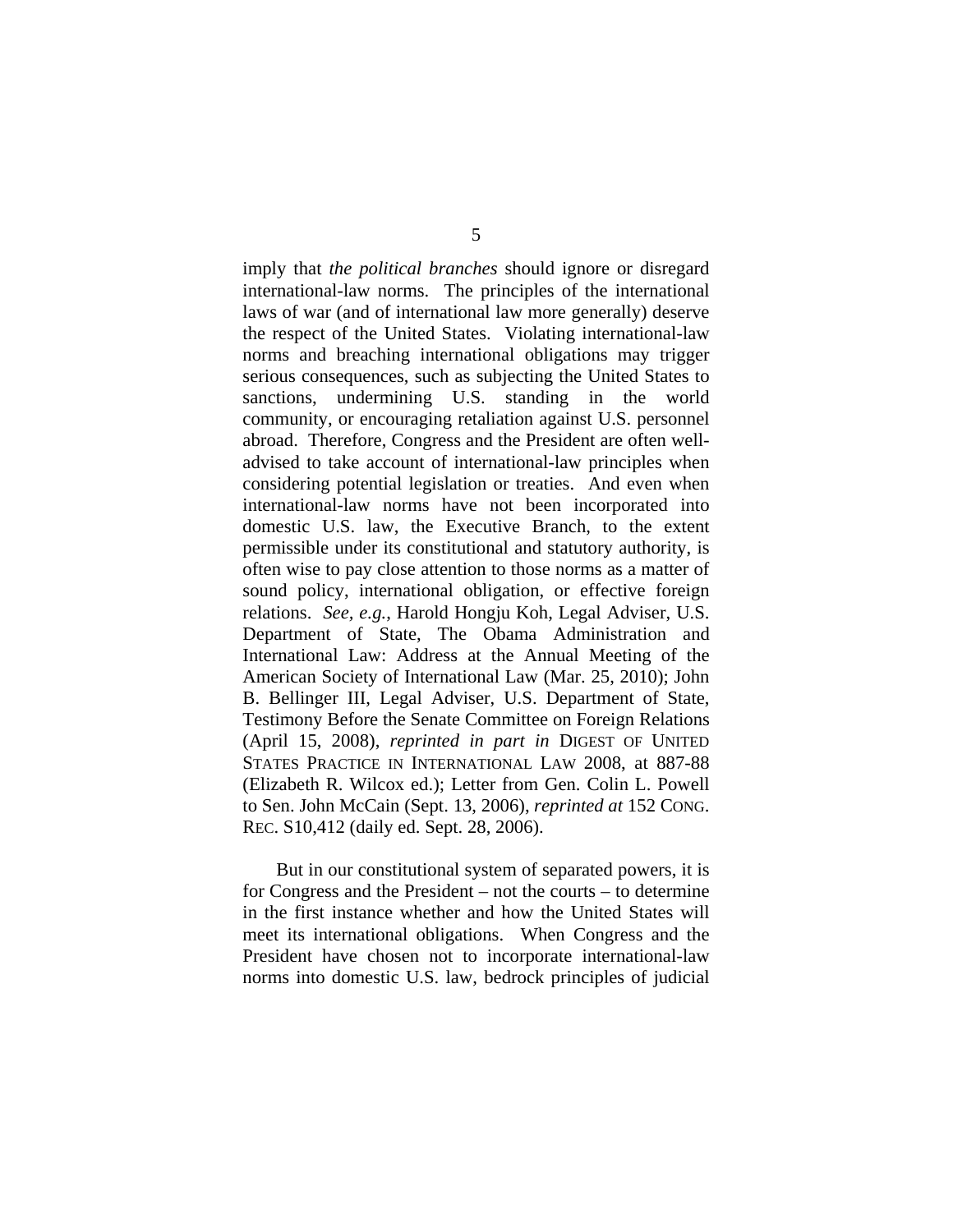imply that *the political branches* should ignore or disregard international-law norms. The principles of the international laws of war (and of international law more generally) deserve the respect of the United States. Violating international-law norms and breaching international obligations may trigger serious consequences, such as subjecting the United States to sanctions, undermining U.S. standing in the world community, or encouraging retaliation against U.S. personnel abroad. Therefore, Congress and the President are often well-advised to take account of international-law principles when considering potential legislation or treaties. And even when international-law norms have not been incorporated into domestic U.S. law, the Executive Branch, to the extent permissible under its constitutional and statutory authority, is often wise to pay close attention to those norms as a matter of sound policy, international obligation, or effective foreign relations. *See, e.g.*, Harold Hongju Koh, Legal Adviser, U.S. Department of State, The Obama Administration and International Law: Address at the Annual Meeting of the American Society of International Law (Mar. 25, 2010); John B. Bellinger III, Legal Adviser, U.S. Department of State, Testimony Before the Senate Committee on Foreign Relations (April 15, 2008), *reprinted in part in* DIGEST OF UNITED STATES PRACTICE IN INTERNATIONAL LAW 2008, at 887-88 (Elizabeth R. Wilcox ed.); Letter from Gen. Colin L. Powell to Sen. John McCain (Sept. 13, 2006), *reprinted at* 152 CONG. REC. S10,412 (daily ed. Sept. 28, 2006).

But in our constitutional system of separated powers, it is for Congress and the President – not the courts – to determine in the first instance whether and how the United States will meet its international obligations. When Congress and the President have chosen not to incorporate international-law norms into domestic U.S. law, bedrock principles of judicial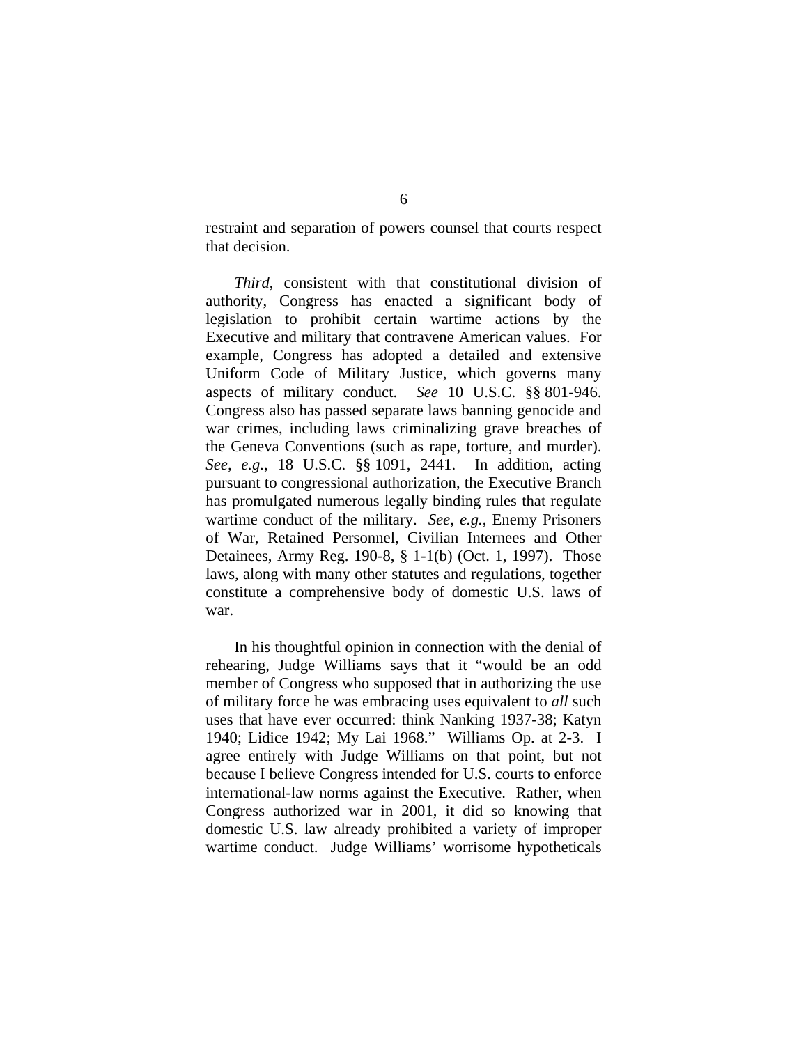restraint and separation of powers counsel that courts respect that decision.

*Third*, consistent with that constitutional division of authority, Congress has enacted a significant body of legislation to prohibit certain wartime actions by the Executive and military that contravene American values. For example, Congress has adopted a detailed and extensive Uniform Code of Military Justice, which governs many aspects of military conduct. *See* 10 U.S.C. §§ 801-946. Congress also has passed separate laws banning genocide and war crimes, including laws criminalizing grave breaches of the Geneva Conventions (such as rape, torture, and murder). *See, e.g.*, 18 U.S.C. §§ 1091, 2441. In addition, acting pursuant to congressional authorization, the Executive Branch has promulgated numerous legally binding rules that regulate wartime conduct of the military. *See, e.g.*, Enemy Prisoners of War, Retained Personnel, Civilian Internees and Other Detainees, Army Reg. 190-8, § 1-1(b) (Oct. 1, 1997). Those laws, along with many other statutes and regulations, together constitute a comprehensive body of domestic U.S. laws of war.

In his thoughtful opinion in connection with the denial of rehearing, Judge Williams says that it "would be an odd member of Congress who supposed that in authorizing the use of military force he was embracing uses equivalent to *all* such uses that have ever occurred: think Nanking 1937-38; Katyn 1940; Lidice 1942; My Lai 1968." Williams Op. at 2-3. I agree entirely with Judge Williams on that point, but not because I believe Congress intended for U.S. courts to enforce international-law norms against the Executive. Rather, when Congress authorized war in 2001, it did so knowing that domestic U.S. law already prohibited a variety of improper wartime conduct. Judge Williams' worrisome hypotheticals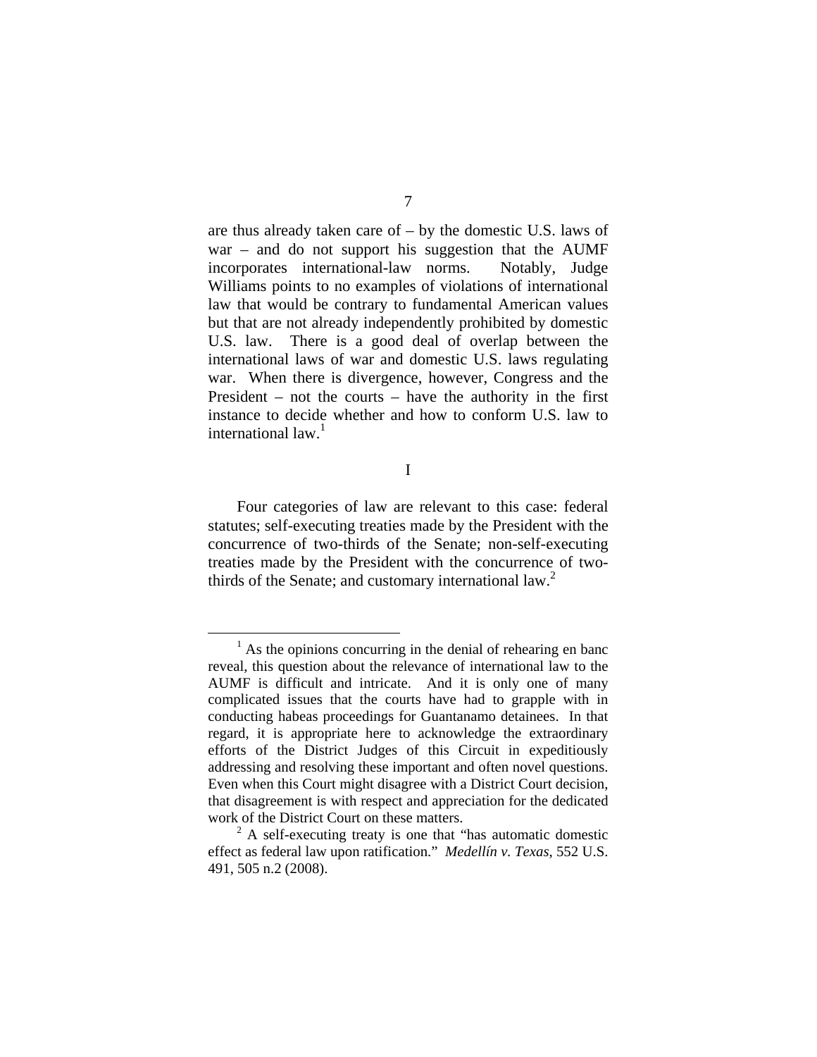are thus already taken care of – by the domestic U.S. laws of war – and do not support his suggestion that the AUMF incorporates international-law norms. Notably, Judge Williams points to no examples of violations of international law that would be contrary to fundamental American values but that are not already independently prohibited by domestic U.S. law. There is a good deal of overlap between the international laws of war and domestic U.S. laws regulating war. When there is divergence, however, Congress and the President – not the courts – have the authority in the first instance to decide whether and how to conform U.S. law to international law.[1]

## I

Four categories of law are relevant to this case: federal statutes; self-executing treaties made by the President with the concurrence of two-thirds of the Senate; non-self-executing treaties made by the President with the concurrence of two-thirds of the Senate; and customary international law.[2]

---

[1] As the opinions concurring in the denial of rehearing en banc reveal, this question about the relevance of international law to the AUMF is difficult and intricate. And it is only one of many complicated issues that the courts have had to grapple with in conducting habeas proceedings for Guantanamo detainees. In that regard, it is appropriate here to acknowledge the extraordinary efforts of the District Judges of this Circuit in expeditiously addressing and resolving these important and often novel questions. Even when this Court might disagree with a District Court decision, that disagreement is with respect and appreciation for the dedicated work of the District Court on these matters.

[2] A self-executing treaty is one that "has automatic domestic effect as federal law upon ratification." *Medellín v. Texas*, 552 U.S. 491, 505 n.2 (2008).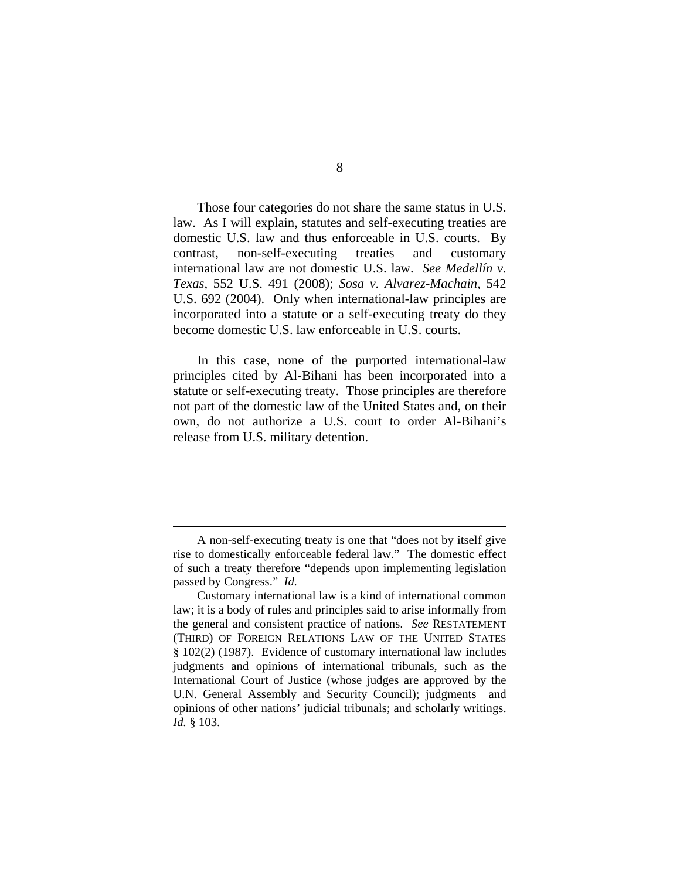Those four categories do not share the same status in U.S. law. As I will explain, statutes and self-executing treaties are domestic U.S. law and thus enforceable in U.S. courts. By contrast, non-self-executing treaties and customary international law are not domestic U.S. law. *See Medellín v. Texas*, 552 U.S. 491 (2008); *Sosa v. Alvarez-Machain*, 542 U.S. 692 (2004). Only when international-law principles are incorporated into a statute or a self-executing treaty do they become domestic U.S. law enforceable in U.S. courts.

In this case, none of the purported international-law principles cited by Al-Bihani has been incorporated into a statute or self-executing treaty. Those principles are therefore not part of the domestic law of the United States and, on their own, do not authorize a U.S. court to order Al-Bihani's release from U.S. military detention.

---

A non-self-executing treaty is one that "does not by itself give rise to domestically enforceable federal law." The domestic effect of such a treaty therefore "depends upon implementing legislation passed by Congress." *Id.*

Customary international law is a kind of international common law; it is a body of rules and principles said to arise informally from the general and consistent practice of nations. *See* RESTATEMENT (THIRD) OF FOREIGN RELATIONS LAW OF THE UNITED STATES § 102(2) (1987). Evidence of customary international law includes judgments and opinions of international tribunals, such as the International Court of Justice (whose judges are approved by the U.N. General Assembly and Security Council); judgments and opinions of other nations' judicial tribunals; and scholarly writings. *Id.* § 103.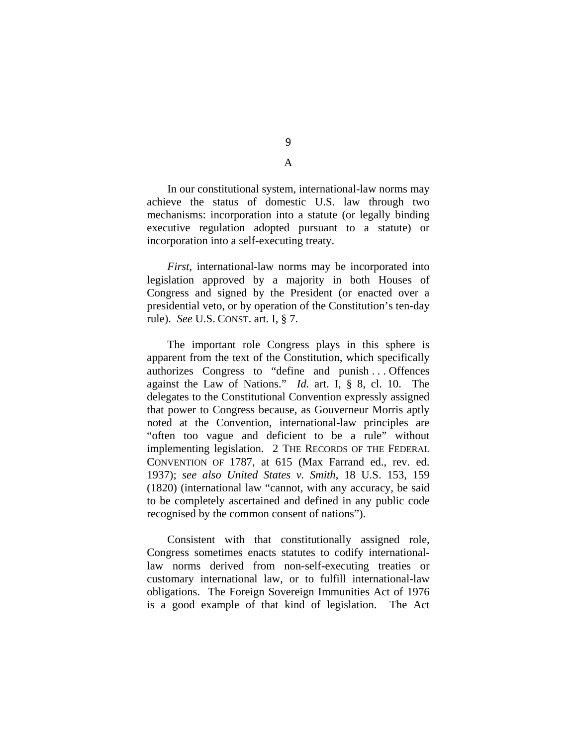A

In our constitutional system, international-law norms may achieve the status of domestic U.S. law through two mechanisms: incorporation into a statute (or legally binding executive regulation adopted pursuant to a statute) or incorporation into a self-executing treaty.

*First*, international-law norms may be incorporated into legislation approved by a majority in both Houses of Congress and signed by the President (or enacted over a presidential veto, or by operation of the Constitution's ten-day rule). *See* U.S. CONST. art. I, § 7.

The important role Congress plays in this sphere is apparent from the text of the Constitution, which specifically authorizes Congress to "define and punish . . . Offences against the Law of Nations." *Id.* art. I, § 8, cl. 10. The delegates to the Constitutional Convention expressly assigned that power to Congress because, as Gouverneur Morris aptly noted at the Convention, international-law principles are "often too vague and deficient to be a rule" without implementing legislation. 2 THE RECORDS OF THE FEDERAL CONVENTION OF 1787, at 615 (Max Farrand ed., rev. ed. 1937); *see also United States v. Smith*, 18 U.S. 153, 159 (1820) (international law "cannot, with any accuracy, be said to be completely ascertained and defined in any public code recognised by the common consent of nations").

Consistent with that constitutionally assigned role, Congress sometimes enacts statutes to codify international-law norms derived from non-self-executing treaties or customary international law, or to fulfill international-law obligations. The Foreign Sovereign Immunities Act of 1976 is a good example of that kind of legislation. The Act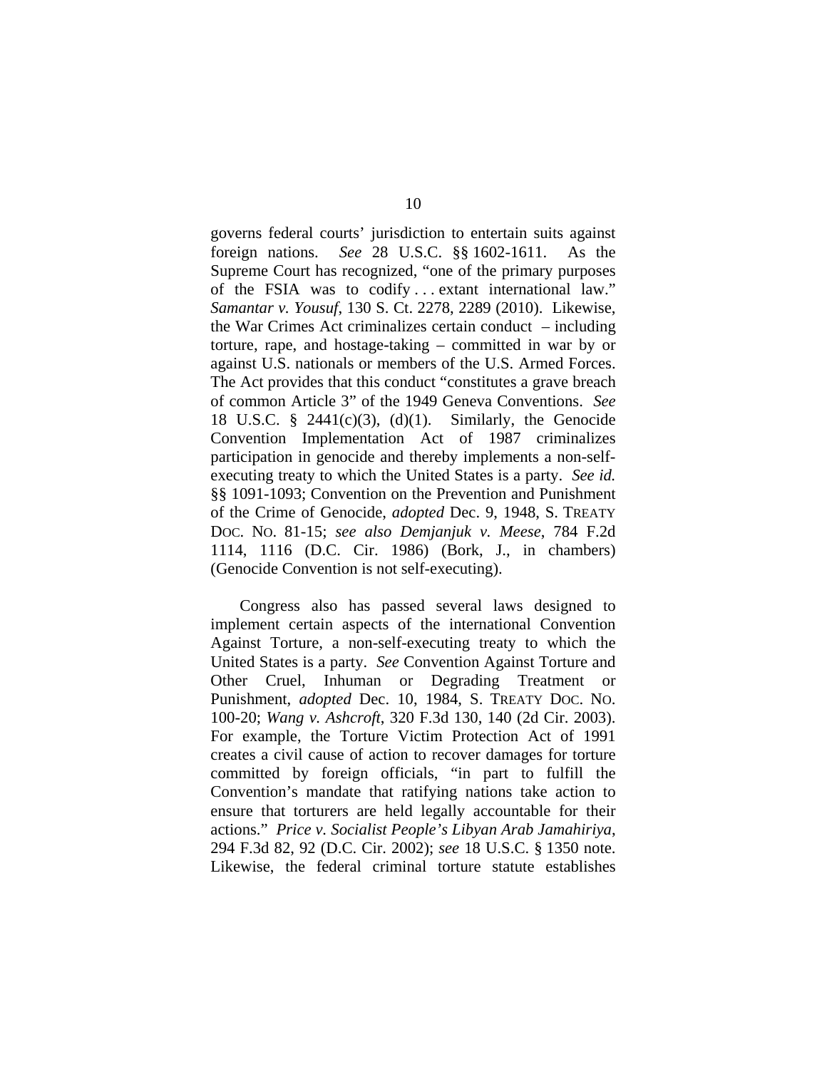governs federal courts' jurisdiction to entertain suits against foreign nations. *See* 28 U.S.C. §§ 1602-1611. As the Supreme Court has recognized, "one of the primary purposes of the FSIA was to codify . . . extant international law." *Samantar v. Yousuf*, 130 S. Ct. 2278, 2289 (2010). Likewise, the War Crimes Act criminalizes certain conduct – including torture, rape, and hostage-taking – committed in war by or against U.S. nationals or members of the U.S. Armed Forces. The Act provides that this conduct "constitutes a grave breach of common Article 3" of the 1949 Geneva Conventions. *See* 18 U.S.C. § 2441(c)(3), (d)(1). Similarly, the Genocide Convention Implementation Act of 1987 criminalizes participation in genocide and thereby implements a non-self-executing treaty to which the United States is a party. *See id.* §§ 1091-1093; Convention on the Prevention and Punishment of the Crime of Genocide, *adopted* Dec. 9, 1948, S. TREATY DOC. NO. 81-15; *see also Demjanjuk v. Meese*, 784 F.2d 1114, 1116 (D.C. Cir. 1986) (Bork, J., in chambers) (Genocide Convention is not self-executing).

Congress also has passed several laws designed to implement certain aspects of the international Convention Against Torture, a non-self-executing treaty to which the United States is a party. *See* Convention Against Torture and Other Cruel, Inhuman or Degrading Treatment or Punishment, *adopted* Dec. 10, 1984, S. TREATY DOC. NO. 100-20; *Wang v. Ashcroft*, 320 F.3d 130, 140 (2d Cir. 2003). For example, the Torture Victim Protection Act of 1991 creates a civil cause of action to recover damages for torture committed by foreign officials, "in part to fulfill the Convention's mandate that ratifying nations take action to ensure that torturers are held legally accountable for their actions." *Price v. Socialist People's Libyan Arab Jamahiriya*, 294 F.3d 82, 92 (D.C. Cir. 2002); *see* 18 U.S.C. § 1350 note. Likewise, the federal criminal torture statute establishes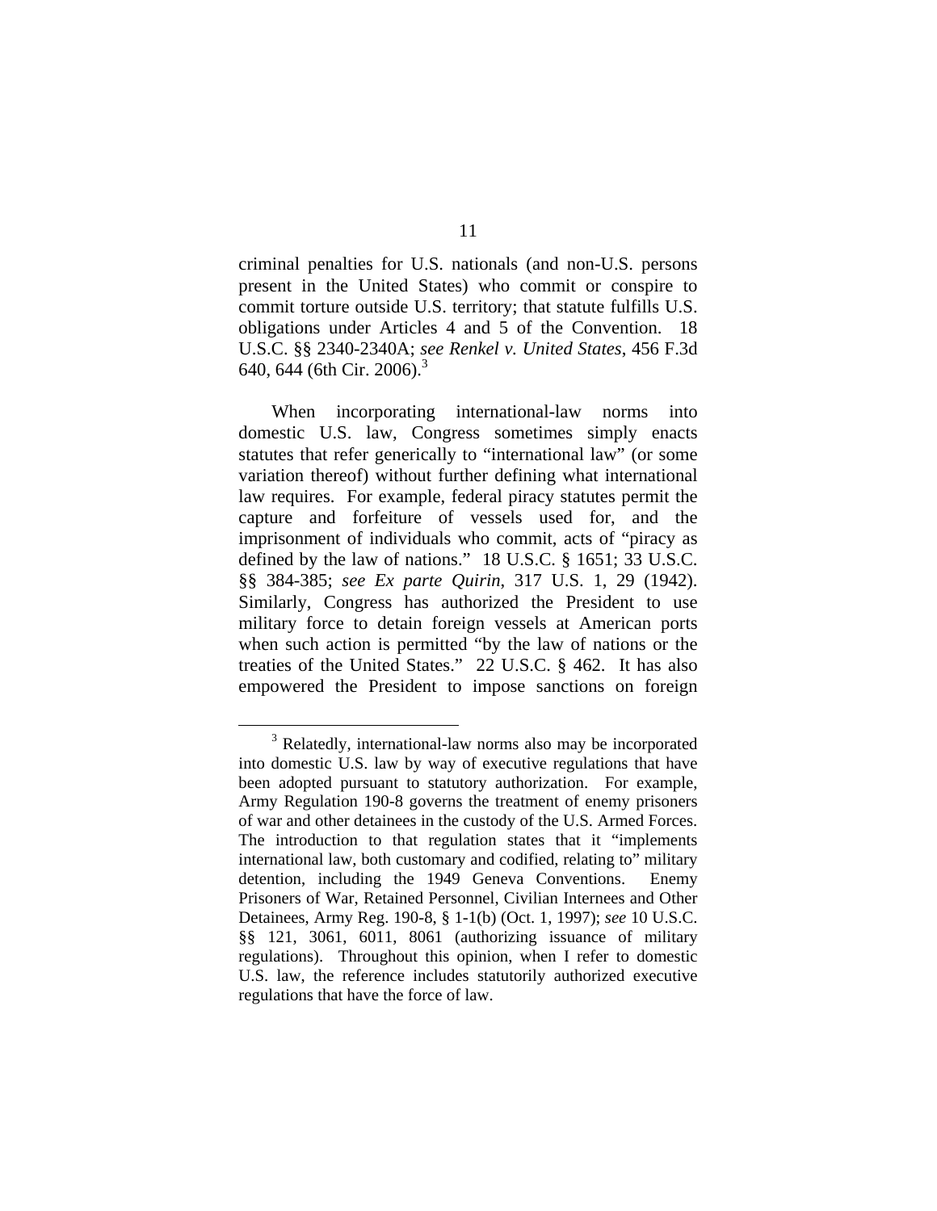criminal penalties for U.S. nationals (and non-U.S. persons present in the United States) who commit or conspire to commit torture outside U.S. territory; that statute fulfills U.S. obligations under Articles 4 and 5 of the Convention. 18 U.S.C. §§ 2340-2340A; *see Renkel v. United States*, 456 F.3d 640, 644 (6th Cir. 2006).[3]

When incorporating international-law norms into domestic U.S. law, Congress sometimes simply enacts statutes that refer generically to "international law" (or some variation thereof) without further defining what international law requires. For example, federal piracy statutes permit the capture and forfeiture of vessels used for, and the imprisonment of individuals who commit, acts of "piracy as defined by the law of nations." 18 U.S.C. § 1651; 33 U.S.C. §§ 384-385; *see Ex parte Quirin*, 317 U.S. 1, 29 (1942). Similarly, Congress has authorized the President to use military force to detain foreign vessels at American ports when such action is permitted "by the law of nations or the treaties of the United States." 22 U.S.C. § 462. It has also empowered the President to impose sanctions on foreign

---

[3] Relatedly, international-law norms also may be incorporated into domestic U.S. law by way of executive regulations that have been adopted pursuant to statutory authorization. For example, Army Regulation 190-8 governs the treatment of enemy prisoners of war and other detainees in the custody of the U.S. Armed Forces. The introduction to that regulation states that it "implements international law, both customary and codified, relating to" military detention, including the 1949 Geneva Conventions. Enemy Prisoners of War, Retained Personnel, Civilian Internees and Other Detainees, Army Reg. 190-8, § 1-1(b) (Oct. 1, 1997); *see* 10 U.S.C. §§ 121, 3061, 6011, 8061 (authorizing issuance of military regulations). Throughout this opinion, when I refer to domestic U.S. law, the reference includes statutorily authorized executive regulations that have the force of law.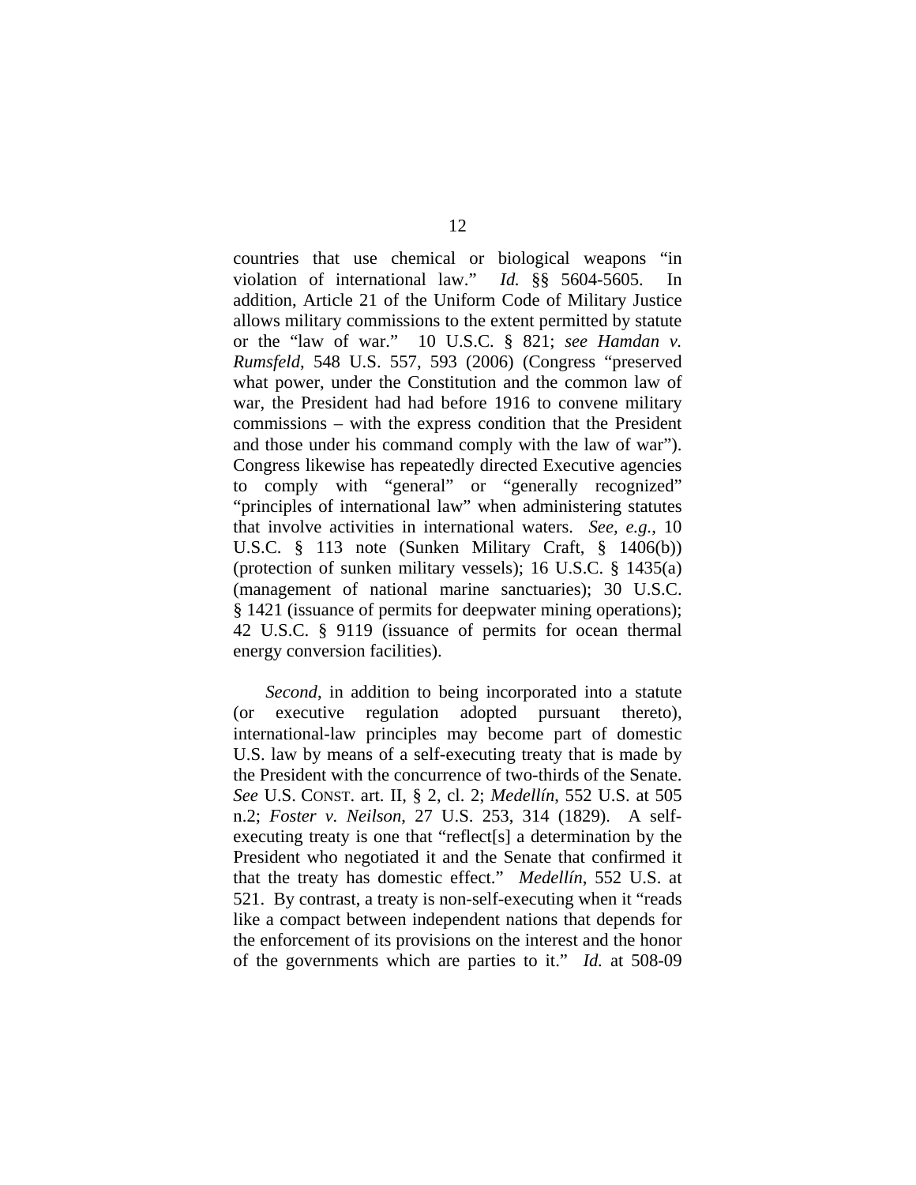countries that use chemical or biological weapons "in violation of international law." *Id.* §§ 5604-5605. In addition, Article 21 of the Uniform Code of Military Justice allows military commissions to the extent permitted by statute or the "law of war." 10 U.S.C. § 821; *see Hamdan v. Rumsfeld*, 548 U.S. 557, 593 (2006) (Congress "preserved what power, under the Constitution and the common law of war, the President had had before 1916 to convene military commissions – with the express condition that the President and those under his command comply with the law of war"). Congress likewise has repeatedly directed Executive agencies to comply with "general" or "generally recognized" "principles of international law" when administering statutes that involve activities in international waters. *See, e.g.*, 10 U.S.C. § 113 note (Sunken Military Craft, § 1406(b)) (protection of sunken military vessels); 16 U.S.C. § 1435(a) (management of national marine sanctuaries); 30 U.S.C. § 1421 (issuance of permits for deepwater mining operations); 42 U.S.C. § 9119 (issuance of permits for ocean thermal energy conversion facilities).

*Second*, in addition to being incorporated into a statute (or executive regulation adopted pursuant thereto), international-law principles may become part of domestic U.S. law by means of a self-executing treaty that is made by the President with the concurrence of two-thirds of the Senate. *See* U.S. CONST. art. II, § 2, cl. 2; *Medellín*, 552 U.S. at 505 n.2; *Foster v. Neilson*, 27 U.S. 253, 314 (1829). A self-executing treaty is one that "reflect[s] a determination by the President who negotiated it and the Senate that confirmed it that the treaty has domestic effect." *Medellín*, 552 U.S. at 521. By contrast, a treaty is non-self-executing when it "reads like a compact between independent nations that depends for the enforcement of its provisions on the interest and the honor of the governments which are parties to it." *Id.* at 508-09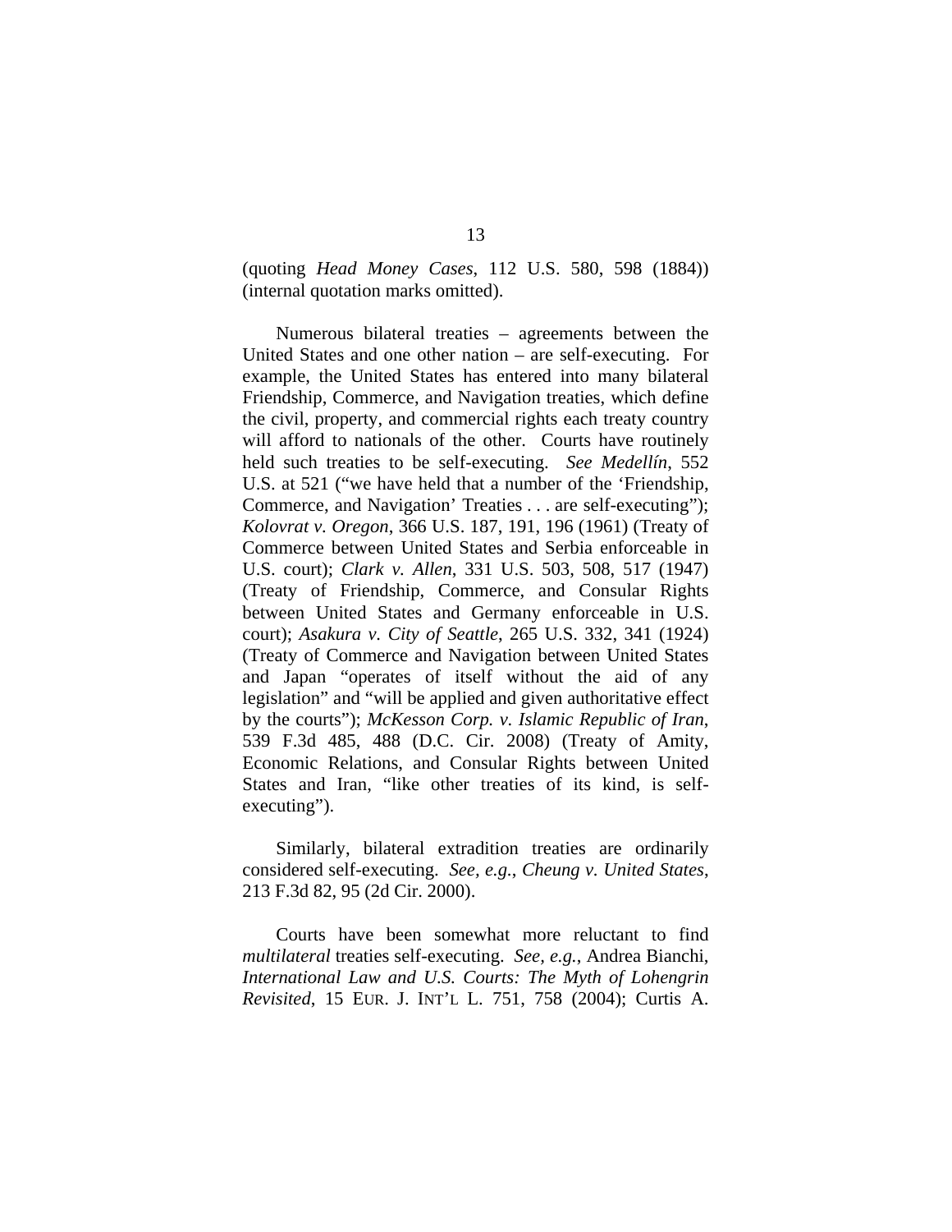(quoting *Head Money Cases*, 112 U.S. 580, 598 (1884)) (internal quotation marks omitted).

Numerous bilateral treaties – agreements between the United States and one other nation – are self-executing. For example, the United States has entered into many bilateral Friendship, Commerce, and Navigation treaties, which define the civil, property, and commercial rights each treaty country will afford to nationals of the other. Courts have routinely held such treaties to be self-executing. *See Medellín*, 552 U.S. at 521 ("we have held that a number of the 'Friendship, Commerce, and Navigation' Treaties . . . are self-executing"); *Kolovrat v. Oregon*, 366 U.S. 187, 191, 196 (1961) (Treaty of Commerce between United States and Serbia enforceable in U.S. court); *Clark v. Allen*, 331 U.S. 503, 508, 517 (1947) (Treaty of Friendship, Commerce, and Consular Rights between United States and Germany enforceable in U.S. court); *Asakura v. City of Seattle*, 265 U.S. 332, 341 (1924) (Treaty of Commerce and Navigation between United States and Japan "operates of itself without the aid of any legislation" and "will be applied and given authoritative effect by the courts"); *McKesson Corp. v. Islamic Republic of Iran*, 539 F.3d 485, 488 (D.C. Cir. 2008) (Treaty of Amity, Economic Relations, and Consular Rights between United States and Iran, "like other treaties of its kind, is self-executing").

Similarly, bilateral extradition treaties are ordinarily considered self-executing. *See, e.g.*, *Cheung v. United States*, 213 F.3d 82, 95 (2d Cir. 2000).

Courts have been somewhat more reluctant to find *multilateral* treaties self-executing. *See, e.g.*, Andrea Bianchi, *International Law and U.S. Courts: The Myth of Lohengrin Revisited*, 15 EUR. J. INT'L L. 751, 758 (2004); Curtis A.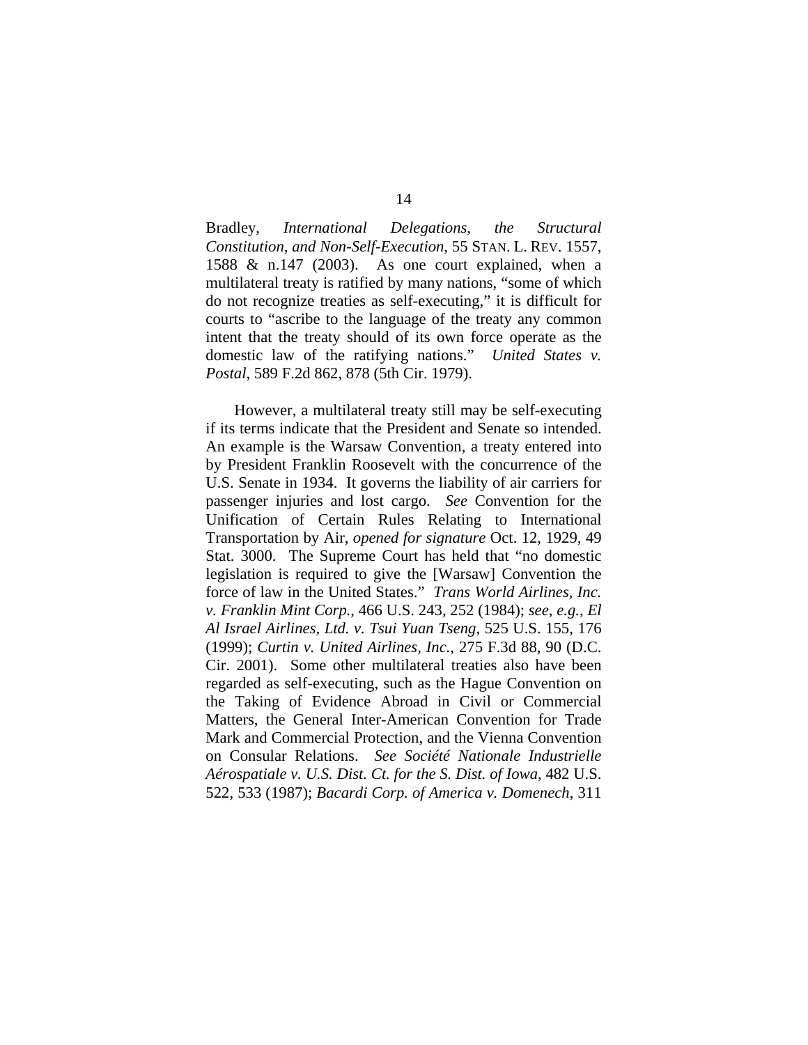Bradley, *International Delegations, the Structural Constitution, and Non-Self-Execution*, 55 STAN. L. REV. 1557, 1588 & n.147 (2003). As one court explained, when a multilateral treaty is ratified by many nations, "some of which do not recognize treaties as self-executing," it is difficult for courts to "ascribe to the language of the treaty any common intent that the treaty should of its own force operate as the domestic law of the ratifying nations." *United States v. Postal*, 589 F.2d 862, 878 (5th Cir. 1979).

However, a multilateral treaty still may be self-executing if its terms indicate that the President and Senate so intended. An example is the Warsaw Convention, a treaty entered into by President Franklin Roosevelt with the concurrence of the U.S. Senate in 1934. It governs the liability of air carriers for passenger injuries and lost cargo. *See* Convention for the Unification of Certain Rules Relating to International Transportation by Air, *opened for signature* Oct. 12, 1929, 49 Stat. 3000. The Supreme Court has held that "no domestic legislation is required to give the [Warsaw] Convention the force of law in the United States." *Trans World Airlines, Inc. v. Franklin Mint Corp.*, 466 U.S. 243, 252 (1984); *see, e.g.*, *El Al Israel Airlines, Ltd. v. Tsui Yuan Tseng*, 525 U.S. 155, 176 (1999); *Curtin v. United Airlines, Inc.*, 275 F.3d 88, 90 (D.C. Cir. 2001). Some other multilateral treaties also have been regarded as self-executing, such as the Hague Convention on the Taking of Evidence Abroad in Civil or Commercial Matters, the General Inter-American Convention for Trade Mark and Commercial Protection, and the Vienna Convention on Consular Relations. *See Société Nationale Industrielle Aérospatiale v. U.S. Dist. Ct. for the S. Dist. of Iowa*, 482 U.S. 522, 533 (1987); *Bacardi Corp. of America v. Domenech*, 311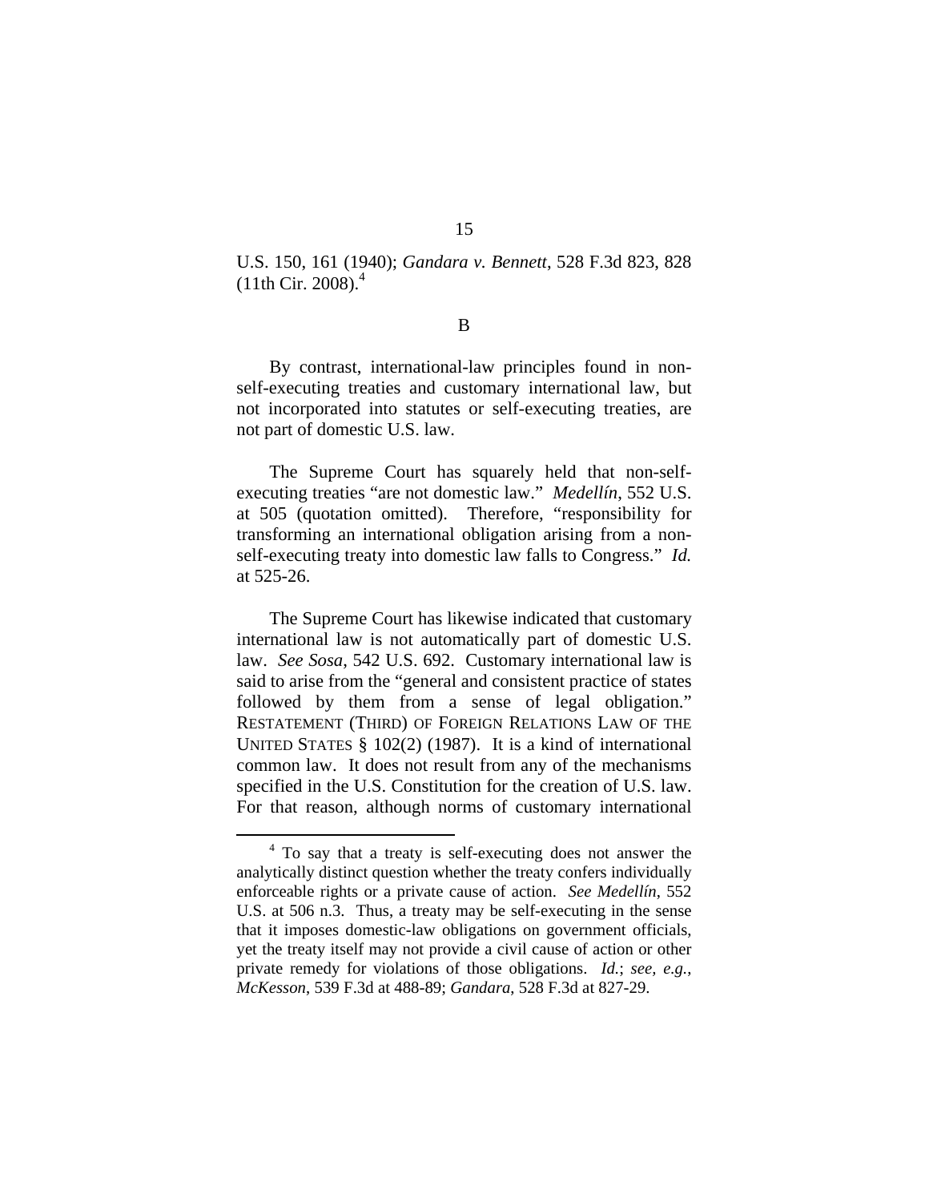U.S. 150, 161 (1940); *Gandara v. Bennett*, 528 F.3d 823, 828 (11th Cir. 2008).[4]

B

By contrast, international-law principles found in non-self-executing treaties and customary international law, but not incorporated into statutes or self-executing treaties, are not part of domestic U.S. law.

The Supreme Court has squarely held that non-self-executing treaties "are not domestic law." *Medellín*, 552 U.S. at 505 (quotation omitted). Therefore, "responsibility for transforming an international obligation arising from a non-self-executing treaty into domestic law falls to Congress." *Id.* at 525-26.

The Supreme Court has likewise indicated that customary international law is not automatically part of domestic U.S. law. *See Sosa*, 542 U.S. 692. Customary international law is said to arise from the "general and consistent practice of states followed by them from a sense of legal obligation." RESTATEMENT (THIRD) OF FOREIGN RELATIONS LAW OF THE UNITED STATES § 102(2) (1987). It is a kind of international common law. It does not result from any of the mechanisms specified in the U.S. Constitution for the creation of U.S. law. For that reason, although norms of customary international

[4] To say that a treaty is self-executing does not answer the analytically distinct question whether the treaty confers individually enforceable rights or a private cause of action. *See Medellín*, 552 U.S. at 506 n.3. Thus, a treaty may be self-executing in the sense that it imposes domestic-law obligations on government officials, yet the treaty itself may not provide a civil cause of action or other private remedy for violations of those obligations. *Id.*; *see, e.g.*, *McKesson*, 539 F.3d at 488-89; *Gandara*, 528 F.3d at 827-29.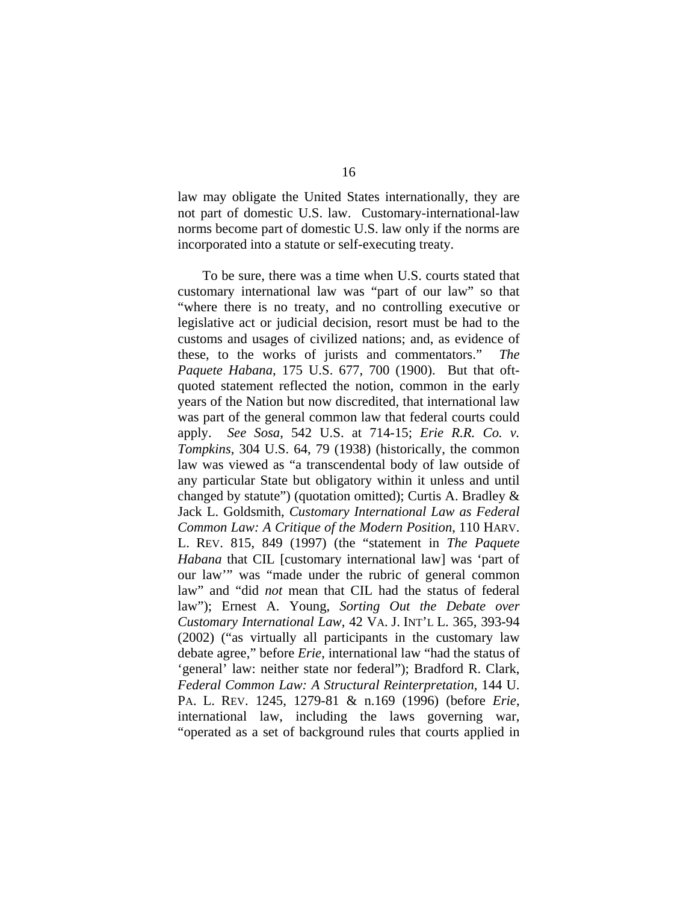law may obligate the United States internationally, they are not part of domestic U.S. law. Customary-international-law norms become part of domestic U.S. law only if the norms are incorporated into a statute or self-executing treaty.

To be sure, there was a time when U.S. courts stated that customary international law was "part of our law" so that "where there is no treaty, and no controlling executive or legislative act or judicial decision, resort must be had to the customs and usages of civilized nations; and, as evidence of these, to the works of jurists and commentators." *The Paquete Habana*, 175 U.S. 677, 700 (1900). But that oft-quoted statement reflected the notion, common in the early years of the Nation but now discredited, that international law was part of the general common law that federal courts could apply. *See Sosa*, 542 U.S. at 714-15; *Erie R.R. Co. v. Tompkins*, 304 U.S. 64, 79 (1938) (historically, the common law was viewed as "a transcendental body of law outside of any particular State but obligatory within it unless and until changed by statute") (quotation omitted); Curtis A. Bradley & Jack L. Goldsmith, *Customary International Law as Federal Common Law: A Critique of the Modern Position*, 110 HARV. L. REV. 815, 849 (1997) (the "statement in *The Paquete Habana* that CIL [customary international law] was 'part of our law'" was "made under the rubric of general common law" and "did *not* mean that CIL had the status of federal law"); Ernest A. Young, *Sorting Out the Debate over Customary International Law*, 42 VA. J. INT'L L. 365, 393-94 (2002) ("as virtually all participants in the customary law debate agree," before *Erie*, international law "had the status of 'general' law: neither state nor federal"); Bradford R. Clark, *Federal Common Law: A Structural Reinterpretation*, 144 U. PA. L. REV. 1245, 1279-81 & n.169 (1996) (before *Erie*, international law, including the laws governing war, "operated as a set of background rules that courts applied in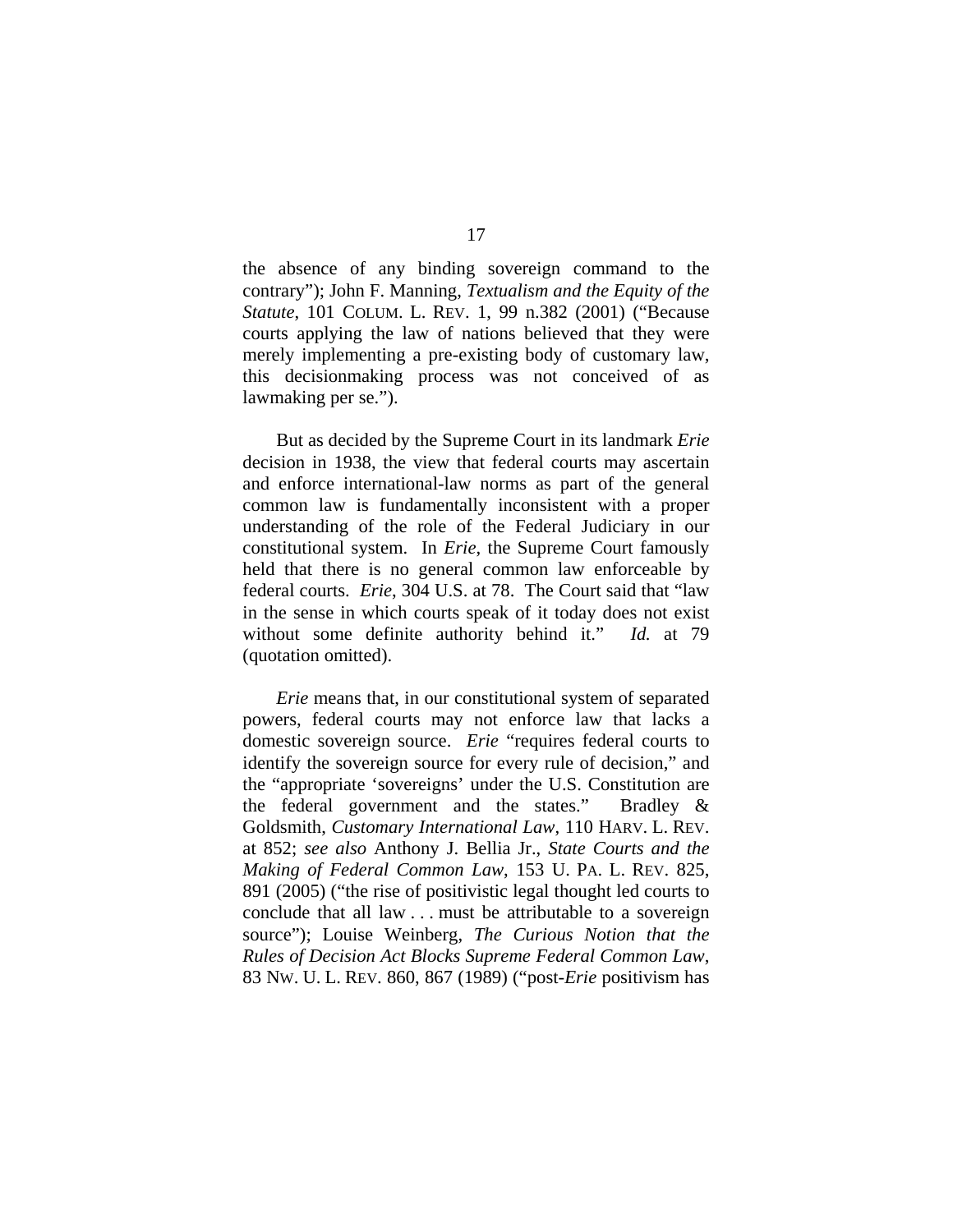the absence of any binding sovereign command to the contrary"); John F. Manning, *Textualism and the Equity of the Statute*, 101 COLUM. L. REV. 1, 99 n.382 (2001) ("Because courts applying the law of nations believed that they were merely implementing a pre-existing body of customary law, this decisionmaking process was not conceived of as lawmaking per se.").

But as decided by the Supreme Court in its landmark *Erie* decision in 1938, the view that federal courts may ascertain and enforce international-law norms as part of the general common law is fundamentally inconsistent with a proper understanding of the role of the Federal Judiciary in our constitutional system. In *Erie*, the Supreme Court famously held that there is no general common law enforceable by federal courts. *Erie*, 304 U.S. at 78. The Court said that "law in the sense in which courts speak of it today does not exist without some definite authority behind it." *Id.* at 79 (quotation omitted).

*Erie* means that, in our constitutional system of separated powers, federal courts may not enforce law that lacks a domestic sovereign source. *Erie* "requires federal courts to identify the sovereign source for every rule of decision," and the "appropriate 'sovereigns' under the U.S. Constitution are the federal government and the states." Bradley & Goldsmith, *Customary International Law*, 110 HARV. L. REV. at 852; *see also* Anthony J. Bellia Jr., *State Courts and the Making of Federal Common Law*, 153 U. PA. L. REV. 825, 891 (2005) ("the rise of positivistic legal thought led courts to conclude that all law . . . must be attributable to a sovereign source"); Louise Weinberg, *The Curious Notion that the Rules of Decision Act Blocks Supreme Federal Common Law*, 83 NW. U. L. REV. 860, 867 (1989) ("post-*Erie* positivism has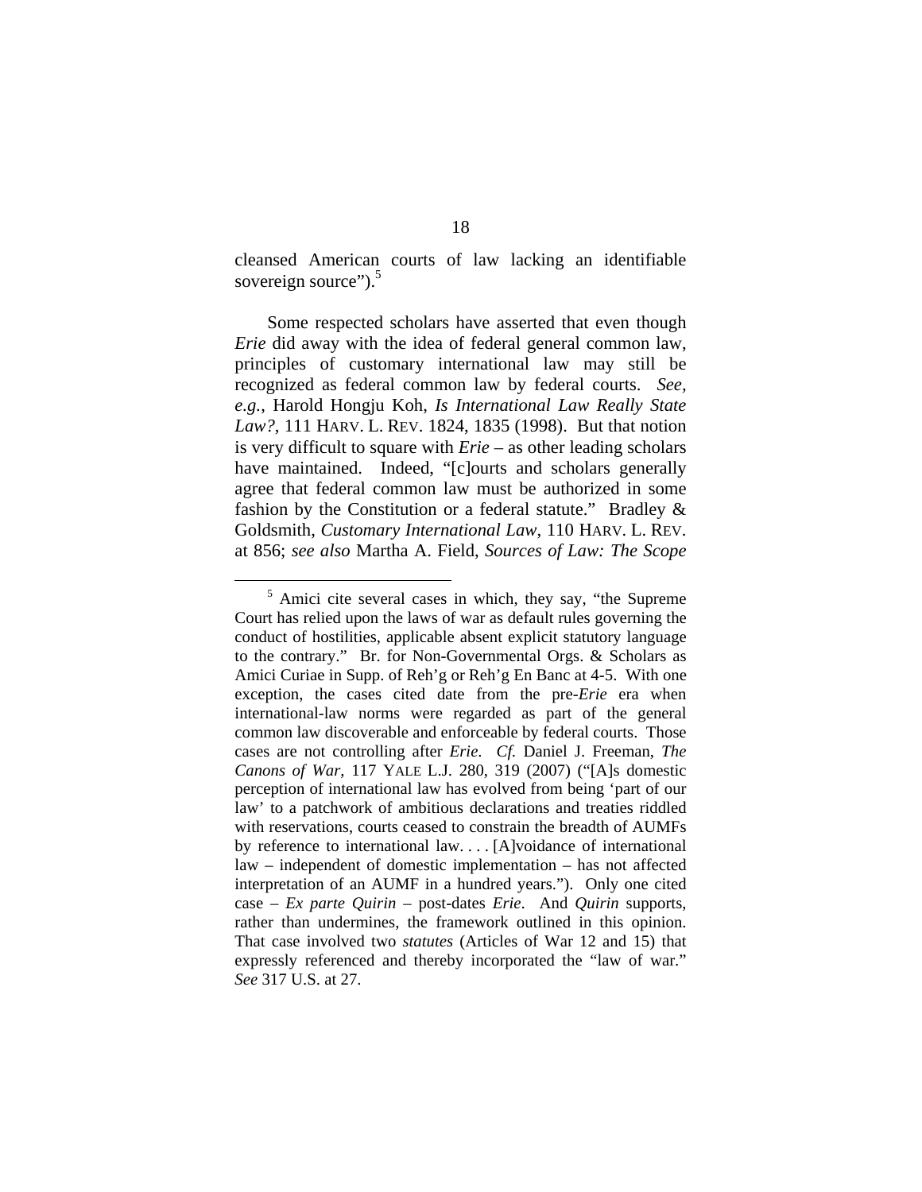cleansed American courts of law lacking an identifiable sovereign source").[5]

Some respected scholars have asserted that even though *Erie* did away with the idea of federal general common law, principles of customary international law may still be recognized as federal common law by federal courts. *See, e.g.*, Harold Hongju Koh, *Is International Law Really State Law?*, 111 HARV. L. REV. 1824, 1835 (1998). But that notion is very difficult to square with *Erie* – as other leading scholars have maintained. Indeed, "[c]ourts and scholars generally agree that federal common law must be authorized in some fashion by the Constitution or a federal statute." Bradley & Goldsmith, *Customary International Law*, 110 HARV. L. REV. at 856; *see also* Martha A. Field, *Sources of Law: The Scope*

---

[5] Amici cite several cases in which, they say, "the Supreme Court has relied upon the laws of war as default rules governing the conduct of hostilities, applicable absent explicit statutory language to the contrary." Br. for Non-Governmental Orgs. & Scholars as Amici Curiae in Supp. of Reh'g or Reh'g En Banc at 4-5. With one exception, the cases cited date from the pre-*Erie* era when international-law norms were regarded as part of the general common law discoverable and enforceable by federal courts. Those cases are not controlling after *Erie*. *Cf.* Daniel J. Freeman, *The Canons of War*, 117 YALE L.J. 280, 319 (2007) ("[A]s domestic perception of international law has evolved from being 'part of our law' to a patchwork of ambitious declarations and treaties riddled with reservations, courts ceased to constrain the breadth of AUMFs by reference to international law. . . . [A]voidance of international law – independent of domestic implementation – has not affected interpretation of an AUMF in a hundred years."). Only one cited case – *Ex parte Quirin* – post-dates *Erie*. And *Quirin* supports, rather than undermines, the framework outlined in this opinion. That case involved two *statutes* (Articles of War 12 and 15) that expressly referenced and thereby incorporated the "law of war." *See* 317 U.S. at 27.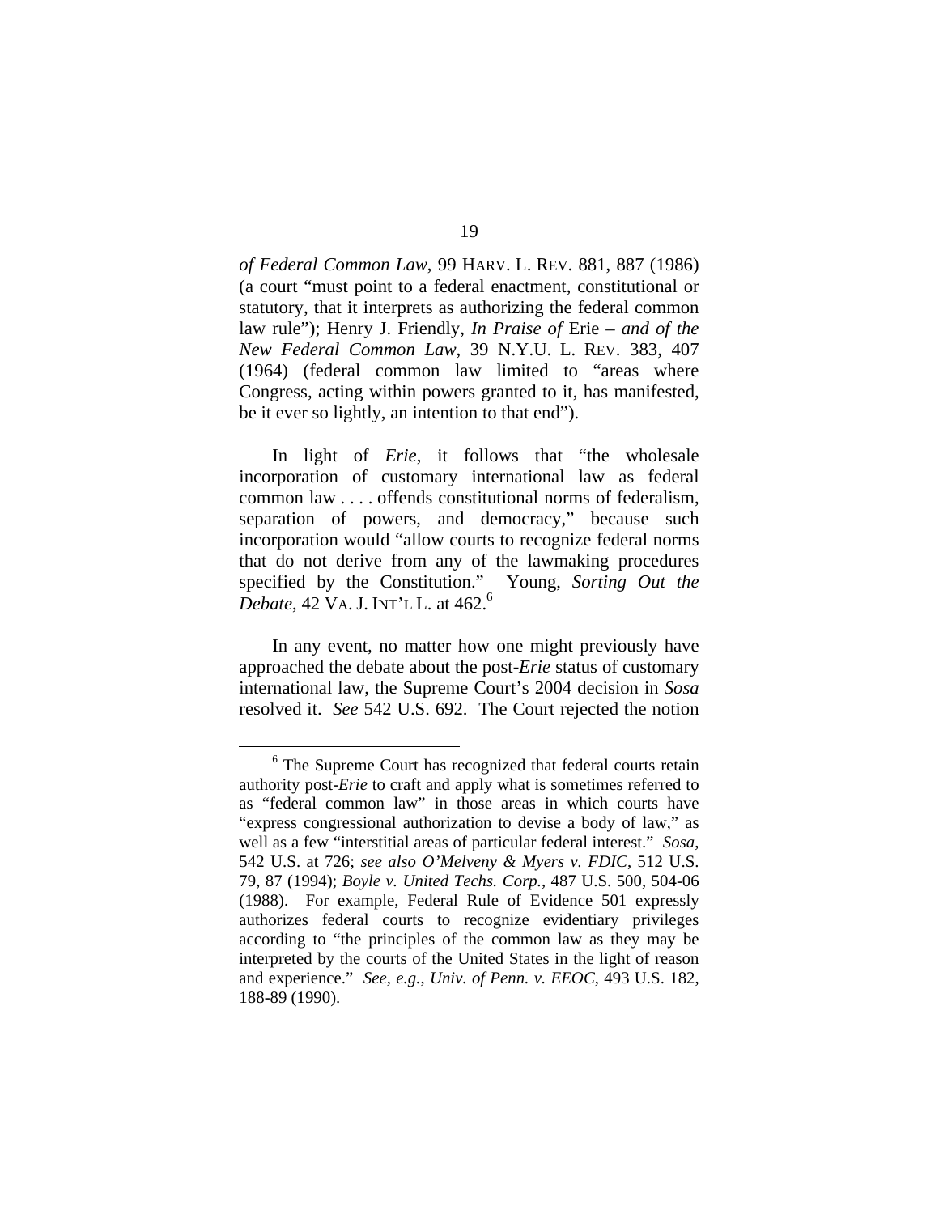*of Federal Common Law*, 99 HARV. L. REV. 881, 887 (1986) (a court "must point to a federal enactment, constitutional or statutory, that it interprets as authorizing the federal common law rule"); Henry J. Friendly, *In Praise of* Erie *– and of the New Federal Common Law*, 39 N.Y.U. L. REV. 383, 407 (1964) (federal common law limited to "areas where Congress, acting within powers granted to it, has manifested, be it ever so lightly, an intention to that end").

In light of *Erie*, it follows that "the wholesale incorporation of customary international law as federal common law . . . . offends constitutional norms of federalism, separation of powers, and democracy," because such incorporation would "allow courts to recognize federal norms that do not derive from any of the lawmaking procedures specified by the Constitution." Young, *Sorting Out the Debate*, 42 VA. J. INT'L L. at 462.[6]

In any event, no matter how one might previously have approached the debate about the post-*Erie* status of customary international law, the Supreme Court's 2004 decision in *Sosa* resolved it. *See* 542 U.S. 692. The Court rejected the notion

---

[6] The Supreme Court has recognized that federal courts retain authority post-*Erie* to craft and apply what is sometimes referred to as "federal common law" in those areas in which courts have "express congressional authorization to devise a body of law," as well as a few "interstitial areas of particular federal interest." *Sosa*, 542 U.S. at 726; *see also O'Melveny & Myers v. FDIC*, 512 U.S. 79, 87 (1994); *Boyle v. United Techs. Corp.*, 487 U.S. 500, 504-06 (1988). For example, Federal Rule of Evidence 501 expressly authorizes federal courts to recognize evidentiary privileges according to "the principles of the common law as they may be interpreted by the courts of the United States in the light of reason and experience." *See, e.g.*, *Univ. of Penn. v. EEOC*, 493 U.S. 182, 188-89 (1990).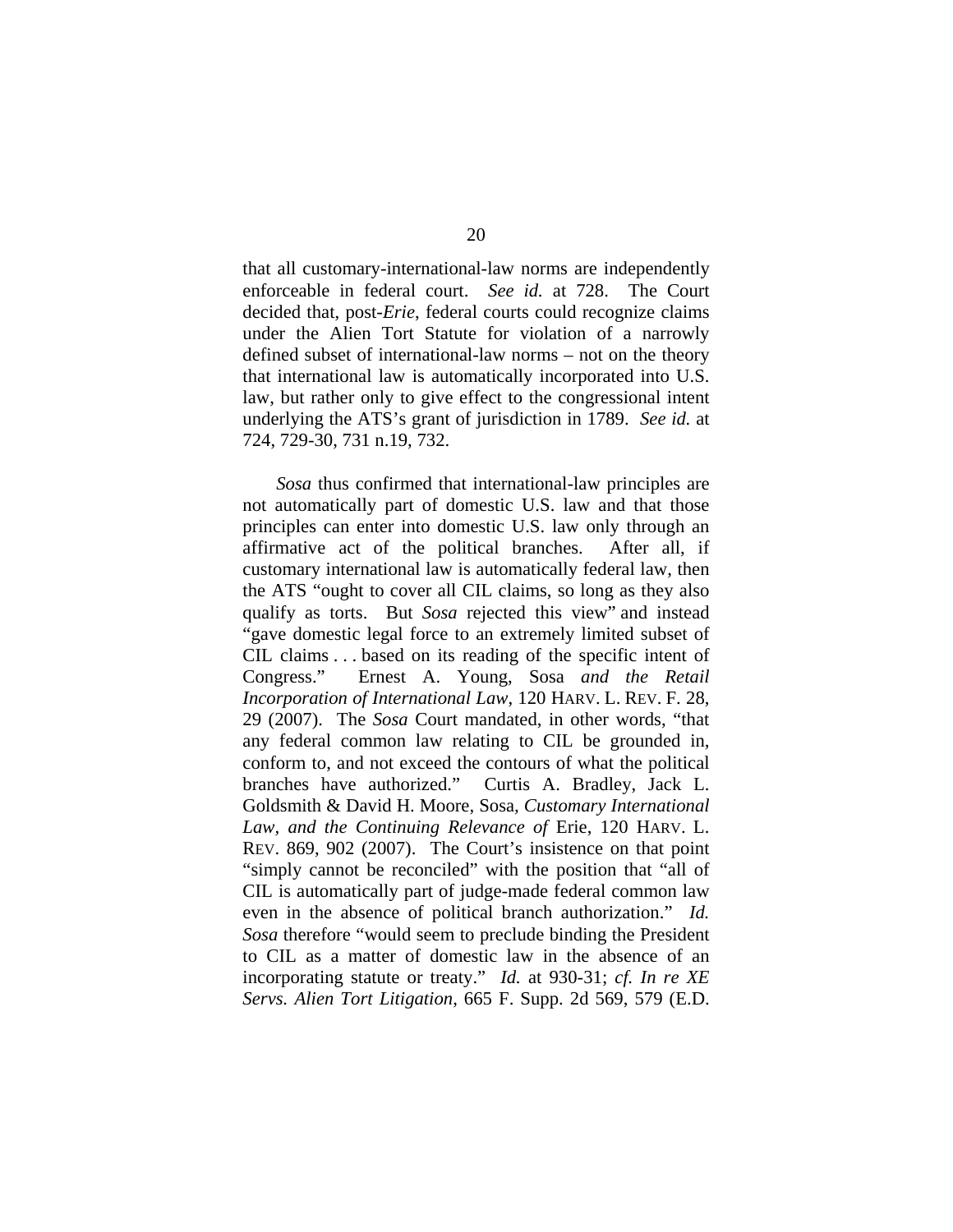that all customary-international-law norms are independently enforceable in federal court. *See id.* at 728. The Court decided that, post-*Erie*, federal courts could recognize claims under the Alien Tort Statute for violation of a narrowly defined subset of international-law norms – not on the theory that international law is automatically incorporated into U.S. law, but rather only to give effect to the congressional intent underlying the ATS's grant of jurisdiction in 1789. *See id.* at 724, 729-30, 731 n.19, 732.

*Sosa* thus confirmed that international-law principles are not automatically part of domestic U.S. law and that those principles can enter into domestic U.S. law only through an affirmative act of the political branches. After all, if customary international law is automatically federal law, then the ATS "ought to cover all CIL claims, so long as they also qualify as torts. But *Sosa* rejected this view" and instead "gave domestic legal force to an extremely limited subset of CIL claims . . . based on its reading of the specific intent of Congress." Ernest A. Young, Sosa *and the Retail Incorporation of International Law*, 120 HARV. L. REV. F. 28, 29 (2007). The *Sosa* Court mandated, in other words, "that any federal common law relating to CIL be grounded in, conform to, and not exceed the contours of what the political branches have authorized." Curtis A. Bradley, Jack L. Goldsmith & David H. Moore, Sosa*, Customary International Law, and the Continuing Relevance of* Erie, 120 HARV. L. REV. 869, 902 (2007). The Court's insistence on that point "simply cannot be reconciled" with the position that "all of CIL is automatically part of judge-made federal common law even in the absence of political branch authorization." *Id.* *Sosa* therefore "would seem to preclude binding the President to CIL as a matter of domestic law in the absence of an incorporating statute or treaty." *Id.* at 930-31; *cf. In re XE Servs. Alien Tort Litigation*, 665 F. Supp. 2d 569, 579 (E.D.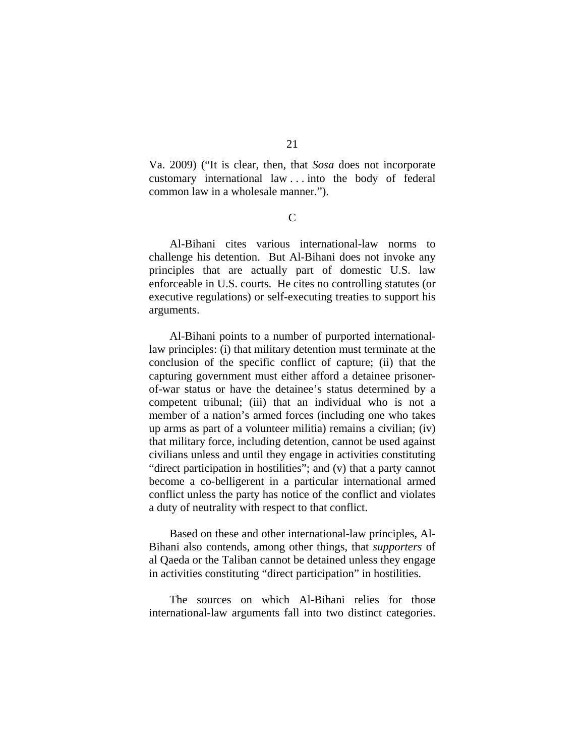Va. 2009) ("It is clear, then, that *Sosa* does not incorporate customary international law . . . into the body of federal common law in a wholesale manner.").

### C

Al-Bihani cites various international-law norms to challenge his detention. But Al-Bihani does not invoke any principles that are actually part of domestic U.S. law enforceable in U.S. courts. He cites no controlling statutes (or executive regulations) or self-executing treaties to support his arguments.

Al-Bihani points to a number of purported international-law principles: (i) that military detention must terminate at the conclusion of the specific conflict of capture; (ii) that the capturing government must either afford a detainee prisoner-of-war status or have the detainee's status determined by a competent tribunal; (iii) that an individual who is not a member of a nation's armed forces (including one who takes up arms as part of a volunteer militia) remains a civilian; (iv) that military force, including detention, cannot be used against civilians unless and until they engage in activities constituting "direct participation in hostilities"; and (v) that a party cannot become a co-belligerent in a particular international armed conflict unless the party has notice of the conflict and violates a duty of neutrality with respect to that conflict.

Based on these and other international-law principles, Al-Bihani also contends, among other things, that *supporters* of al Qaeda or the Taliban cannot be detained unless they engage in activities constituting "direct participation" in hostilities.

The sources on which Al-Bihani relies for those international-law arguments fall into two distinct categories.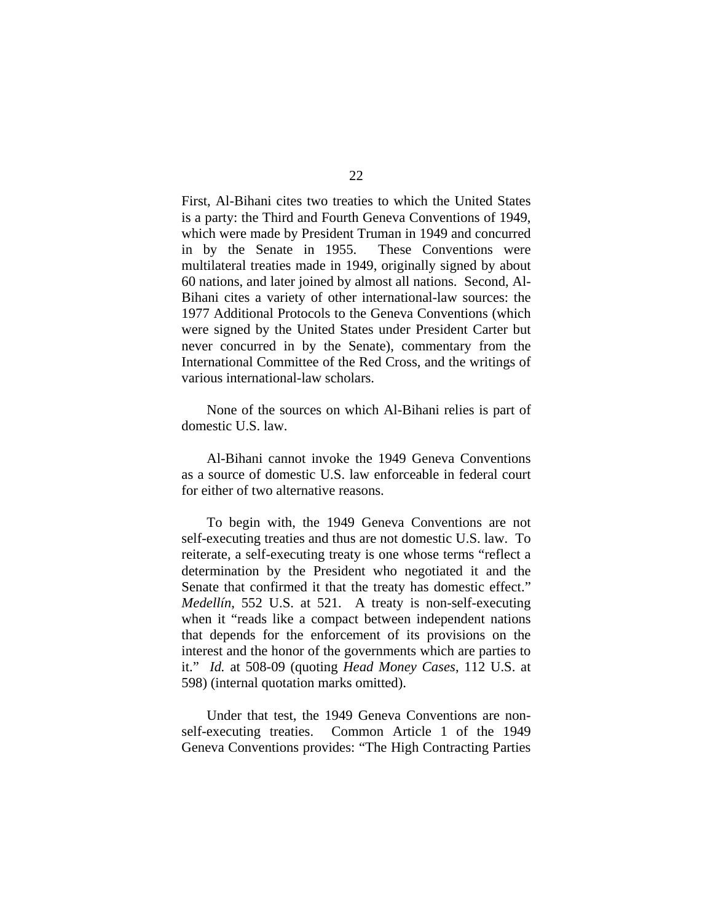First, Al-Bihani cites two treaties to which the United States is a party: the Third and Fourth Geneva Conventions of 1949, which were made by President Truman in 1949 and concurred in by the Senate in 1955. These Conventions were multilateral treaties made in 1949, originally signed by about 60 nations, and later joined by almost all nations. Second, Al-Bihani cites a variety of other international-law sources: the 1977 Additional Protocols to the Geneva Conventions (which were signed by the United States under President Carter but never concurred in by the Senate), commentary from the International Committee of the Red Cross, and the writings of various international-law scholars.

None of the sources on which Al-Bihani relies is part of domestic U.S. law.

Al-Bihani cannot invoke the 1949 Geneva Conventions as a source of domestic U.S. law enforceable in federal court for either of two alternative reasons.

To begin with, the 1949 Geneva Conventions are not self-executing treaties and thus are not domestic U.S. law. To reiterate, a self-executing treaty is one whose terms "reflect a determination by the President who negotiated it and the Senate that confirmed it that the treaty has domestic effect." *Medellín*, 552 U.S. at 521. A treaty is non-self-executing when it "reads like a compact between independent nations that depends for the enforcement of its provisions on the interest and the honor of the governments which are parties to it." *Id.* at 508-09 (quoting *Head Money Cases*, 112 U.S. at 598) (internal quotation marks omitted).

Under that test, the 1949 Geneva Conventions are non-self-executing treaties. Common Article 1 of the 1949 Geneva Conventions provides: "The High Contracting Parties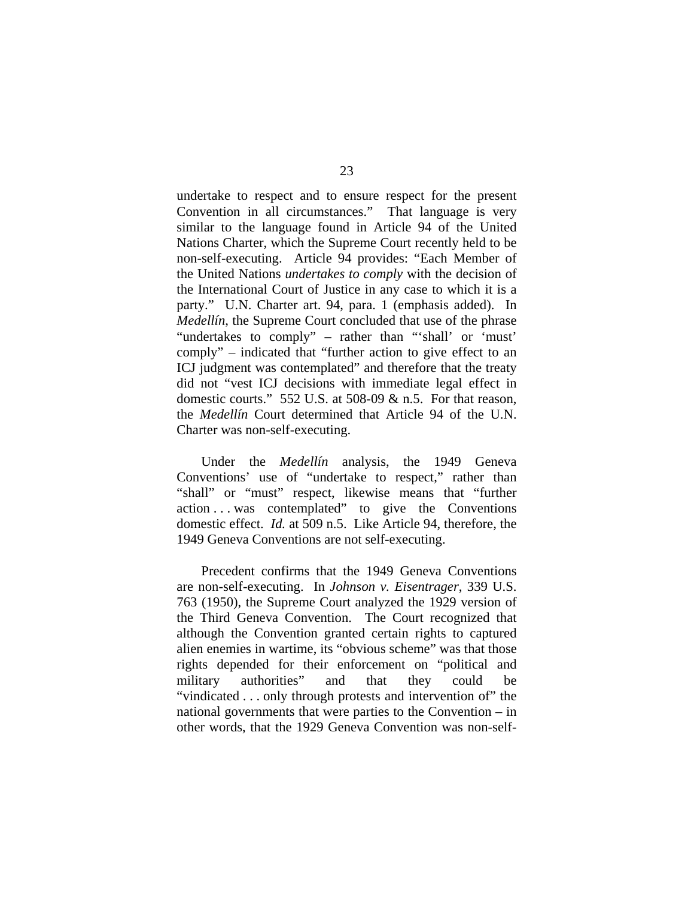undertake to respect and to ensure respect for the present Convention in all circumstances." That language is very similar to the language found in Article 94 of the United Nations Charter, which the Supreme Court recently held to be non-self-executing. Article 94 provides: "Each Member of the United Nations *undertakes to comply* with the decision of the International Court of Justice in any case to which it is a party." U.N. Charter art. 94, para. 1 (emphasis added). In *Medellín*, the Supreme Court concluded that use of the phrase "undertakes to comply" – rather than "'shall' or 'must' comply" – indicated that "further action to give effect to an ICJ judgment was contemplated" and therefore that the treaty did not "vest ICJ decisions with immediate legal effect in domestic courts." 552 U.S. at 508-09 & n.5. For that reason, the *Medellín* Court determined that Article 94 of the U.N. Charter was non-self-executing.

Under the *Medellín* analysis, the 1949 Geneva Conventions' use of "undertake to respect," rather than "shall" or "must" respect, likewise means that "further action . . . was contemplated" to give the Conventions domestic effect. *Id.* at 509 n.5. Like Article 94, therefore, the 1949 Geneva Conventions are not self-executing.

Precedent confirms that the 1949 Geneva Conventions are non-self-executing. In *Johnson v. Eisentrager*, 339 U.S. 763 (1950), the Supreme Court analyzed the 1929 version of the Third Geneva Convention. The Court recognized that although the Convention granted certain rights to captured alien enemies in wartime, its "obvious scheme" was that those rights depended for their enforcement on "political and military authorities" and that they could be "vindicated . . . only through protests and intervention of" the national governments that were parties to the Convention – in other words, that the 1929 Geneva Convention was non-self-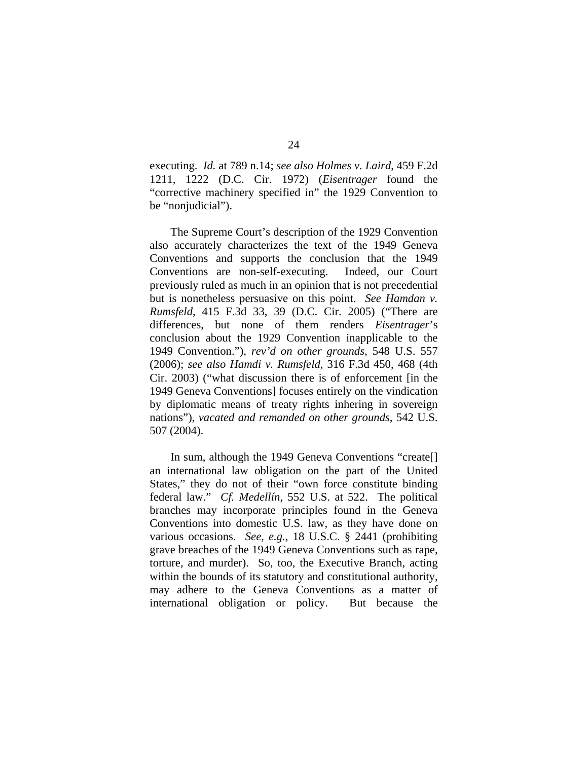executing. *Id.* at 789 n.14; *see also Holmes v. Laird*, 459 F.2d 1211, 1222 (D.C. Cir. 1972) (*Eisentrager* found the "corrective machinery specified in" the 1929 Convention to be "nonjudicial").

The Supreme Court's description of the 1929 Convention also accurately characterizes the text of the 1949 Geneva Conventions and supports the conclusion that the 1949 Conventions are non-self-executing. Indeed, our Court previously ruled as much in an opinion that is not precedential but is nonetheless persuasive on this point. *See Hamdan v. Rumsfeld*, 415 F.3d 33, 39 (D.C. Cir. 2005) ("There are differences, but none of them renders *Eisentrager*'s conclusion about the 1929 Convention inapplicable to the 1949 Convention."), *rev'd on other grounds*, 548 U.S. 557 (2006); *see also Hamdi v. Rumsfeld*, 316 F.3d 450, 468 (4th Cir. 2003) ("what discussion there is of enforcement [in the 1949 Geneva Conventions] focuses entirely on the vindication by diplomatic means of treaty rights inhering in sovereign nations"), *vacated and remanded on other grounds*, 542 U.S. 507 (2004).

In sum, although the 1949 Geneva Conventions "create[] an international law obligation on the part of the United States," they do not of their "own force constitute binding federal law." *Cf. Medellín*, 552 U.S. at 522. The political branches may incorporate principles found in the Geneva Conventions into domestic U.S. law, as they have done on various occasions. *See, e.g.*, 18 U.S.C. § 2441 (prohibiting grave breaches of the 1949 Geneva Conventions such as rape, torture, and murder). So, too, the Executive Branch, acting within the bounds of its statutory and constitutional authority, may adhere to the Geneva Conventions as a matter of international obligation or policy. But because the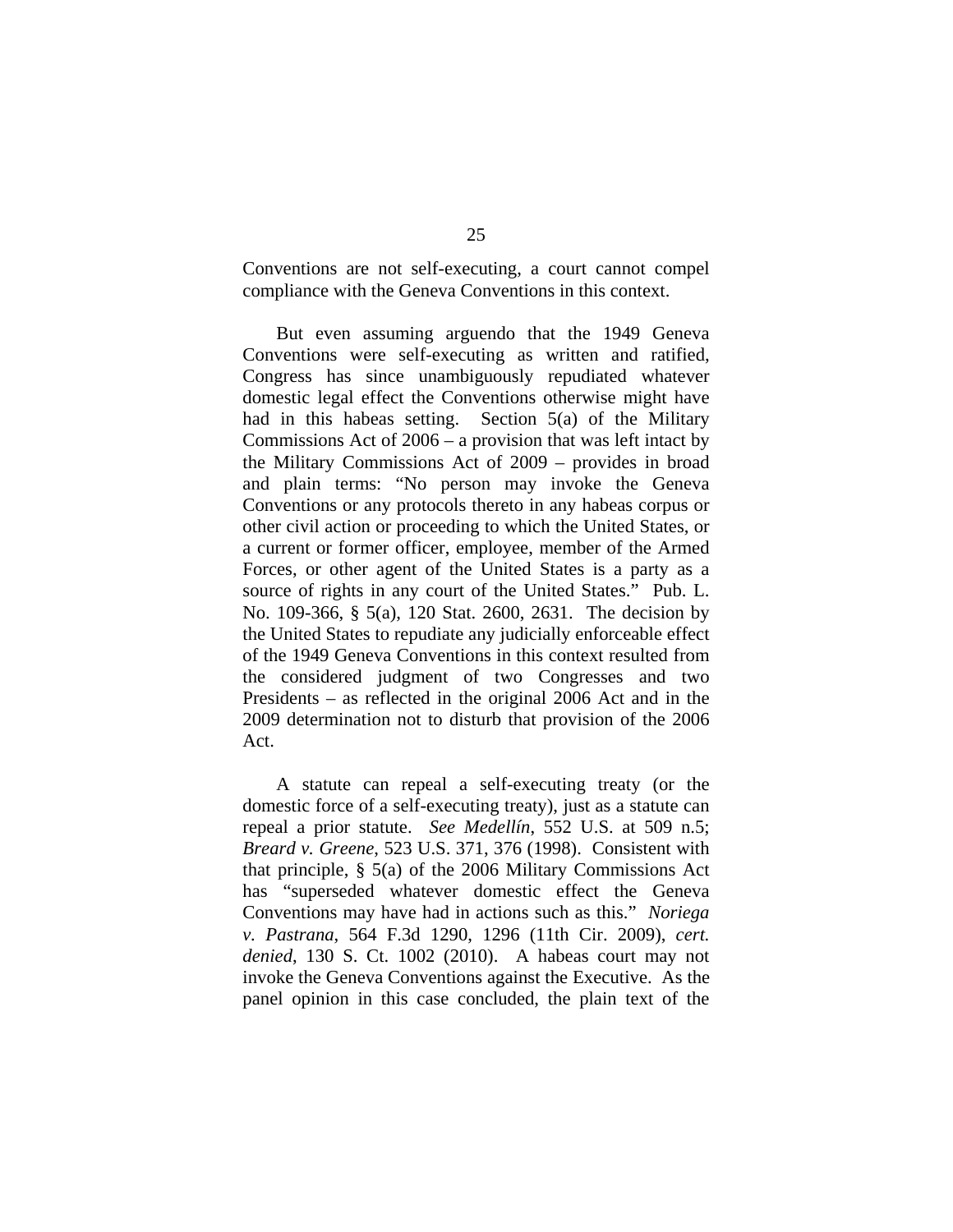Conventions are not self-executing, a court cannot compel compliance with the Geneva Conventions in this context.

But even assuming arguendo that the 1949 Geneva Conventions were self-executing as written and ratified, Congress has since unambiguously repudiated whatever domestic legal effect the Conventions otherwise might have had in this habeas setting. Section 5(a) of the Military Commissions Act of 2006 – a provision that was left intact by the Military Commissions Act of 2009 – provides in broad and plain terms: "No person may invoke the Geneva Conventions or any protocols thereto in any habeas corpus or other civil action or proceeding to which the United States, or a current or former officer, employee, member of the Armed Forces, or other agent of the United States is a party as a source of rights in any court of the United States." Pub. L. No. 109-366, § 5(a), 120 Stat. 2600, 2631. The decision by the United States to repudiate any judicially enforceable effect of the 1949 Geneva Conventions in this context resulted from the considered judgment of two Congresses and two Presidents – as reflected in the original 2006 Act and in the 2009 determination not to disturb that provision of the 2006 Act.

A statute can repeal a self-executing treaty (or the domestic force of a self-executing treaty), just as a statute can repeal a prior statute. *See Medellín*, 552 U.S. at 509 n.5; *Breard v. Greene*, 523 U.S. 371, 376 (1998). Consistent with that principle, § 5(a) of the 2006 Military Commissions Act has "superseded whatever domestic effect the Geneva Conventions may have had in actions such as this." *Noriega v. Pastrana*, 564 F.3d 1290, 1296 (11th Cir. 2009), *cert. denied*, 130 S. Ct. 1002 (2010). A habeas court may not invoke the Geneva Conventions against the Executive. As the panel opinion in this case concluded, the plain text of the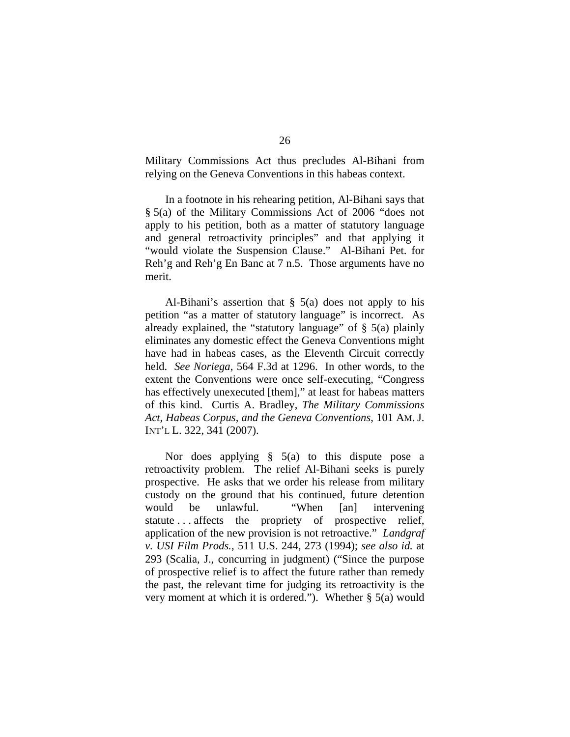Military Commissions Act thus precludes Al-Bihani from relying on the Geneva Conventions in this habeas context.

In a footnote in his rehearing petition, Al-Bihani says that § 5(a) of the Military Commissions Act of 2006 "does not apply to his petition, both as a matter of statutory language and general retroactivity principles" and that applying it "would violate the Suspension Clause." Al-Bihani Pet. for Reh'g and Reh'g En Banc at 7 n.5. Those arguments have no merit.

Al-Bihani's assertion that § 5(a) does not apply to his petition "as a matter of statutory language" is incorrect. As already explained, the "statutory language" of § 5(a) plainly eliminates any domestic effect the Geneva Conventions might have had in habeas cases, as the Eleventh Circuit correctly held. *See Noriega*, 564 F.3d at 1296. In other words, to the extent the Conventions were once self-executing, "Congress has effectively unexecuted [them]," at least for habeas matters of this kind. Curtis A. Bradley, *The Military Commissions Act, Habeas Corpus, and the Geneva Conventions*, 101 AM. J. INT'L L. 322, 341 (2007).

Nor does applying § 5(a) to this dispute pose a retroactivity problem. The relief Al-Bihani seeks is purely prospective. He asks that we order his release from military custody on the ground that his continued, future detention would be unlawful. "When [an] intervening statute . . . affects the propriety of prospective relief, application of the new provision is not retroactive." *Landgraf v. USI Film Prods.*, 511 U.S. 244, 273 (1994); *see also id.* at 293 (Scalia, J., concurring in judgment) ("Since the purpose of prospective relief is to affect the future rather than remedy the past, the relevant time for judging its retroactivity is the very moment at which it is ordered."). Whether § 5(a) would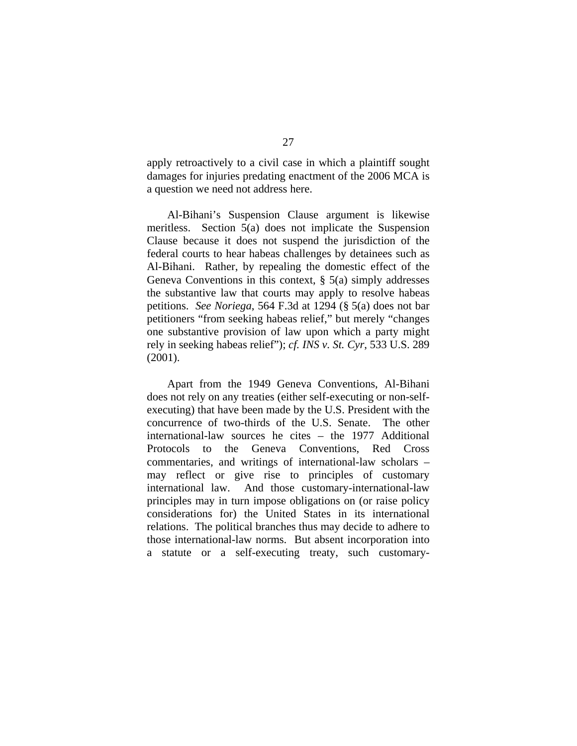apply retroactively to a civil case in which a plaintiff sought damages for injuries predating enactment of the 2006 MCA is a question we need not address here.

Al-Bihani's Suspension Clause argument is likewise meritless. Section 5(a) does not implicate the Suspension Clause because it does not suspend the jurisdiction of the federal courts to hear habeas challenges by detainees such as Al-Bihani. Rather, by repealing the domestic effect of the Geneva Conventions in this context, § 5(a) simply addresses the substantive law that courts may apply to resolve habeas petitions. *See Noriega*, 564 F.3d at 1294 (§ 5(a) does not bar petitioners "from seeking habeas relief," but merely "changes one substantive provision of law upon which a party might rely in seeking habeas relief"); *cf. INS v. St. Cyr*, 533 U.S. 289 (2001).

Apart from the 1949 Geneva Conventions, Al-Bihani does not rely on any treaties (either self-executing or non-self-executing) that have been made by the U.S. President with the concurrence of two-thirds of the U.S. Senate. The other international-law sources he cites – the 1977 Additional Protocols to the Geneva Conventions, Red Cross commentaries, and writings of international-law scholars – may reflect or give rise to principles of customary international law. And those customary-international-law principles may in turn impose obligations on (or raise policy considerations for) the United States in its international relations. The political branches thus may decide to adhere to those international-law norms. But absent incorporation into a statute or a self-executing treaty, such customary-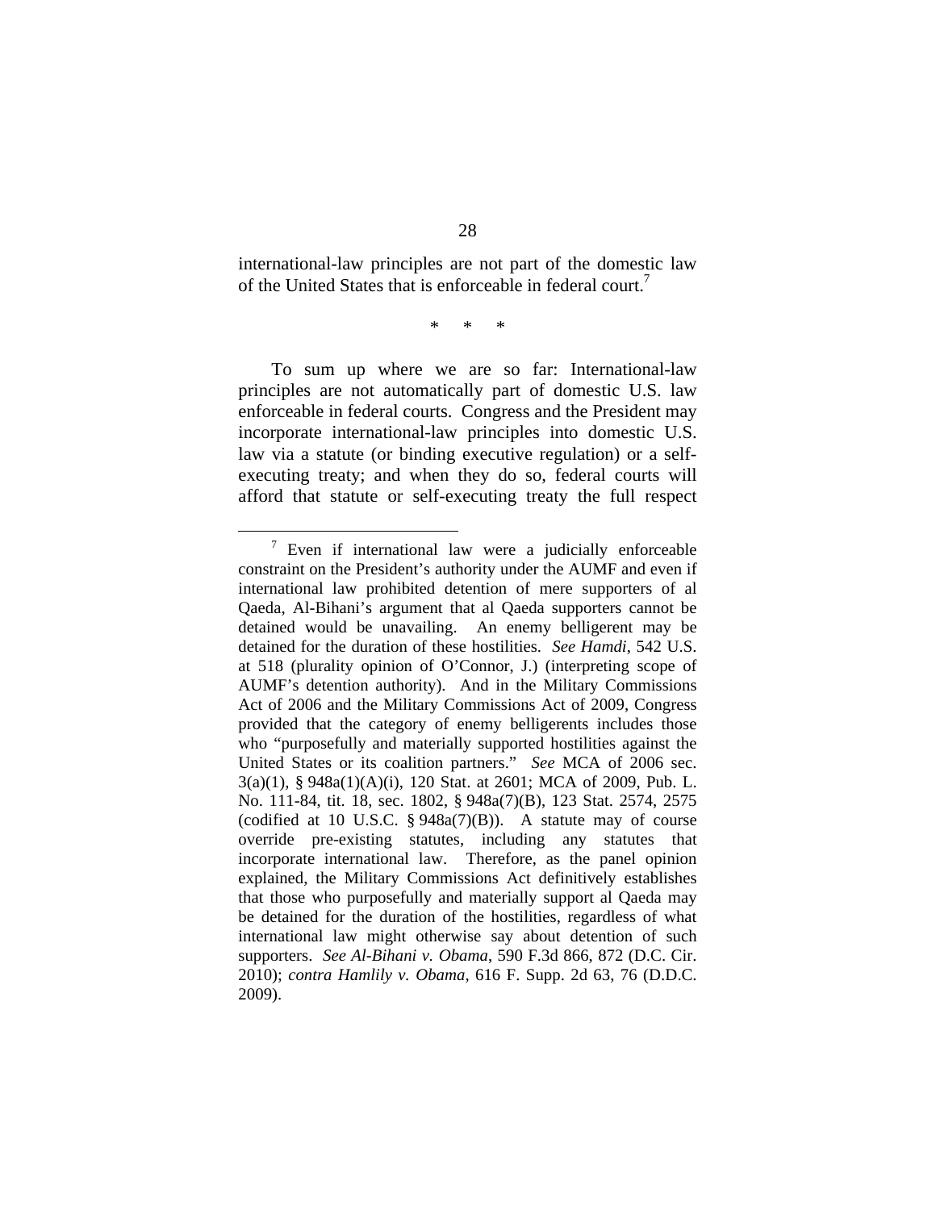international-law principles are not part of the domestic law of the United States that is enforceable in federal court.[7]

\* \* \*

To sum up where we are so far: International-law principles are not automatically part of domestic U.S. law enforceable in federal courts. Congress and the President may incorporate international-law principles into domestic U.S. law via a statute (or binding executive regulation) or a self-executing treaty; and when they do so, federal courts will afford that statute or self-executing treaty the full respect

---

[7] Even if international law were a judicially enforceable constraint on the President's authority under the AUMF and even if international law prohibited detention of mere supporters of al Qaeda, Al-Bihani's argument that al Qaeda supporters cannot be detained would be unavailing. An enemy belligerent may be detained for the duration of these hostilities. *See Hamdi*, 542 U.S. at 518 (plurality opinion of O'Connor, J.) (interpreting scope of AUMF's detention authority). And in the Military Commissions Act of 2006 and the Military Commissions Act of 2009, Congress provided that the category of enemy belligerents includes those who "purposefully and materially supported hostilities against the United States or its coalition partners." *See* MCA of 2006 sec. 3(a)(1), § 948a(1)(A)(i), 120 Stat. at 2601; MCA of 2009, Pub. L. No. 111-84, tit. 18, sec. 1802, § 948a(7)(B), 123 Stat. 2574, 2575 (codified at 10 U.S.C. § 948a(7)(B)). A statute may of course override pre-existing statutes, including any statutes that incorporate international law. Therefore, as the panel opinion explained, the Military Commissions Act definitively establishes that those who purposefully and materially support al Qaeda may be detained for the duration of the hostilities, regardless of what international law might otherwise say about detention of such supporters. *See Al-Bihani v. Obama*, 590 F.3d 866, 872 (D.C. Cir. 2010); *contra Hamlily v. Obama*, 616 F. Supp. 2d 63, 76 (D.D.C. 2009).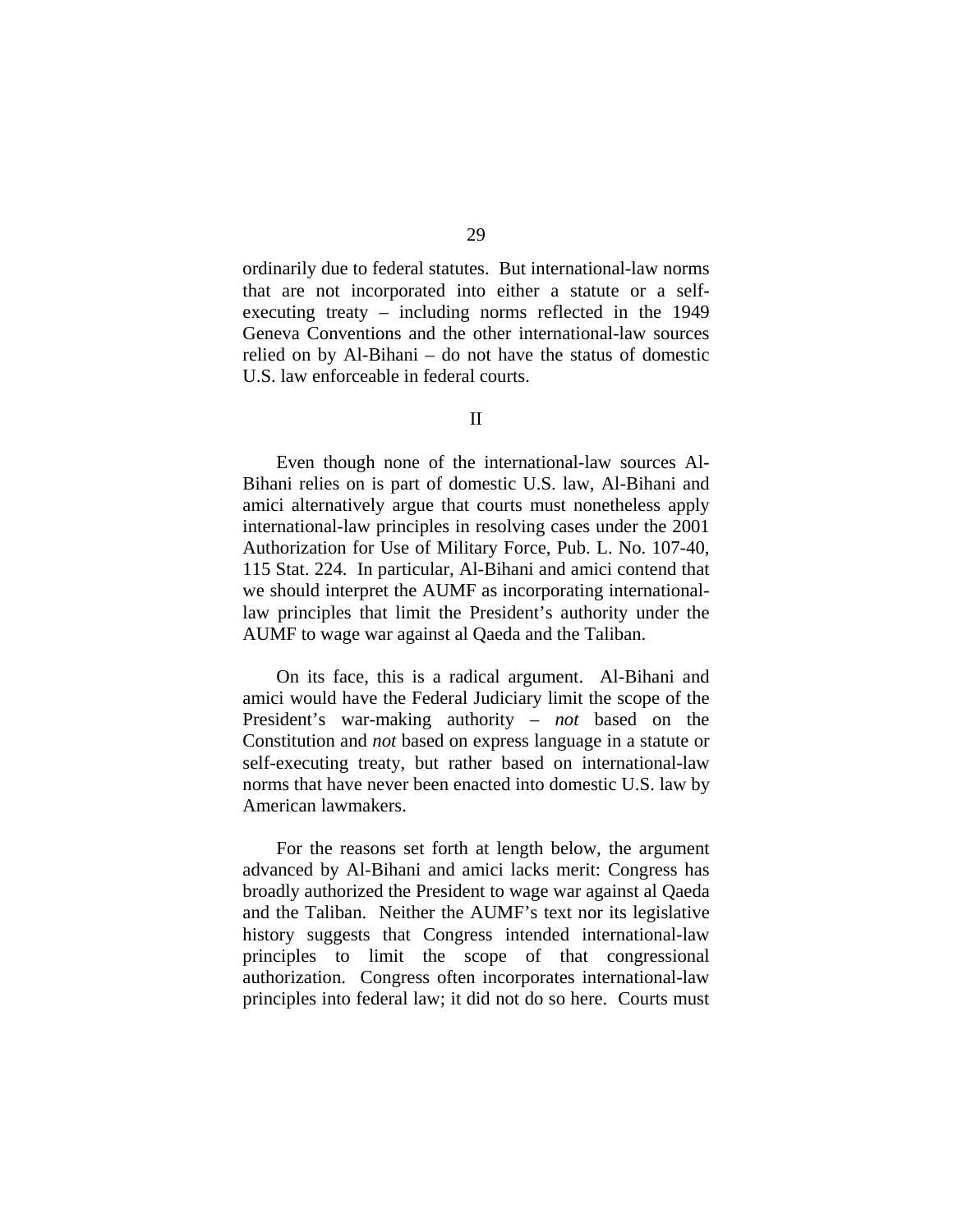ordinarily due to federal statutes. But international-law norms that are not incorporated into either a statute or a self-executing treaty – including norms reflected in the 1949 Geneva Conventions and the other international-law sources relied on by Al-Bihani – do not have the status of domestic U.S. law enforceable in federal courts.

## II

Even though none of the international-law sources Al-Bihani relies on is part of domestic U.S. law, Al-Bihani and amici alternatively argue that courts must nonetheless apply international-law principles in resolving cases under the 2001 Authorization for Use of Military Force, Pub. L. No. 107-40, 115 Stat. 224. In particular, Al-Bihani and amici contend that we should interpret the AUMF as incorporating international-law principles that limit the President's authority under the AUMF to wage war against al Qaeda and the Taliban.

On its face, this is a radical argument. Al-Bihani and amici would have the Federal Judiciary limit the scope of the President's war-making authority – *not* based on the Constitution and *not* based on express language in a statute or self-executing treaty, but rather based on international-law norms that have never been enacted into domestic U.S. law by American lawmakers.

For the reasons set forth at length below, the argument advanced by Al-Bihani and amici lacks merit: Congress has broadly authorized the President to wage war against al Qaeda and the Taliban. Neither the AUMF's text nor its legislative history suggests that Congress intended international-law principles to limit the scope of that congressional authorization. Congress often incorporates international-law principles into federal law; it did not do so here. Courts must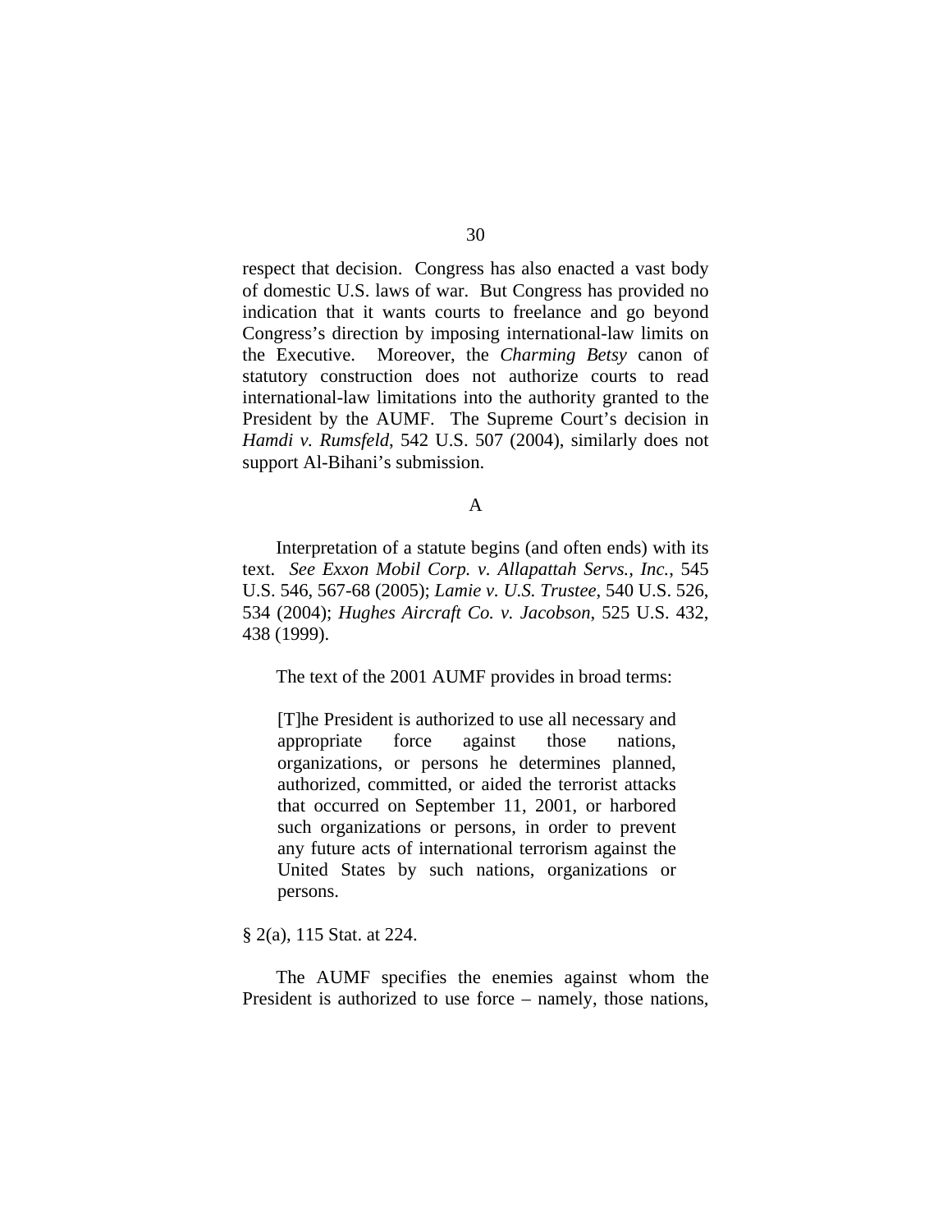respect that decision. Congress has also enacted a vast body of domestic U.S. laws of war. But Congress has provided no indication that it wants courts to freelance and go beyond Congress's direction by imposing international-law limits on the Executive. Moreover, the *Charming Betsy* canon of statutory construction does not authorize courts to read international-law limitations into the authority granted to the President by the AUMF. The Supreme Court's decision in *Hamdi v. Rumsfeld*, 542 U.S. 507 (2004), similarly does not support Al-Bihani's submission.

A

Interpretation of a statute begins (and often ends) with its text. *See Exxon Mobil Corp. v. Allapattah Servs., Inc.*, 545 U.S. 546, 567-68 (2005); *Lamie v. U.S. Trustee*, 540 U.S. 526, 534 (2004); *Hughes Aircraft Co. v. Jacobson*, 525 U.S. 432, 438 (1999).

The text of the 2001 AUMF provides in broad terms:

> [T]he President is authorized to use all necessary and appropriate force against those nations, organizations, or persons he determines planned, authorized, committed, or aided the terrorist attacks that occurred on September 11, 2001, or harbored such organizations or persons, in order to prevent any future acts of international terrorism against the United States by such nations, organizations or persons.

§ 2(a), 115 Stat. at 224.

The AUMF specifies the enemies against whom the President is authorized to use force – namely, those nations,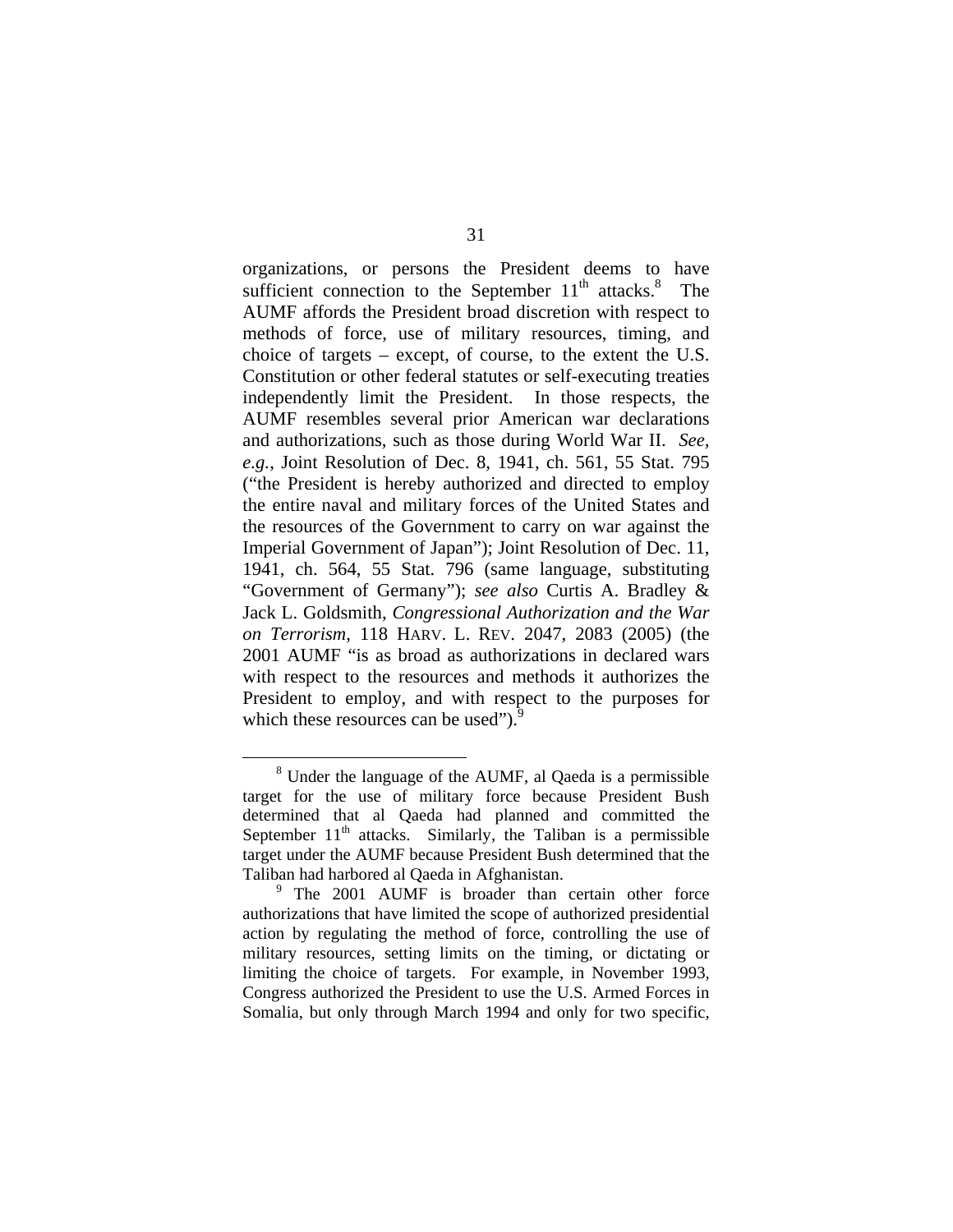organizations, or persons the President deems to have sufficient connection to the September 11th attacks.[8] The AUMF affords the President broad discretion with respect to methods of force, use of military resources, timing, and choice of targets – except, of course, to the extent the U.S. Constitution or other federal statutes or self-executing treaties independently limit the President. In those respects, the AUMF resembles several prior American war declarations and authorizations, such as those during World War II. *See, e.g.*, Joint Resolution of Dec. 8, 1941, ch. 561, 55 Stat. 795 ("the President is hereby authorized and directed to employ the entire naval and military forces of the United States and the resources of the Government to carry on war against the Imperial Government of Japan"); Joint Resolution of Dec. 11, 1941, ch. 564, 55 Stat. 796 (same language, substituting "Government of Germany"); *see also* Curtis A. Bradley & Jack L. Goldsmith, *Congressional Authorization and the War on Terrorism*, 118 HARV. L. REV. 2047, 2083 (2005) (the 2001 AUMF "is as broad as authorizations in declared wars with respect to the resources and methods it authorizes the President to employ, and with respect to the purposes for which these resources can be used").[9]

[8] Under the language of the AUMF, al Qaeda is a permissible target for the use of military force because President Bush determined that al Qaeda had planned and committed the September 11th attacks. Similarly, the Taliban is a permissible target under the AUMF because President Bush determined that the Taliban had harbored al Qaeda in Afghanistan.

[9] The 2001 AUMF is broader than certain other force authorizations that have limited the scope of authorized presidential action by regulating the method of force, controlling the use of military resources, setting limits on the timing, or dictating or limiting the choice of targets. For example, in November 1993, Congress authorized the President to use the U.S. Armed Forces in Somalia, but only through March 1994 and only for two specific,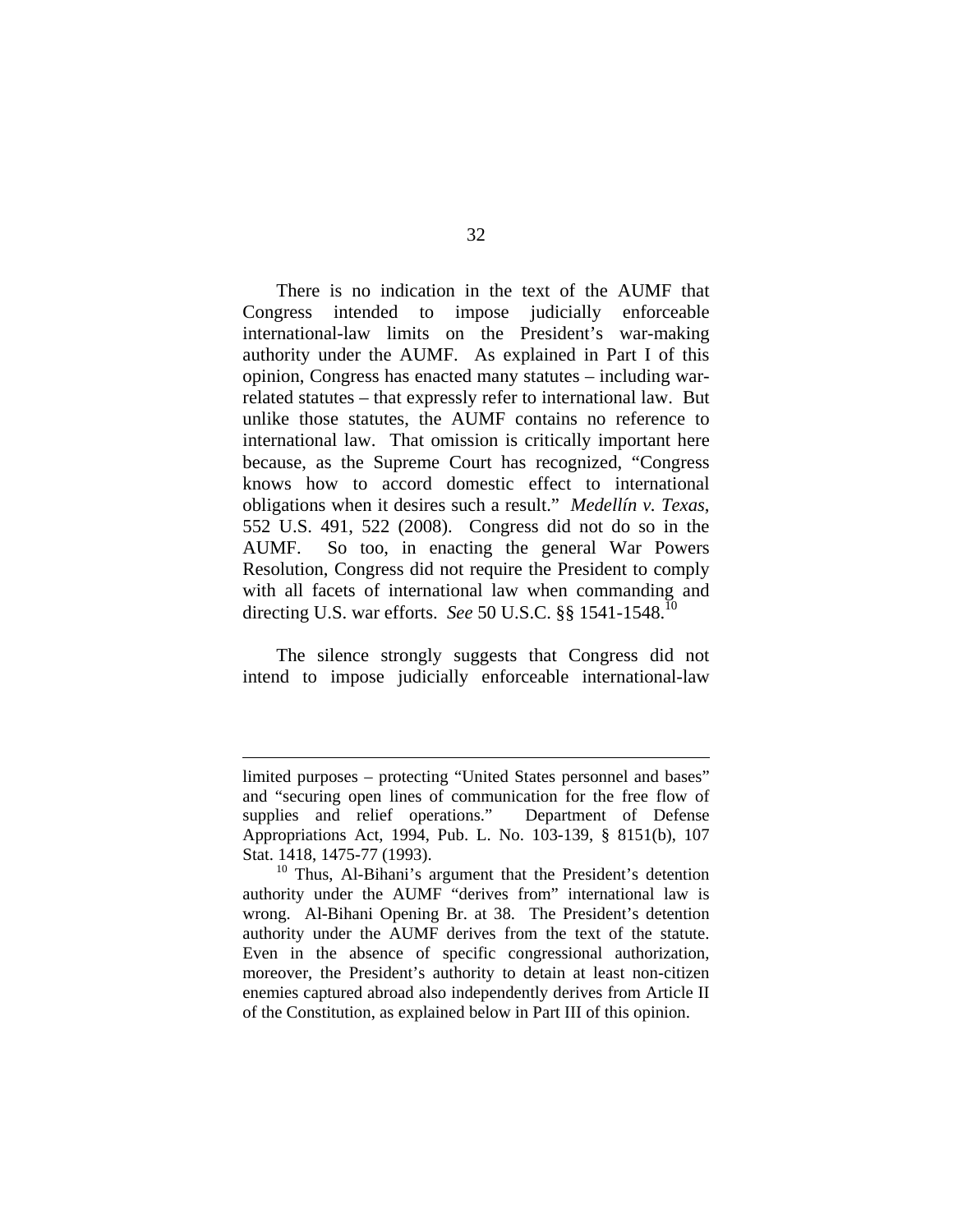There is no indication in the text of the AUMF that Congress intended to impose judicially enforceable international-law limits on the President's war-making authority under the AUMF. As explained in Part I of this opinion, Congress has enacted many statutes – including war-related statutes – that expressly refer to international law. But unlike those statutes, the AUMF contains no reference to international law. That omission is critically important here because, as the Supreme Court has recognized, "Congress knows how to accord domestic effect to international obligations when it desires such a result." *Medellín v. Texas*, 552 U.S. 491, 522 (2008). Congress did not do so in the AUMF. So too, in enacting the general War Powers Resolution, Congress did not require the President to comply with all facets of international law when commanding and directing U.S. war efforts. *See* 50 U.S.C. §§ 1541-1548.[10]

The silence strongly suggests that Congress did not intend to impose judicially enforceable international-law

---

limited purposes – protecting "United States personnel and bases" and "securing open lines of communication for the free flow of supplies and relief operations." Department of Defense Appropriations Act, 1994, Pub. L. No. 103-139, § 8151(b), 107 Stat. 1418, 1475-77 (1993).

[10] Thus, Al-Bihani's argument that the President's detention authority under the AUMF "derives from" international law is wrong. Al-Bihani Opening Br. at 38. The President's detention authority under the AUMF derives from the text of the statute. Even in the absence of specific congressional authorization, moreover, the President's authority to detain at least non-citizen enemies captured abroad also independently derives from Article II of the Constitution, as explained below in Part III of this opinion.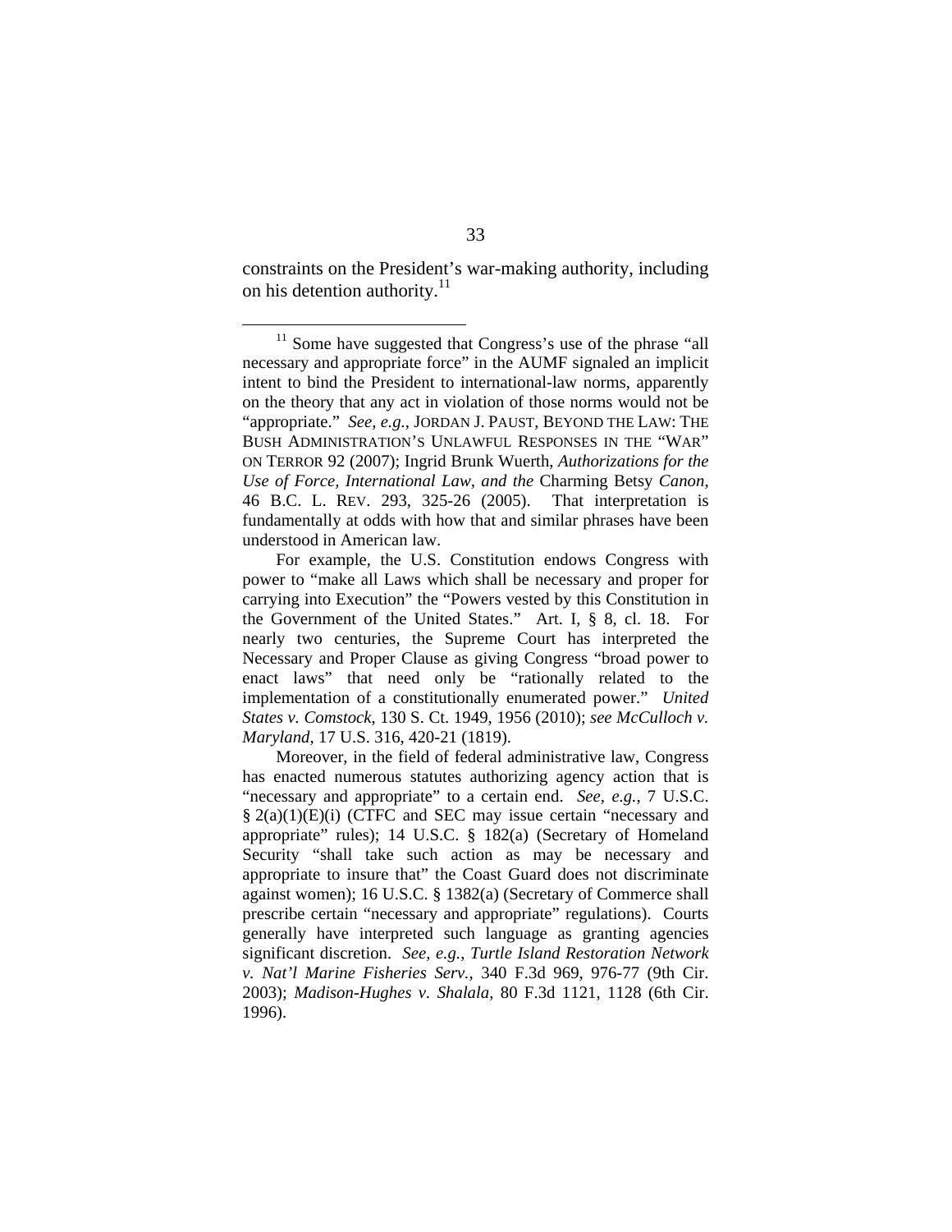constraints on the President's war-making authority, including on his detention authority.[11]

---

[11] Some have suggested that Congress's use of the phrase "all necessary and appropriate force" in the AUMF signaled an implicit intent to bind the President to international-law norms, apparently on the theory that any act in violation of those norms would not be "appropriate." *See, e.g.*, JORDAN J. PAUST, BEYOND THE LAW: THE BUSH ADMINISTRATION'S UNLAWFUL RESPONSES IN THE "WAR" ON TERROR 92 (2007); Ingrid Brunk Wuerth, *Authorizations for the Use of Force, International Law, and the* Charming Betsy *Canon*, 46 B.C. L. REV. 293, 325-26 (2005). That interpretation is fundamentally at odds with how that and similar phrases have been understood in American law.

For example, the U.S. Constitution endows Congress with power to "make all Laws which shall be necessary and proper for carrying into Execution" the "Powers vested by this Constitution in the Government of the United States." Art. I, § 8, cl. 18. For nearly two centuries, the Supreme Court has interpreted the Necessary and Proper Clause as giving Congress "broad power to enact laws" that need only be "rationally related to the implementation of a constitutionally enumerated power." *United States v. Comstock*, 130 S. Ct. 1949, 1956 (2010); *see McCulloch v. Maryland*, 17 U.S. 316, 420-21 (1819).

Moreover, in the field of federal administrative law, Congress has enacted numerous statutes authorizing agency action that is "necessary and appropriate" to a certain end. *See, e.g.*, 7 U.S.C. § 2(a)(1)(E)(i) (CTFC and SEC may issue certain "necessary and appropriate" rules); 14 U.S.C. § 182(a) (Secretary of Homeland Security "shall take such action as may be necessary and appropriate to insure that" the Coast Guard does not discriminate against women); 16 U.S.C. § 1382(a) (Secretary of Commerce shall prescribe certain "necessary and appropriate" regulations). Courts generally have interpreted such language as granting agencies significant discretion. *See, e.g.*, *Turtle Island Restoration Network v. Nat'l Marine Fisheries Serv.*, 340 F.3d 969, 976-77 (9th Cir. 2003); *Madison-Hughes v. Shalala*, 80 F.3d 1121, 1128 (6th Cir. 1996).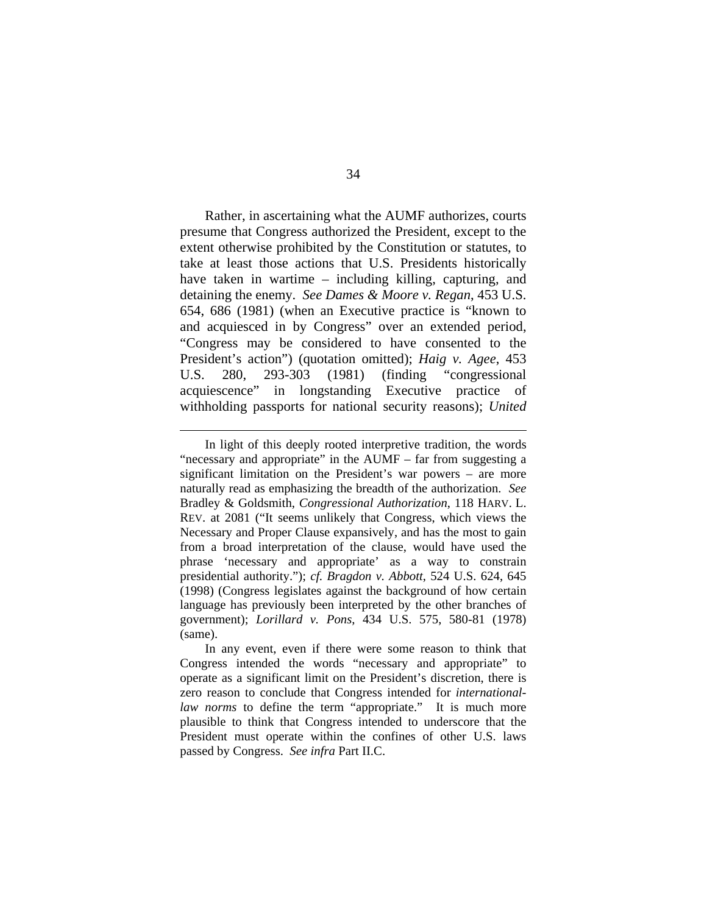Rather, in ascertaining what the AUMF authorizes, courts presume that Congress authorized the President, except to the extent otherwise prohibited by the Constitution or statutes, to take at least those actions that U.S. Presidents historically have taken in wartime – including killing, capturing, and detaining the enemy. *See Dames & Moore v. Regan*, 453 U.S. 654, 686 (1981) (when an Executive practice is "known to and acquiesced in by Congress" over an extended period, "Congress may be considered to have consented to the President's action") (quotation omitted); *Haig v. Agee*, 453 U.S. 280, 293-303 (1981) (finding "congressional acquiescence" in longstanding Executive practice of withholding passports for national security reasons); *United*

---

In light of this deeply rooted interpretive tradition, the words "necessary and appropriate" in the AUMF – far from suggesting a significant limitation on the President's war powers – are more naturally read as emphasizing the breadth of the authorization. *See* Bradley & Goldsmith, *Congressional Authorization*, 118 HARV. L. REV. at 2081 ("It seems unlikely that Congress, which views the Necessary and Proper Clause expansively, and has the most to gain from a broad interpretation of the clause, would have used the phrase 'necessary and appropriate' as a way to constrain presidential authority."); *cf. Bragdon v. Abbott*, 524 U.S. 624, 645 (1998) (Congress legislates against the background of how certain language has previously been interpreted by the other branches of government); *Lorillard v. Pons*, 434 U.S. 575, 580-81 (1978) (same).

In any event, even if there were some reason to think that Congress intended the words "necessary and appropriate" to operate as a significant limit on the President's discretion, there is zero reason to conclude that Congress intended for *international-law norms* to define the term "appropriate." It is much more plausible to think that Congress intended to underscore that the President must operate within the confines of other U.S. laws passed by Congress. *See infra* Part II.C.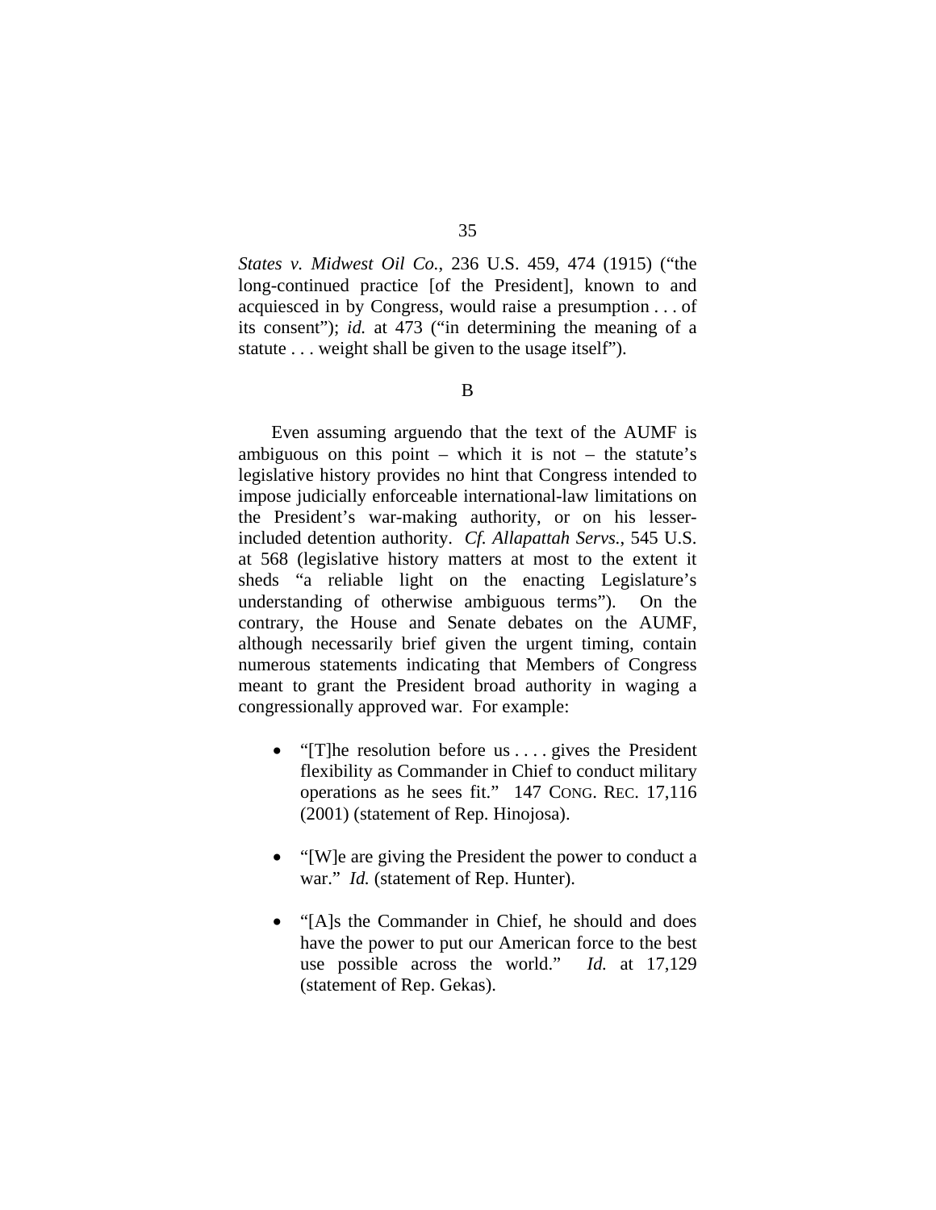*States v. Midwest Oil Co.*, 236 U.S. 459, 474 (1915) ("the long-continued practice [of the President], known to and acquiesced in by Congress, would raise a presumption . . . of its consent"); *id.* at 473 ("in determining the meaning of a statute . . . weight shall be given to the usage itself").

B

Even assuming arguendo that the text of the AUMF is ambiguous on this point – which it is not – the statute's legislative history provides no hint that Congress intended to impose judicially enforceable international-law limitations on the President's war-making authority, or on his lesser-included detention authority. *Cf. Allapattah Servs.*, 545 U.S. at 568 (legislative history matters at most to the extent it sheds "a reliable light on the enacting Legislature's understanding of otherwise ambiguous terms"). On the contrary, the House and Senate debates on the AUMF, although necessarily brief given the urgent timing, contain numerous statements indicating that Members of Congress meant to grant the President broad authority in waging a congressionally approved war. For example:

- "[T]he resolution before us . . . . gives the President flexibility as Commander in Chief to conduct military operations as he sees fit." 147 CONG. REC. 17,116 (2001) (statement of Rep. Hinojosa).

- "[W]e are giving the President the power to conduct a war." *Id.* (statement of Rep. Hunter).

- "[A]s the Commander in Chief, he should and does have the power to put our American force to the best use possible across the world." *Id.* at 17,129 (statement of Rep. Gekas).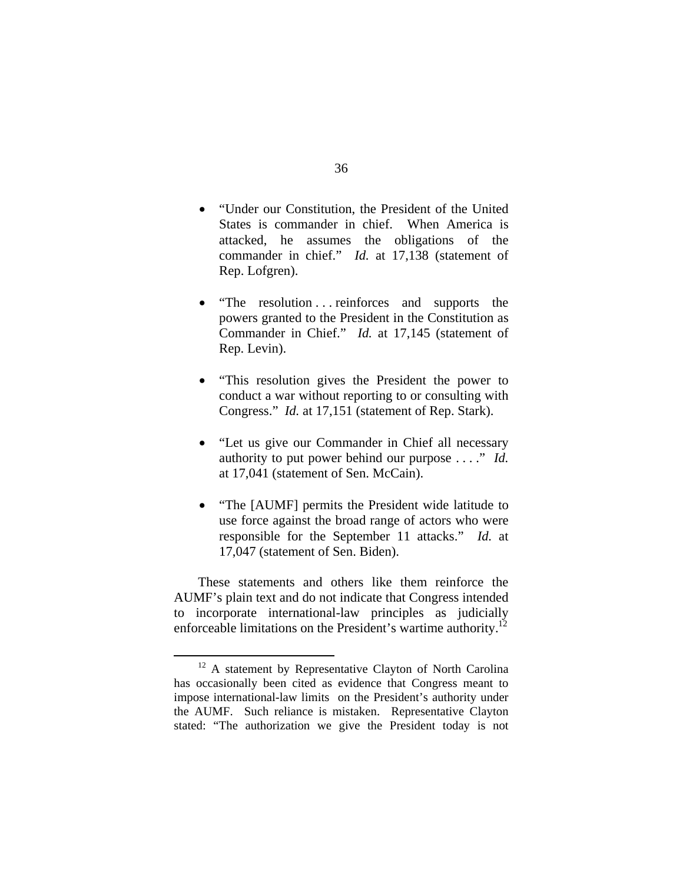- "Under our Constitution, the President of the United States is commander in chief. When America is attacked, he assumes the obligations of the commander in chief." *Id.* at 17,138 (statement of Rep. Lofgren).

- "The resolution . . . reinforces and supports the powers granted to the President in the Constitution as Commander in Chief." *Id.* at 17,145 (statement of Rep. Levin).

- "This resolution gives the President the power to conduct a war without reporting to or consulting with Congress." *Id.* at 17,151 (statement of Rep. Stark).

- "Let us give our Commander in Chief all necessary authority to put power behind our purpose . . . ." *Id.* at 17,041 (statement of Sen. McCain).

- "The [AUMF] permits the President wide latitude to use force against the broad range of actors who were responsible for the September 11 attacks." *Id.* at 17,047 (statement of Sen. Biden).

These statements and others like them reinforce the AUMF's plain text and do not indicate that Congress intended to incorporate international-law principles as judicially enforceable limitations on the President's wartime authority.[12]

---

[12] A statement by Representative Clayton of North Carolina has occasionally been cited as evidence that Congress meant to impose international-law limits on the President's authority under the AUMF. Such reliance is mistaken. Representative Clayton stated: "The authorization we give the President today is not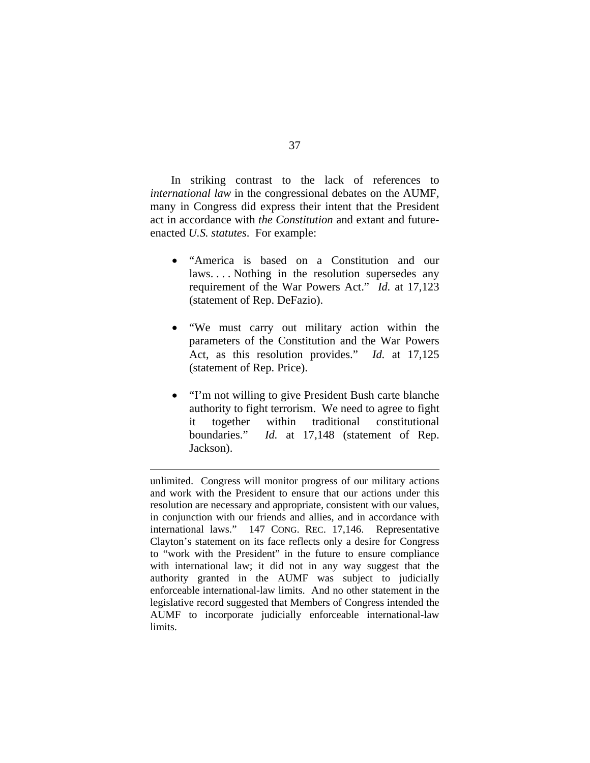In striking contrast to the lack of references to *international law* in the congressional debates on the AUMF, many in Congress did express their intent that the President act in accordance with *the Constitution* and extant and future-enacted *U.S. statutes*. For example:

- "America is based on a Constitution and our laws. . . . Nothing in the resolution supersedes any requirement of the War Powers Act." *Id.* at 17,123 (statement of Rep. DeFazio).

- "We must carry out military action within the parameters of the Constitution and the War Powers Act, as this resolution provides." *Id.* at 17,125 (statement of Rep. Price).

- "I'm not willing to give President Bush carte blanche authority to fight terrorism. We need to agree to fight it together within traditional constitutional boundaries." *Id.* at 17,148 (statement of Rep. Jackson).

---

unlimited. Congress will monitor progress of our military actions and work with the President to ensure that our actions under this resolution are necessary and appropriate, consistent with our values, in conjunction with our friends and allies, and in accordance with international laws." 147 CONG. REC. 17,146. Representative Clayton's statement on its face reflects only a desire for Congress to "work with the President" in the future to ensure compliance with international law; it did not in any way suggest that the authority granted in the AUMF was subject to judicially enforceable international-law limits. And no other statement in the legislative record suggested that Members of Congress intended the AUMF to incorporate judicially enforceable international-law limits.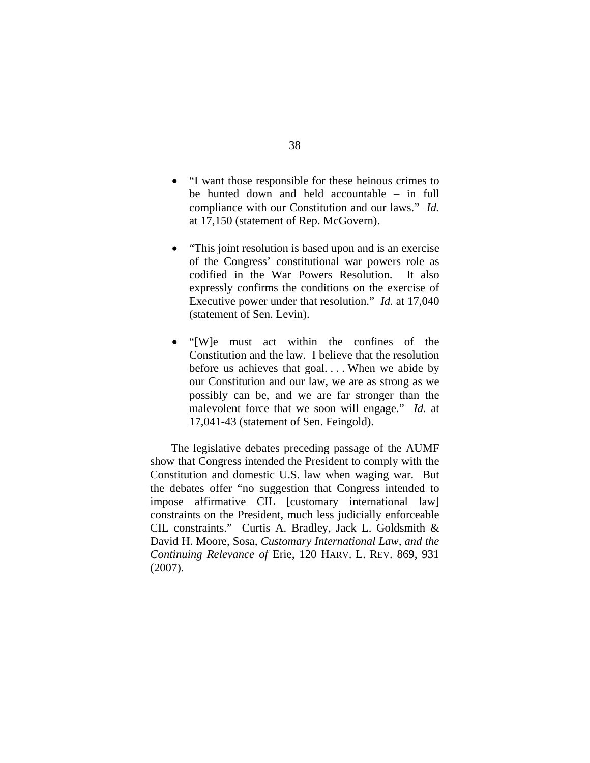- "I want those responsible for these heinous crimes to be hunted down and held accountable – in full compliance with our Constitution and our laws." *Id.* at 17,150 (statement of Rep. McGovern).

- "This joint resolution is based upon and is an exercise of the Congress' constitutional war powers role as codified in the War Powers Resolution. It also expressly confirms the conditions on the exercise of Executive power under that resolution." *Id.* at 17,040 (statement of Sen. Levin).

- "[W]e must act within the confines of the Constitution and the law. I believe that the resolution before us achieves that goal. . . . When we abide by our Constitution and our law, we are as strong as we possibly can be, and we are far stronger than the malevolent force that we soon will engage." *Id.* at 17,041-43 (statement of Sen. Feingold).

The legislative debates preceding passage of the AUMF show that Congress intended the President to comply with the Constitution and domestic U.S. law when waging war. But the debates offer "no suggestion that Congress intended to impose affirmative CIL [customary international law] constraints on the President, much less judicially enforceable CIL constraints." Curtis A. Bradley, Jack L. Goldsmith & David H. Moore, Sosa, *Customary International Law, and the Continuing Relevance of* Erie, 120 HARV. L. REV. 869, 931 (2007).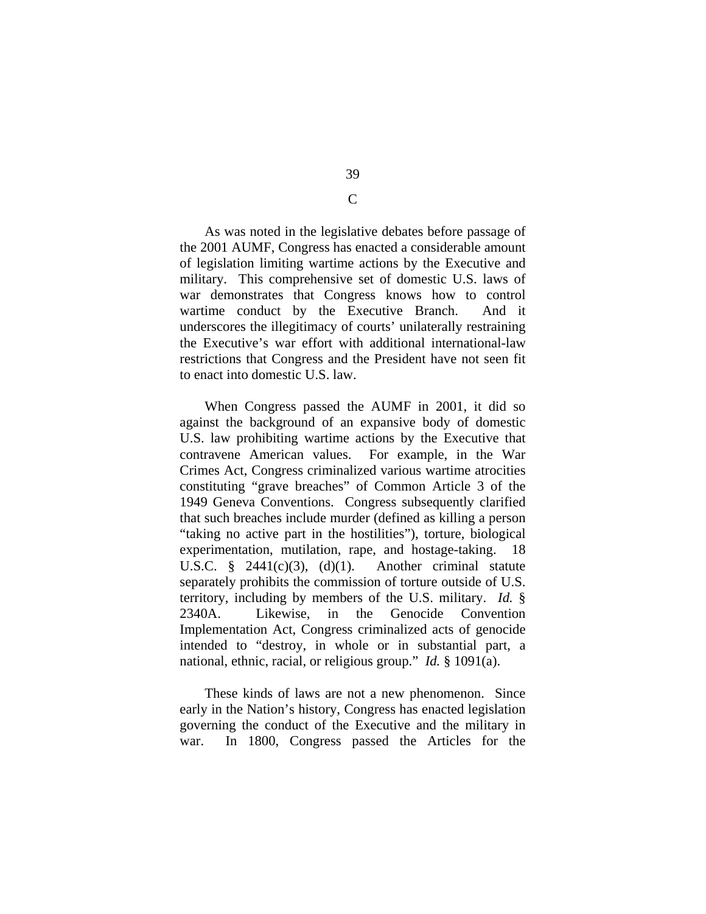C

As was noted in the legislative debates before passage of the 2001 AUMF, Congress has enacted a considerable amount of legislation limiting wartime actions by the Executive and military. This comprehensive set of domestic U.S. laws of war demonstrates that Congress knows how to control wartime conduct by the Executive Branch. And it underscores the illegitimacy of courts' unilaterally restraining the Executive's war effort with additional international-law restrictions that Congress and the President have not seen fit to enact into domestic U.S. law.

When Congress passed the AUMF in 2001, it did so against the background of an expansive body of domestic U.S. law prohibiting wartime actions by the Executive that contravene American values. For example, in the War Crimes Act, Congress criminalized various wartime atrocities constituting "grave breaches" of Common Article 3 of the 1949 Geneva Conventions. Congress subsequently clarified that such breaches include murder (defined as killing a person "taking no active part in the hostilities"), torture, biological experimentation, mutilation, rape, and hostage-taking. 18 U.S.C. § 2441(c)(3), (d)(1). Another criminal statute separately prohibits the commission of torture outside of U.S. territory, including by members of the U.S. military. *Id.* § 2340A. Likewise, in the Genocide Convention Implementation Act, Congress criminalized acts of genocide intended to "destroy, in whole or in substantial part, a national, ethnic, racial, or religious group." *Id.* § 1091(a).

These kinds of laws are not a new phenomenon. Since early in the Nation's history, Congress has enacted legislation governing the conduct of the Executive and the military in war. In 1800, Congress passed the Articles for the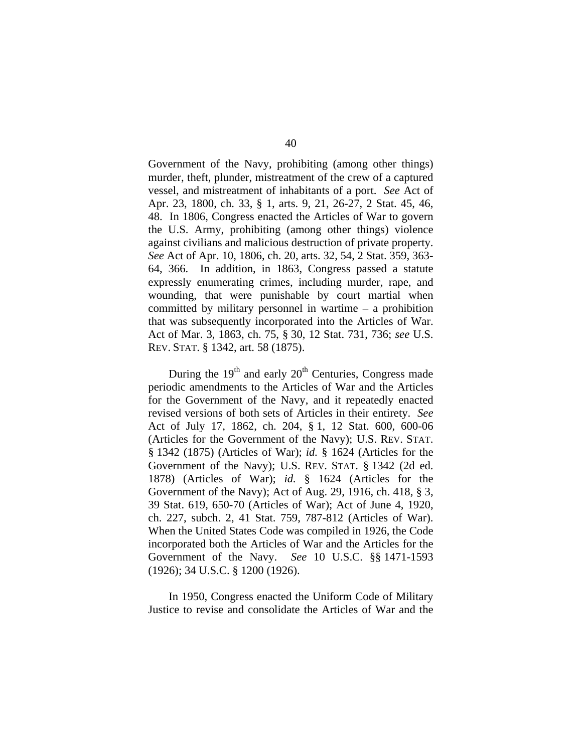Government of the Navy, prohibiting (among other things) murder, theft, plunder, mistreatment of the crew of a captured vessel, and mistreatment of inhabitants of a port. *See* Act of Apr. 23, 1800, ch. 33, § 1, arts. 9, 21, 26-27, 2 Stat. 45, 46, 48. In 1806, Congress enacted the Articles of War to govern the U.S. Army, prohibiting (among other things) violence against civilians and malicious destruction of private property. *See* Act of Apr. 10, 1806, ch. 20, arts. 32, 54, 2 Stat. 359, 363-64, 366. In addition, in 1863, Congress passed a statute expressly enumerating crimes, including murder, rape, and wounding, that were punishable by court martial when committed by military personnel in wartime – a prohibition that was subsequently incorporated into the Articles of War. Act of Mar. 3, 1863, ch. 75, § 30, 12 Stat. 731, 736; *see* U.S. REV. STAT. § 1342, art. 58 (1875).

During the 19th and early 20th Centuries, Congress made periodic amendments to the Articles of War and the Articles for the Government of the Navy, and it repeatedly enacted revised versions of both sets of Articles in their entirety. *See* Act of July 17, 1862, ch. 204, § 1, 12 Stat. 600, 600-06 (Articles for the Government of the Navy); U.S. REV. STAT. § 1342 (1875) (Articles of War); *id.* § 1624 (Articles for the Government of the Navy); U.S. REV. STAT. § 1342 (2d ed. 1878) (Articles of War); *id.* § 1624 (Articles for the Government of the Navy); Act of Aug. 29, 1916, ch. 418, § 3, 39 Stat. 619, 650-70 (Articles of War); Act of June 4, 1920, ch. 227, subch. 2, 41 Stat. 759, 787-812 (Articles of War). When the United States Code was compiled in 1926, the Code incorporated both the Articles of War and the Articles for the Government of the Navy. *See* 10 U.S.C. §§ 1471-1593 (1926); 34 U.S.C. § 1200 (1926).

In 1950, Congress enacted the Uniform Code of Military Justice to revise and consolidate the Articles of War and the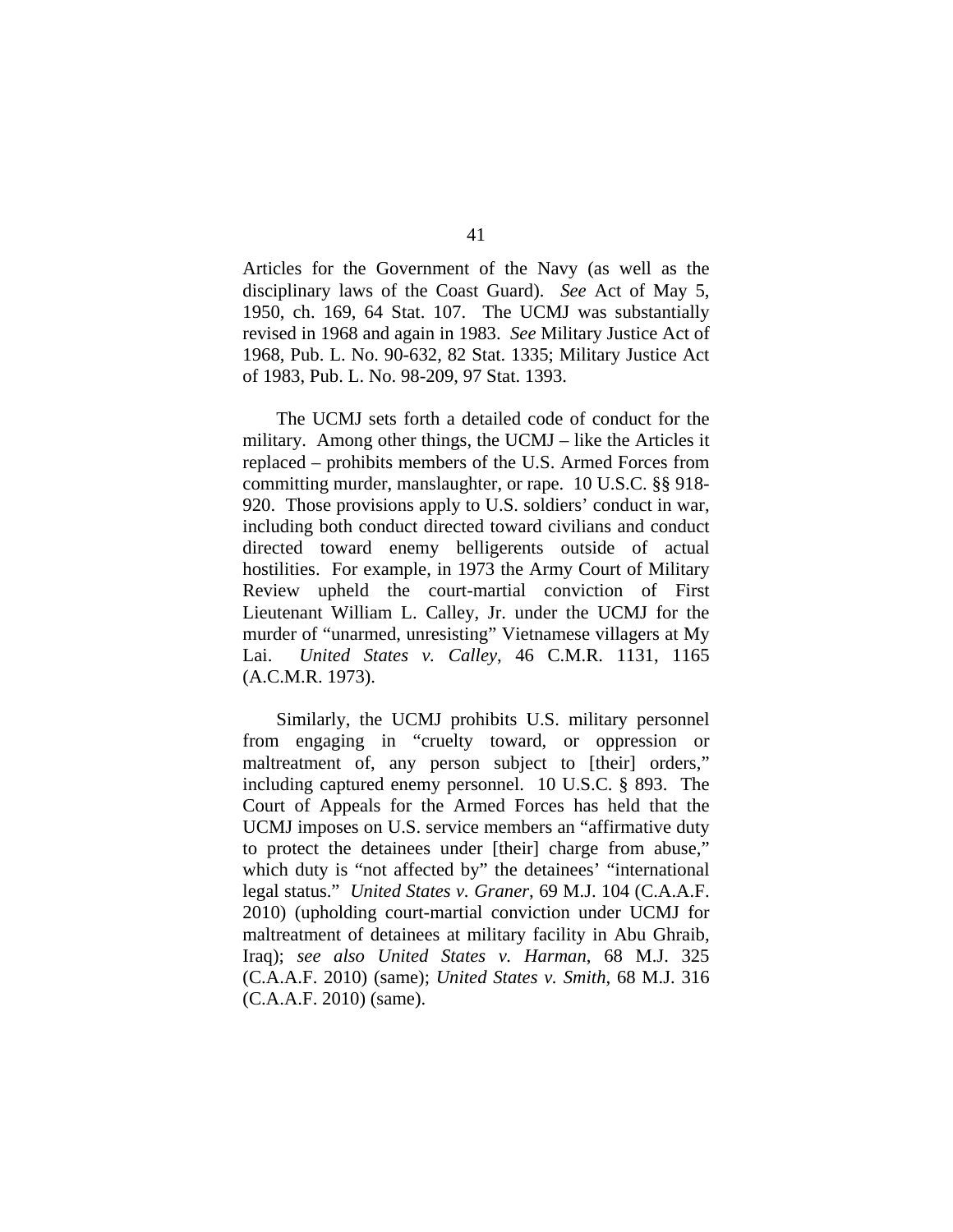Articles for the Government of the Navy (as well as the disciplinary laws of the Coast Guard). *See* Act of May 5, 1950, ch. 169, 64 Stat. 107. The UCMJ was substantially revised in 1968 and again in 1983. *See* Military Justice Act of 1968, Pub. L. No. 90-632, 82 Stat. 1335; Military Justice Act of 1983, Pub. L. No. 98-209, 97 Stat. 1393.

The UCMJ sets forth a detailed code of conduct for the military. Among other things, the UCMJ – like the Articles it replaced – prohibits members of the U.S. Armed Forces from committing murder, manslaughter, or rape. 10 U.S.C. §§ 918-920. Those provisions apply to U.S. soldiers' conduct in war, including both conduct directed toward civilians and conduct directed toward enemy belligerents outside of actual hostilities. For example, in 1973 the Army Court of Military Review upheld the court-martial conviction of First Lieutenant William L. Calley, Jr. under the UCMJ for the murder of "unarmed, unresisting" Vietnamese villagers at My Lai. *United States v. Calley*, 46 C.M.R. 1131, 1165 (A.C.M.R. 1973).

Similarly, the UCMJ prohibits U.S. military personnel from engaging in "cruelty toward, or oppression or maltreatment of, any person subject to [their] orders," including captured enemy personnel. 10 U.S.C. § 893. The Court of Appeals for the Armed Forces has held that the UCMJ imposes on U.S. service members an "affirmative duty to protect the detainees under [their] charge from abuse," which duty is "not affected by" the detainees' "international legal status." *United States v. Graner*, 69 M.J. 104 (C.A.A.F. 2010) (upholding court-martial conviction under UCMJ for maltreatment of detainees at military facility in Abu Ghraib, Iraq); *see also United States v. Harman*, 68 M.J. 325 (C.A.A.F. 2010) (same); *United States v. Smith*, 68 M.J. 316 (C.A.A.F. 2010) (same).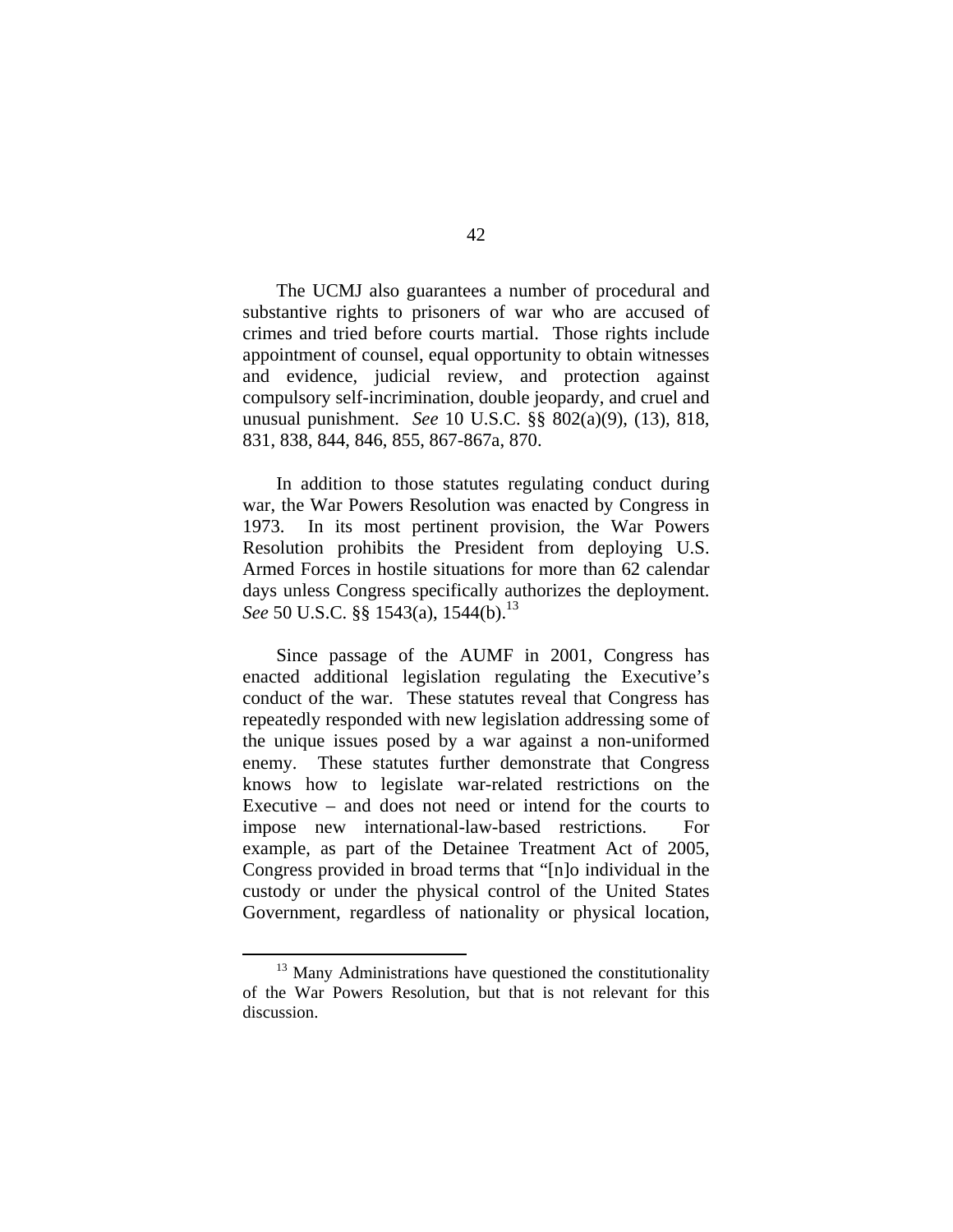The UCMJ also guarantees a number of procedural and substantive rights to prisoners of war who are accused of crimes and tried before courts martial. Those rights include appointment of counsel, equal opportunity to obtain witnesses and evidence, judicial review, and protection against compulsory self-incrimination, double jeopardy, and cruel and unusual punishment. *See* 10 U.S.C. §§ 802(a)(9), (13), 818, 831, 838, 844, 846, 855, 867-867a, 870.

In addition to those statutes regulating conduct during war, the War Powers Resolution was enacted by Congress in 1973. In its most pertinent provision, the War Powers Resolution prohibits the President from deploying U.S. Armed Forces in hostile situations for more than 62 calendar days unless Congress specifically authorizes the deployment. *See* 50 U.S.C. §§ 1543(a), 1544(b).[13]

Since passage of the AUMF in 2001, Congress has enacted additional legislation regulating the Executive's conduct of the war. These statutes reveal that Congress has repeatedly responded with new legislation addressing some of the unique issues posed by a war against a non-uniformed enemy. These statutes further demonstrate that Congress knows how to legislate war-related restrictions on the Executive – and does not need or intend for the courts to impose new international-law-based restrictions. For example, as part of the Detainee Treatment Act of 2005, Congress provided in broad terms that "[n]o individual in the custody or under the physical control of the United States Government, regardless of nationality or physical location,

[13] Many Administrations have questioned the constitutionality of the War Powers Resolution, but that is not relevant for this discussion.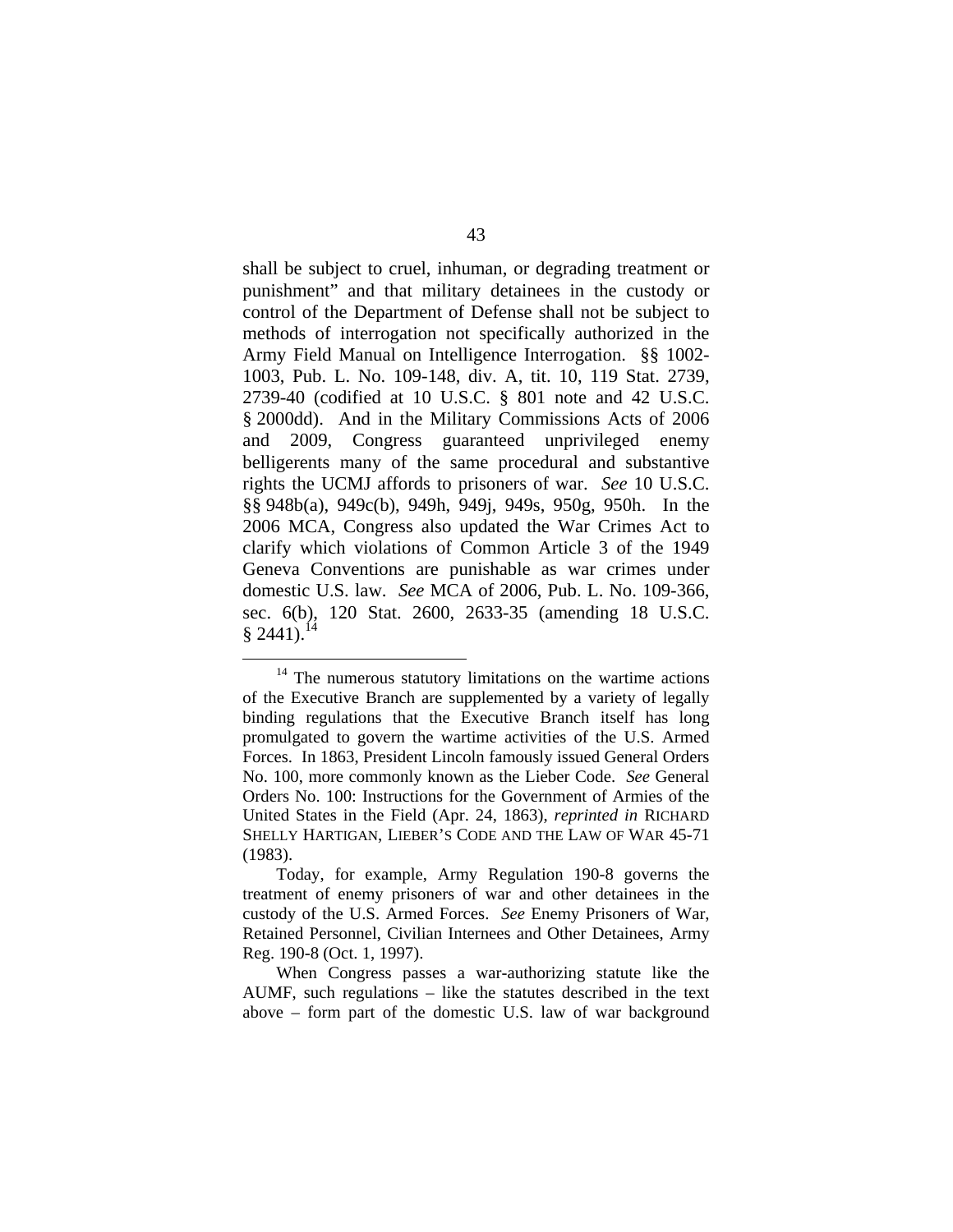shall be subject to cruel, inhuman, or degrading treatment or punishment" and that military detainees in the custody or control of the Department of Defense shall not be subject to methods of interrogation not specifically authorized in the Army Field Manual on Intelligence Interrogation. §§ 1002-1003, Pub. L. No. 109-148, div. A, tit. 10, 119 Stat. 2739, 2739-40 (codified at 10 U.S.C. § 801 note and 42 U.S.C. § 2000dd). And in the Military Commissions Acts of 2006 and 2009, Congress guaranteed unprivileged enemy belligerents many of the same procedural and substantive rights the UCMJ affords to prisoners of war. *See* 10 U.S.C. §§ 948b(a), 949c(b), 949h, 949j, 949s, 950g, 950h. In the 2006 MCA, Congress also updated the War Crimes Act to clarify which violations of Common Article 3 of the 1949 Geneva Conventions are punishable as war crimes under domestic U.S. law. *See* MCA of 2006, Pub. L. No. 109-366, sec. 6(b), 120 Stat. 2600, 2633-35 (amending 18 U.S.C. § 2441).[14]

---

[14] The numerous statutory limitations on the wartime actions of the Executive Branch are supplemented by a variety of legally binding regulations that the Executive Branch itself has long promulgated to govern the wartime activities of the U.S. Armed Forces. In 1863, President Lincoln famously issued General Orders No. 100, more commonly known as the Lieber Code. *See* General Orders No. 100: Instructions for the Government of Armies of the United States in the Field (Apr. 24, 1863), *reprinted in* RICHARD SHELLY HARTIGAN, LIEBER'S CODE AND THE LAW OF WAR 45-71 (1983).

Today, for example, Army Regulation 190-8 governs the treatment of enemy prisoners of war and other detainees in the custody of the U.S. Armed Forces. *See* Enemy Prisoners of War, Retained Personnel, Civilian Internees and Other Detainees, Army Reg. 190-8 (Oct. 1, 1997).

When Congress passes a war-authorizing statute like the AUMF, such regulations – like the statutes described in the text above – form part of the domestic U.S. law of war background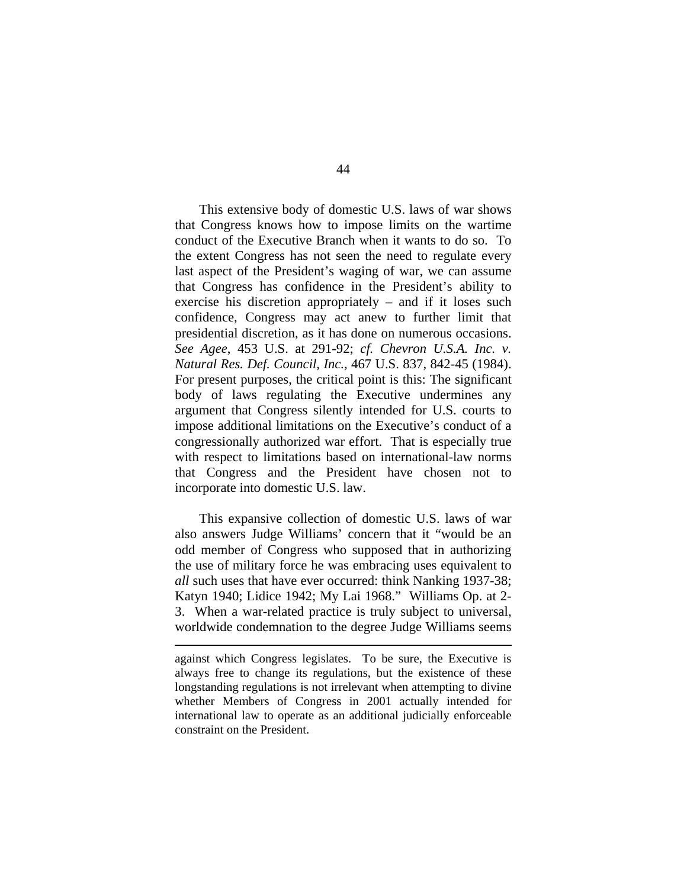This extensive body of domestic U.S. laws of war shows that Congress knows how to impose limits on the wartime conduct of the Executive Branch when it wants to do so. To the extent Congress has not seen the need to regulate every last aspect of the President's waging of war, we can assume that Congress has confidence in the President's ability to exercise his discretion appropriately – and if it loses such confidence, Congress may act anew to further limit that presidential discretion, as it has done on numerous occasions. *See Agee*, 453 U.S. at 291-92; *cf. Chevron U.S.A. Inc. v. Natural Res. Def. Council, Inc.*, 467 U.S. 837, 842-45 (1984). For present purposes, the critical point is this: The significant body of laws regulating the Executive undermines any argument that Congress silently intended for U.S. courts to impose additional limitations on the Executive's conduct of a congressionally authorized war effort. That is especially true with respect to limitations based on international-law norms that Congress and the President have chosen not to incorporate into domestic U.S. law.

This expansive collection of domestic U.S. laws of war also answers Judge Williams' concern that it "would be an odd member of Congress who supposed that in authorizing the use of military force he was embracing uses equivalent to *all* such uses that have ever occurred: think Nanking 1937-38; Katyn 1940; Lidice 1942; My Lai 1968." Williams Op. at 2-3. When a war-related practice is truly subject to universal, worldwide condemnation to the degree Judge Williams seems

---

against which Congress legislates. To be sure, the Executive is always free to change its regulations, but the existence of these longstanding regulations is not irrelevant when attempting to divine whether Members of Congress in 2001 actually intended for international law to operate as an additional judicially enforceable constraint on the President.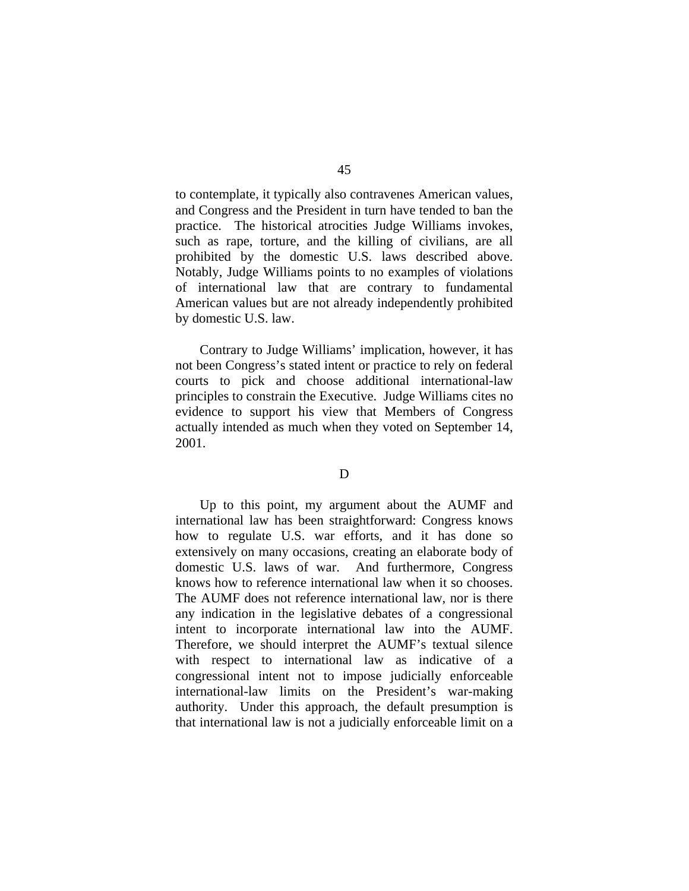to contemplate, it typically also contravenes American values, and Congress and the President in turn have tended to ban the practice. The historical atrocities Judge Williams invokes, such as rape, torture, and the killing of civilians, are all prohibited by the domestic U.S. laws described above. Notably, Judge Williams points to no examples of violations of international law that are contrary to fundamental American values but are not already independently prohibited by domestic U.S. law.

Contrary to Judge Williams' implication, however, it has not been Congress's stated intent or practice to rely on federal courts to pick and choose additional international-law principles to constrain the Executive. Judge Williams cites no evidence to support his view that Members of Congress actually intended as much when they voted on September 14, 2001.

D

Up to this point, my argument about the AUMF and international law has been straightforward: Congress knows how to regulate U.S. war efforts, and it has done so extensively on many occasions, creating an elaborate body of domestic U.S. laws of war. And furthermore, Congress knows how to reference international law when it so chooses. The AUMF does not reference international law, nor is there any indication in the legislative debates of a congressional intent to incorporate international law into the AUMF. Therefore, we should interpret the AUMF's textual silence with respect to international law as indicative of a congressional intent not to impose judicially enforceable international-law limits on the President's war-making authority. Under this approach, the default presumption is that international law is not a judicially enforceable limit on a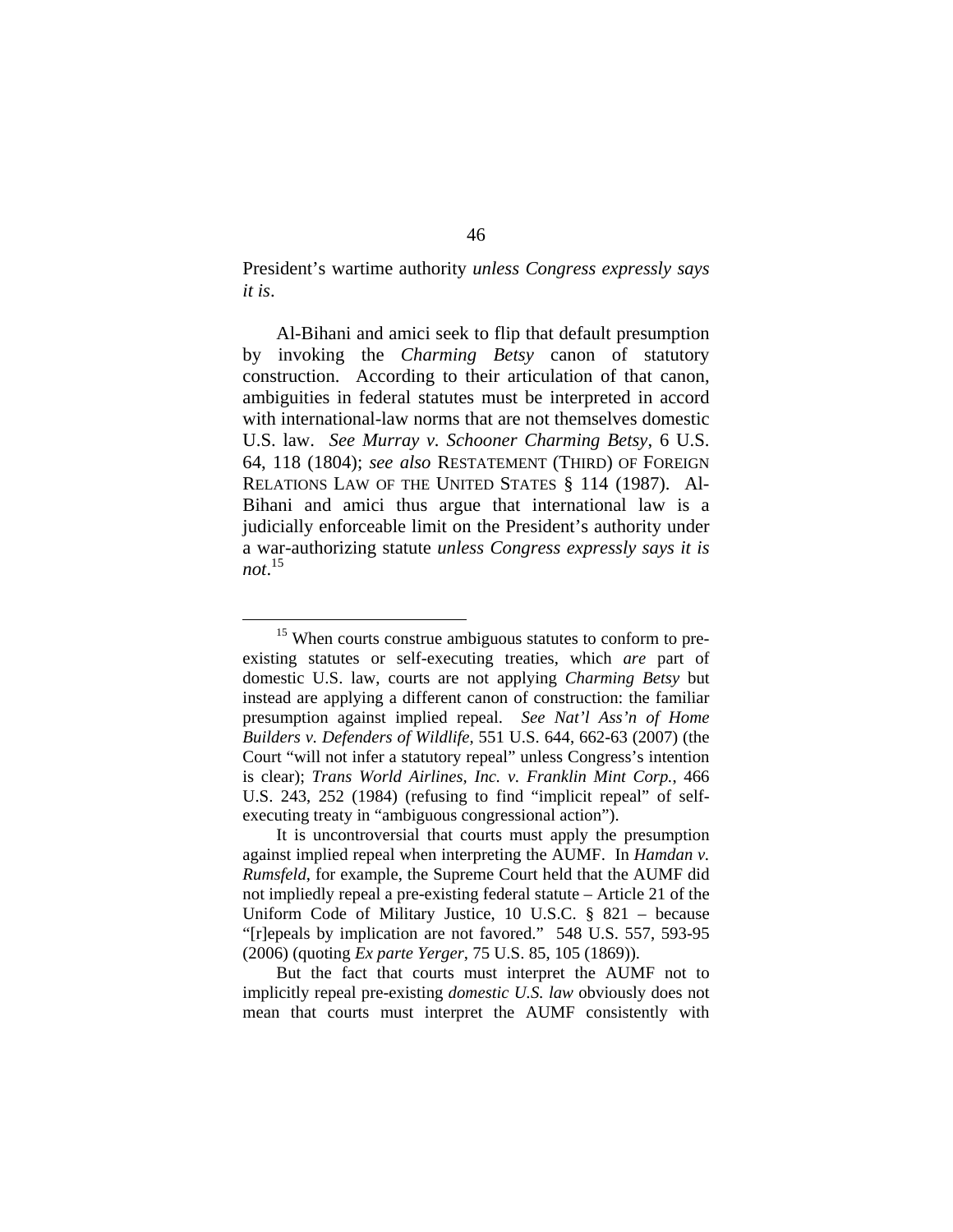President's wartime authority *unless Congress expressly says it is*.

Al-Bihani and amici seek to flip that default presumption by invoking the *Charming Betsy* canon of statutory construction. According to their articulation of that canon, ambiguities in federal statutes must be interpreted in accord with international-law norms that are not themselves domestic U.S. law. *See Murray v. Schooner Charming Betsy*, 6 U.S. 64, 118 (1804); *see also* RESTATEMENT (THIRD) OF FOREIGN RELATIONS LAW OF THE UNITED STATES § 114 (1987). Al-Bihani and amici thus argue that international law is a judicially enforceable limit on the President's authority under a war-authorizing statute *unless Congress expressly says it is not*.[15]

---

[15] When courts construe ambiguous statutes to conform to pre-existing statutes or self-executing treaties, which *are* part of domestic U.S. law, courts are not applying *Charming Betsy* but instead are applying a different canon of construction: the familiar presumption against implied repeal. *See Nat'l Ass'n of Home Builders v. Defenders of Wildlife*, 551 U.S. 644, 662-63 (2007) (the Court "will not infer a statutory repeal" unless Congress's intention is clear); *Trans World Airlines, Inc. v. Franklin Mint Corp.*, 466 U.S. 243, 252 (1984) (refusing to find "implicit repeal" of self-executing treaty in "ambiguous congressional action").

It is uncontroversial that courts must apply the presumption against implied repeal when interpreting the AUMF. In *Hamdan v. Rumsfeld*, for example, the Supreme Court held that the AUMF did not impliedly repeal a pre-existing federal statute – Article 21 of the Uniform Code of Military Justice, 10 U.S.C. § 821 – because "[r]epeals by implication are not favored." 548 U.S. 557, 593-95 (2006) (quoting *Ex parte Yerger*, 75 U.S. 85, 105 (1869)).

But the fact that courts must interpret the AUMF not to implicitly repeal pre-existing *domestic U.S. law* obviously does not mean that courts must interpret the AUMF consistently with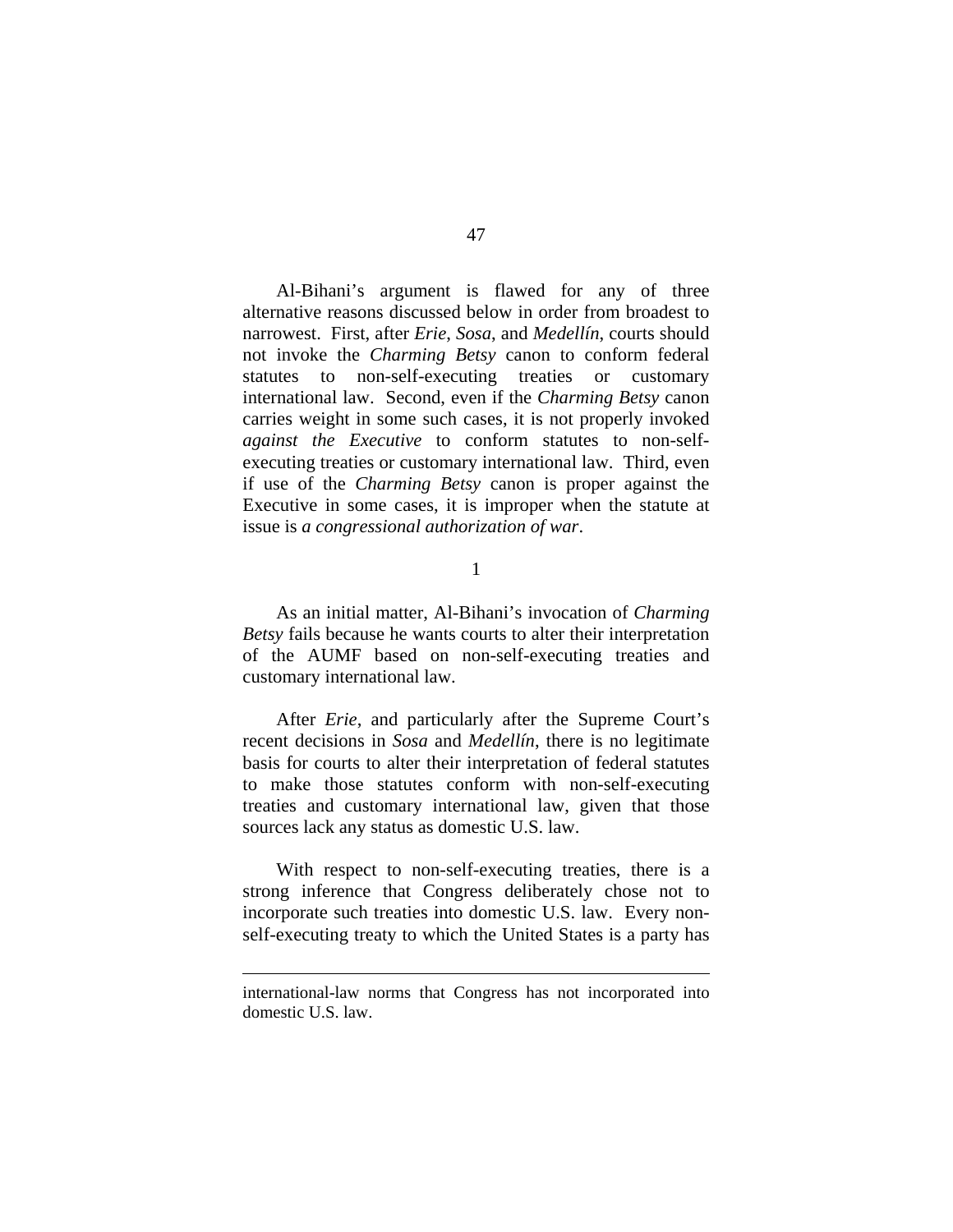Al-Bihani's argument is flawed for any of three alternative reasons discussed below in order from broadest to narrowest. First, after *Erie*, *Sosa*, and *Medellín*, courts should not invoke the *Charming Betsy* canon to conform federal statutes to non-self-executing treaties or customary international law. Second, even if the *Charming Betsy* canon carries weight in some such cases, it is not properly invoked *against the Executive* to conform statutes to non-self-executing treaties or customary international law. Third, even if use of the *Charming Betsy* canon is proper against the Executive in some cases, it is improper when the statute at issue is *a congressional authorization of war*.

1

As an initial matter, Al-Bihani's invocation of *Charming Betsy* fails because he wants courts to alter their interpretation of the AUMF based on non-self-executing treaties and customary international law.

After *Erie*, and particularly after the Supreme Court's recent decisions in *Sosa* and *Medellín*, there is no legitimate basis for courts to alter their interpretation of federal statutes to make those statutes conform with non-self-executing treaties and customary international law, given that those sources lack any status as domestic U.S. law.

With respect to non-self-executing treaties, there is a strong inference that Congress deliberately chose not to incorporate such treaties into domestic U.S. law. Every non-self-executing treaty to which the United States is a party has

---

international-law norms that Congress has not incorporated into domestic U.S. law.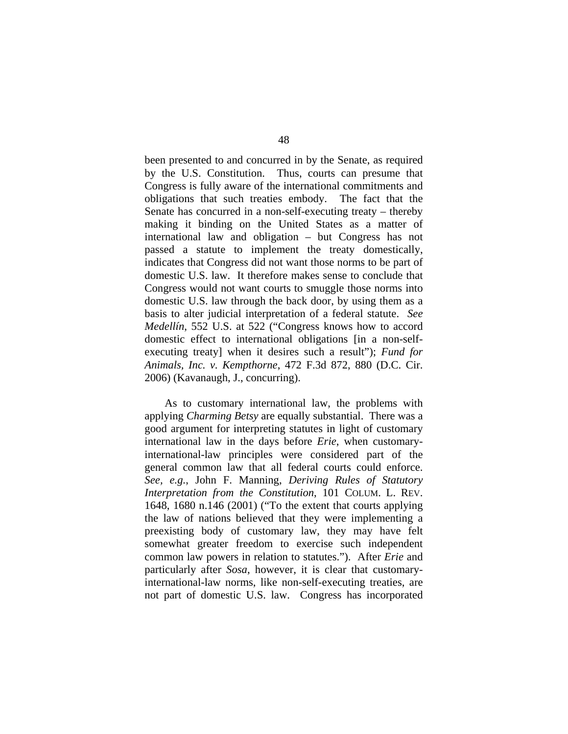been presented to and concurred in by the Senate, as required by the U.S. Constitution. Thus, courts can presume that Congress is fully aware of the international commitments and obligations that such treaties embody. The fact that the Senate has concurred in a non-self-executing treaty – thereby making it binding on the United States as a matter of international law and obligation – but Congress has not passed a statute to implement the treaty domestically, indicates that Congress did not want those norms to be part of domestic U.S. law. It therefore makes sense to conclude that Congress would not want courts to smuggle those norms into domestic U.S. law through the back door, by using them as a basis to alter judicial interpretation of a federal statute. *See Medellín*, 552 U.S. at 522 ("Congress knows how to accord domestic effect to international obligations [in a non-self-executing treaty] when it desires such a result"); *Fund for Animals, Inc. v. Kempthorne*, 472 F.3d 872, 880 (D.C. Cir. 2006) (Kavanaugh, J., concurring).

As to customary international law, the problems with applying *Charming Betsy* are equally substantial. There was a good argument for interpreting statutes in light of customary international law in the days before *Erie*, when customary-international-law principles were considered part of the general common law that all federal courts could enforce. *See, e.g.*, John F. Manning, *Deriving Rules of Statutory Interpretation from the Constitution*, 101 COLUM. L. REV. 1648, 1680 n.146 (2001) ("To the extent that courts applying the law of nations believed that they were implementing a preexisting body of customary law, they may have felt somewhat greater freedom to exercise such independent common law powers in relation to statutes."). After *Erie* and particularly after *Sosa*, however, it is clear that customary-international-law norms, like non-self-executing treaties, are not part of domestic U.S. law. Congress has incorporated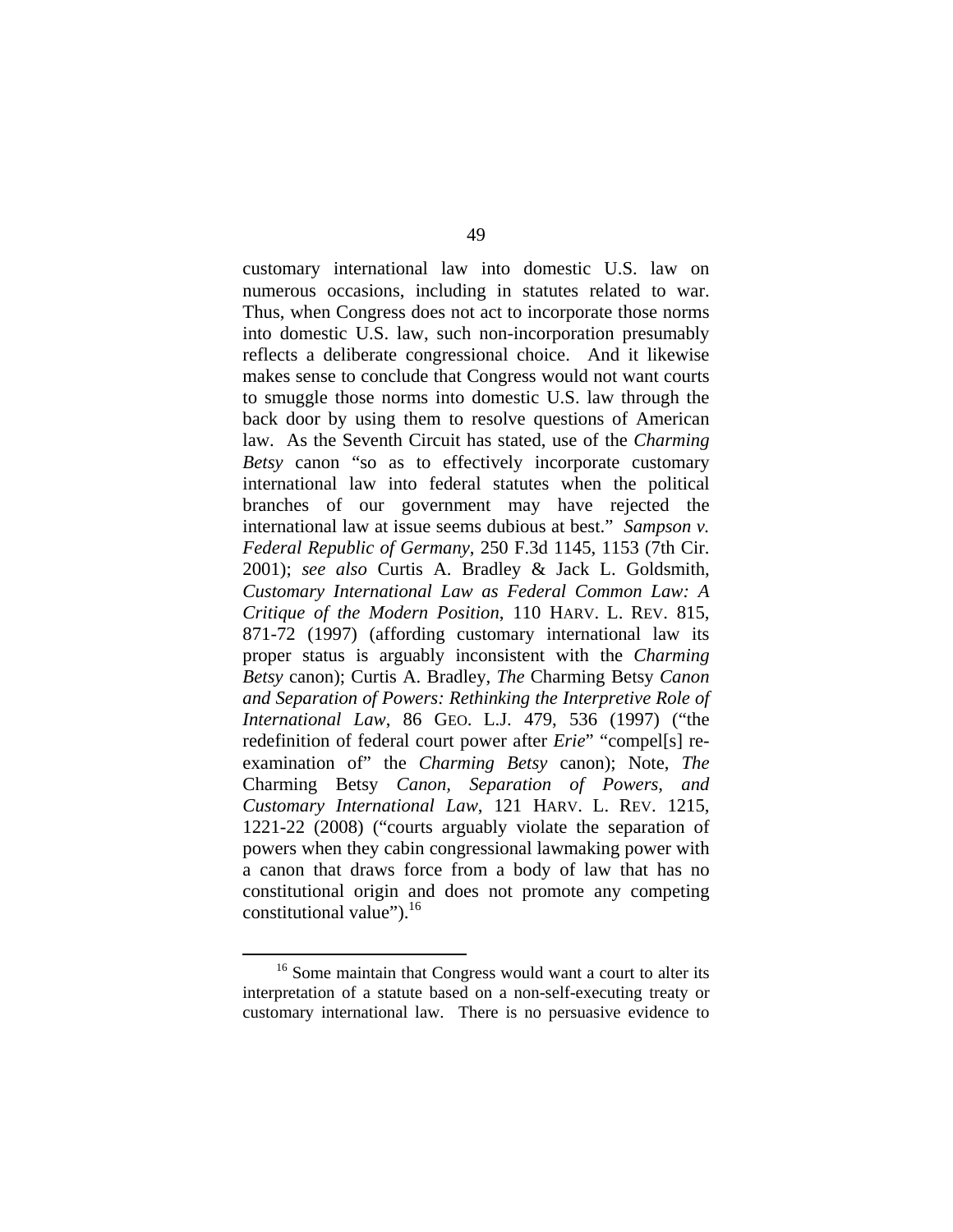customary international law into domestic U.S. law on numerous occasions, including in statutes related to war. Thus, when Congress does not act to incorporate those norms into domestic U.S. law, such non-incorporation presumably reflects a deliberate congressional choice. And it likewise makes sense to conclude that Congress would not want courts to smuggle those norms into domestic U.S. law through the back door by using them to resolve questions of American law. As the Seventh Circuit has stated, use of the *Charming Betsy* canon "so as to effectively incorporate customary international law into federal statutes when the political branches of our government may have rejected the international law at issue seems dubious at best." *Sampson v. Federal Republic of Germany*, 250 F.3d 1145, 1153 (7th Cir. 2001); *see also* Curtis A. Bradley & Jack L. Goldsmith, *Customary International Law as Federal Common Law: A Critique of the Modern Position*, 110 HARV. L. REV. 815, 871-72 (1997) (affording customary international law its proper status is arguably inconsistent with the *Charming Betsy* canon); Curtis A. Bradley, *The* Charming Betsy *Canon and Separation of Powers: Rethinking the Interpretive Role of International Law*, 86 GEO. L.J. 479, 536 (1997) ("the redefinition of federal court power after *Erie*" "compel[s] re-examination of" the *Charming Betsy* canon); Note, *The* Charming Betsy *Canon, Separation of Powers, and Customary International Law*, 121 HARV. L. REV. 1215, 1221-22 (2008) ("courts arguably violate the separation of powers when they cabin congressional lawmaking power with a canon that draws force from a body of law that has no constitutional origin and does not promote any competing constitutional value").[16]

---

[16] Some maintain that Congress would want a court to alter its interpretation of a statute based on a non-self-executing treaty or customary international law. There is no persuasive evidence to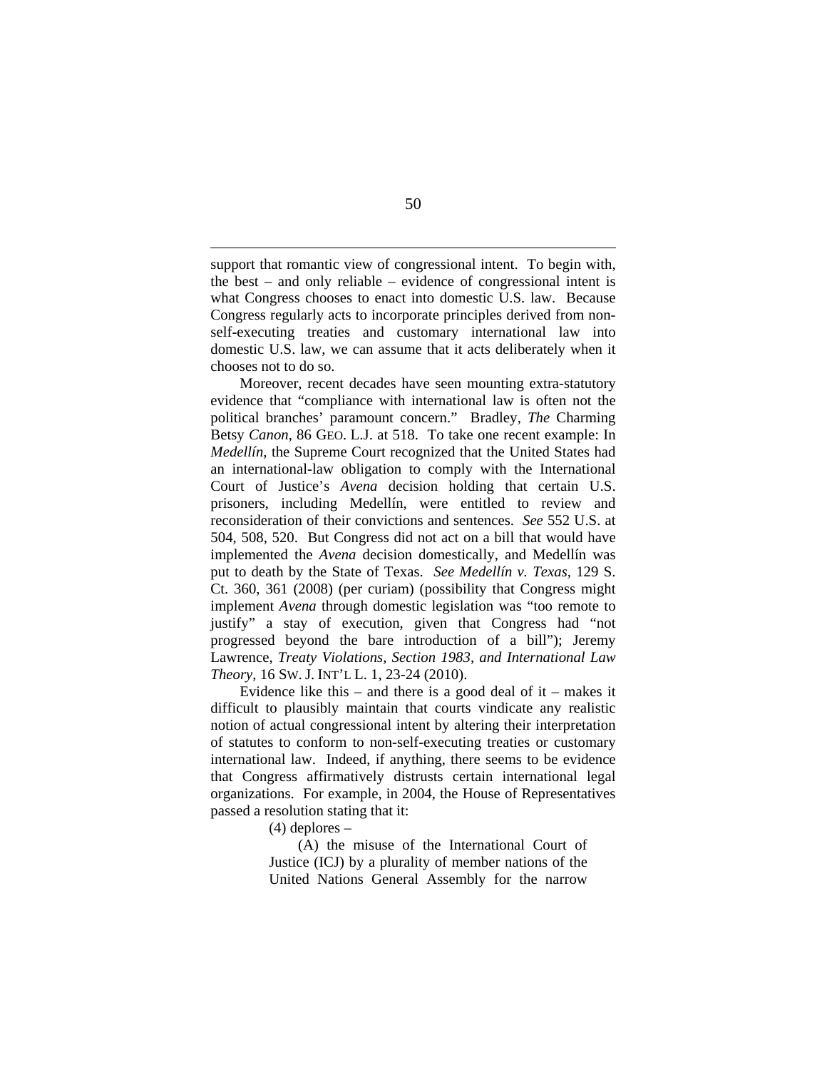support that romantic view of congressional intent. To begin with, the best – and only reliable – evidence of congressional intent is what Congress chooses to enact into domestic U.S. law. Because Congress regularly acts to incorporate principles derived from non-self-executing treaties and customary international law into domestic U.S. law, we can assume that it acts deliberately when it chooses not to do so.

Moreover, recent decades have seen mounting extra-statutory evidence that "compliance with international law is often not the political branches' paramount concern." Bradley, *The* Charming Betsy *Canon*, 86 GEO. L.J. at 518. To take one recent example: In *Medellín*, the Supreme Court recognized that the United States had an international-law obligation to comply with the International Court of Justice's *Avena* decision holding that certain U.S. prisoners, including Medellín, were entitled to review and reconsideration of their convictions and sentences. *See* 552 U.S. at 504, 508, 520. But Congress did not act on a bill that would have implemented the *Avena* decision domestically, and Medellín was put to death by the State of Texas. *See Medellín v. Texas*, 129 S. Ct. 360, 361 (2008) (per curiam) (possibility that Congress might implement *Avena* through domestic legislation was "too remote to justify" a stay of execution, given that Congress had "not progressed beyond the bare introduction of a bill"); Jeremy Lawrence, *Treaty Violations, Section 1983, and International Law Theory*, 16 SW. J. INT'L L. 1, 23-24 (2010).

Evidence like this – and there is a good deal of it – makes it difficult to plausibly maintain that courts vindicate any realistic notion of actual congressional intent by altering their interpretation of statutes to conform to non-self-executing treaties or customary international law. Indeed, if anything, there seems to be evidence that Congress affirmatively distrusts certain international legal organizations. For example, in 2004, the House of Representatives passed a resolution stating that it:

> (4) deplores –
>
> (A) the misuse of the International Court of Justice (ICJ) by a plurality of member nations of the United Nations General Assembly for the narrow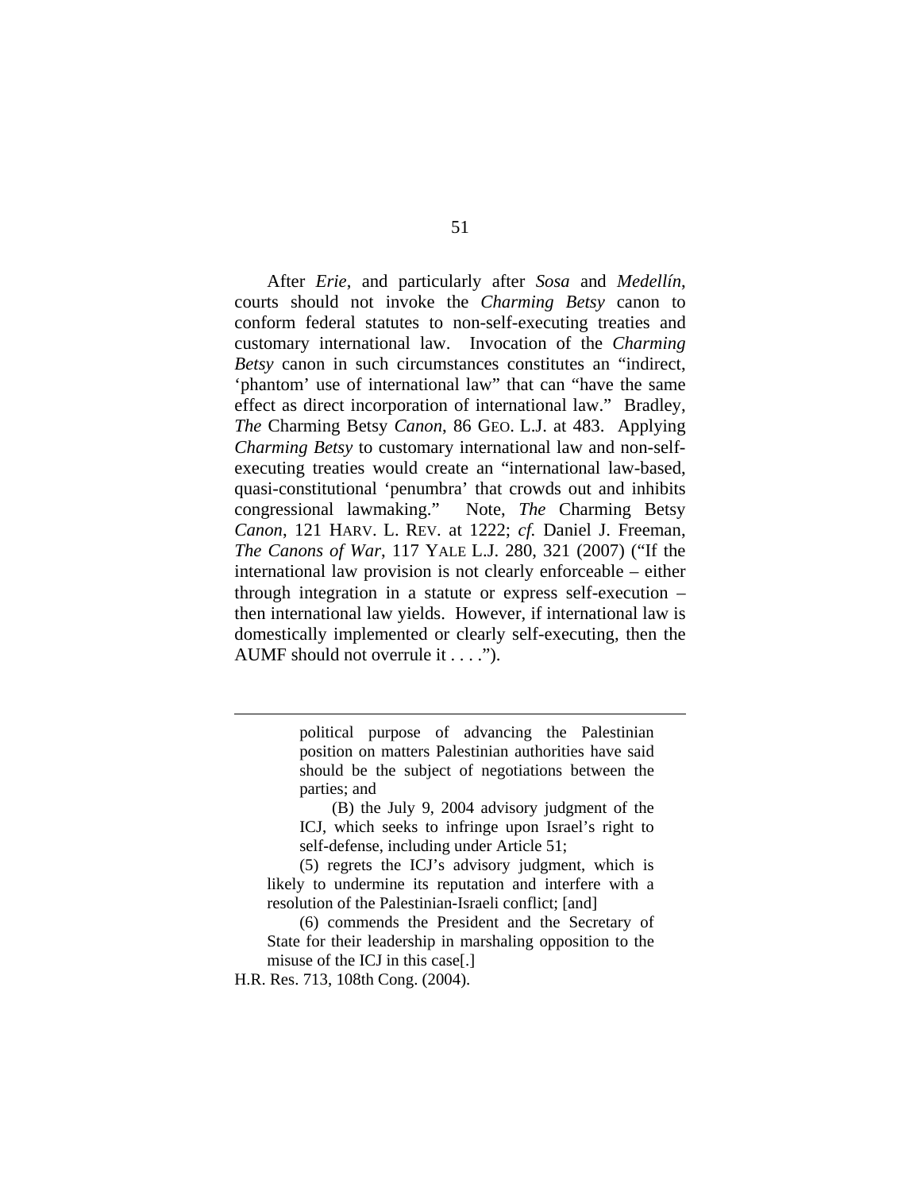After *Erie*, and particularly after *Sosa* and *Medellín*, courts should not invoke the *Charming Betsy* canon to conform federal statutes to non-self-executing treaties and customary international law. Invocation of the *Charming Betsy* canon in such circumstances constitutes an "indirect, 'phantom' use of international law" that can "have the same effect as direct incorporation of international law." Bradley, *The* Charming Betsy *Canon*, 86 GEO. L.J. at 483. Applying *Charming Betsy* to customary international law and non-self-executing treaties would create an "international law-based, quasi-constitutional 'penumbra' that crowds out and inhibits congressional lawmaking." Note, *The* Charming Betsy *Canon*, 121 HARV. L. REV. at 1222; *cf.* Daniel J. Freeman, *The Canons of War*, 117 YALE L.J. 280, 321 (2007) ("If the international law provision is not clearly enforceable – either through integration in a statute or express self-execution – then international law yields. However, if international law is domestically implemented or clearly self-executing, then the AUMF should not overrule it . . . .").

---

> political purpose of advancing the Palestinian position on matters Palestinian authorities have said should be the subject of negotiations between the parties; and
>
> (B) the July 9, 2004 advisory judgment of the ICJ, which seeks to infringe upon Israel's right to self-defense, including under Article 51;
>
> (5) regrets the ICJ's advisory judgment, which is likely to undermine its reputation and interfere with a resolution of the Palestinian-Israeli conflict; [and]
>
> (6) commends the President and the Secretary of State for their leadership in marshaling opposition to the misuse of the ICJ in this case[.]

H.R. Res. 713, 108th Cong. (2004).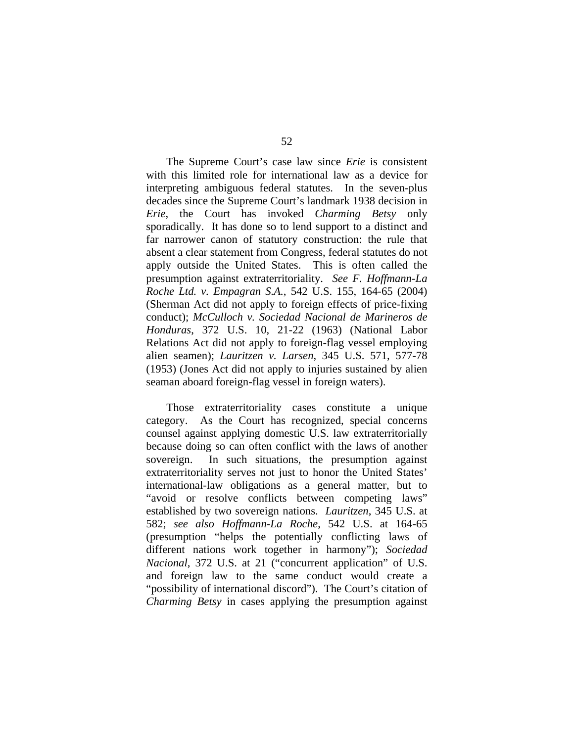The Supreme Court's case law since *Erie* is consistent with this limited role for international law as a device for interpreting ambiguous federal statutes. In the seven-plus decades since the Supreme Court's landmark 1938 decision in *Erie*, the Court has invoked *Charming Betsy* only sporadically. It has done so to lend support to a distinct and far narrower canon of statutory construction: the rule that absent a clear statement from Congress, federal statutes do not apply outside the United States. This is often called the presumption against extraterritoriality. *See F. Hoffmann-La Roche Ltd. v. Empagran S.A.*, 542 U.S. 155, 164-65 (2004) (Sherman Act did not apply to foreign effects of price-fixing conduct); *McCulloch v. Sociedad Nacional de Marineros de Honduras*, 372 U.S. 10, 21-22 (1963) (National Labor Relations Act did not apply to foreign-flag vessel employing alien seamen); *Lauritzen v. Larsen*, 345 U.S. 571, 577-78 (1953) (Jones Act did not apply to injuries sustained by alien seaman aboard foreign-flag vessel in foreign waters).

Those extraterritoriality cases constitute a unique category. As the Court has recognized, special concerns counsel against applying domestic U.S. law extraterritorially because doing so can often conflict with the laws of another sovereign. In such situations, the presumption against extraterritoriality serves not just to honor the United States' international-law obligations as a general matter, but to "avoid or resolve conflicts between competing laws" established by two sovereign nations. *Lauritzen*, 345 U.S. at 582; *see also Hoffmann-La Roche*, 542 U.S. at 164-65 (presumption "helps the potentially conflicting laws of different nations work together in harmony"); *Sociedad Nacional*, 372 U.S. at 21 ("concurrent application" of U.S. and foreign law to the same conduct would create a "possibility of international discord"). The Court's citation of *Charming Betsy* in cases applying the presumption against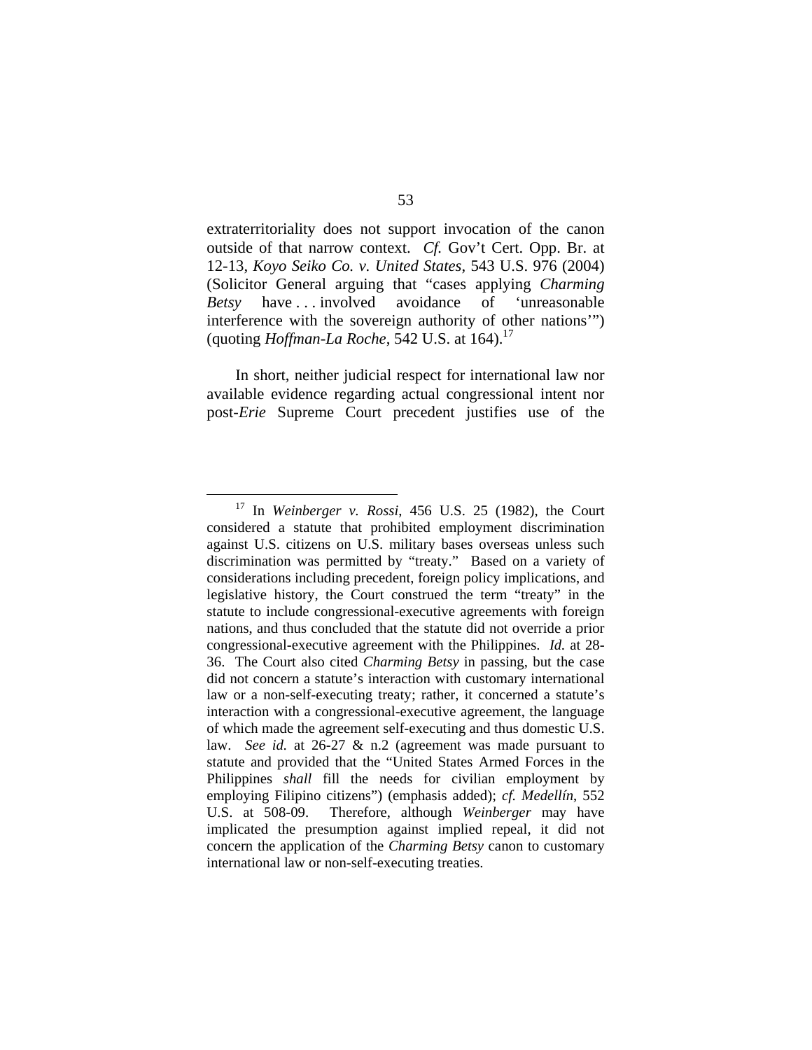extraterritoriality does not support invocation of the canon outside of that narrow context. *Cf.* Gov't Cert. Opp. Br. at 12-13, *Koyo Seiko Co. v. United States*, 543 U.S. 976 (2004) (Solicitor General arguing that "cases applying *Charming Betsy* have . . . involved avoidance of 'unreasonable interference with the sovereign authority of other nations'") (quoting *Hoffman-La Roche*, 542 U.S. at 164).[17]

In short, neither judicial respect for international law nor available evidence regarding actual congressional intent nor post-*Erie* Supreme Court precedent justifies use of the

---

[17] In *Weinberger v. Rossi*, 456 U.S. 25 (1982), the Court considered a statute that prohibited employment discrimination against U.S. citizens on U.S. military bases overseas unless such discrimination was permitted by "treaty." Based on a variety of considerations including precedent, foreign policy implications, and legislative history, the Court construed the term "treaty" in the statute to include congressional-executive agreements with foreign nations, and thus concluded that the statute did not override a prior congressional-executive agreement with the Philippines. *Id.* at 28-36. The Court also cited *Charming Betsy* in passing, but the case did not concern a statute's interaction with customary international law or a non-self-executing treaty; rather, it concerned a statute's interaction with a congressional-executive agreement, the language of which made the agreement self-executing and thus domestic U.S. law. *See id.* at 26-27 & n.2 (agreement was made pursuant to statute and provided that the "United States Armed Forces in the Philippines *shall* fill the needs for civilian employment by employing Filipino citizens") (emphasis added); *cf. Medellín*, 552 U.S. at 508-09. Therefore, although *Weinberger* may have implicated the presumption against implied repeal, it did not concern the application of the *Charming Betsy* canon to customary international law or non-self-executing treaties.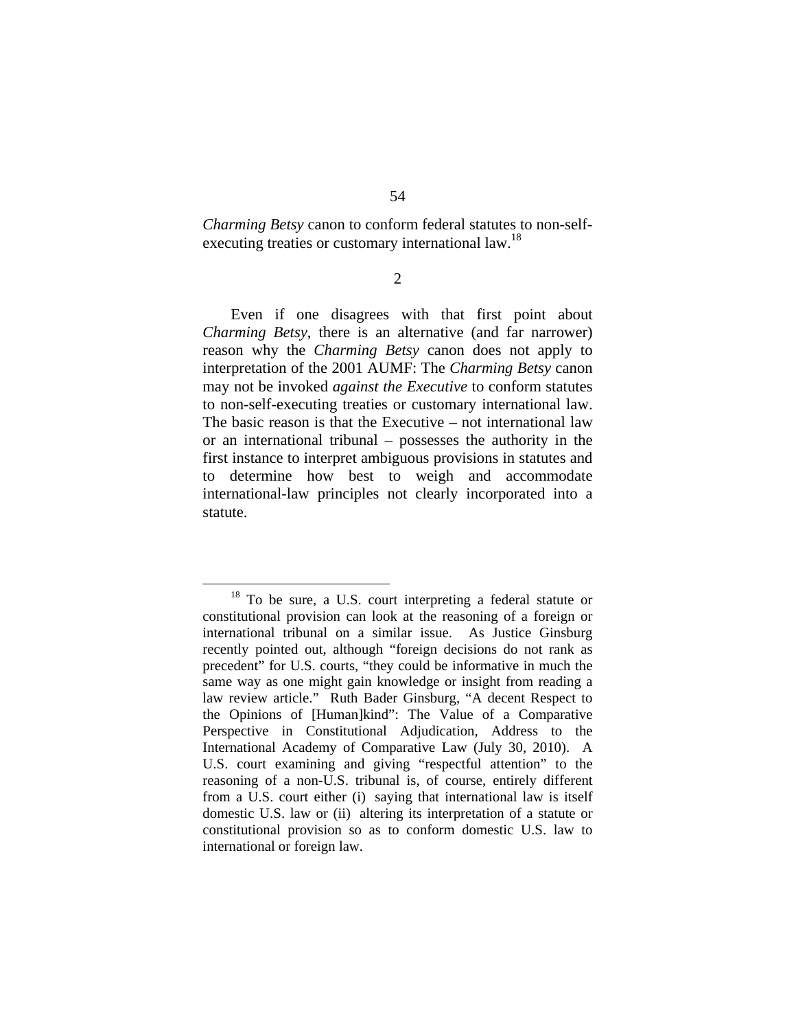*Charming Betsy* canon to conform federal statutes to non-self-executing treaties or customary international law.[18]

2

Even if one disagrees with that first point about *Charming Betsy*, there is an alternative (and far narrower) reason why the *Charming Betsy* canon does not apply to interpretation of the 2001 AUMF: The *Charming Betsy* canon may not be invoked *against the Executive* to conform statutes to non-self-executing treaties or customary international law. The basic reason is that the Executive – not international law or an international tribunal – possesses the authority in the first instance to interpret ambiguous provisions in statutes and to determine how best to weigh and accommodate international-law principles not clearly incorporated into a statute.

[18] To be sure, a U.S. court interpreting a federal statute or constitutional provision can look at the reasoning of a foreign or international tribunal on a similar issue. As Justice Ginsburg recently pointed out, although "foreign decisions do not rank as precedent" for U.S. courts, "they could be informative in much the same way as one might gain knowledge or insight from reading a law review article." Ruth Bader Ginsburg, "A decent Respect to the Opinions of [Human]kind": The Value of a Comparative Perspective in Constitutional Adjudication, Address to the International Academy of Comparative Law (July 30, 2010). A U.S. court examining and giving "respectful attention" to the reasoning of a non-U.S. tribunal is, of course, entirely different from a U.S. court either (i) saying that international law is itself domestic U.S. law or (ii) altering its interpretation of a statute or constitutional provision so as to conform domestic U.S. law to international or foreign law.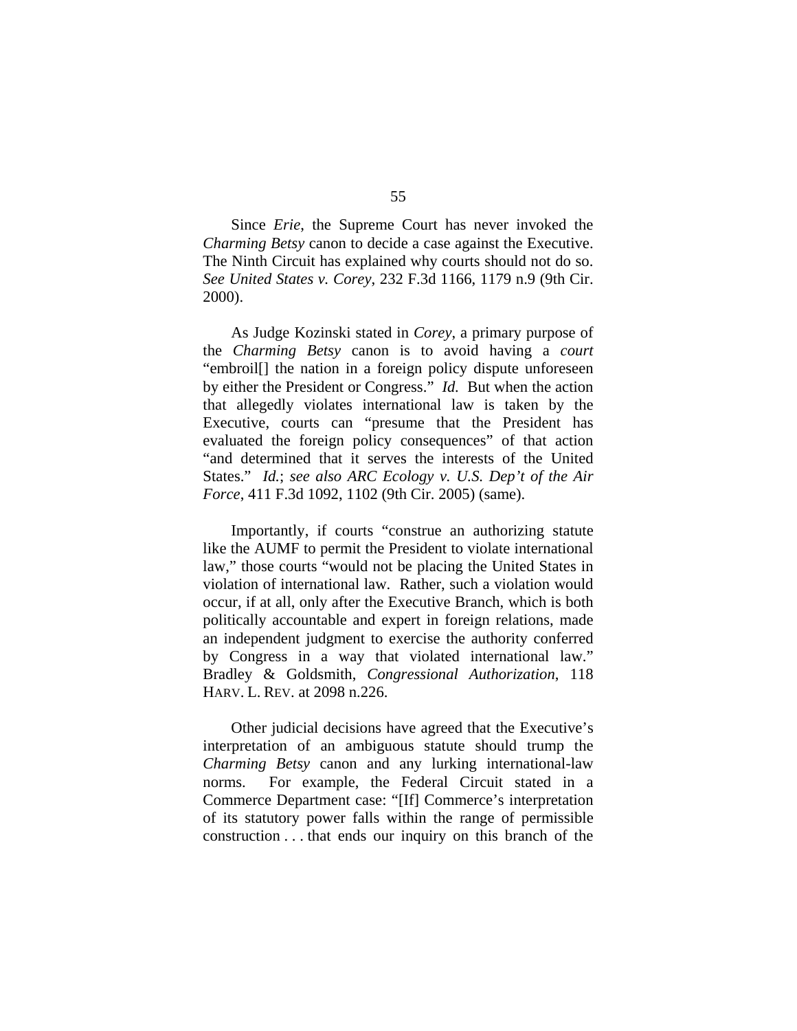Since *Erie*, the Supreme Court has never invoked the *Charming Betsy* canon to decide a case against the Executive. The Ninth Circuit has explained why courts should not do so. *See United States v. Corey*, 232 F.3d 1166, 1179 n.9 (9th Cir. 2000).

As Judge Kozinski stated in *Corey*, a primary purpose of the *Charming Betsy* canon is to avoid having a *court* "embroil[] the nation in a foreign policy dispute unforeseen by either the President or Congress." *Id.* But when the action that allegedly violates international law is taken by the Executive, courts can "presume that the President has evaluated the foreign policy consequences" of that action "and determined that it serves the interests of the United States." *Id.*; *see also ARC Ecology v. U.S. Dep't of the Air Force*, 411 F.3d 1092, 1102 (9th Cir. 2005) (same).

Importantly, if courts "construe an authorizing statute like the AUMF to permit the President to violate international law," those courts "would not be placing the United States in violation of international law. Rather, such a violation would occur, if at all, only after the Executive Branch, which is both politically accountable and expert in foreign relations, made an independent judgment to exercise the authority conferred by Congress in a way that violated international law." Bradley & Goldsmith, *Congressional Authorization*, 118 HARV. L. REV. at 2098 n.226.

Other judicial decisions have agreed that the Executive's interpretation of an ambiguous statute should trump the *Charming Betsy* canon and any lurking international-law norms. For example, the Federal Circuit stated in a Commerce Department case: "[If] Commerce's interpretation of its statutory power falls within the range of permissible construction . . . that ends our inquiry on this branch of the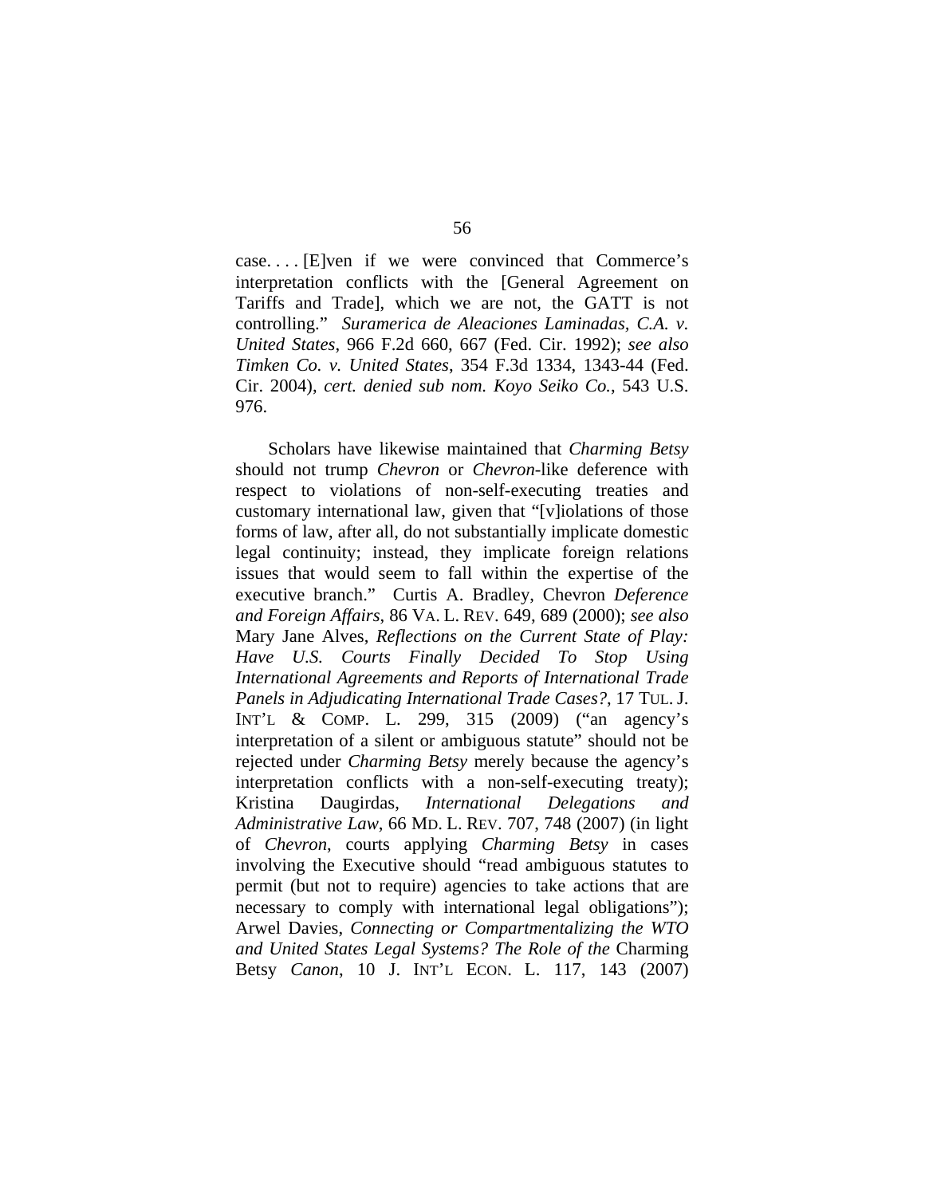case. . . . [E]ven if we were convinced that Commerce's interpretation conflicts with the [General Agreement on Tariffs and Trade], which we are not, the GATT is not controlling." *Suramerica de Aleaciones Laminadas, C.A. v. United States*, 966 F.2d 660, 667 (Fed. Cir. 1992); *see also Timken Co. v. United States*, 354 F.3d 1334, 1343-44 (Fed. Cir. 2004), *cert. denied sub nom. Koyo Seiko Co.*, 543 U.S. 976.

Scholars have likewise maintained that *Charming Betsy* should not trump *Chevron* or *Chevron*-like deference with respect to violations of non-self-executing treaties and customary international law, given that "[v]iolations of those forms of law, after all, do not substantially implicate domestic legal continuity; instead, they implicate foreign relations issues that would seem to fall within the expertise of the executive branch." Curtis A. Bradley, Chevron *Deference and Foreign Affairs*, 86 VA. L. REV. 649, 689 (2000); *see also* Mary Jane Alves, *Reflections on the Current State of Play: Have U.S. Courts Finally Decided To Stop Using International Agreements and Reports of International Trade Panels in Adjudicating International Trade Cases?*, 17 TUL. J. INT'L & COMP. L. 299, 315 (2009) ("an agency's interpretation of a silent or ambiguous statute" should not be rejected under *Charming Betsy* merely because the agency's interpretation conflicts with a non-self-executing treaty); Kristina Daugirdas, *International Delegations and Administrative Law*, 66 MD. L. REV. 707, 748 (2007) (in light of *Chevron*, courts applying *Charming Betsy* in cases involving the Executive should "read ambiguous statutes to permit (but not to require) agencies to take actions that are necessary to comply with international legal obligations"); Arwel Davies, *Connecting or Compartmentalizing the WTO and United States Legal Systems? The Role of the* Charming Betsy *Canon*, 10 J. INT'L ECON. L. 117, 143 (2007)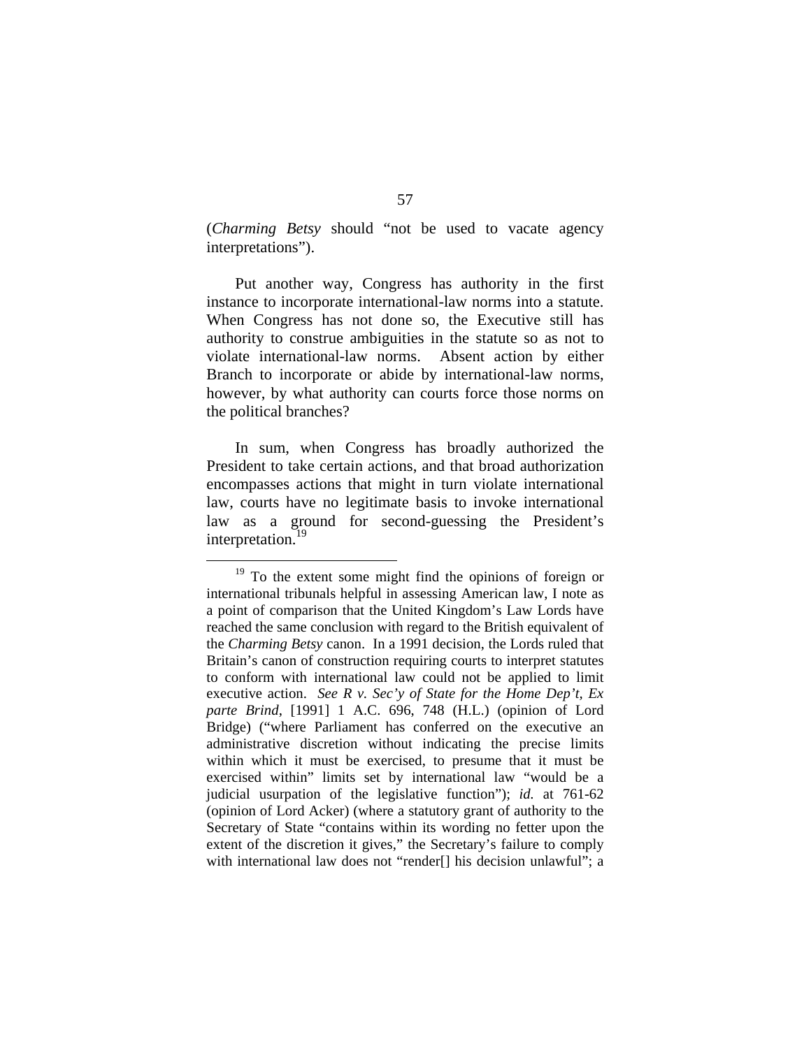(*Charming Betsy* should "not be used to vacate agency interpretations").

Put another way, Congress has authority in the first instance to incorporate international-law norms into a statute. When Congress has not done so, the Executive still has authority to construe ambiguities in the statute so as not to violate international-law norms. Absent action by either Branch to incorporate or abide by international-law norms, however, by what authority can courts force those norms on the political branches?

In sum, when Congress has broadly authorized the President to take certain actions, and that broad authorization encompasses actions that might in turn violate international law, courts have no legitimate basis to invoke international law as a ground for second-guessing the President's interpretation.[19]

---

[19] To the extent some might find the opinions of foreign or international tribunals helpful in assessing American law, I note as a point of comparison that the United Kingdom's Law Lords have reached the same conclusion with regard to the British equivalent of the *Charming Betsy* canon. In a 1991 decision, the Lords ruled that Britain's canon of construction requiring courts to interpret statutes to conform with international law could not be applied to limit executive action. *See R v. Sec'y of State for the Home Dep't, Ex parte Brind*, [1991] 1 A.C. 696, 748 (H.L.) (opinion of Lord Bridge) ("where Parliament has conferred on the executive an administrative discretion without indicating the precise limits within which it must be exercised, to presume that it must be exercised within" limits set by international law "would be a judicial usurpation of the legislative function"); *id.* at 761-62 (opinion of Lord Acker) (where a statutory grant of authority to the Secretary of State "contains within its wording no fetter upon the extent of the discretion it gives," the Secretary's failure to comply with international law does not "render[] his decision unlawful"; a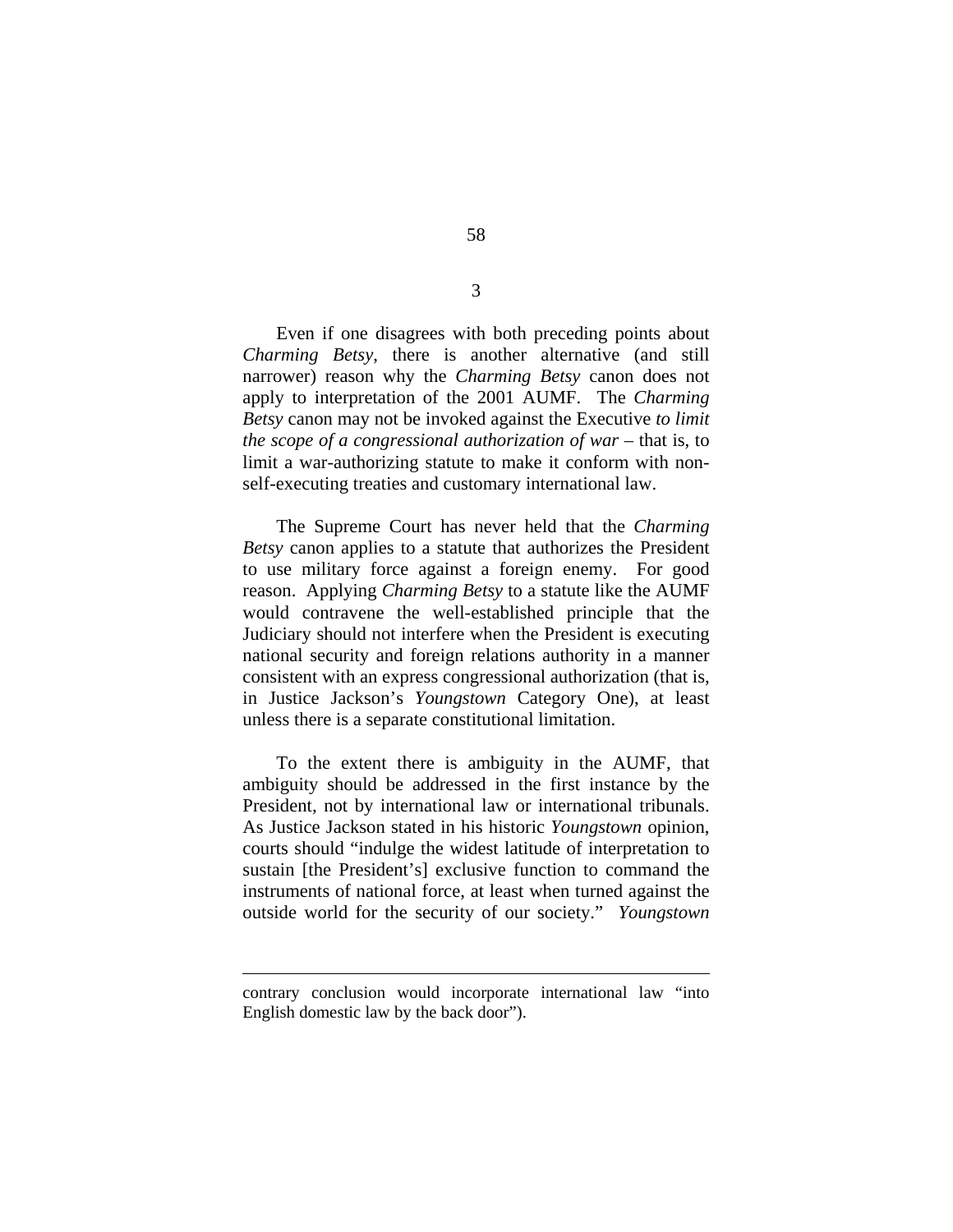3

Even if one disagrees with both preceding points about *Charming Betsy*, there is another alternative (and still narrower) reason why the *Charming Betsy* canon does not apply to interpretation of the 2001 AUMF. The *Charming Betsy* canon may not be invoked against the Executive *to limit the scope of a congressional authorization of war* – that is, to limit a war-authorizing statute to make it conform with non-self-executing treaties and customary international law.

The Supreme Court has never held that the *Charming Betsy* canon applies to a statute that authorizes the President to use military force against a foreign enemy. For good reason. Applying *Charming Betsy* to a statute like the AUMF would contravene the well-established principle that the Judiciary should not interfere when the President is executing national security and foreign relations authority in a manner consistent with an express congressional authorization (that is, in Justice Jackson's *Youngstown* Category One), at least unless there is a separate constitutional limitation.

To the extent there is ambiguity in the AUMF, that ambiguity should be addressed in the first instance by the President, not by international law or international tribunals. As Justice Jackson stated in his historic *Youngstown* opinion, courts should "indulge the widest latitude of interpretation to sustain [the President's] exclusive function to command the instruments of national force, at least when turned against the outside world for the security of our society." *Youngstown*

---

contrary conclusion would incorporate international law "into English domestic law by the back door").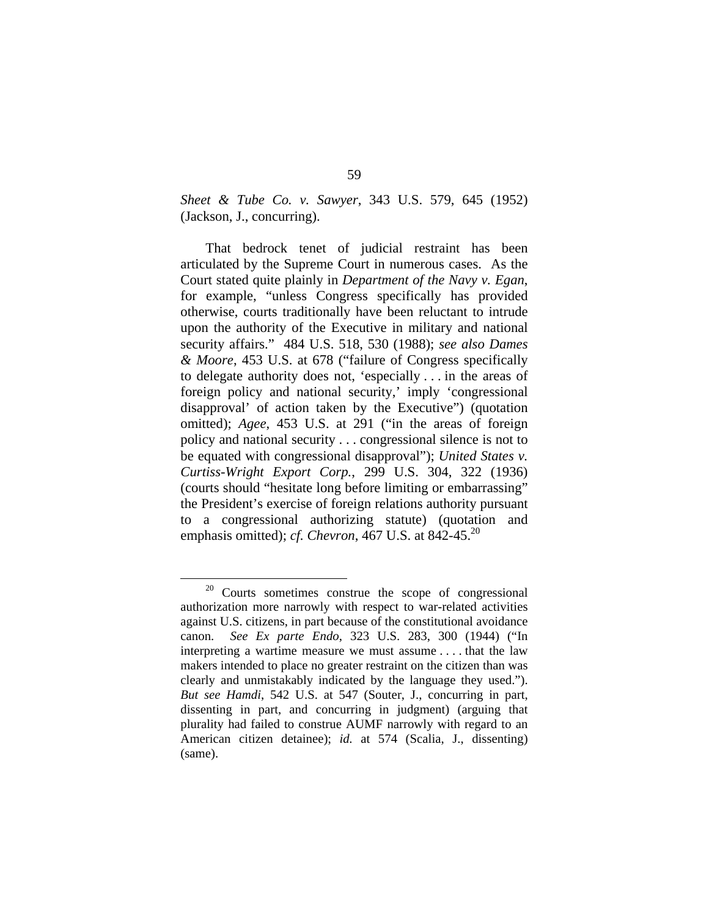*Sheet & Tube Co. v. Sawyer*, 343 U.S. 579, 645 (1952) (Jackson, J., concurring).

That bedrock tenet of judicial restraint has been articulated by the Supreme Court in numerous cases. As the Court stated quite plainly in *Department of the Navy v. Egan*, for example, "unless Congress specifically has provided otherwise, courts traditionally have been reluctant to intrude upon the authority of the Executive in military and national security affairs." 484 U.S. 518, 530 (1988); *see also Dames & Moore*, 453 U.S. at 678 ("failure of Congress specifically to delegate authority does not, 'especially . . . in the areas of foreign policy and national security,' imply 'congressional disapproval' of action taken by the Executive") (quotation omitted); *Agee*, 453 U.S. at 291 ("in the areas of foreign policy and national security . . . congressional silence is not to be equated with congressional disapproval"); *United States v. Curtiss-Wright Export Corp.*, 299 U.S. 304, 322 (1936) (courts should "hesitate long before limiting or embarrassing" the President's exercise of foreign relations authority pursuant to a congressional authorizing statute) (quotation and emphasis omitted); *cf. Chevron*, 467 U.S. at 842-45.[20]

---

[20] Courts sometimes construe the scope of congressional authorization more narrowly with respect to war-related activities against U.S. citizens, in part because of the constitutional avoidance canon. *See Ex parte Endo*, 323 U.S. 283, 300 (1944) ("In interpreting a wartime measure we must assume . . . . that the law makers intended to place no greater restraint on the citizen than was clearly and unmistakably indicated by the language they used."). *But see Hamdi*, 542 U.S. at 547 (Souter, J., concurring in part, dissenting in part, and concurring in judgment) (arguing that plurality had failed to construe AUMF narrowly with regard to an American citizen detainee); *id.* at 574 (Scalia, J., dissenting) (same).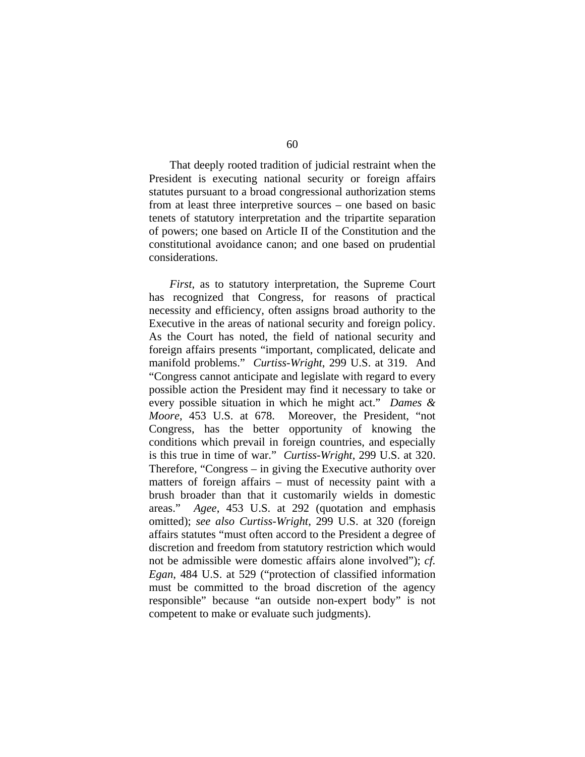That deeply rooted tradition of judicial restraint when the President is executing national security or foreign affairs statutes pursuant to a broad congressional authorization stems from at least three interpretive sources – one based on basic tenets of statutory interpretation and the tripartite separation of powers; one based on Article II of the Constitution and the constitutional avoidance canon; and one based on prudential considerations.

*First*, as to statutory interpretation, the Supreme Court has recognized that Congress, for reasons of practical necessity and efficiency, often assigns broad authority to the Executive in the areas of national security and foreign policy. As the Court has noted, the field of national security and foreign affairs presents "important, complicated, delicate and manifold problems." *Curtiss-Wright*, 299 U.S. at 319. And "Congress cannot anticipate and legislate with regard to every possible action the President may find it necessary to take or every possible situation in which he might act." *Dames & Moore*, 453 U.S. at 678. Moreover, the President, "not Congress, has the better opportunity of knowing the conditions which prevail in foreign countries, and especially is this true in time of war." *Curtiss-Wright*, 299 U.S. at 320. Therefore, "Congress – in giving the Executive authority over matters of foreign affairs – must of necessity paint with a brush broader than that it customarily wields in domestic areas." *Agee*, 453 U.S. at 292 (quotation and emphasis omitted); *see also Curtiss-Wright*, 299 U.S. at 320 (foreign affairs statutes "must often accord to the President a degree of discretion and freedom from statutory restriction which would not be admissible were domestic affairs alone involved"); *cf. Egan*, 484 U.S. at 529 ("protection of classified information must be committed to the broad discretion of the agency responsible" because "an outside non-expert body" is not competent to make or evaluate such judgments).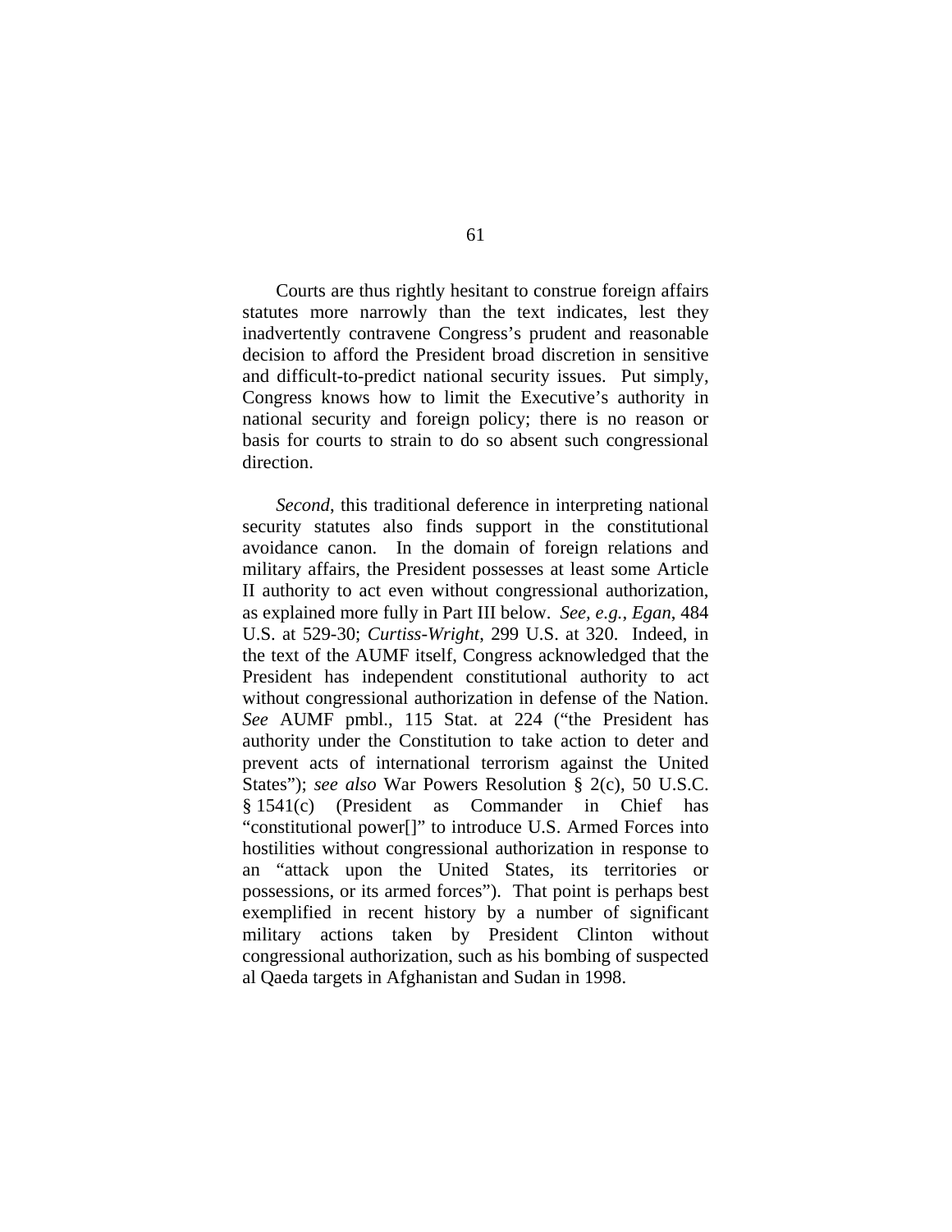Courts are thus rightly hesitant to construe foreign affairs statutes more narrowly than the text indicates, lest they inadvertently contravene Congress's prudent and reasonable decision to afford the President broad discretion in sensitive and difficult-to-predict national security issues. Put simply, Congress knows how to limit the Executive's authority in national security and foreign policy; there is no reason or basis for courts to strain to do so absent such congressional direction.

*Second*, this traditional deference in interpreting national security statutes also finds support in the constitutional avoidance canon. In the domain of foreign relations and military affairs, the President possesses at least some Article II authority to act even without congressional authorization, as explained more fully in Part III below. *See, e.g.*, *Egan*, 484 U.S. at 529-30; *Curtiss-Wright*, 299 U.S. at 320. Indeed, in the text of the AUMF itself, Congress acknowledged that the President has independent constitutional authority to act without congressional authorization in defense of the Nation. *See* AUMF pmbl., 115 Stat. at 224 ("the President has authority under the Constitution to take action to deter and prevent acts of international terrorism against the United States"); *see also* War Powers Resolution § 2(c), 50 U.S.C. § 1541(c) (President as Commander in Chief has "constitutional power[]" to introduce U.S. Armed Forces into hostilities without congressional authorization in response to an "attack upon the United States, its territories or possessions, or its armed forces"). That point is perhaps best exemplified in recent history by a number of significant military actions taken by President Clinton without congressional authorization, such as his bombing of suspected al Qaeda targets in Afghanistan and Sudan in 1998.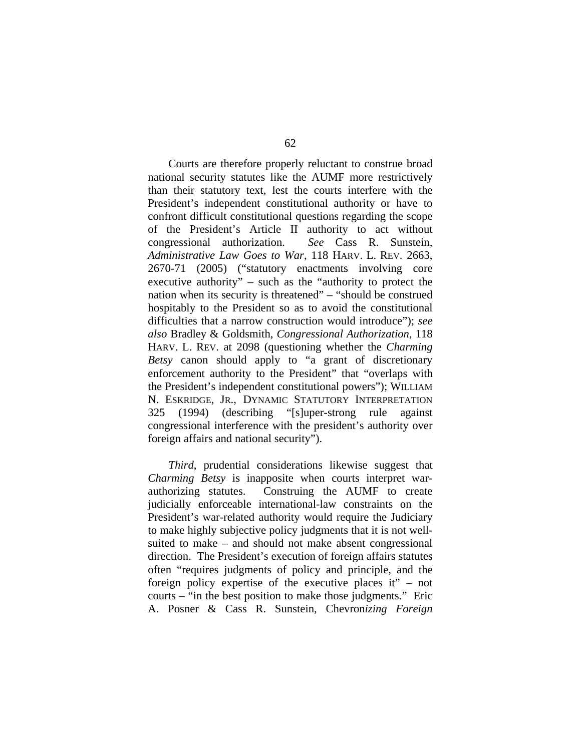Courts are therefore properly reluctant to construe broad national security statutes like the AUMF more restrictively than their statutory text, lest the courts interfere with the President's independent constitutional authority or have to confront difficult constitutional questions regarding the scope of the President's Article II authority to act without congressional authorization. *See* Cass R. Sunstein, *Administrative Law Goes to War*, 118 HARV. L. REV. 2663, 2670-71 (2005) ("statutory enactments involving core executive authority" – such as the "authority to protect the nation when its security is threatened" – "should be construed hospitably to the President so as to avoid the constitutional difficulties that a narrow construction would introduce"); *see also* Bradley & Goldsmith, *Congressional Authorization*, 118 HARV. L. REV. at 2098 (questioning whether the *Charming Betsy* canon should apply to "a grant of discretionary enforcement authority to the President" that "overlaps with the President's independent constitutional powers"); WILLIAM N. ESKRIDGE, JR., DYNAMIC STATUTORY INTERPRETATION 325 (1994) (describing "[s]uper-strong rule against congressional interference with the president's authority over foreign affairs and national security").

*Third*, prudential considerations likewise suggest that *Charming Betsy* is inapposite when courts interpret war-authorizing statutes. Construing the AUMF to create judicially enforceable international-law constraints on the President's war-related authority would require the Judiciary to make highly subjective policy judgments that it is not well-suited to make – and should not make absent congressional direction. The President's execution of foreign affairs statutes often "requires judgments of policy and principle, and the foreign policy expertise of the executive places it" – not courts – "in the best position to make those judgments." Eric A. Posner & Cass R. Sunstein, Chevron*izing Foreign*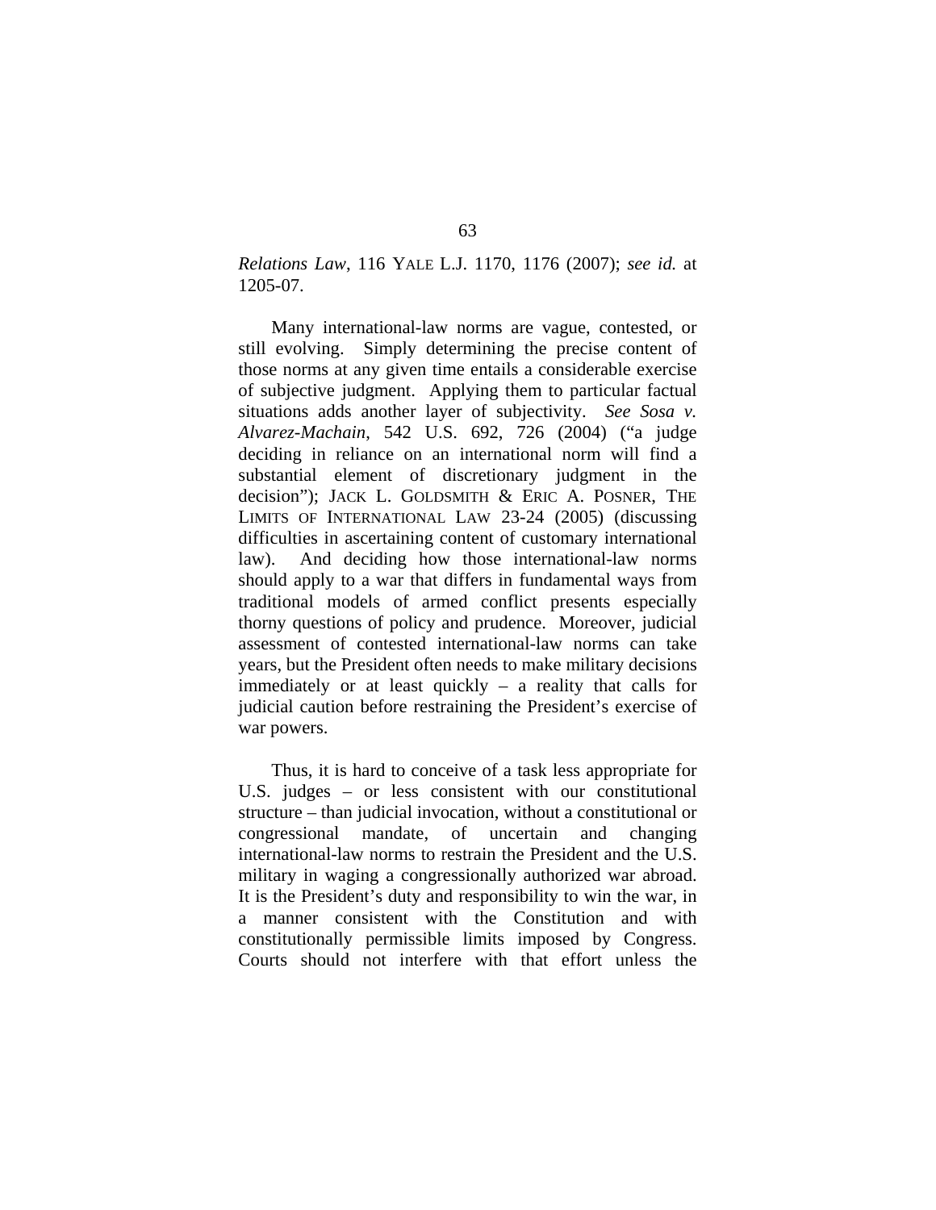*Relations Law*, 116 YALE L.J. 1170, 1176 (2007); *see id.* at 1205-07.

Many international-law norms are vague, contested, or still evolving. Simply determining the precise content of those norms at any given time entails a considerable exercise of subjective judgment. Applying them to particular factual situations adds another layer of subjectivity. *See Sosa v. Alvarez-Machain*, 542 U.S. 692, 726 (2004) ("a judge deciding in reliance on an international norm will find a substantial element of discretionary judgment in the decision"); JACK L. GOLDSMITH & ERIC A. POSNER, THE LIMITS OF INTERNATIONAL LAW 23-24 (2005) (discussing difficulties in ascertaining content of customary international law). And deciding how those international-law norms should apply to a war that differs in fundamental ways from traditional models of armed conflict presents especially thorny questions of policy and prudence. Moreover, judicial assessment of contested international-law norms can take years, but the President often needs to make military decisions immediately or at least quickly – a reality that calls for judicial caution before restraining the President's exercise of war powers.

Thus, it is hard to conceive of a task less appropriate for U.S. judges – or less consistent with our constitutional structure – than judicial invocation, without a constitutional or congressional mandate, of uncertain and changing international-law norms to restrain the President and the U.S. military in waging a congressionally authorized war abroad. It is the President's duty and responsibility to win the war, in a manner consistent with the Constitution and with constitutionally permissible limits imposed by Congress. Courts should not interfere with that effort unless the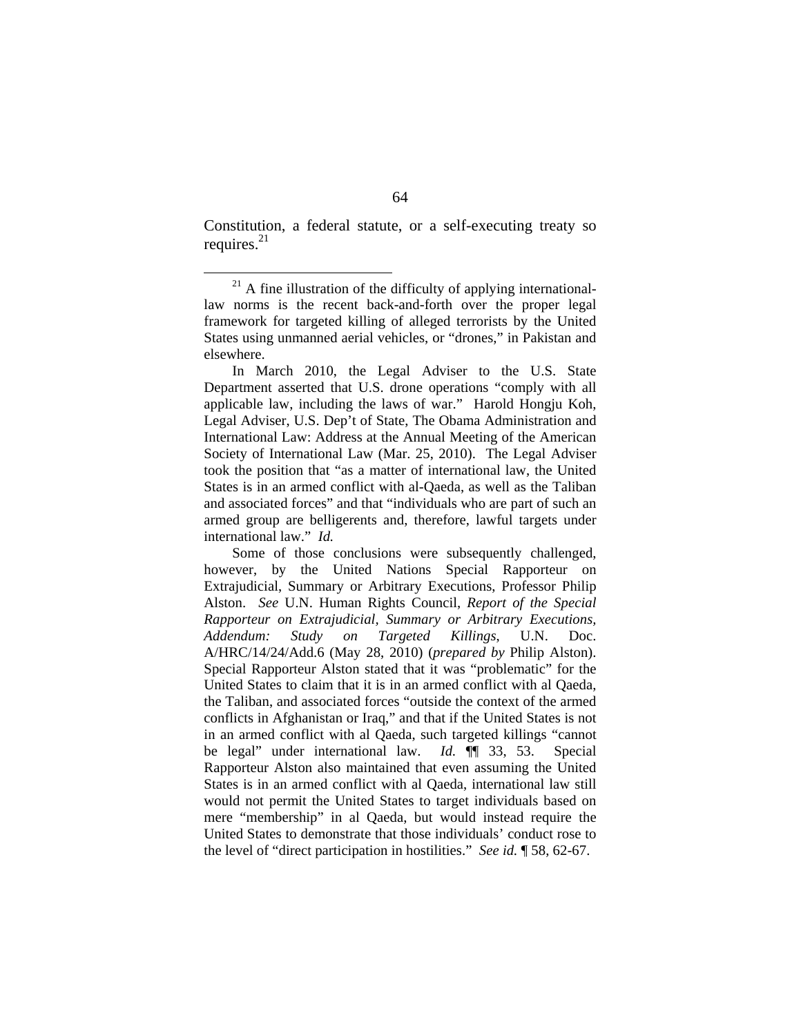Constitution, a federal statute, or a self-executing treaty so requires.[21]

---

[21] A fine illustration of the difficulty of applying international-law norms is the recent back-and-forth over the proper legal framework for targeted killing of alleged terrorists by the United States using unmanned aerial vehicles, or "drones," in Pakistan and elsewhere.

In March 2010, the Legal Adviser to the U.S. State Department asserted that U.S. drone operations "comply with all applicable law, including the laws of war." Harold Hongju Koh, Legal Adviser, U.S. Dep't of State, The Obama Administration and International Law: Address at the Annual Meeting of the American Society of International Law (Mar. 25, 2010). The Legal Adviser took the position that "as a matter of international law, the United States is in an armed conflict with al-Qaeda, as well as the Taliban and associated forces" and that "individuals who are part of such an armed group are belligerents and, therefore, lawful targets under international law." *Id.*

Some of those conclusions were subsequently challenged, however, by the United Nations Special Rapporteur on Extrajudicial, Summary or Arbitrary Executions, Professor Philip Alston. *See* U.N. Human Rights Council, *Report of the Special Rapporteur on Extrajudicial, Summary or Arbitrary Executions, Addendum: Study on Targeted Killings*, U.N. Doc. A/HRC/14/24/Add.6 (May 28, 2010) (*prepared by* Philip Alston). Special Rapporteur Alston stated that it was "problematic" for the United States to claim that it is in an armed conflict with al Qaeda, the Taliban, and associated forces "outside the context of the armed conflicts in Afghanistan or Iraq," and that if the United States is not in an armed conflict with al Qaeda, such targeted killings "cannot be legal" under international law. *Id.* ¶¶ 33, 53. Special Rapporteur Alston also maintained that even assuming the United States is in an armed conflict with al Qaeda, international law still would not permit the United States to target individuals based on mere "membership" in al Qaeda, but would instead require the United States to demonstrate that those individuals' conduct rose to the level of "direct participation in hostilities." *See id.* ¶ 58, 62-67.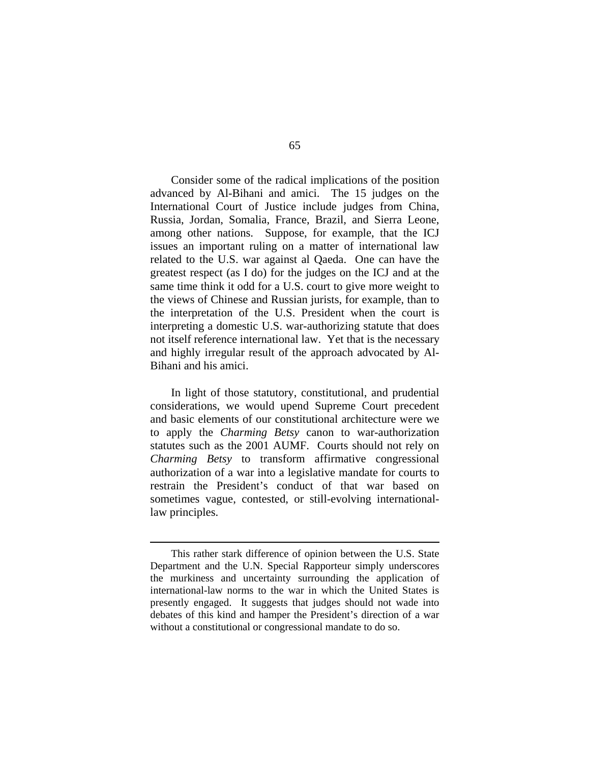Consider some of the radical implications of the position advanced by Al-Bihani and amici. The 15 judges on the International Court of Justice include judges from China, Russia, Jordan, Somalia, France, Brazil, and Sierra Leone, among other nations. Suppose, for example, that the ICJ issues an important ruling on a matter of international law related to the U.S. war against al Qaeda. One can have the greatest respect (as I do) for the judges on the ICJ and at the same time think it odd for a U.S. court to give more weight to the views of Chinese and Russian jurists, for example, than to the interpretation of the U.S. President when the court is interpreting a domestic U.S. war-authorizing statute that does not itself reference international law. Yet that is the necessary and highly irregular result of the approach advocated by Al-Bihani and his amici.

In light of those statutory, constitutional, and prudential considerations, we would upend Supreme Court precedent and basic elements of our constitutional architecture were we to apply the *Charming Betsy* canon to war-authorization statutes such as the 2001 AUMF. Courts should not rely on *Charming Betsy* to transform affirmative congressional authorization of a war into a legislative mandate for courts to restrain the President's conduct of that war based on sometimes vague, contested, or still-evolving international-law principles.

---

This rather stark difference of opinion between the U.S. State Department and the U.N. Special Rapporteur simply underscores the murkiness and uncertainty surrounding the application of international-law norms to the war in which the United States is presently engaged. It suggests that judges should not wade into debates of this kind and hamper the President's direction of a war without a constitutional or congressional mandate to do so.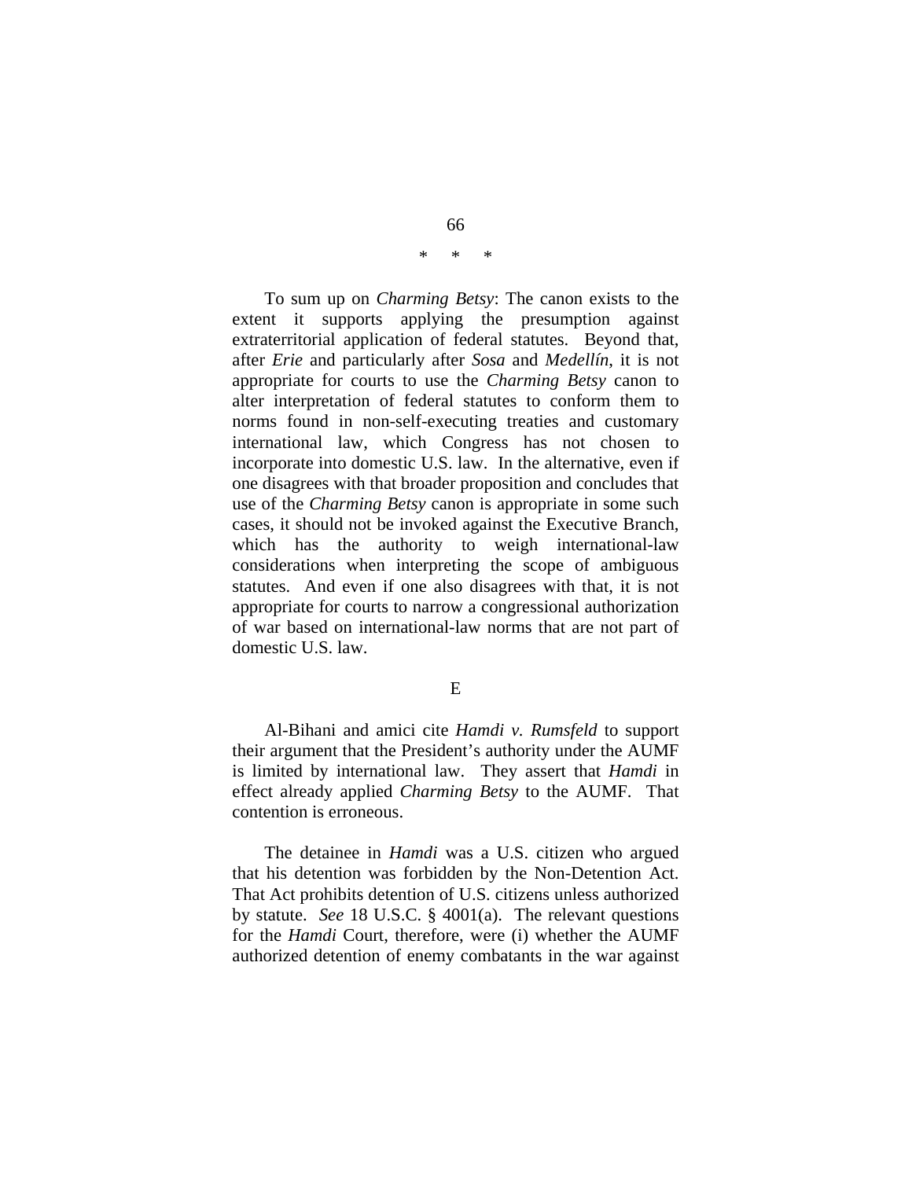\*   \*   \*

To sum up on *Charming Betsy*: The canon exists to the extent it supports applying the presumption against extraterritorial application of federal statutes. Beyond that, after *Erie* and particularly after *Sosa* and *Medellín*, it is not appropriate for courts to use the *Charming Betsy* canon to alter interpretation of federal statutes to conform them to norms found in non-self-executing treaties and customary international law, which Congress has not chosen to incorporate into domestic U.S. law. In the alternative, even if one disagrees with that broader proposition and concludes that use of the *Charming Betsy* canon is appropriate in some such cases, it should not be invoked against the Executive Branch, which has the authority to weigh international-law considerations when interpreting the scope of ambiguous statutes. And even if one also disagrees with that, it is not appropriate for courts to narrow a congressional authorization of war based on international-law norms that are not part of domestic U.S. law.

E

Al-Bihani and amici cite *Hamdi v. Rumsfeld* to support their argument that the President's authority under the AUMF is limited by international law. They assert that *Hamdi* in effect already applied *Charming Betsy* to the AUMF. That contention is erroneous.

The detainee in *Hamdi* was a U.S. citizen who argued that his detention was forbidden by the Non-Detention Act. That Act prohibits detention of U.S. citizens unless authorized by statute. *See* 18 U.S.C. § 4001(a). The relevant questions for the *Hamdi* Court, therefore, were (i) whether the AUMF authorized detention of enemy combatants in the war against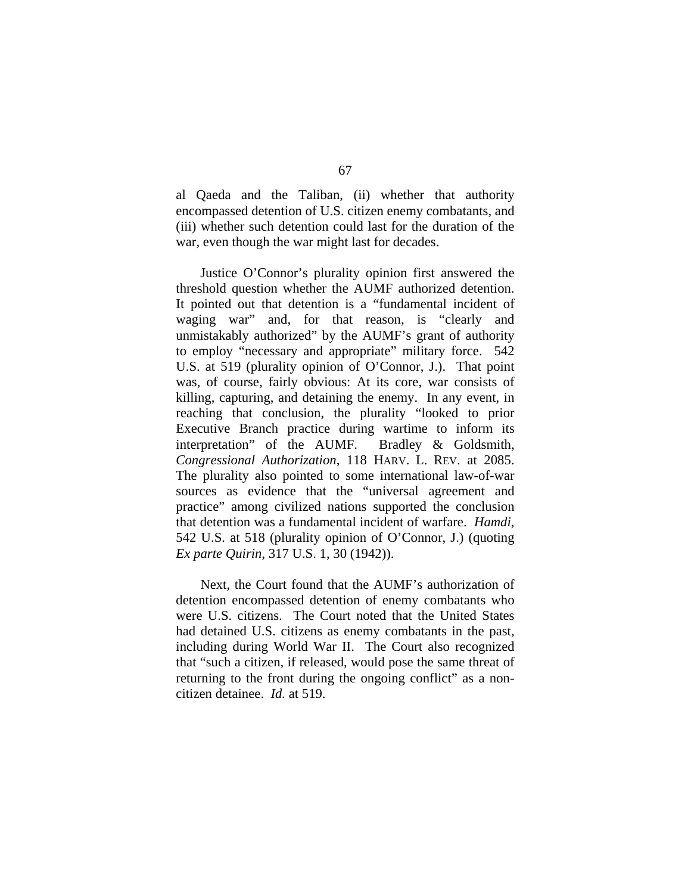al Qaeda and the Taliban, (ii) whether that authority encompassed detention of U.S. citizen enemy combatants, and (iii) whether such detention could last for the duration of the war, even though the war might last for decades.

Justice O'Connor's plurality opinion first answered the threshold question whether the AUMF authorized detention. It pointed out that detention is a "fundamental incident of waging war" and, for that reason, is "clearly and unmistakably authorized" by the AUMF's grant of authority to employ "necessary and appropriate" military force. 542 U.S. at 519 (plurality opinion of O'Connor, J.). That point was, of course, fairly obvious: At its core, war consists of killing, capturing, and detaining the enemy. In any event, in reaching that conclusion, the plurality "looked to prior Executive Branch practice during wartime to inform its interpretation" of the AUMF. Bradley & Goldsmith, *Congressional Authorization*, 118 HARV. L. REV. at 2085. The plurality also pointed to some international law-of-war sources as evidence that the "universal agreement and practice" among civilized nations supported the conclusion that detention was a fundamental incident of warfare. *Hamdi*, 542 U.S. at 518 (plurality opinion of O'Connor, J.) (quoting *Ex parte Quirin*, 317 U.S. 1, 30 (1942)).

Next, the Court found that the AUMF's authorization of detention encompassed detention of enemy combatants who were U.S. citizens. The Court noted that the United States had detained U.S. citizens as enemy combatants in the past, including during World War II. The Court also recognized that "such a citizen, if released, would pose the same threat of returning to the front during the ongoing conflict" as a non-citizen detainee. *Id.* at 519.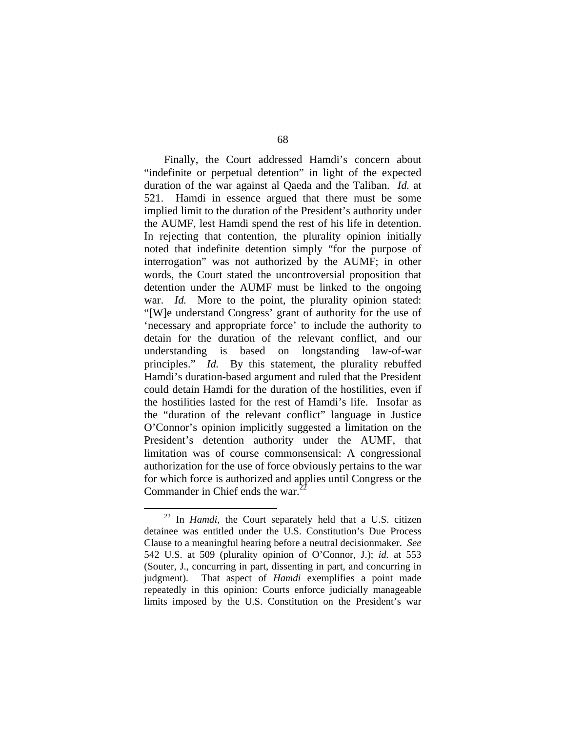Finally, the Court addressed Hamdi's concern about "indefinite or perpetual detention" in light of the expected duration of the war against al Qaeda and the Taliban. *Id.* at 521. Hamdi in essence argued that there must be some implied limit to the duration of the President's authority under the AUMF, lest Hamdi spend the rest of his life in detention. In rejecting that contention, the plurality opinion initially noted that indefinite detention simply "for the purpose of interrogation" was not authorized by the AUMF; in other words, the Court stated the uncontroversial proposition that detention under the AUMF must be linked to the ongoing war. *Id.* More to the point, the plurality opinion stated: "[W]e understand Congress' grant of authority for the use of 'necessary and appropriate force' to include the authority to detain for the duration of the relevant conflict, and our understanding is based on longstanding law-of-war principles." *Id.* By this statement, the plurality rebuffed Hamdi's duration-based argument and ruled that the President could detain Hamdi for the duration of the hostilities, even if the hostilities lasted for the rest of Hamdi's life. Insofar as the "duration of the relevant conflict" language in Justice O'Connor's opinion implicitly suggested a limitation on the President's detention authority under the AUMF, that limitation was of course commonsensical: A congressional authorization for the use of force obviously pertains to the war for which force is authorized and applies until Congress or the Commander in Chief ends the war.[22]

[22] In *Hamdi*, the Court separately held that a U.S. citizen detainee was entitled under the U.S. Constitution's Due Process Clause to a meaningful hearing before a neutral decisionmaker. *See* 542 U.S. at 509 (plurality opinion of O'Connor, J.); *id.* at 553 (Souter, J., concurring in part, dissenting in part, and concurring in judgment). That aspect of *Hamdi* exemplifies a point made repeatedly in this opinion: Courts enforce judicially manageable limits imposed by the U.S. Constitution on the President's war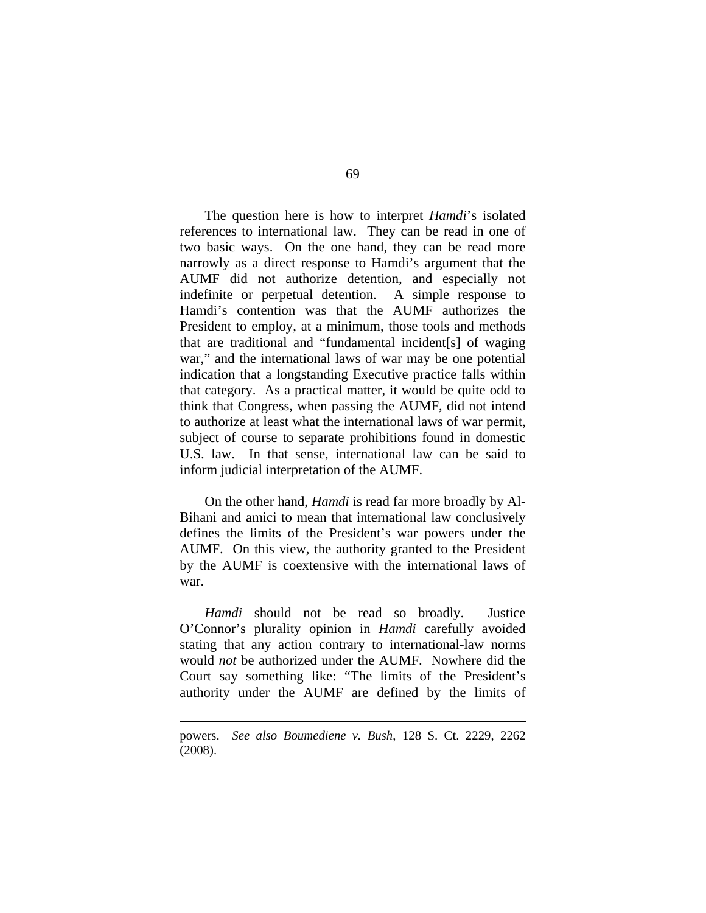The question here is how to interpret *Hamdi*'s isolated references to international law. They can be read in one of two basic ways. On the one hand, they can be read more narrowly as a direct response to Hamdi's argument that the AUMF did not authorize detention, and especially not indefinite or perpetual detention. A simple response to Hamdi's contention was that the AUMF authorizes the President to employ, at a minimum, those tools and methods that are traditional and "fundamental incident[s] of waging war," and the international laws of war may be one potential indication that a longstanding Executive practice falls within that category. As a practical matter, it would be quite odd to think that Congress, when passing the AUMF, did not intend to authorize at least what the international laws of war permit, subject of course to separate prohibitions found in domestic U.S. law. In that sense, international law can be said to inform judicial interpretation of the AUMF.

On the other hand, *Hamdi* is read far more broadly by Al-Bihani and amici to mean that international law conclusively defines the limits of the President's war powers under the AUMF. On this view, the authority granted to the President by the AUMF is coextensive with the international laws of war.

*Hamdi* should not be read so broadly. Justice O'Connor's plurality opinion in *Hamdi* carefully avoided stating that any action contrary to international-law norms would *not* be authorized under the AUMF. Nowhere did the Court say something like: "The limits of the President's authority under the AUMF are defined by the limits of

---

powers. *See also Boumediene v. Bush*, 128 S. Ct. 2229, 2262 (2008).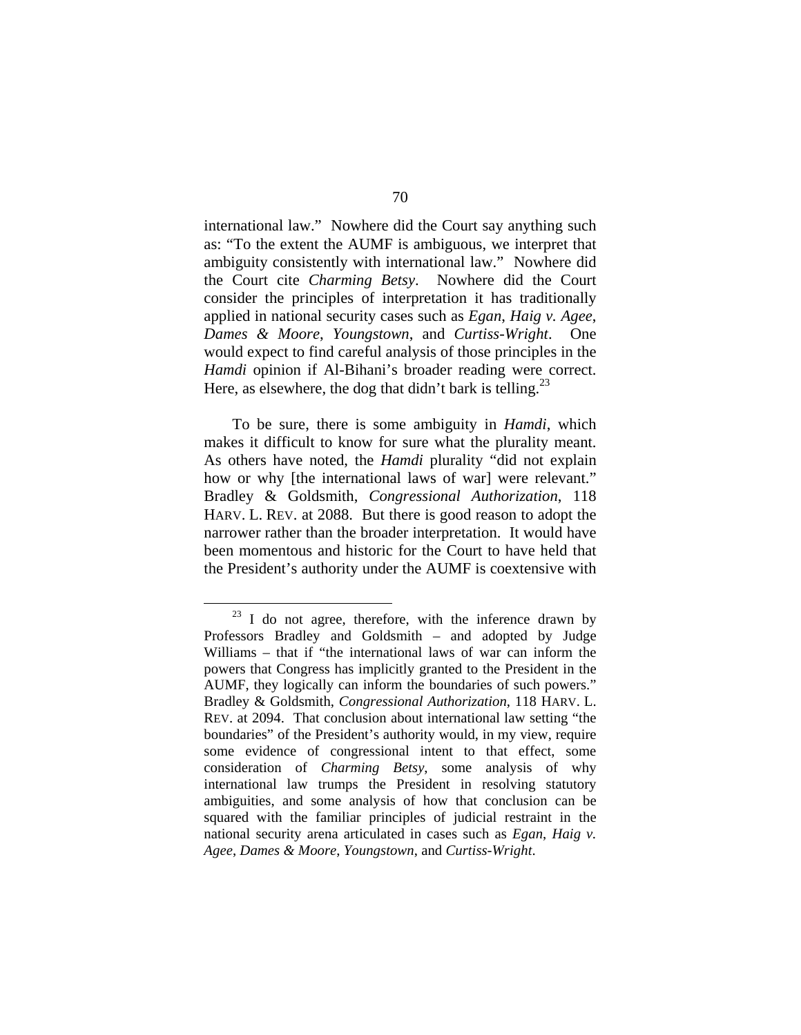international law." Nowhere did the Court say anything such as: "To the extent the AUMF is ambiguous, we interpret that ambiguity consistently with international law." Nowhere did the Court cite *Charming Betsy*. Nowhere did the Court consider the principles of interpretation it has traditionally applied in national security cases such as *Egan*, *Haig v. Agee*, *Dames & Moore*, *Youngstown*, and *Curtiss-Wright*. One would expect to find careful analysis of those principles in the *Hamdi* opinion if Al-Bihani's broader reading were correct. Here, as elsewhere, the dog that didn't bark is telling.[23]

To be sure, there is some ambiguity in *Hamdi*, which makes it difficult to know for sure what the plurality meant. As others have noted, the *Hamdi* plurality "did not explain how or why [the international laws of war] were relevant." Bradley & Goldsmith, *Congressional Authorization*, 118 HARV. L. REV. at 2088. But there is good reason to adopt the narrower rather than the broader interpretation. It would have been momentous and historic for the Court to have held that the President's authority under the AUMF is coextensive with

---

[23] I do not agree, therefore, with the inference drawn by Professors Bradley and Goldsmith – and adopted by Judge Williams – that if "the international laws of war can inform the powers that Congress has implicitly granted to the President in the AUMF, they logically can inform the boundaries of such powers." Bradley & Goldsmith, *Congressional Authorization*, 118 HARV. L. REV. at 2094. That conclusion about international law setting "the boundaries" of the President's authority would, in my view, require some evidence of congressional intent to that effect, some consideration of *Charming Betsy*, some analysis of why international law trumps the President in resolving statutory ambiguities, and some analysis of how that conclusion can be squared with the familiar principles of judicial restraint in the national security arena articulated in cases such as *Egan*, *Haig v. Agee*, *Dames & Moore*, *Youngstown*, and *Curtiss-Wright*.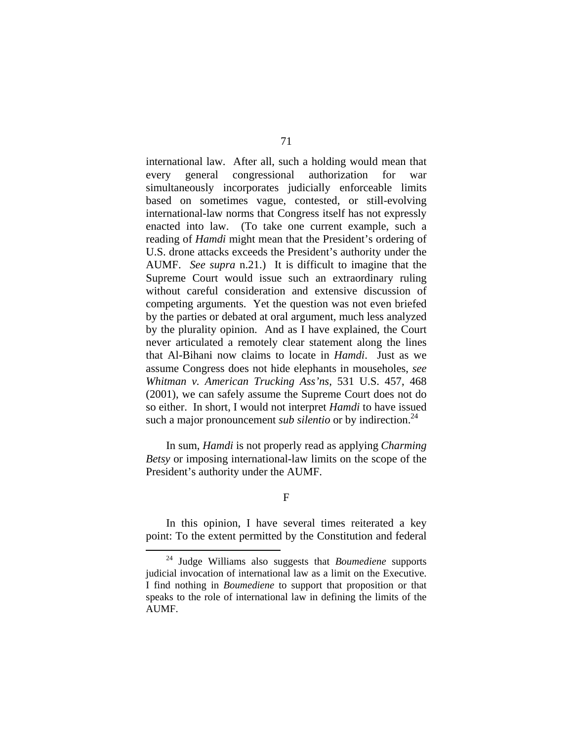international law. After all, such a holding would mean that every general congressional authorization for war simultaneously incorporates judicially enforceable limits based on sometimes vague, contested, or still-evolving international-law norms that Congress itself has not expressly enacted into law. (To take one current example, such a reading of *Hamdi* might mean that the President's ordering of U.S. drone attacks exceeds the President's authority under the AUMF. *See supra* n.21.) It is difficult to imagine that the Supreme Court would issue such an extraordinary ruling without careful consideration and extensive discussion of competing arguments. Yet the question was not even briefed by the parties or debated at oral argument, much less analyzed by the plurality opinion. And as I have explained, the Court never articulated a remotely clear statement along the lines that Al-Bihani now claims to locate in *Hamdi*. Just as we assume Congress does not hide elephants in mouseholes, *see Whitman v. American Trucking Ass'ns*, 531 U.S. 457, 468 (2001), we can safely assume the Supreme Court does not do so either. In short, I would not interpret *Hamdi* to have issued such a major pronouncement *sub silentio* or by indirection.[24]

In sum, *Hamdi* is not properly read as applying *Charming Betsy* or imposing international-law limits on the scope of the President's authority under the AUMF.

### F

In this opinion, I have several times reiterated a key point: To the extent permitted by the Constitution and federal

[24] Judge Williams also suggests that *Boumediene* supports judicial invocation of international law as a limit on the Executive. I find nothing in *Boumediene* to support that proposition or that speaks to the role of international law in defining the limits of the AUMF.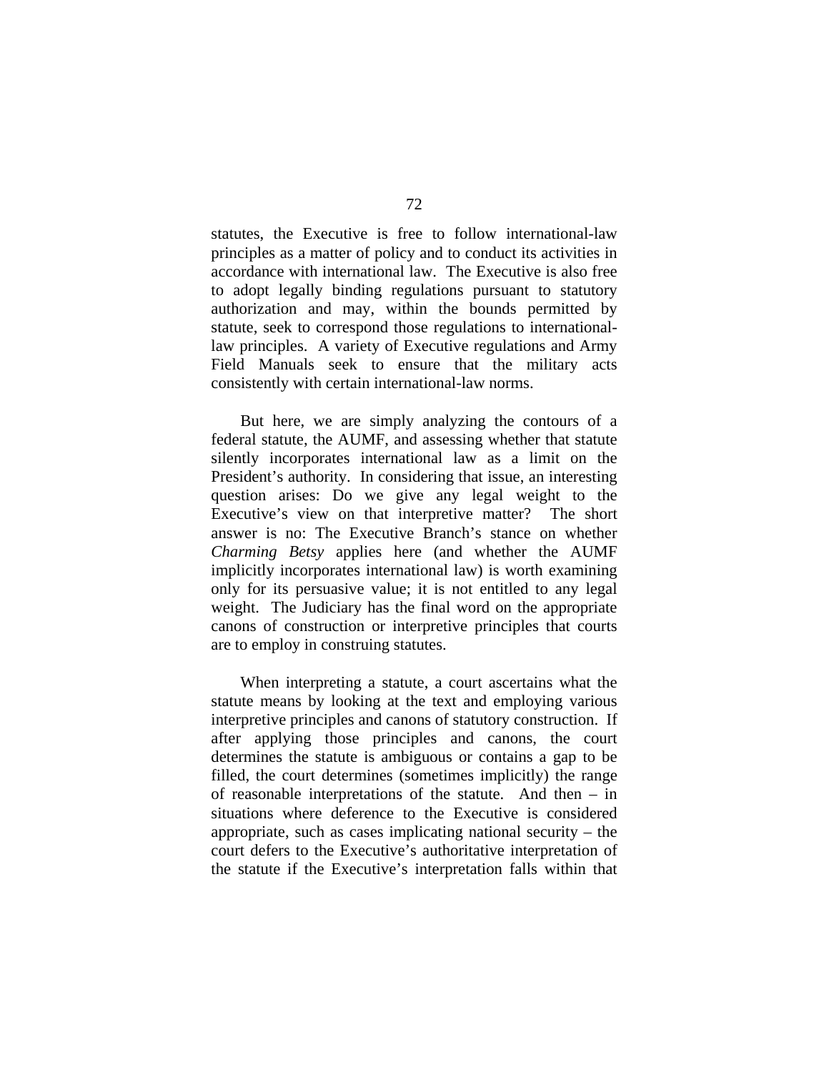statutes, the Executive is free to follow international-law principles as a matter of policy and to conduct its activities in accordance with international law. The Executive is also free to adopt legally binding regulations pursuant to statutory authorization and may, within the bounds permitted by statute, seek to correspond those regulations to international-law principles. A variety of Executive regulations and Army Field Manuals seek to ensure that the military acts consistently with certain international-law norms.

But here, we are simply analyzing the contours of a federal statute, the AUMF, and assessing whether that statute silently incorporates international law as a limit on the President's authority. In considering that issue, an interesting question arises: Do we give any legal weight to the Executive's view on that interpretive matter? The short answer is no: The Executive Branch's stance on whether *Charming Betsy* applies here (and whether the AUMF implicitly incorporates international law) is worth examining only for its persuasive value; it is not entitled to any legal weight. The Judiciary has the final word on the appropriate canons of construction or interpretive principles that courts are to employ in construing statutes.

When interpreting a statute, a court ascertains what the statute means by looking at the text and employing various interpretive principles and canons of statutory construction. If after applying those principles and canons, the court determines the statute is ambiguous or contains a gap to be filled, the court determines (sometimes implicitly) the range of reasonable interpretations of the statute. And then – in situations where deference to the Executive is considered appropriate, such as cases implicating national security – the court defers to the Executive's authoritative interpretation of the statute if the Executive's interpretation falls within that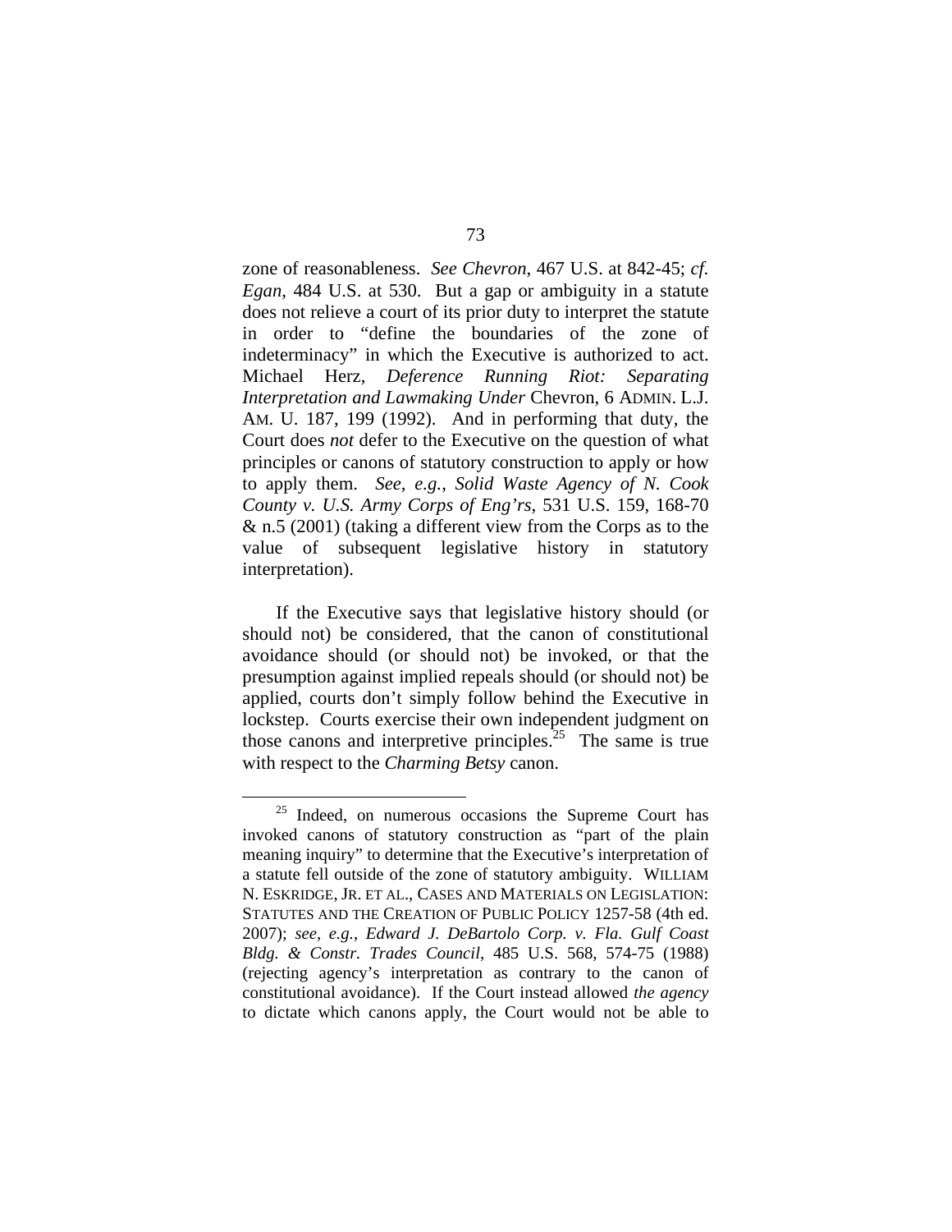zone of reasonableness. *See Chevron*, 467 U.S. at 842-45; *cf. Egan*, 484 U.S. at 530. But a gap or ambiguity in a statute does not relieve a court of its prior duty to interpret the statute in order to "define the boundaries of the zone of indeterminacy" in which the Executive is authorized to act. Michael Herz, *Deference Running Riot: Separating Interpretation and Lawmaking Under* Chevron, 6 ADMIN. L.J. AM. U. 187, 199 (1992). And in performing that duty, the Court does *not* defer to the Executive on the question of what principles or canons of statutory construction to apply or how to apply them. *See, e.g.*, *Solid Waste Agency of N. Cook County v. U.S. Army Corps of Eng'rs*, 531 U.S. 159, 168-70 & n.5 (2001) (taking a different view from the Corps as to the value of subsequent legislative history in statutory interpretation).

If the Executive says that legislative history should (or should not) be considered, that the canon of constitutional avoidance should (or should not) be invoked, or that the presumption against implied repeals should (or should not) be applied, courts don't simply follow behind the Executive in lockstep. Courts exercise their own independent judgment on those canons and interpretive principles.[25] The same is true with respect to the *Charming Betsy* canon.

---

[25] Indeed, on numerous occasions the Supreme Court has invoked canons of statutory construction as "part of the plain meaning inquiry" to determine that the Executive's interpretation of a statute fell outside of the zone of statutory ambiguity. WILLIAM N. ESKRIDGE, JR. ET AL., CASES AND MATERIALS ON LEGISLATION: STATUTES AND THE CREATION OF PUBLIC POLICY 1257-58 (4th ed. 2007); *see, e.g.*, *Edward J. DeBartolo Corp. v. Fla. Gulf Coast Bldg. & Constr. Trades Council*, 485 U.S. 568, 574-75 (1988) (rejecting agency's interpretation as contrary to the canon of constitutional avoidance). If the Court instead allowed *the agency* to dictate which canons apply, the Court would not be able to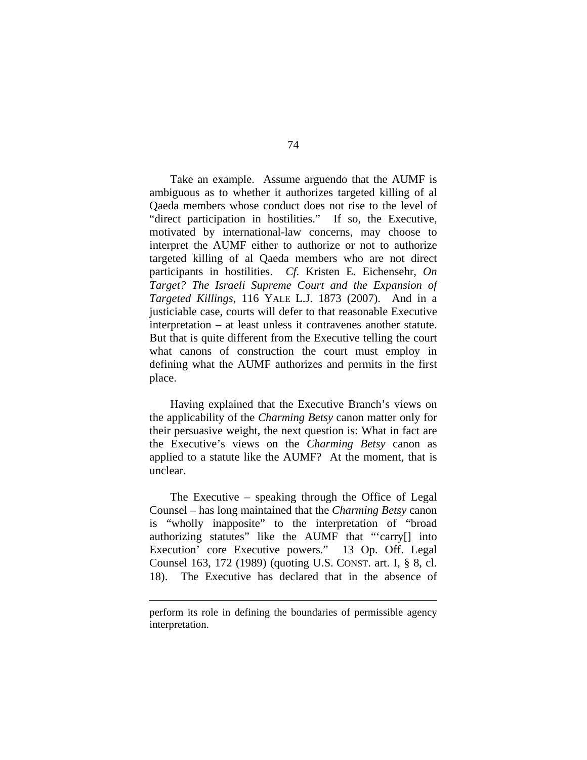Take an example. Assume arguendo that the AUMF is ambiguous as to whether it authorizes targeted killing of al Qaeda members whose conduct does not rise to the level of "direct participation in hostilities." If so, the Executive, motivated by international-law concerns, may choose to interpret the AUMF either to authorize or not to authorize targeted killing of al Qaeda members who are not direct participants in hostilities. *Cf.* Kristen E. Eichensehr, *On Target? The Israeli Supreme Court and the Expansion of Targeted Killings*, 116 YALE L.J. 1873 (2007). And in a justiciable case, courts will defer to that reasonable Executive interpretation – at least unless it contravenes another statute. But that is quite different from the Executive telling the court what canons of construction the court must employ in defining what the AUMF authorizes and permits in the first place.

Having explained that the Executive Branch's views on the applicability of the *Charming Betsy* canon matter only for their persuasive weight, the next question is: What in fact are the Executive's views on the *Charming Betsy* canon as applied to a statute like the AUMF? At the moment, that is unclear.

The Executive – speaking through the Office of Legal Counsel – has long maintained that the *Charming Betsy* canon is "wholly inapposite" to the interpretation of "broad authorizing statutes" like the AUMF that "'carry[] into Execution' core Executive powers." 13 Op. Off. Legal Counsel 163, 172 (1989) (quoting U.S. CONST. art. I, § 8, cl. 18). The Executive has declared that in the absence of

perform its role in defining the boundaries of permissible agency interpretation.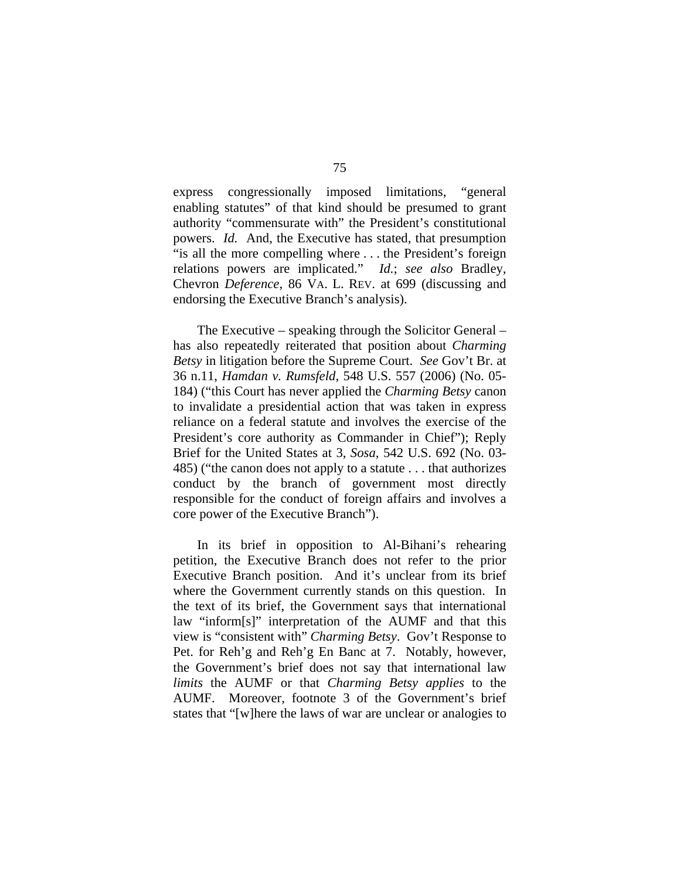express congressionally imposed limitations, "general enabling statutes" of that kind should be presumed to grant authority "commensurate with" the President's constitutional powers. *Id.* And, the Executive has stated, that presumption "is all the more compelling where . . . the President's foreign relations powers are implicated." *Id.*; *see also* Bradley, Chevron *Deference*, 86 VA. L. REV. at 699 (discussing and endorsing the Executive Branch's analysis).

The Executive – speaking through the Solicitor General – has also repeatedly reiterated that position about *Charming Betsy* in litigation before the Supreme Court. *See* Gov't Br. at 36 n.11, *Hamdan v. Rumsfeld*, 548 U.S. 557 (2006) (No. 05-184) ("this Court has never applied the *Charming Betsy* canon to invalidate a presidential action that was taken in express reliance on a federal statute and involves the exercise of the President's core authority as Commander in Chief"); Reply Brief for the United States at 3, *Sosa*, 542 U.S. 692 (No. 03-485) ("the canon does not apply to a statute . . . that authorizes conduct by the branch of government most directly responsible for the conduct of foreign affairs and involves a core power of the Executive Branch").

In its brief in opposition to Al-Bihani's rehearing petition, the Executive Branch does not refer to the prior Executive Branch position. And it's unclear from its brief where the Government currently stands on this question. In the text of its brief, the Government says that international law "inform[s]" interpretation of the AUMF and that this view is "consistent with" *Charming Betsy*. Gov't Response to Pet. for Reh'g and Reh'g En Banc at 7. Notably, however, the Government's brief does not say that international law *limits* the AUMF or that *Charming Betsy applies* to the AUMF. Moreover, footnote 3 of the Government's brief states that "[w]here the laws of war are unclear or analogies to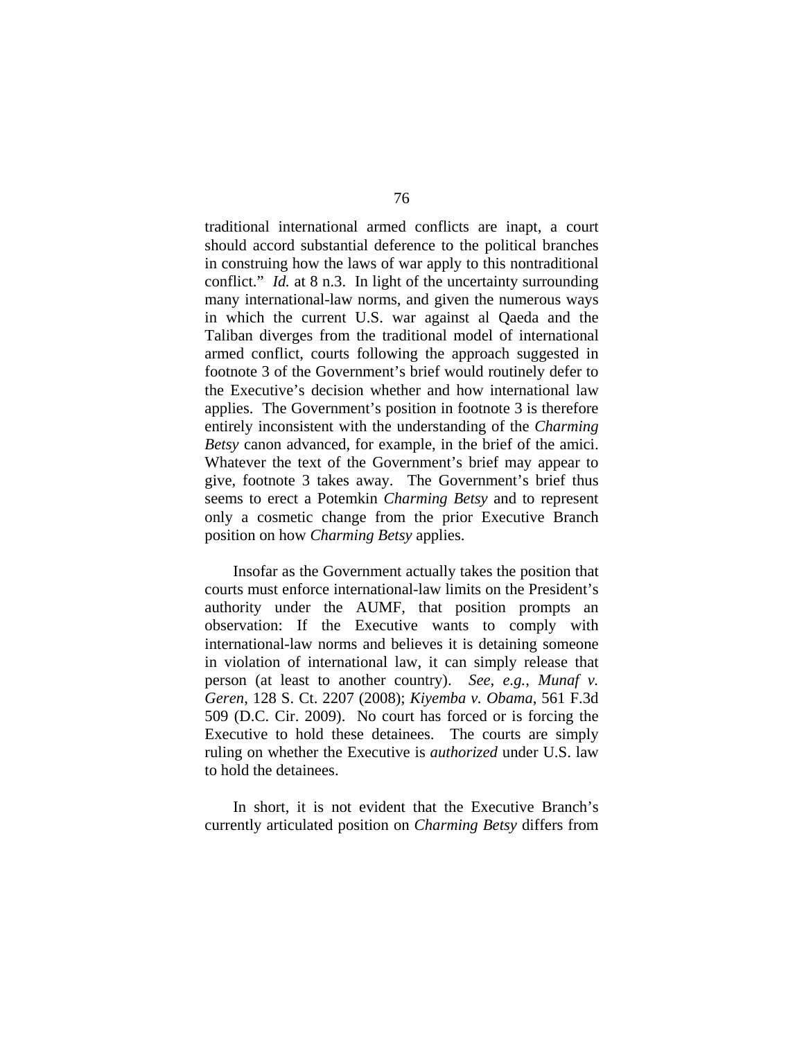traditional international armed conflicts are inapt, a court should accord substantial deference to the political branches in construing how the laws of war apply to this nontraditional conflict." *Id.* at 8 n.3. In light of the uncertainty surrounding many international-law norms, and given the numerous ways in which the current U.S. war against al Qaeda and the Taliban diverges from the traditional model of international armed conflict, courts following the approach suggested in footnote 3 of the Government's brief would routinely defer to the Executive's decision whether and how international law applies. The Government's position in footnote 3 is therefore entirely inconsistent with the understanding of the *Charming Betsy* canon advanced, for example, in the brief of the amici. Whatever the text of the Government's brief may appear to give, footnote 3 takes away. The Government's brief thus seems to erect a Potemkin *Charming Betsy* and to represent only a cosmetic change from the prior Executive Branch position on how *Charming Betsy* applies.

Insofar as the Government actually takes the position that courts must enforce international-law limits on the President's authority under the AUMF, that position prompts an observation: If the Executive wants to comply with international-law norms and believes it is detaining someone in violation of international law, it can simply release that person (at least to another country). *See, e.g.*, *Munaf v. Geren*, 128 S. Ct. 2207 (2008); *Kiyemba v. Obama*, 561 F.3d 509 (D.C. Cir. 2009). No court has forced or is forcing the Executive to hold these detainees. The courts are simply ruling on whether the Executive is *authorized* under U.S. law to hold the detainees.

In short, it is not evident that the Executive Branch's currently articulated position on *Charming Betsy* differs from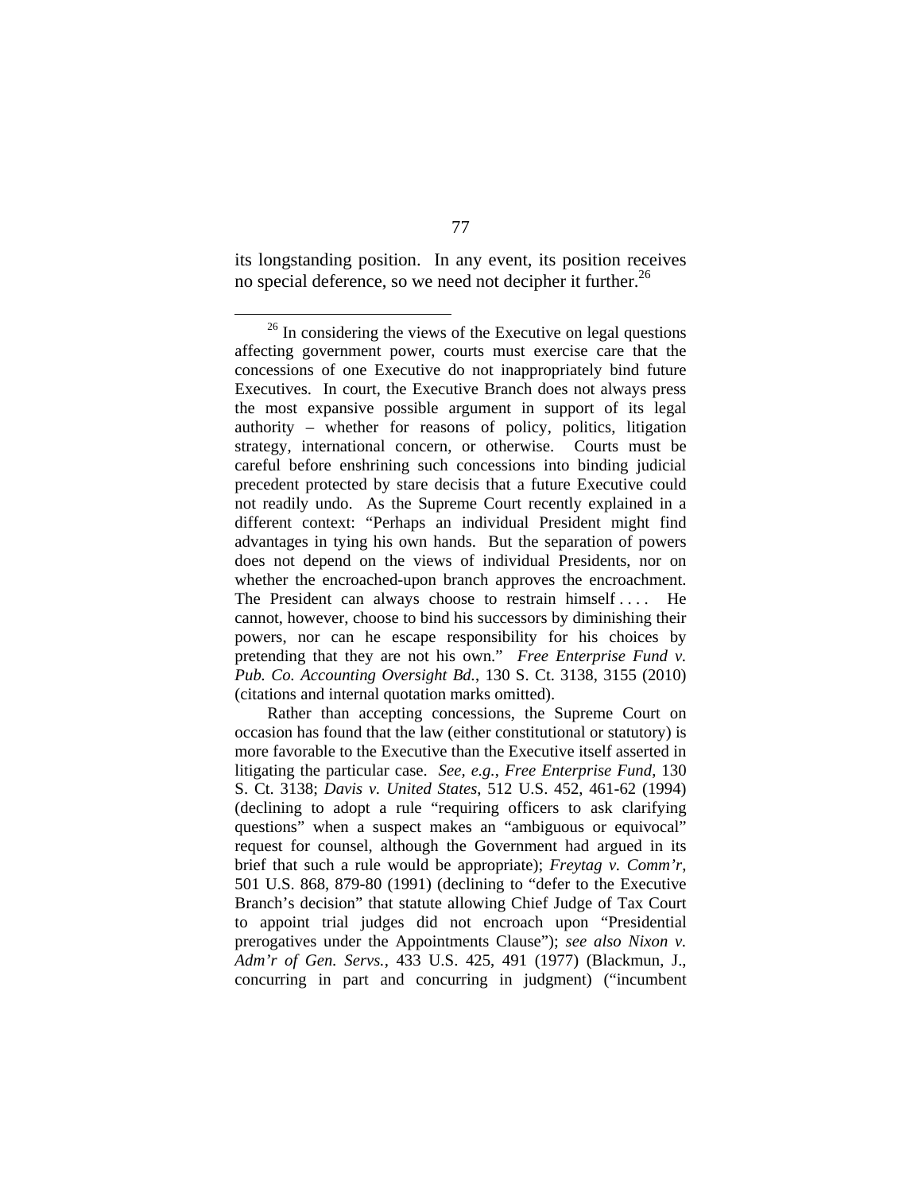its longstanding position. In any event, its position receives no special deference, so we need not decipher it further.[26]

---

[26] In considering the views of the Executive on legal questions affecting government power, courts must exercise care that the concessions of one Executive do not inappropriately bind future Executives. In court, the Executive Branch does not always press the most expansive possible argument in support of its legal authority – whether for reasons of policy, politics, litigation strategy, international concern, or otherwise. Courts must be careful before enshrining such concessions into binding judicial precedent protected by stare decisis that a future Executive could not readily undo. As the Supreme Court recently explained in a different context: "Perhaps an individual President might find advantages in tying his own hands. But the separation of powers does not depend on the views of individual Presidents, nor on whether the encroached-upon branch approves the encroachment. The President can always choose to restrain himself . . . . He cannot, however, choose to bind his successors by diminishing their powers, nor can he escape responsibility for his choices by pretending that they are not his own." *Free Enterprise Fund v. Pub. Co. Accounting Oversight Bd.*, 130 S. Ct. 3138, 3155 (2010) (citations and internal quotation marks omitted).

Rather than accepting concessions, the Supreme Court on occasion has found that the law (either constitutional or statutory) is more favorable to the Executive than the Executive itself asserted in litigating the particular case. *See, e.g.*, *Free Enterprise Fund*, 130 S. Ct. 3138; *Davis v. United States*, 512 U.S. 452, 461-62 (1994) (declining to adopt a rule "requiring officers to ask clarifying questions" when a suspect makes an "ambiguous or equivocal" request for counsel, although the Government had argued in its brief that such a rule would be appropriate); *Freytag v. Comm'r*, 501 U.S. 868, 879-80 (1991) (declining to "defer to the Executive Branch's decision" that statute allowing Chief Judge of Tax Court to appoint trial judges did not encroach upon "Presidential prerogatives under the Appointments Clause"); *see also Nixon v. Adm'r of Gen. Servs.*, 433 U.S. 425, 491 (1977) (Blackmun, J., concurring in part and concurring in judgment) ("incumbent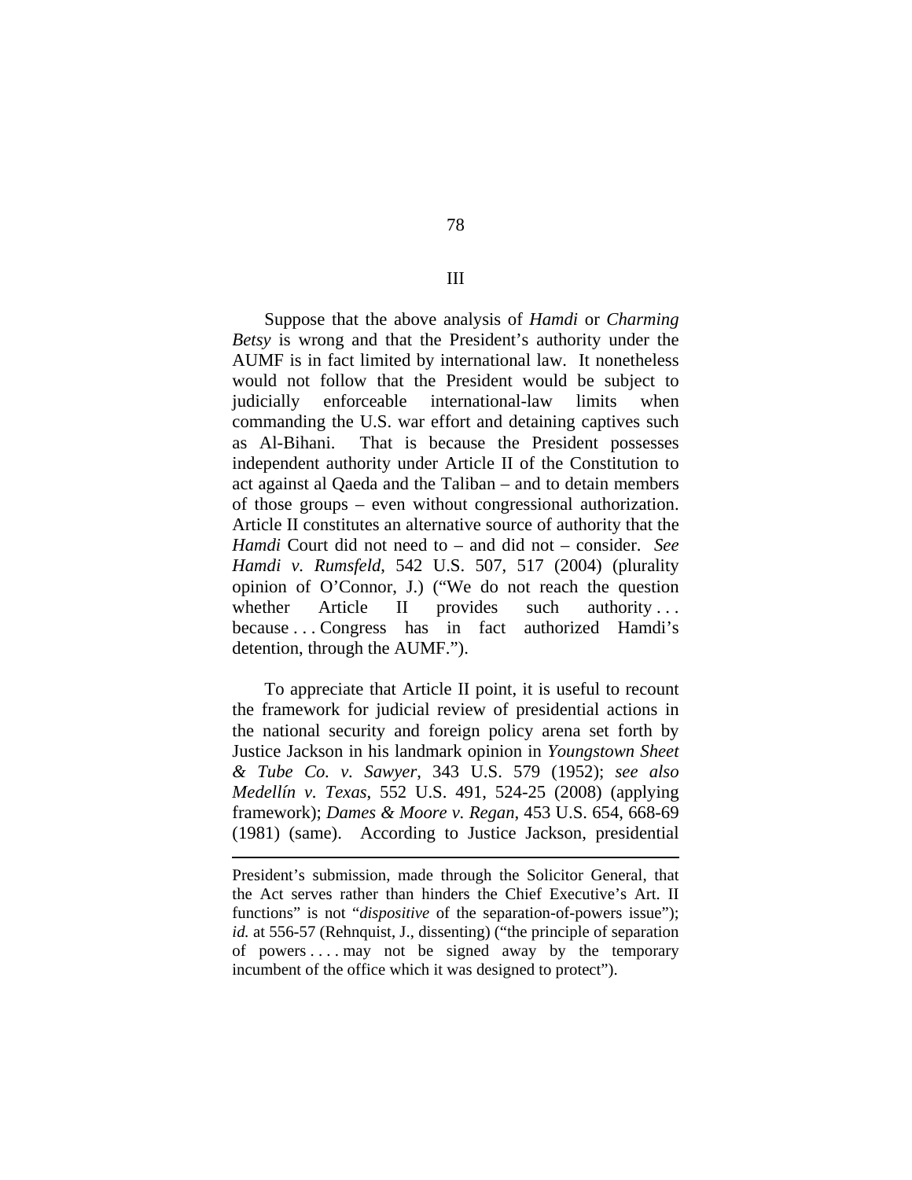III

Suppose that the above analysis of *Hamdi* or *Charming Betsy* is wrong and that the President's authority under the AUMF is in fact limited by international law. It nonetheless would not follow that the President would be subject to judicially enforceable international-law limits when commanding the U.S. war effort and detaining captives such as Al-Bihani. That is because the President possesses independent authority under Article II of the Constitution to act against al Qaeda and the Taliban – and to detain members of those groups – even without congressional authorization. Article II constitutes an alternative source of authority that the *Hamdi* Court did not need to – and did not – consider. *See Hamdi v. Rumsfeld*, 542 U.S. 507, 517 (2004) (plurality opinion of O'Connor, J.) ("We do not reach the question whether Article II provides such authority . . . because . . . Congress has in fact authorized Hamdi's detention, through the AUMF.").

To appreciate that Article II point, it is useful to recount the framework for judicial review of presidential actions in the national security and foreign policy arena set forth by Justice Jackson in his landmark opinion in *Youngstown Sheet & Tube Co. v. Sawyer*, 343 U.S. 579 (1952); *see also Medellín v. Texas*, 552 U.S. 491, 524-25 (2008) (applying framework); *Dames & Moore v. Regan*, 453 U.S. 654, 668-69 (1981) (same). According to Justice Jackson, presidential

---

President's submission, made through the Solicitor General, that the Act serves rather than hinders the Chief Executive's Art. II functions" is not "*dispositive* of the separation-of-powers issue"); *id.* at 556-57 (Rehnquist, J., dissenting) ("the principle of separation of powers . . . . may not be signed away by the temporary incumbent of the office which it was designed to protect").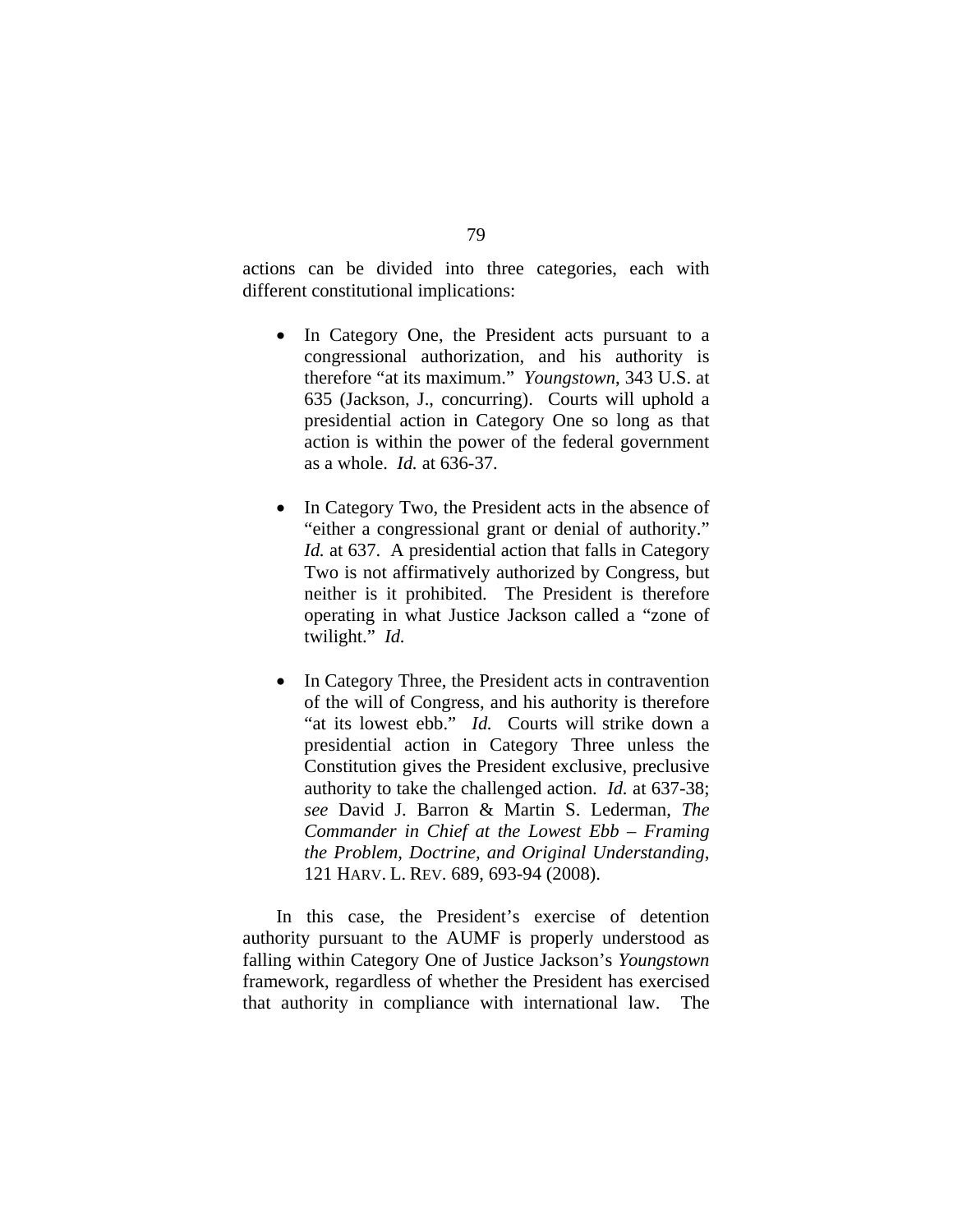actions can be divided into three categories, each with different constitutional implications:

- In Category One, the President acts pursuant to a congressional authorization, and his authority is therefore "at its maximum." *Youngstown*, 343 U.S. at 635 (Jackson, J., concurring). Courts will uphold a presidential action in Category One so long as that action is within the power of the federal government as a whole. *Id.* at 636-37.

- In Category Two, the President acts in the absence of "either a congressional grant or denial of authority." *Id.* at 637. A presidential action that falls in Category Two is not affirmatively authorized by Congress, but neither is it prohibited. The President is therefore operating in what Justice Jackson called a "zone of twilight." *Id.*

- In Category Three, the President acts in contravention of the will of Congress, and his authority is therefore "at its lowest ebb." *Id.* Courts will strike down a presidential action in Category Three unless the Constitution gives the President exclusive, preclusive authority to take the challenged action. *Id.* at 637-38; *see* David J. Barron & Martin S. Lederman, *The Commander in Chief at the Lowest Ebb – Framing the Problem, Doctrine, and Original Understanding*, 121 HARV. L. REV. 689, 693-94 (2008).

In this case, the President's exercise of detention authority pursuant to the AUMF is properly understood as falling within Category One of Justice Jackson's *Youngstown* framework, regardless of whether the President has exercised that authority in compliance with international law. The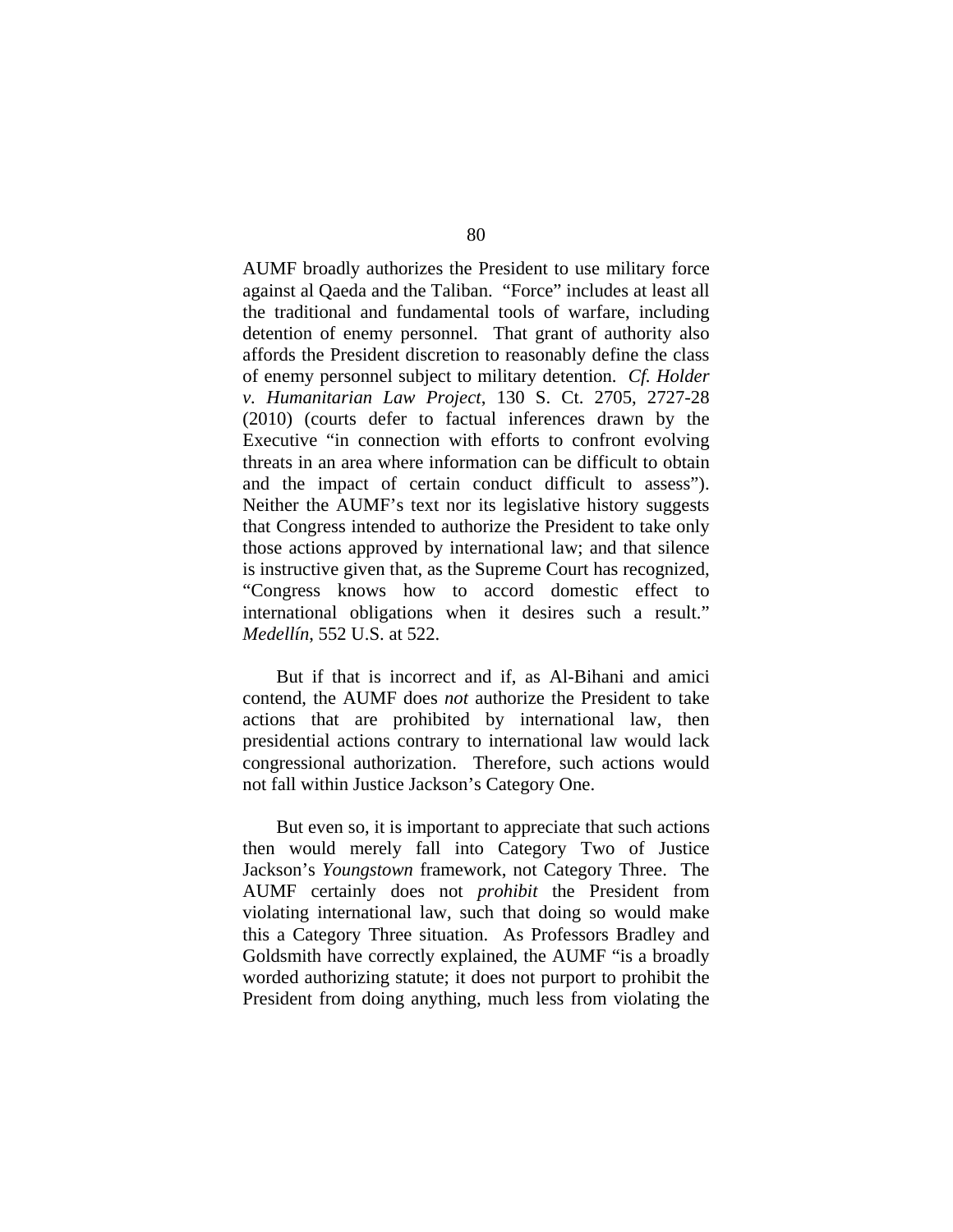AUMF broadly authorizes the President to use military force against al Qaeda and the Taliban. "Force" includes at least all the traditional and fundamental tools of warfare, including detention of enemy personnel. That grant of authority also affords the President discretion to reasonably define the class of enemy personnel subject to military detention. *Cf. Holder v. Humanitarian Law Project*, 130 S. Ct. 2705, 2727-28 (2010) (courts defer to factual inferences drawn by the Executive "in connection with efforts to confront evolving threats in an area where information can be difficult to obtain and the impact of certain conduct difficult to assess"). Neither the AUMF's text nor its legislative history suggests that Congress intended to authorize the President to take only those actions approved by international law; and that silence is instructive given that, as the Supreme Court has recognized, "Congress knows how to accord domestic effect to international obligations when it desires such a result." *Medellín*, 552 U.S. at 522.

But if that is incorrect and if, as Al-Bihani and amici contend, the AUMF does *not* authorize the President to take actions that are prohibited by international law, then presidential actions contrary to international law would lack congressional authorization. Therefore, such actions would not fall within Justice Jackson's Category One.

But even so, it is important to appreciate that such actions then would merely fall into Category Two of Justice Jackson's *Youngstown* framework, not Category Three. The AUMF certainly does not *prohibit* the President from violating international law, such that doing so would make this a Category Three situation. As Professors Bradley and Goldsmith have correctly explained, the AUMF "is a broadly worded authorizing statute; it does not purport to prohibit the President from doing anything, much less from violating the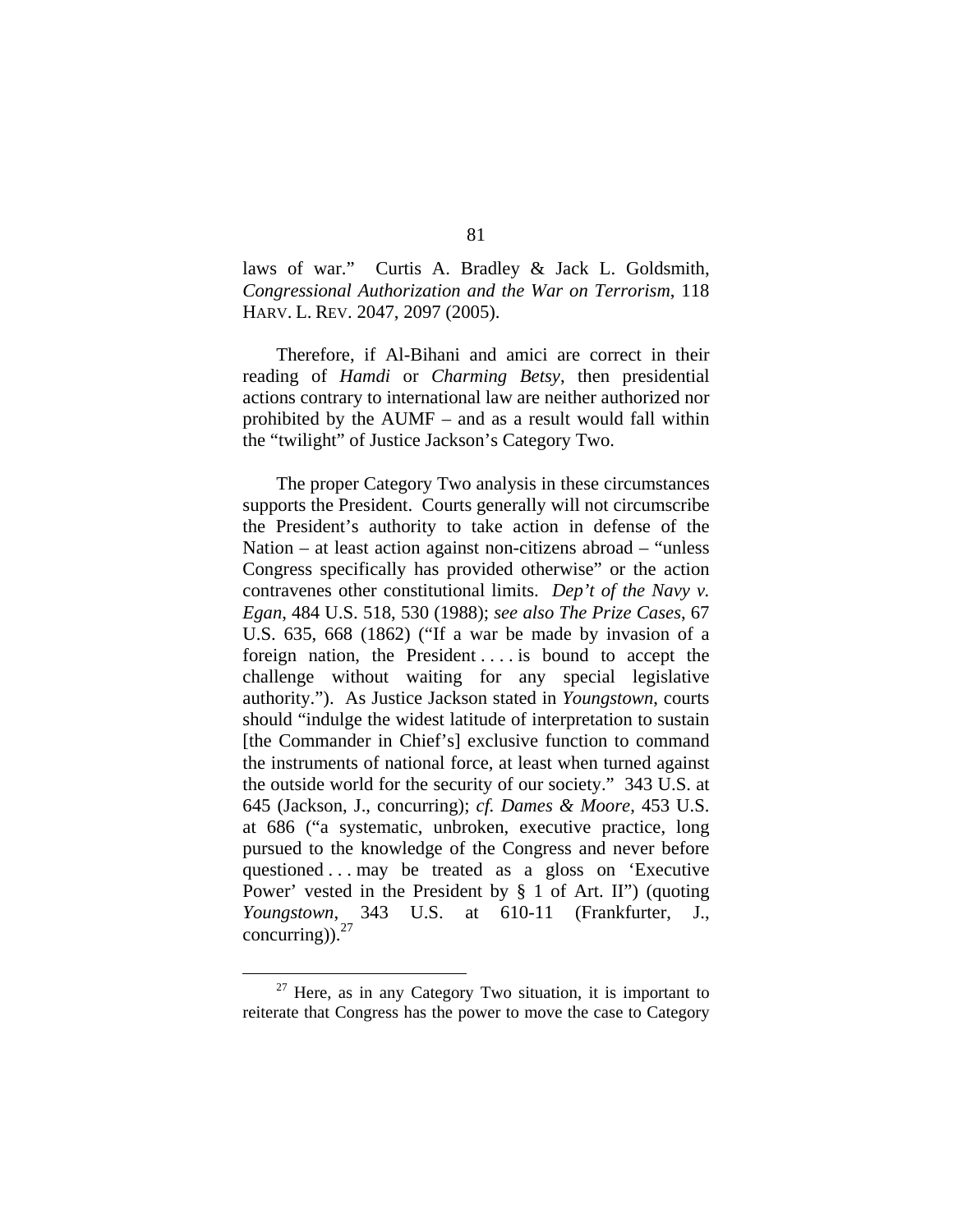laws of war." Curtis A. Bradley & Jack L. Goldsmith, *Congressional Authorization and the War on Terrorism*, 118 HARV. L. REV. 2047, 2097 (2005).

Therefore, if Al-Bihani and amici are correct in their reading of *Hamdi* or *Charming Betsy*, then presidential actions contrary to international law are neither authorized nor prohibited by the AUMF – and as a result would fall within the "twilight" of Justice Jackson's Category Two.

The proper Category Two analysis in these circumstances supports the President. Courts generally will not circumscribe the President's authority to take action in defense of the Nation – at least action against non-citizens abroad – "unless Congress specifically has provided otherwise" or the action contravenes other constitutional limits. *Dep't of the Navy v. Egan*, 484 U.S. 518, 530 (1988); *see also The Prize Cases*, 67 U.S. 635, 668 (1862) ("If a war be made by invasion of a foreign nation, the President . . . . is bound to accept the challenge without waiting for any special legislative authority."). As Justice Jackson stated in *Youngstown*, courts should "indulge the widest latitude of interpretation to sustain [the Commander in Chief's] exclusive function to command the instruments of national force, at least when turned against the outside world for the security of our society." 343 U.S. at 645 (Jackson, J., concurring); *cf. Dames & Moore*, 453 U.S. at 686 ("a systematic, unbroken, executive practice, long pursued to the knowledge of the Congress and never before questioned . . . may be treated as a gloss on 'Executive Power' vested in the President by § 1 of Art. II") (quoting *Youngstown*, 343 U.S. at 610-11 (Frankfurter, J., concurring)).[27]

---

[27] Here, as in any Category Two situation, it is important to reiterate that Congress has the power to move the case to Category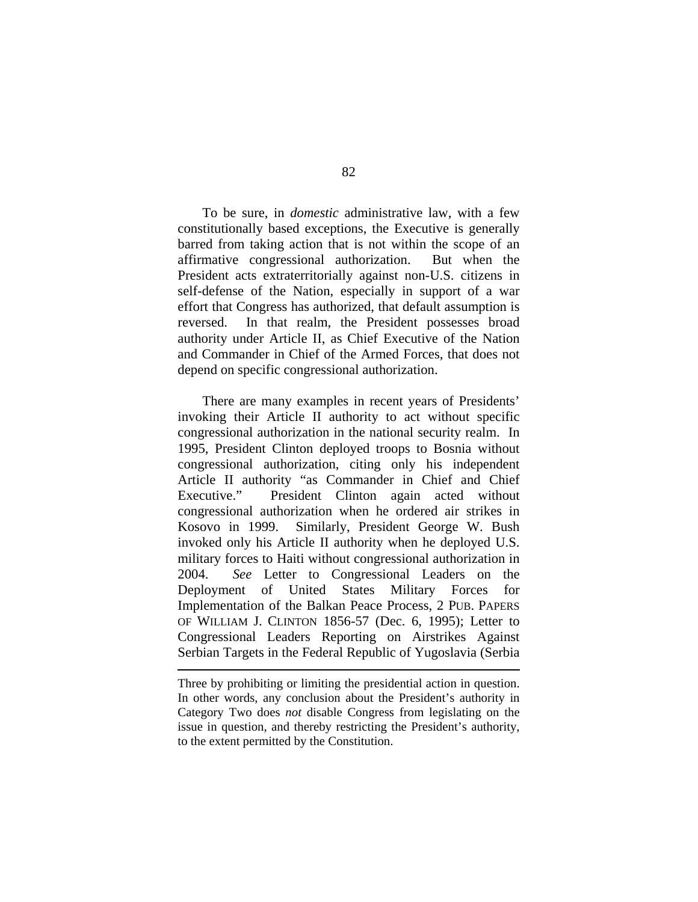To be sure, in *domestic* administrative law, with a few constitutionally based exceptions, the Executive is generally barred from taking action that is not within the scope of an affirmative congressional authorization. But when the President acts extraterritorially against non-U.S. citizens in self-defense of the Nation, especially in support of a war effort that Congress has authorized, that default assumption is reversed. In that realm, the President possesses broad authority under Article II, as Chief Executive of the Nation and Commander in Chief of the Armed Forces, that does not depend on specific congressional authorization.

There are many examples in recent years of Presidents' invoking their Article II authority to act without specific congressional authorization in the national security realm. In 1995, President Clinton deployed troops to Bosnia without congressional authorization, citing only his independent Article II authority "as Commander in Chief and Chief Executive." President Clinton again acted without congressional authorization when he ordered air strikes in Kosovo in 1999. Similarly, President George W. Bush invoked only his Article II authority when he deployed U.S. military forces to Haiti without congressional authorization in 2004. *See* Letter to Congressional Leaders on the Deployment of United States Military Forces for Implementation of the Balkan Peace Process, 2 PUB. PAPERS OF WILLIAM J. CLINTON 1856-57 (Dec. 6, 1995); Letter to Congressional Leaders Reporting on Airstrikes Against Serbian Targets in the Federal Republic of Yugoslavia (Serbia

---

Three by prohibiting or limiting the presidential action in question. In other words, any conclusion about the President's authority in Category Two does *not* disable Congress from legislating on the issue in question, and thereby restricting the President's authority, to the extent permitted by the Constitution.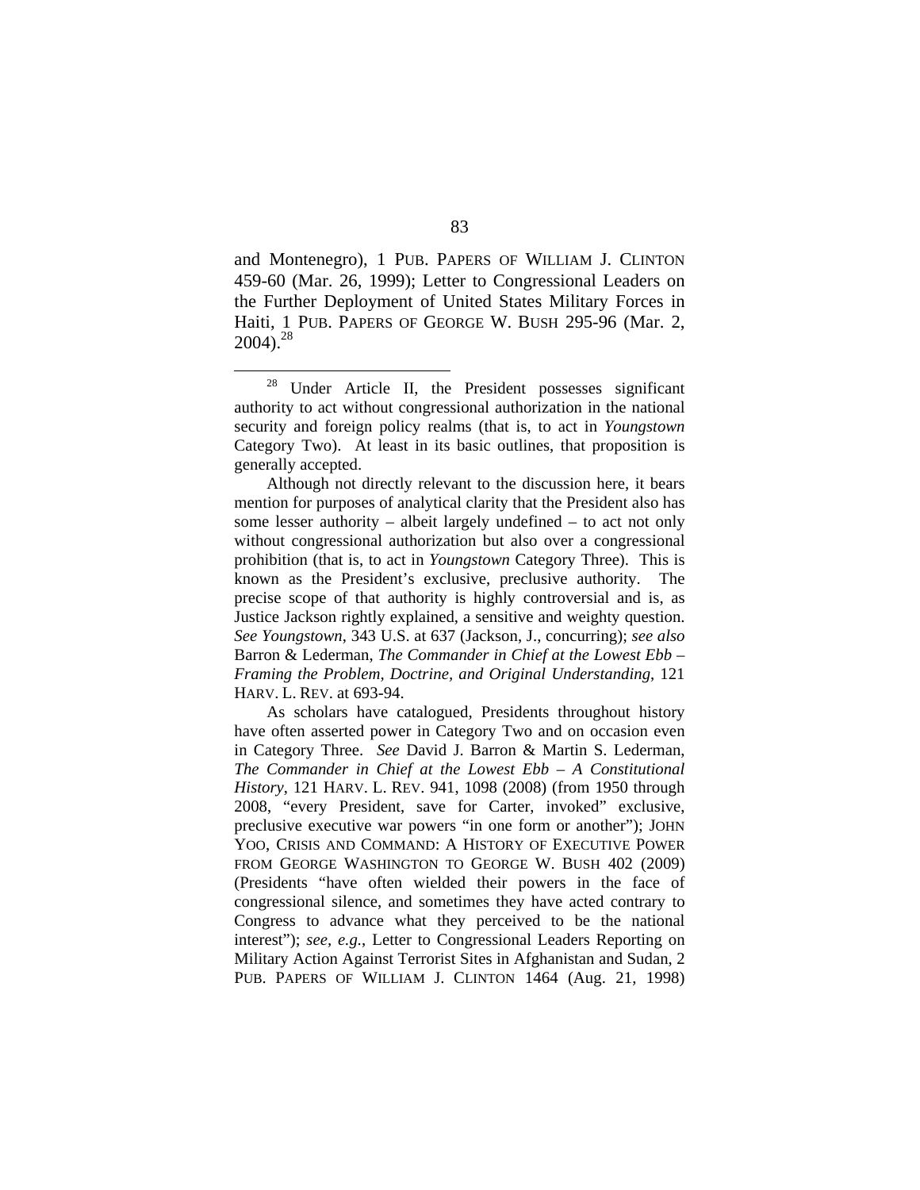and Montenegro), 1 PUB. PAPERS OF WILLIAM J. CLINTON 459-60 (Mar. 26, 1999); Letter to Congressional Leaders on the Further Deployment of United States Military Forces in Haiti, 1 PUB. PAPERS OF GEORGE W. BUSH 295-96 (Mar. 2, 2004).[28]

---

[28] Under Article II, the President possesses significant authority to act without congressional authorization in the national security and foreign policy realms (that is, to act in *Youngstown* Category Two). At least in its basic outlines, that proposition is generally accepted.

Although not directly relevant to the discussion here, it bears mention for purposes of analytical clarity that the President also has some lesser authority – albeit largely undefined – to act not only without congressional authorization but also over a congressional prohibition (that is, to act in *Youngstown* Category Three). This is known as the President's exclusive, preclusive authority. The precise scope of that authority is highly controversial and is, as Justice Jackson rightly explained, a sensitive and weighty question. *See Youngstown*, 343 U.S. at 637 (Jackson, J., concurring); *see also* Barron & Lederman, *The Commander in Chief at the Lowest Ebb – Framing the Problem, Doctrine, and Original Understanding*, 121 HARV. L. REV. at 693-94.

As scholars have catalogued, Presidents throughout history have often asserted power in Category Two and on occasion even in Category Three. *See* David J. Barron & Martin S. Lederman, *The Commander in Chief at the Lowest Ebb – A Constitutional History*, 121 HARV. L. REV. 941, 1098 (2008) (from 1950 through 2008, "every President, save for Carter, invoked" exclusive, preclusive executive war powers "in one form or another"); JOHN YOO, CRISIS AND COMMAND: A HISTORY OF EXECUTIVE POWER FROM GEORGE WASHINGTON TO GEORGE W. BUSH 402 (2009) (Presidents "have often wielded their powers in the face of congressional silence, and sometimes they have acted contrary to Congress to advance what they perceived to be the national interest"); *see, e.g.*, Letter to Congressional Leaders Reporting on Military Action Against Terrorist Sites in Afghanistan and Sudan, 2 PUB. PAPERS OF WILLIAM J. CLINTON 1464 (Aug. 21, 1998)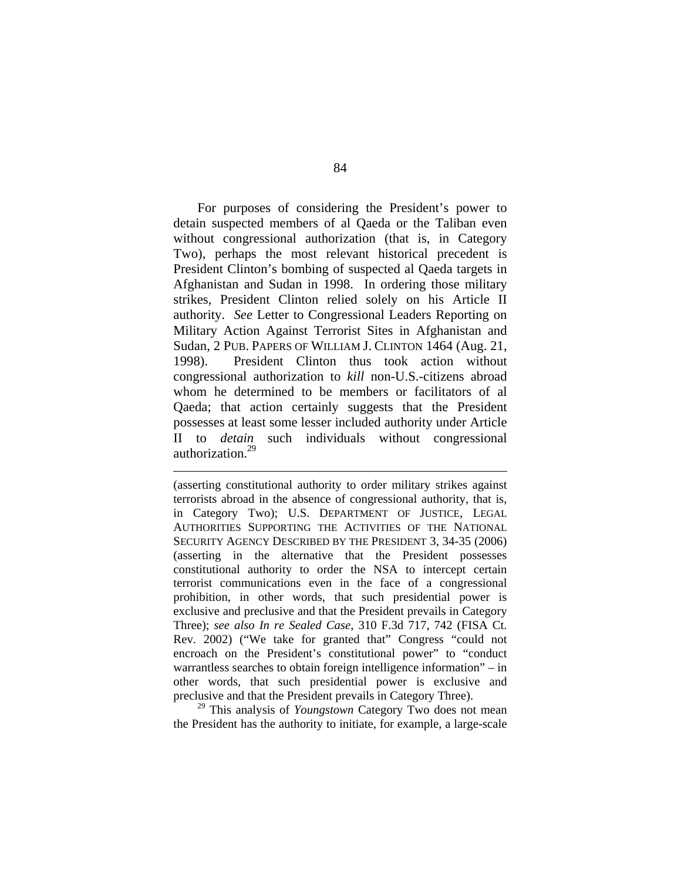For purposes of considering the President's power to detain suspected members of al Qaeda or the Taliban even without congressional authorization (that is, in Category Two), perhaps the most relevant historical precedent is President Clinton's bombing of suspected al Qaeda targets in Afghanistan and Sudan in 1998. In ordering those military strikes, President Clinton relied solely on his Article II authority. *See* Letter to Congressional Leaders Reporting on Military Action Against Terrorist Sites in Afghanistan and Sudan, 2 PUB. PAPERS OF WILLIAM J. CLINTON 1464 (Aug. 21, 1998). President Clinton thus took action without congressional authorization to *kill* non-U.S.-citizens abroad whom he determined to be members or facilitators of al Qaeda; that action certainly suggests that the President possesses at least some lesser included authority under Article II to *detain* such individuals without congressional authorization.[29]

---

(asserting constitutional authority to order military strikes against terrorists abroad in the absence of congressional authority, that is, in Category Two); U.S. DEPARTMENT OF JUSTICE, LEGAL AUTHORITIES SUPPORTING THE ACTIVITIES OF THE NATIONAL SECURITY AGENCY DESCRIBED BY THE PRESIDENT 3, 34-35 (2006) (asserting in the alternative that the President possesses constitutional authority to order the NSA to intercept certain terrorist communications even in the face of a congressional prohibition, in other words, that such presidential power is exclusive and preclusive and that the President prevails in Category Three); *see also In re Sealed Case*, 310 F.3d 717, 742 (FISA Ct. Rev. 2002) ("We take for granted that" Congress "could not encroach on the President's constitutional power" to "conduct warrantless searches to obtain foreign intelligence information" – in other words, that such presidential power is exclusive and preclusive and that the President prevails in Category Three).

[29] This analysis of *Youngstown* Category Two does not mean the President has the authority to initiate, for example, a large-scale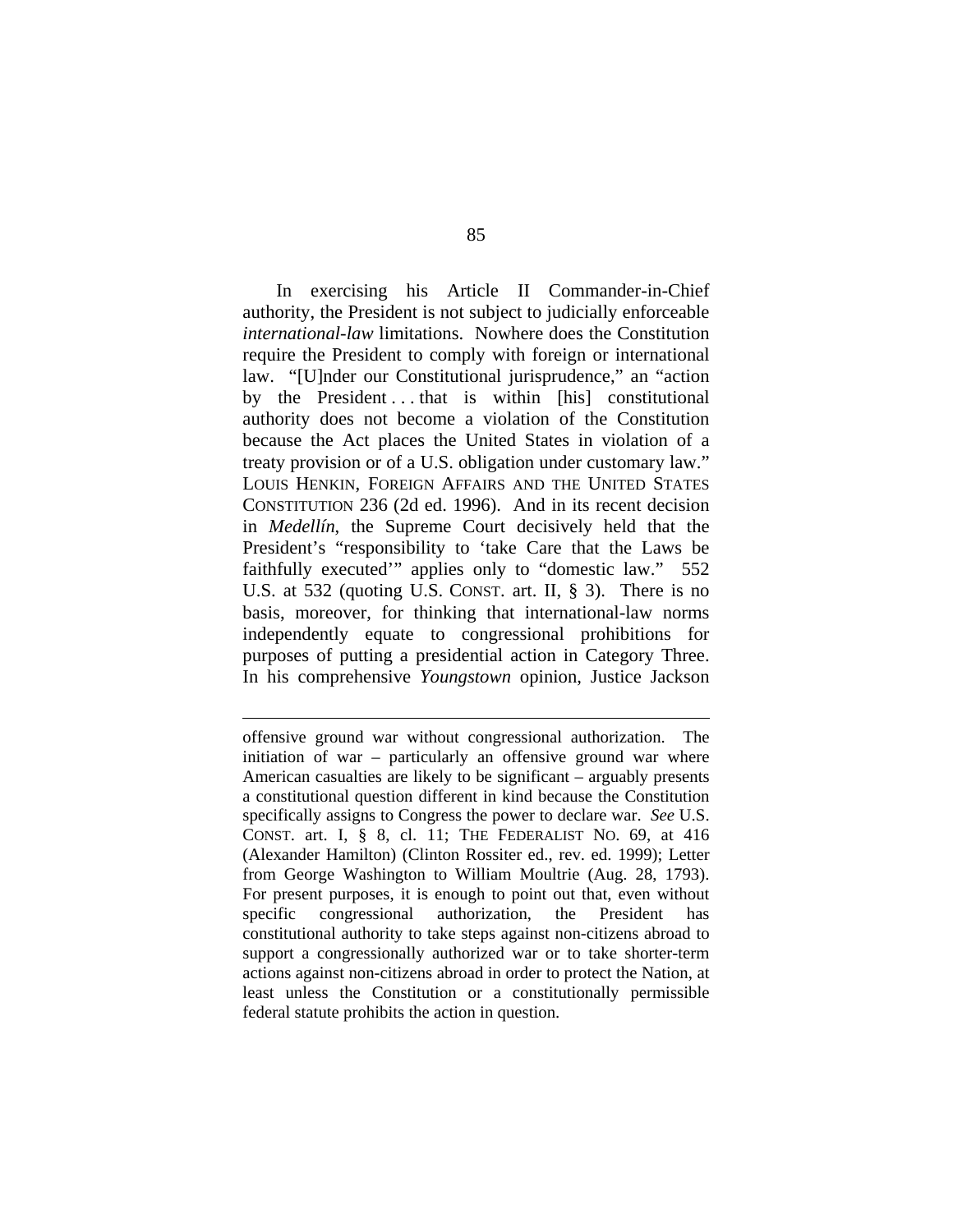In exercising his Article II Commander-in-Chief authority, the President is not subject to judicially enforceable *international-law* limitations. Nowhere does the Constitution require the President to comply with foreign or international law. "[U]nder our Constitutional jurisprudence," an "action by the President . . . that is within [his] constitutional authority does not become a violation of the Constitution because the Act places the United States in violation of a treaty provision or of a U.S. obligation under customary law." LOUIS HENKIN, FOREIGN AFFAIRS AND THE UNITED STATES CONSTITUTION 236 (2d ed. 1996). And in its recent decision in *Medellín*, the Supreme Court decisively held that the President's "responsibility to 'take Care that the Laws be faithfully executed'" applies only to "domestic law." 552 U.S. at 532 (quoting U.S. CONST. art. II, § 3). There is no basis, moreover, for thinking that international-law norms independently equate to congressional prohibitions for purposes of putting a presidential action in Category Three. In his comprehensive *Youngstown* opinion, Justice Jackson

---

offensive ground war without congressional authorization. The initiation of war – particularly an offensive ground war where American casualties are likely to be significant – arguably presents a constitutional question different in kind because the Constitution specifically assigns to Congress the power to declare war. *See* U.S. CONST. art. I, § 8, cl. 11; THE FEDERALIST NO. 69, at 416 (Alexander Hamilton) (Clinton Rossiter ed., rev. ed. 1999); Letter from George Washington to William Moultrie (Aug. 28, 1793). For present purposes, it is enough to point out that, even without specific congressional authorization, the President has constitutional authority to take steps against non-citizens abroad to support a congressionally authorized war or to take shorter-term actions against non-citizens abroad in order to protect the Nation, at least unless the Constitution or a constitutionally permissible federal statute prohibits the action in question.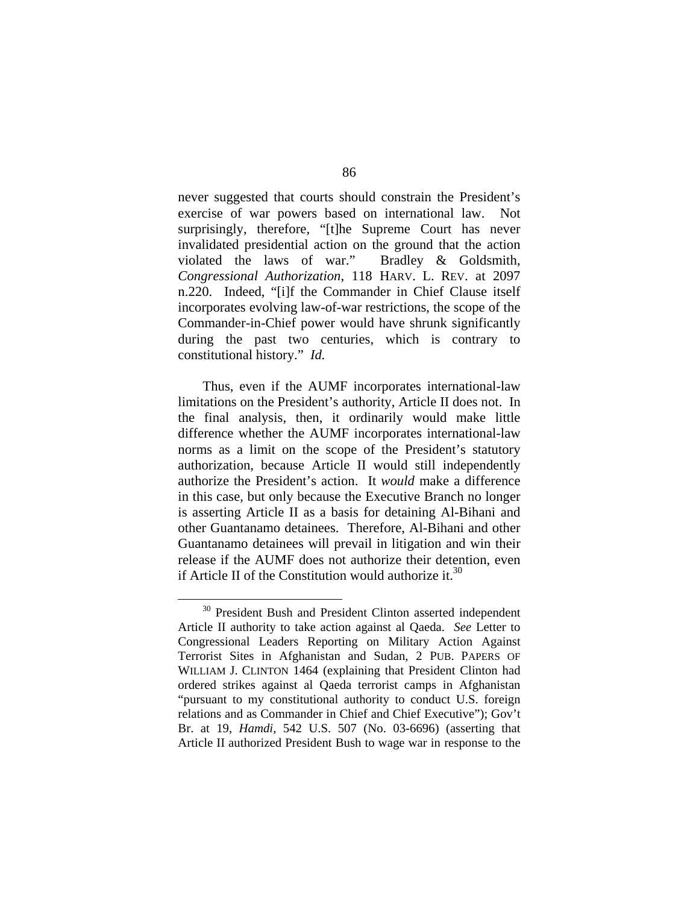never suggested that courts should constrain the President's exercise of war powers based on international law. Not surprisingly, therefore, "[t]he Supreme Court has never invalidated presidential action on the ground that the action violated the laws of war." Bradley & Goldsmith, *Congressional Authorization*, 118 HARV. L. REV. at 2097 n.220. Indeed, "[i]f the Commander in Chief Clause itself incorporates evolving law-of-war restrictions, the scope of the Commander-in-Chief power would have shrunk significantly during the past two centuries, which is contrary to constitutional history." *Id.*

Thus, even if the AUMF incorporates international-law limitations on the President's authority, Article II does not. In the final analysis, then, it ordinarily would make little difference whether the AUMF incorporates international-law norms as a limit on the scope of the President's statutory authorization, because Article II would still independently authorize the President's action. It *would* make a difference in this case, but only because the Executive Branch no longer is asserting Article II as a basis for detaining Al-Bihani and other Guantanamo detainees. Therefore, Al-Bihani and other Guantanamo detainees will prevail in litigation and win their release if the AUMF does not authorize their detention, even if Article II of the Constitution would authorize it.[30]

[30] President Bush and President Clinton asserted independent Article II authority to take action against al Qaeda. *See* Letter to Congressional Leaders Reporting on Military Action Against Terrorist Sites in Afghanistan and Sudan, 2 PUB. PAPERS OF WILLIAM J. CLINTON 1464 (explaining that President Clinton had ordered strikes against al Qaeda terrorist camps in Afghanistan "pursuant to my constitutional authority to conduct U.S. foreign relations and as Commander in Chief and Chief Executive"); Gov't Br. at 19, *Hamdi*, 542 U.S. 507 (No. 03-6696) (asserting that Article II authorized President Bush to wage war in response to the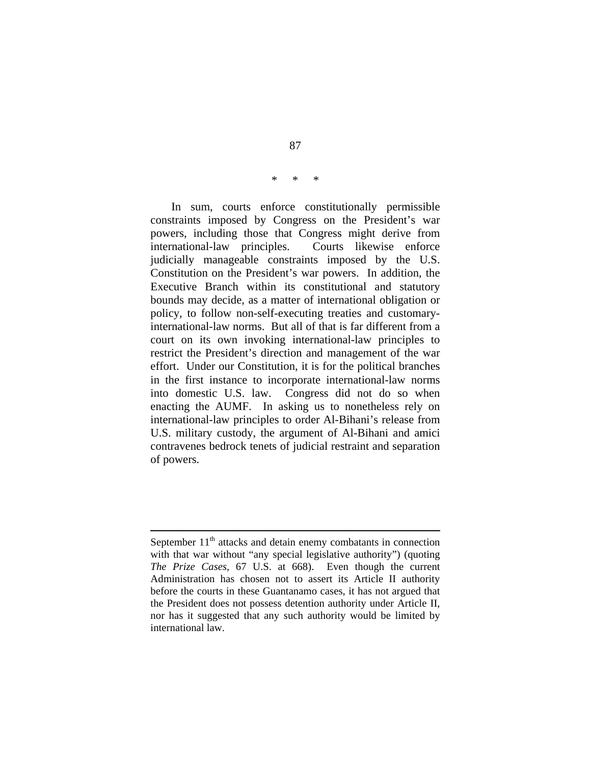\*   \*   \*

In sum, courts enforce constitutionally permissible constraints imposed by Congress on the President's war powers, including those that Congress might derive from international-law principles. Courts likewise enforce judicially manageable constraints imposed by the U.S. Constitution on the President's war powers. In addition, the Executive Branch within its constitutional and statutory bounds may decide, as a matter of international obligation or policy, to follow non-self-executing treaties and customary-international-law norms. But all of that is far different from a court on its own invoking international-law principles to restrict the President's direction and management of the war effort. Under our Constitution, it is for the political branches in the first instance to incorporate international-law norms into domestic U.S. law. Congress did not do so when enacting the AUMF. In asking us to nonetheless rely on international-law principles to order Al-Bihani's release from U.S. military custody, the argument of Al-Bihani and amici contravenes bedrock tenets of judicial restraint and separation of powers.

---

September 11th attacks and detain enemy combatants in connection with that war without "any special legislative authority") (quoting *The Prize Cases*, 67 U.S. at 668). Even though the current Administration has chosen not to assert its Article II authority before the courts in these Guantanamo cases, it has not argued that the President does not possess detention authority under Article II, nor has it suggested that any such authority would be limited by international law.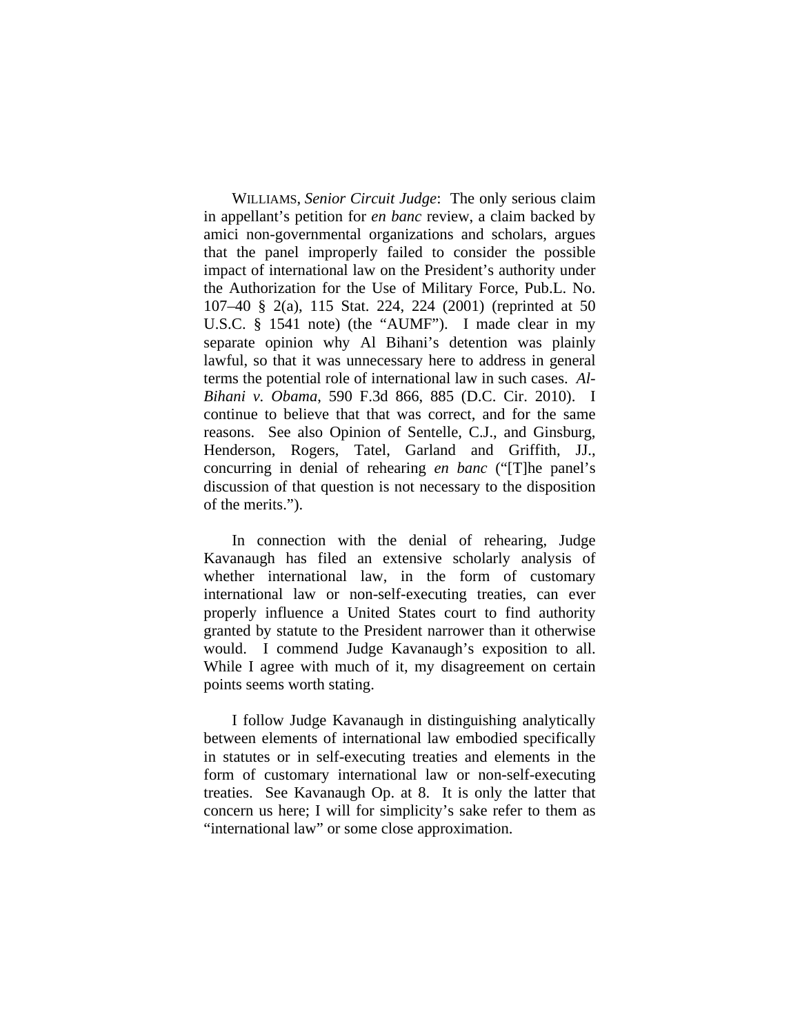WILLIAMS, *Senior Circuit Judge*: The only serious claim in appellant's petition for *en banc* review, a claim backed by amici non-governmental organizations and scholars, argues that the panel improperly failed to consider the possible impact of international law on the President's authority under the Authorization for the Use of Military Force, Pub.L. No. 107–40 § 2(a), 115 Stat. 224, 224 (2001) (reprinted at 50 U.S.C. § 1541 note) (the "AUMF"). I made clear in my separate opinion why Al Bihani's detention was plainly lawful, so that it was unnecessary here to address in general terms the potential role of international law in such cases. *Al-Bihani v. Obama*, 590 F.3d 866, 885 (D.C. Cir. 2010). I continue to believe that that was correct, and for the same reasons. See also Opinion of Sentelle, C.J., and Ginsburg, Henderson, Rogers, Tatel, Garland and Griffith, JJ., concurring in denial of rehearing *en banc* ("[T]he panel's discussion of that question is not necessary to the disposition of the merits.").

In connection with the denial of rehearing, Judge Kavanaugh has filed an extensive scholarly analysis of whether international law, in the form of customary international law or non-self-executing treaties, can ever properly influence a United States court to find authority granted by statute to the President narrower than it otherwise would. I commend Judge Kavanaugh's exposition to all. While I agree with much of it, my disagreement on certain points seems worth stating.

I follow Judge Kavanaugh in distinguishing analytically between elements of international law embodied specifically in statutes or in self-executing treaties and elements in the form of customary international law or non-self-executing treaties. See Kavanaugh Op. at 8. It is only the latter that concern us here; I will for simplicity's sake refer to them as "international law" or some close approximation.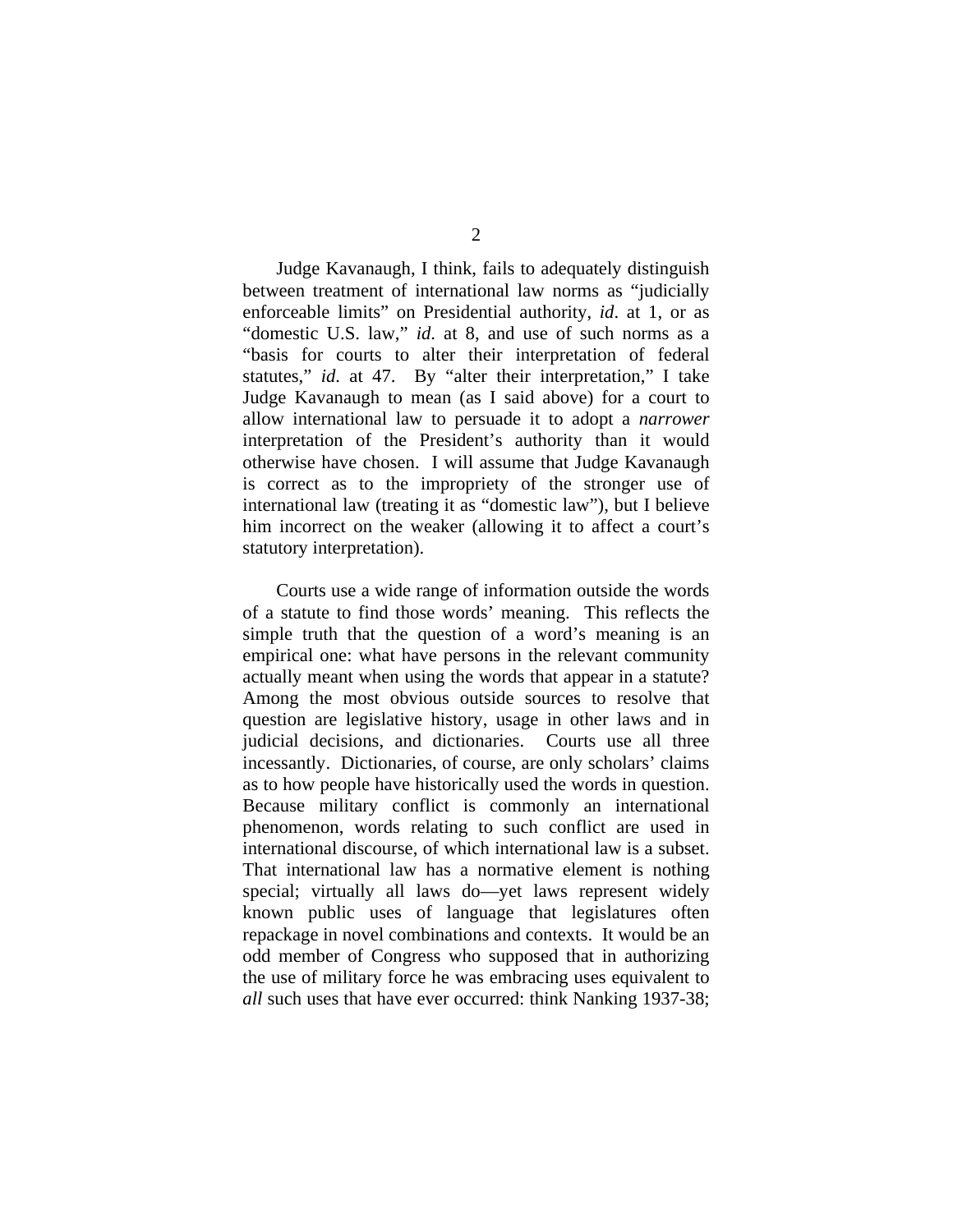Judge Kavanaugh, I think, fails to adequately distinguish between treatment of international law norms as "judicially enforceable limits" on Presidential authority, *id*. at 1, or as "domestic U.S. law," *id*. at 8, and use of such norms as a "basis for courts to alter their interpretation of federal statutes," *id*. at 47. By "alter their interpretation," I take Judge Kavanaugh to mean (as I said above) for a court to allow international law to persuade it to adopt a *narrower* interpretation of the President's authority than it would otherwise have chosen. I will assume that Judge Kavanaugh is correct as to the impropriety of the stronger use of international law (treating it as "domestic law"), but I believe him incorrect on the weaker (allowing it to affect a court's statutory interpretation).

Courts use a wide range of information outside the words of a statute to find those words' meaning. This reflects the simple truth that the question of a word's meaning is an empirical one: what have persons in the relevant community actually meant when using the words that appear in a statute? Among the most obvious outside sources to resolve that question are legislative history, usage in other laws and in judicial decisions, and dictionaries. Courts use all three incessantly. Dictionaries, of course, are only scholars' claims as to how people have historically used the words in question. Because military conflict is commonly an international phenomenon, words relating to such conflict are used in international discourse, of which international law is a subset. That international law has a normative element is nothing special; virtually all laws do—yet laws represent widely known public uses of language that legislatures often repackage in novel combinations and contexts. It would be an odd member of Congress who supposed that in authorizing the use of military force he was embracing uses equivalent to *all* such uses that have ever occurred: think Nanking 1937-38;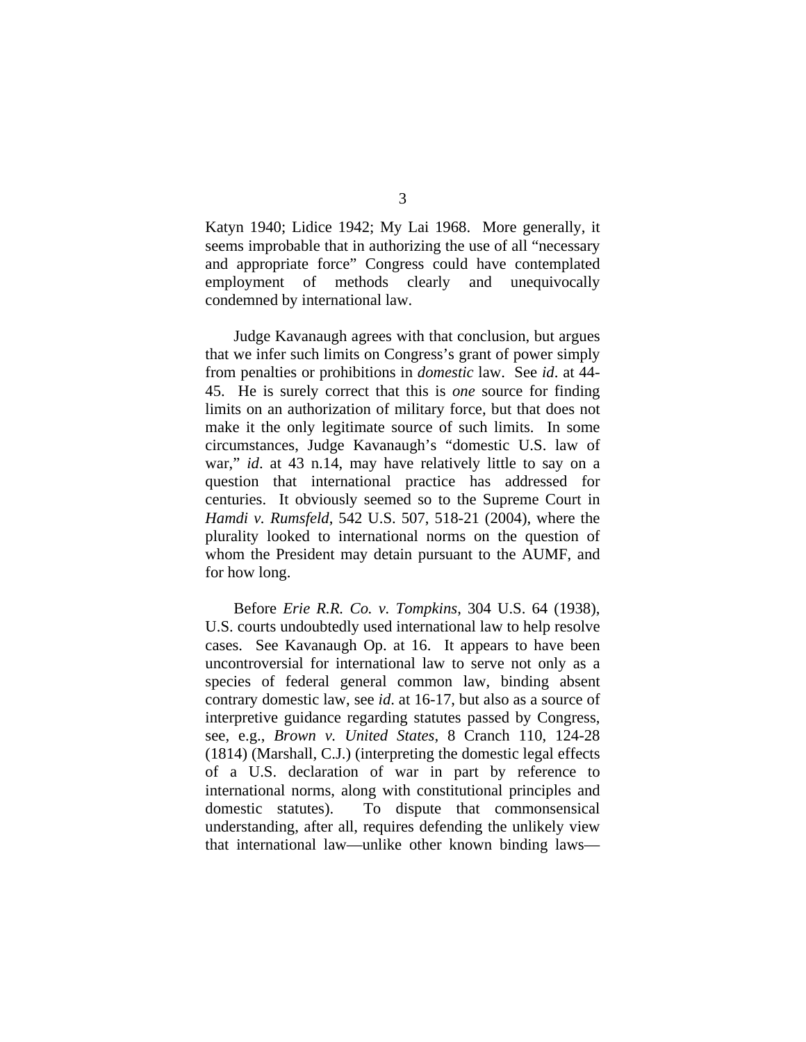Katyn 1940; Lidice 1942; My Lai 1968. More generally, it seems improbable that in authorizing the use of all "necessary and appropriate force" Congress could have contemplated employment of methods clearly and unequivocally condemned by international law.

Judge Kavanaugh agrees with that conclusion, but argues that we infer such limits on Congress's grant of power simply from penalties or prohibitions in *domestic* law. See *id*. at 44-45. He is surely correct that this is *one* source for finding limits on an authorization of military force, but that does not make it the only legitimate source of such limits. In some circumstances, Judge Kavanaugh's "domestic U.S. law of war," *id*. at 43 n.14, may have relatively little to say on a question that international practice has addressed for centuries. It obviously seemed so to the Supreme Court in *Hamdi v. Rumsfeld*, 542 U.S. 507, 518-21 (2004), where the plurality looked to international norms on the question of whom the President may detain pursuant to the AUMF, and for how long.

Before *Erie R.R. Co. v. Tompkins*, 304 U.S. 64 (1938), U.S. courts undoubtedly used international law to help resolve cases. See Kavanaugh Op. at 16. It appears to have been uncontroversial for international law to serve not only as a species of federal general common law, binding absent contrary domestic law, see *id*. at 16-17, but also as a source of interpretive guidance regarding statutes passed by Congress, see, e.g., *Brown v. United States*, 8 Cranch 110, 124-28 (1814) (Marshall, C.J.) (interpreting the domestic legal effects of a U.S. declaration of war in part by reference to international norms, along with constitutional principles and domestic statutes). To dispute that commonsensical understanding, after all, requires defending the unlikely view that international law—unlike other known binding laws—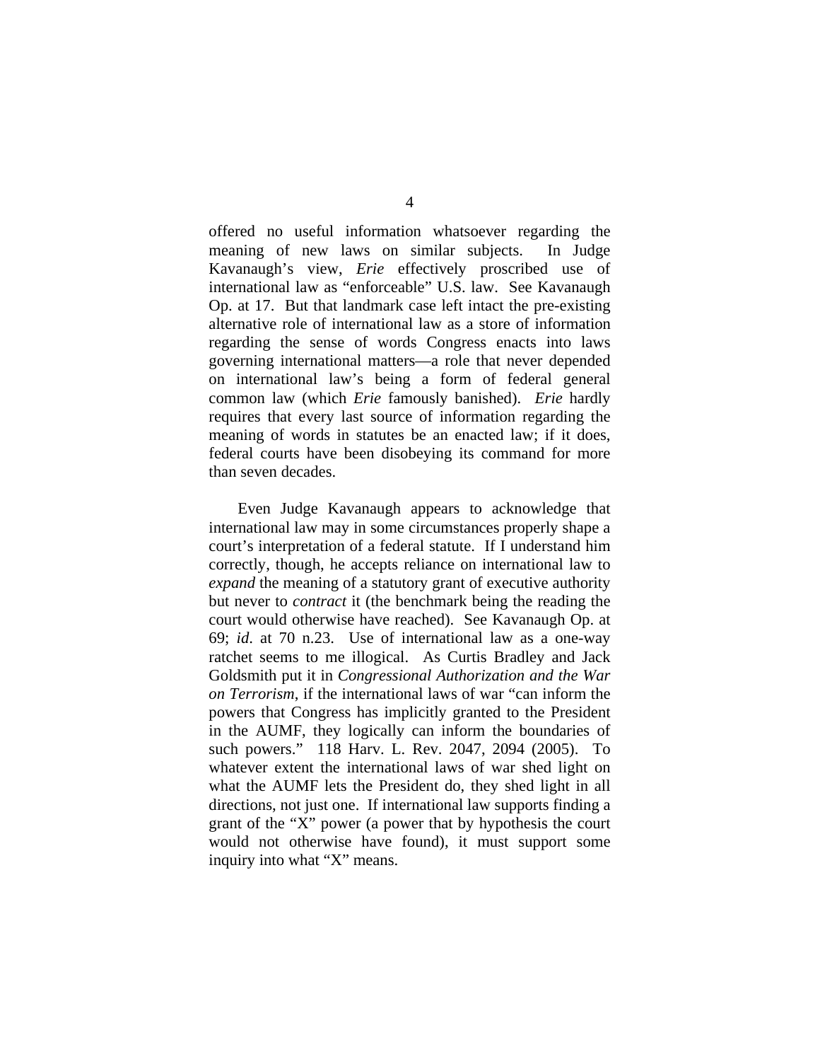offered no useful information whatsoever regarding the meaning of new laws on similar subjects. In Judge Kavanaugh's view, *Erie* effectively proscribed use of international law as "enforceable" U.S. law. See Kavanaugh Op. at 17. But that landmark case left intact the pre-existing alternative role of international law as a store of information regarding the sense of words Congress enacts into laws governing international matters—a role that never depended on international law's being a form of federal general common law (which *Erie* famously banished). *Erie* hardly requires that every last source of information regarding the meaning of words in statutes be an enacted law; if it does, federal courts have been disobeying its command for more than seven decades.

Even Judge Kavanaugh appears to acknowledge that international law may in some circumstances properly shape a court's interpretation of a federal statute. If I understand him correctly, though, he accepts reliance on international law to *expand* the meaning of a statutory grant of executive authority but never to *contract* it (the benchmark being the reading the court would otherwise have reached). See Kavanaugh Op. at 69; *id.* at 70 n.23. Use of international law as a one-way ratchet seems to me illogical. As Curtis Bradley and Jack Goldsmith put it in *Congressional Authorization and the War on Terrorism*, if the international laws of war "can inform the powers that Congress has implicitly granted to the President in the AUMF, they logically can inform the boundaries of such powers." 118 Harv. L. Rev. 2047, 2094 (2005). To whatever extent the international laws of war shed light on what the AUMF lets the President do, they shed light in all directions, not just one. If international law supports finding a grant of the "X" power (a power that by hypothesis the court would not otherwise have found), it must support some inquiry into what "X" means.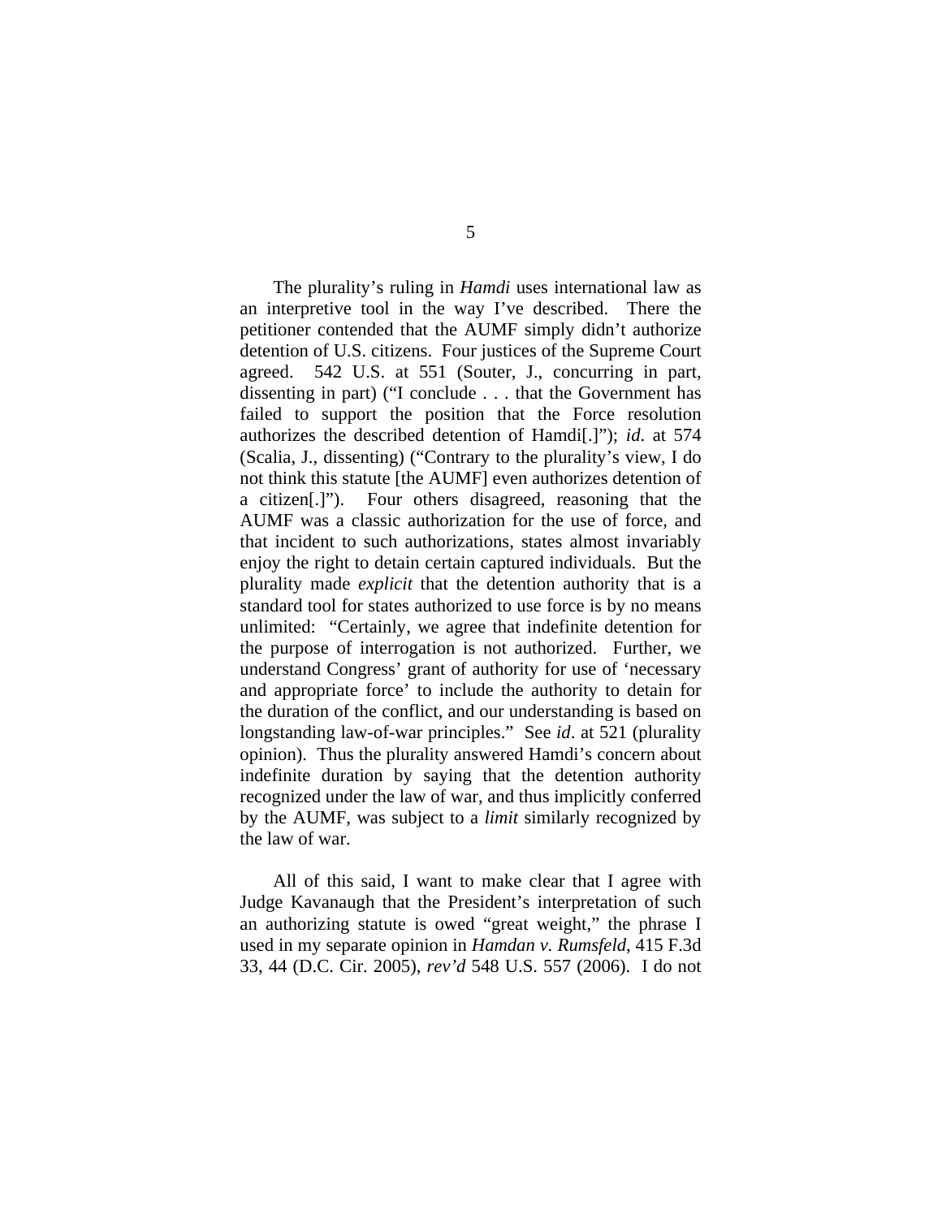The plurality's ruling in *Hamdi* uses international law as an interpretive tool in the way I've described. There the petitioner contended that the AUMF simply didn't authorize detention of U.S. citizens. Four justices of the Supreme Court agreed. 542 U.S. at 551 (Souter, J., concurring in part, dissenting in part) ("I conclude . . . that the Government has failed to support the position that the Force resolution authorizes the described detention of Hamdi[.]"); *id*. at 574 (Scalia, J., dissenting) ("Contrary to the plurality's view, I do not think this statute [the AUMF] even authorizes detention of a citizen[.]"). Four others disagreed, reasoning that the AUMF was a classic authorization for the use of force, and that incident to such authorizations, states almost invariably enjoy the right to detain certain captured individuals. But the plurality made *explicit* that the detention authority that is a standard tool for states authorized to use force is by no means unlimited: "Certainly, we agree that indefinite detention for the purpose of interrogation is not authorized. Further, we understand Congress' grant of authority for use of 'necessary and appropriate force' to include the authority to detain for the duration of the conflict, and our understanding is based on longstanding law-of-war principles." See *id*. at 521 (plurality opinion). Thus the plurality answered Hamdi's concern about indefinite duration by saying that the detention authority recognized under the law of war, and thus implicitly conferred by the AUMF, was subject to a *limit* similarly recognized by the law of war.

All of this said, I want to make clear that I agree with Judge Kavanaugh that the President's interpretation of such an authorizing statute is owed "great weight," the phrase I used in my separate opinion in *Hamdan v. Rumsfeld*, 415 F.3d 33, 44 (D.C. Cir. 2005), *rev'd* 548 U.S. 557 (2006). I do not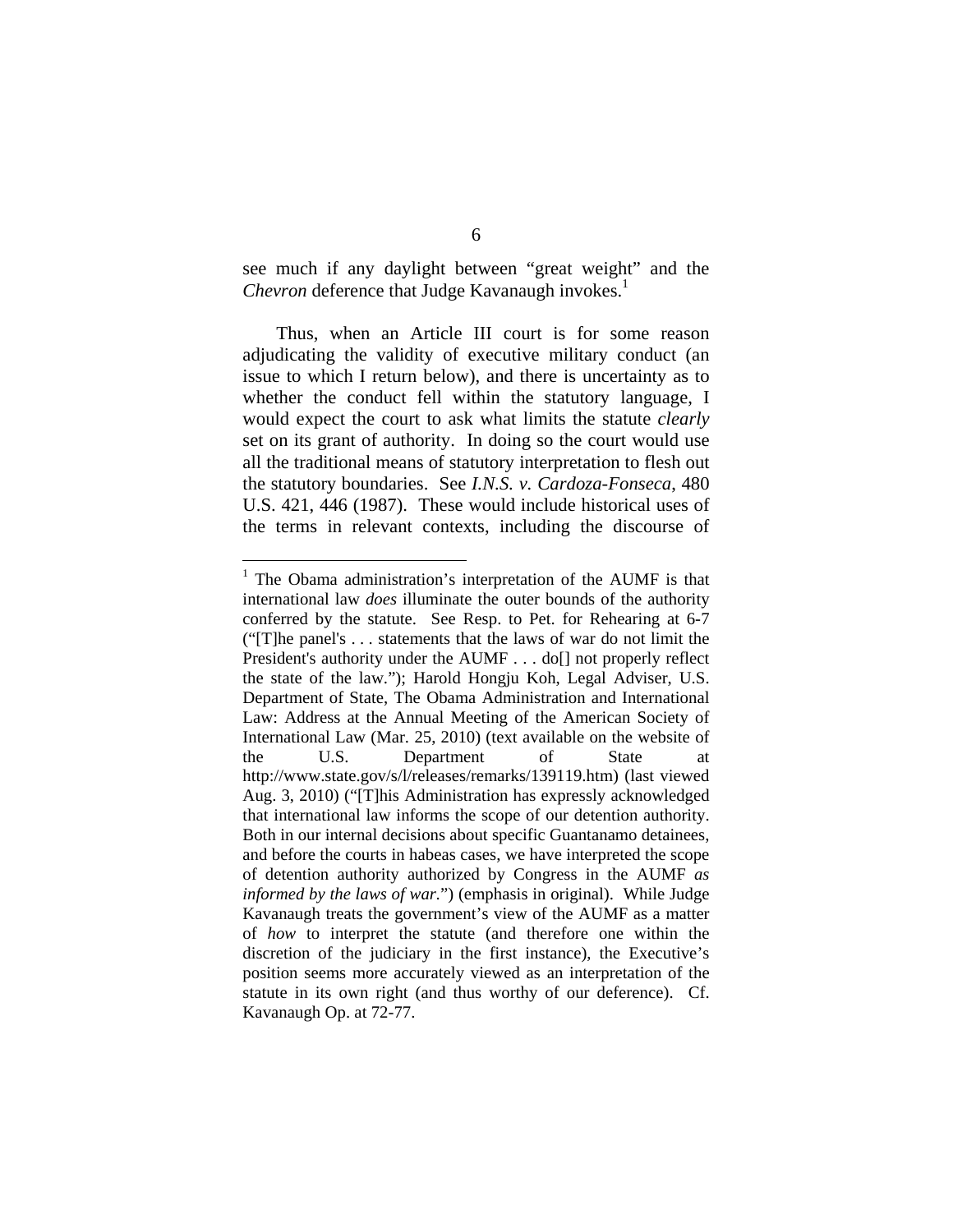see much if any daylight between "great weight" and the *Chevron* deference that Judge Kavanaugh invokes.[1]

Thus, when an Article III court is for some reason adjudicating the validity of executive military conduct (an issue to which I return below), and there is uncertainty as to whether the conduct fell within the statutory language, I would expect the court to ask what limits the statute *clearly* set on its grant of authority. In doing so the court would use all the traditional means of statutory interpretation to flesh out the statutory boundaries. See *I.N.S. v. Cardoza-Fonseca*, 480 U.S. 421, 446 (1987). These would include historical uses of the terms in relevant contexts, including the discourse of

---

[1] The Obama administration's interpretation of the AUMF is that international law *does* illuminate the outer bounds of the authority conferred by the statute. See Resp. to Pet. for Rehearing at 6-7 ("[T]he panel's . . . statements that the laws of war do not limit the President's authority under the AUMF . . . do[] not properly reflect the state of the law."); Harold Hongju Koh, Legal Adviser, U.S. Department of State, The Obama Administration and International Law: Address at the Annual Meeting of the American Society of International Law (Mar. 25, 2010) (text available on the website of the U.S. Department of State at http://www.state.gov/s/l/releases/remarks/139119.htm) (last viewed Aug. 3, 2010) ("[T]his Administration has expressly acknowledged that international law informs the scope of our detention authority. Both in our internal decisions about specific Guantanamo detainees, and before the courts in habeas cases, we have interpreted the scope of detention authority authorized by Congress in the AUMF *as informed by the laws of war.*") (emphasis in original). While Judge Kavanaugh treats the government's view of the AUMF as a matter of *how* to interpret the statute (and therefore one within the discretion of the judiciary in the first instance), the Executive's position seems more accurately viewed as an interpretation of the statute in its own right (and thus worthy of our deference). Cf. Kavanaugh Op. at 72-77.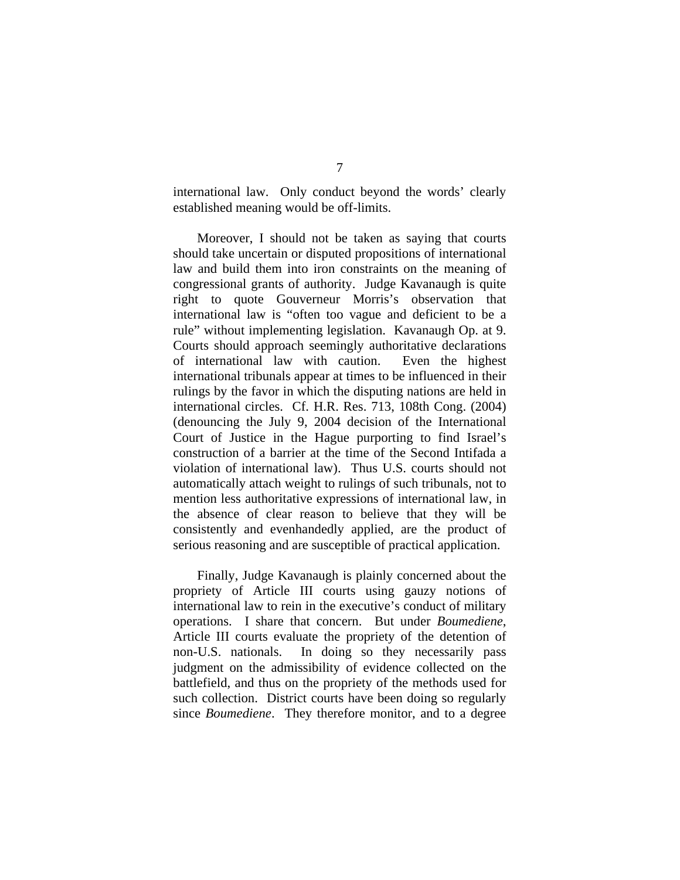international law. Only conduct beyond the words' clearly established meaning would be off-limits.

Moreover, I should not be taken as saying that courts should take uncertain or disputed propositions of international law and build them into iron constraints on the meaning of congressional grants of authority. Judge Kavanaugh is quite right to quote Gouverneur Morris's observation that international law is "often too vague and deficient to be a rule" without implementing legislation. Kavanaugh Op. at 9. Courts should approach seemingly authoritative declarations of international law with caution. Even the highest international tribunals appear at times to be influenced in their rulings by the favor in which the disputing nations are held in international circles. Cf. H.R. Res. 713, 108th Cong. (2004) (denouncing the July 9, 2004 decision of the International Court of Justice in the Hague purporting to find Israel's construction of a barrier at the time of the Second Intifada a violation of international law). Thus U.S. courts should not automatically attach weight to rulings of such tribunals, not to mention less authoritative expressions of international law, in the absence of clear reason to believe that they will be consistently and evenhandedly applied, are the product of serious reasoning and are susceptible of practical application.

Finally, Judge Kavanaugh is plainly concerned about the propriety of Article III courts using gauzy notions of international law to rein in the executive's conduct of military operations. I share that concern. But under *Boumediene*, Article III courts evaluate the propriety of the detention of non-U.S. nationals. In doing so they necessarily pass judgment on the admissibility of evidence collected on the battlefield, and thus on the propriety of the methods used for such collection. District courts have been doing so regularly since *Boumediene*. They therefore monitor, and to a degree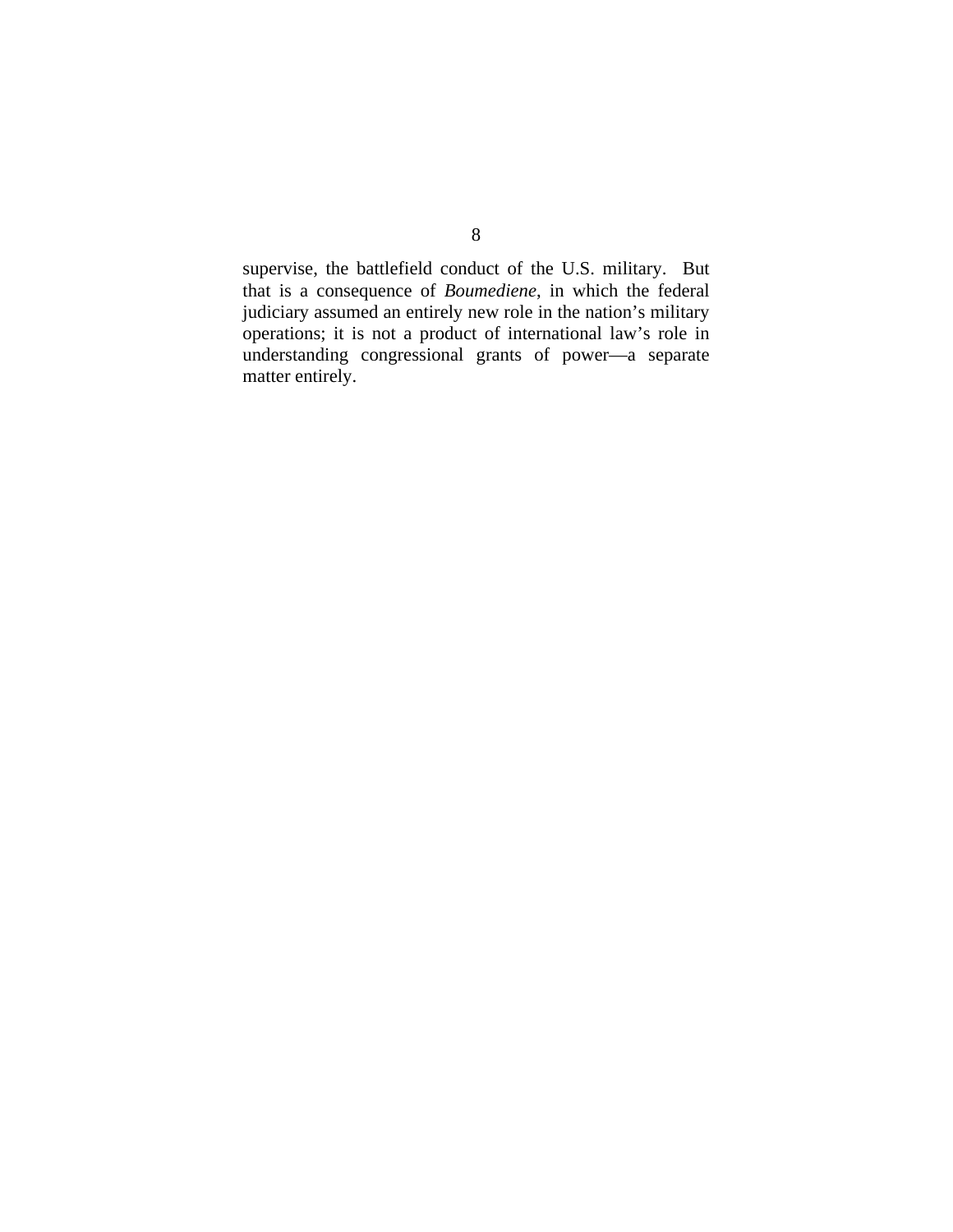supervise, the battlefield conduct of the U.S. military. But that is a consequence of *Boumediene*, in which the federal judiciary assumed an entirely new role in the nation's military operations; it is not a product of international law's role in understanding congressional grants of power—a separate matter entirely.